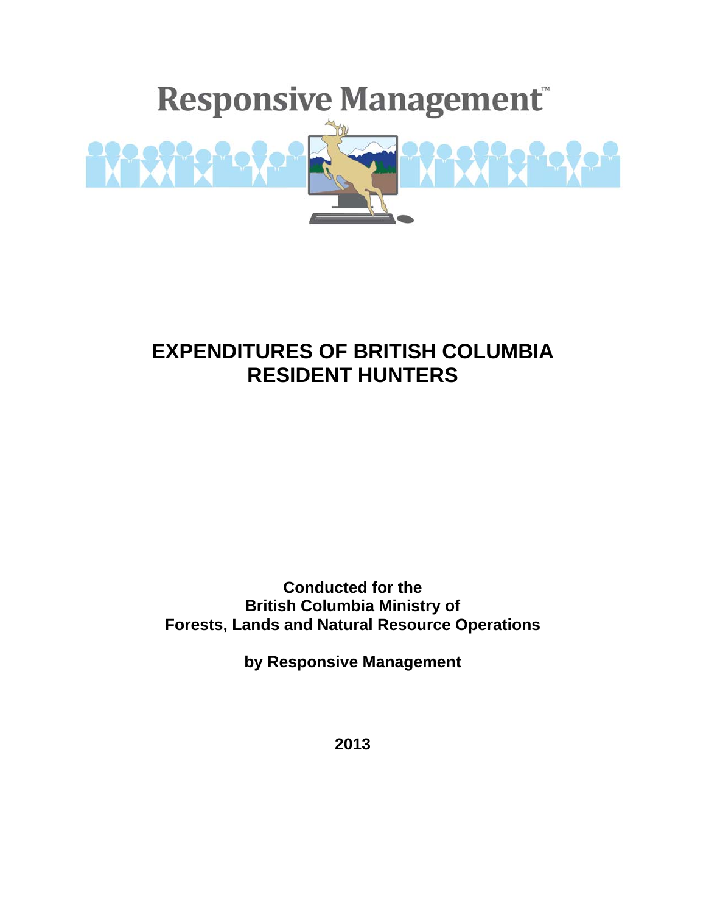Responsive Management™

# EXPENDITURES OF BRITISH COLUMBIA RESIDENT HUNTERS

**Conducted for the British Columbia Ministry of Forests, Lands and Natural Resource Operations**

**by Responsive Management**

**2013**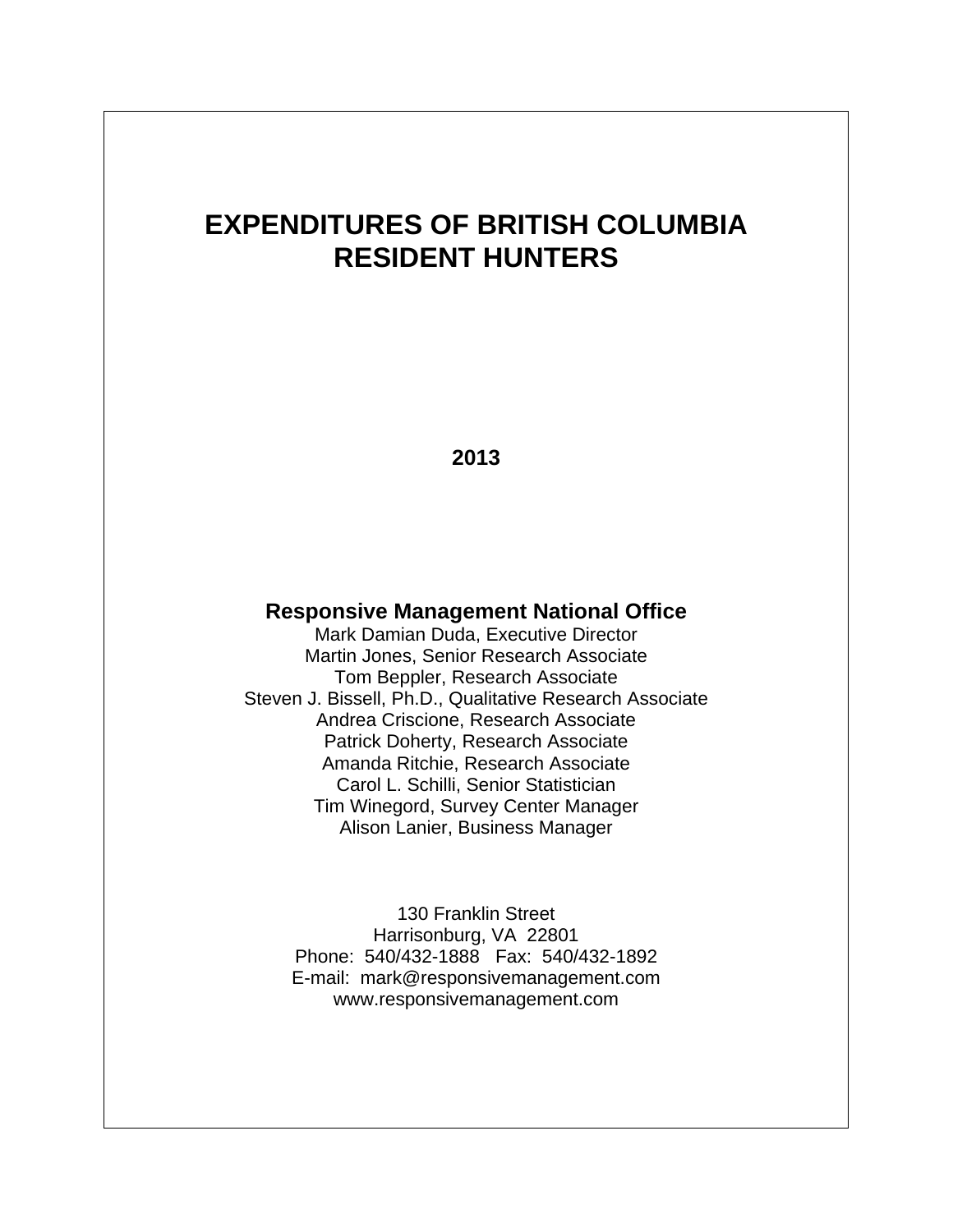# EXPENDITURES OF BRITISH COLUMBIA RESIDENT HUNTERS

**2013**

**Responsive Management National Office**

Mark Damian Duda, Executive Director
Martin Jones, Senior Research Associate
Tom Beppler, Research Associate
Steven J. Bissell, Ph.D., Qualitative Research Associate
Andrea Criscione, Research Associate
Patrick Doherty, Research Associate
Amanda Ritchie, Research Associate
Carol L. Schilli, Senior Statistician
Tim Winegord, Survey Center Manager
Alison Lanier, Business Manager

130 Franklin Street
Harrisonburg, VA 22801
Phone: 540/432-1888 Fax: 540/432-1892
E-mail: mark@responsivemanagement.com
www.responsivemanagement.com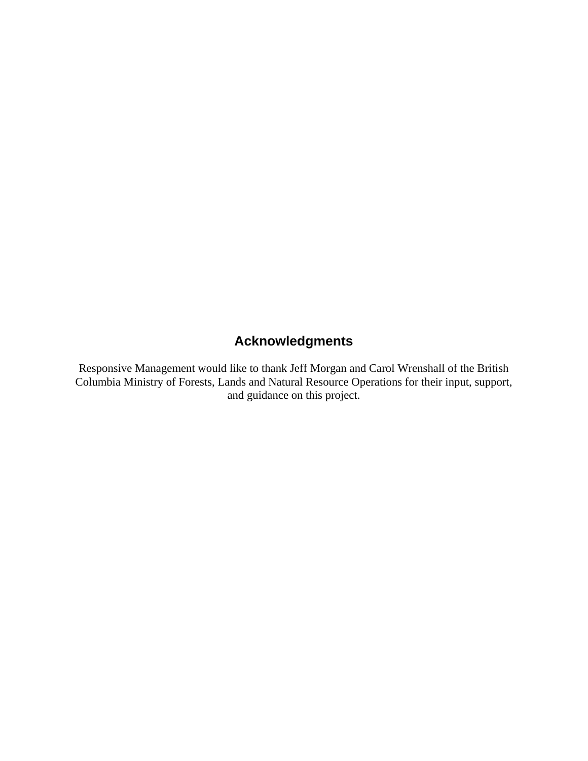## Acknowledgments

Responsive Management would like to thank Jeff Morgan and Carol Wrenshall of the British Columbia Ministry of Forests, Lands and Natural Resource Operations for their input, support, and guidance on this project.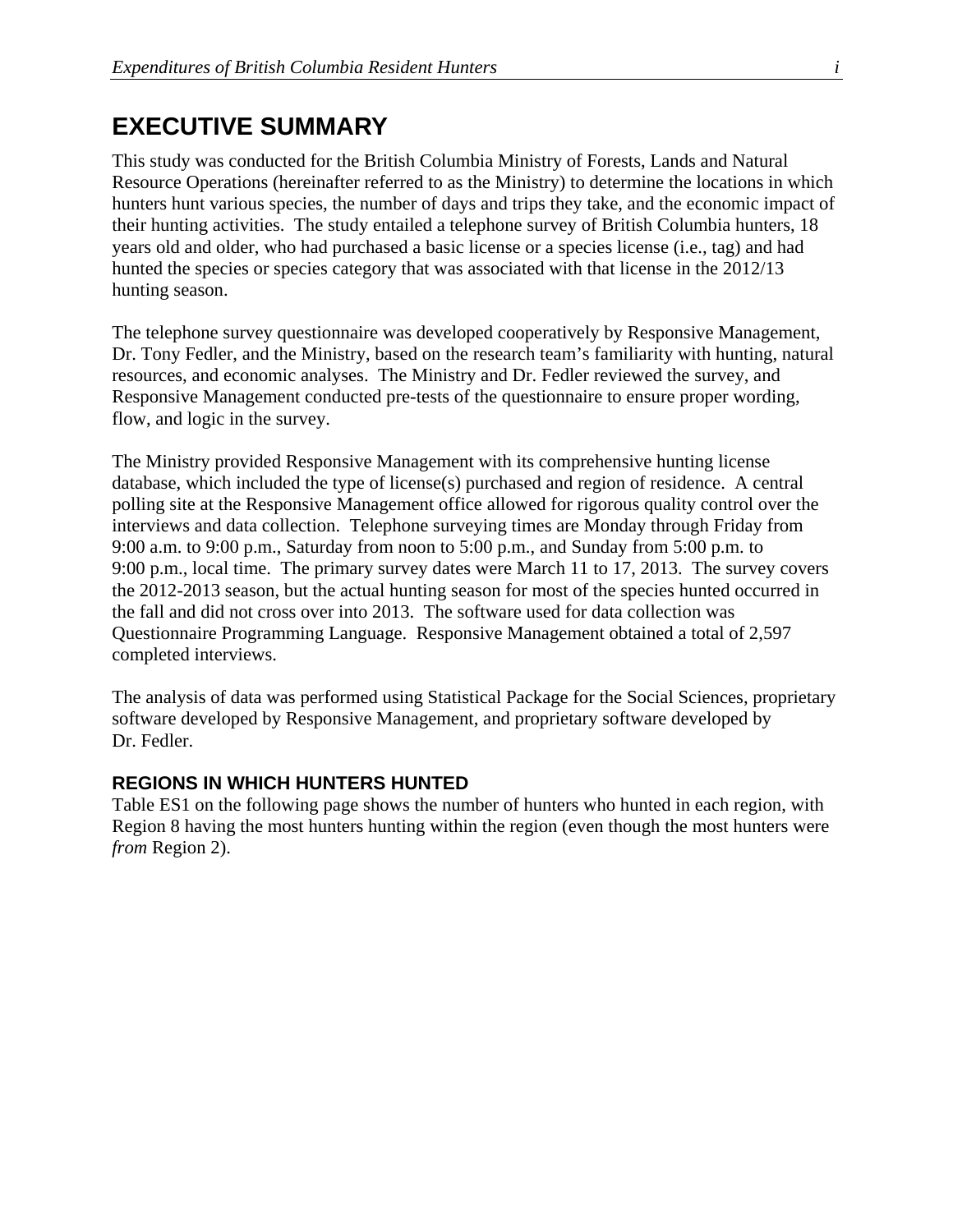# EXECUTIVE SUMMARY

This study was conducted for the British Columbia Ministry of Forests, Lands and Natural Resource Operations (hereinafter referred to as the Ministry) to determine the locations in which hunters hunt various species, the number of days and trips they take, and the economic impact of their hunting activities. The study entailed a telephone survey of British Columbia hunters, 18 years old and older, who had purchased a basic license or a species license (i.e., tag) and had hunted the species or species category that was associated with that license in the 2012/13 hunting season.

The telephone survey questionnaire was developed cooperatively by Responsive Management, Dr. Tony Fedler, and the Ministry, based on the research team's familiarity with hunting, natural resources, and economic analyses. The Ministry and Dr. Fedler reviewed the survey, and Responsive Management conducted pre-tests of the questionnaire to ensure proper wording, flow, and logic in the survey.

The Ministry provided Responsive Management with its comprehensive hunting license database, which included the type of license(s) purchased and region of residence. A central polling site at the Responsive Management office allowed for rigorous quality control over the interviews and data collection. Telephone surveying times are Monday through Friday from 9:00 a.m. to 9:00 p.m., Saturday from noon to 5:00 p.m., and Sunday from 5:00 p.m. to 9:00 p.m., local time. The primary survey dates were March 11 to 17, 2013. The survey covers the 2012-2013 season, but the actual hunting season for most of the species hunted occurred in the fall and did not cross over into 2013. The software used for data collection was Questionnaire Programming Language. Responsive Management obtained a total of 2,597 completed interviews.

The analysis of data was performed using Statistical Package for the Social Sciences, proprietary software developed by Responsive Management, and proprietary software developed by Dr. Fedler.

### REGIONS IN WHICH HUNTERS HUNTED

Table ES1 on the following page shows the number of hunters who hunted in each region, with Region 8 having the most hunters hunting within the region (even though the most hunters were *from* Region 2).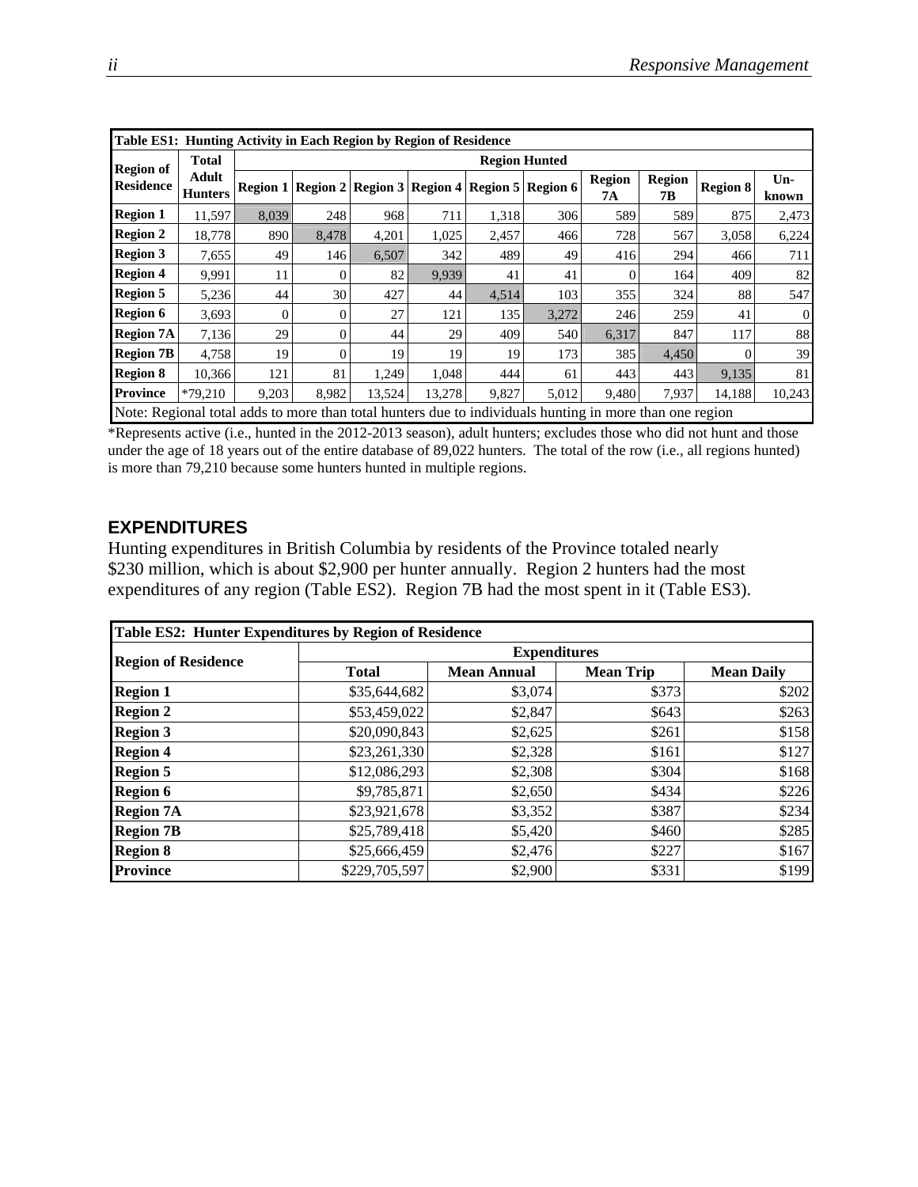| Table ES1: Hunting Activity in Each Region by Region of Residence | | | | | | | | | | | |
|---|---|---|---|---|---|---|---|---|---|---|---|
| Region of Residence | Total Adult Hunters | Region Hunted | | | | | | | | | |
| | | Region 1 | Region 2 | Region 3 | Region 4 | Region 5 | Region 6 | Region 7A | Region 7B | Region 8 | Un-known |
| **Region 1** | 11,597 | 8,039 | 248 | 968 | 711 | 1,318 | 306 | 589 | 589 | 875 | 2,473 |
| **Region 2** | 18,778 | 890 | 8,478 | 4,201 | 1,025 | 2,457 | 466 | 728 | 567 | 3,058 | 6,224 |
| **Region 3** | 7,655 | 49 | 146 | 6,507 | 342 | 489 | 49 | 416 | 294 | 466 | 711 |
| **Region 4** | 9,991 | 11 | 0 | 82 | 9,939 | 41 | 41 | 0 | 164 | 409 | 82 |
| **Region 5** | 5,236 | 44 | 30 | 427 | 44 | 4,514 | 103 | 355 | 324 | 88 | 547 |
| **Region 6** | 3,693 | 0 | 0 | 27 | 121 | 135 | 3,272 | 246 | 259 | 41 | 0 |
| **Region 7A** | 7,136 | 29 | 0 | 44 | 29 | 409 | 540 | 6,317 | 847 | 117 | 88 |
| **Region 7B** | 4,758 | 19 | 0 | 19 | 19 | 19 | 173 | 385 | 4,450 | 0 | 39 |
| **Region 8** | 10,366 | 121 | 81 | 1,249 | 1,048 | 444 | 61 | 443 | 443 | 9,135 | 81 |
| **Province** | *79,210 | 9,203 | 8,982 | 13,524 | 13,278 | 9,827 | 5,012 | 9,480 | 7,937 | 14,188 | 10,243 |
| Note: Regional total adds to more than total hunters due to individuals hunting in more than one region | | | | | | | | | | | |

*Represents active (i.e., hunted in the 2012-2013 season), adult hunters; excludes those who did not hunt and those under the age of 18 years out of the entire database of 89,022 hunters. The total of the row (i.e., all regions hunted) is more than 79,210 because some hunters hunted in multiple regions.

## EXPENDITURES

Hunting expenditures in British Columbia by residents of the Province totaled nearly $230 million, which is about $2,900 per hunter annually. Region 2 hunters had the most expenditures of any region (Table ES2). Region 7B had the most spent in it (Table ES3).

| Table ES2: Hunter Expenditures by Region of Residence | | | | |
|---|---|---|---|---|
| Region of Residence | Expenditures | | | |
| | Total | Mean Annual | Mean Trip | Mean Daily |
| **Region 1** | $35,644,682 | $3,074 | $373 | $202 |
| **Region 2** | $53,459,022 | $2,847 | $643 | $263 |
| **Region 3** | $20,090,843 | $2,625 | $261 | $158 |
| **Region 4** | $23,261,330 | $2,328 | $161 | $127 |
| **Region 5** | $12,086,293 | $2,308 | $304 | $168 |
| **Region 6** | $9,785,871 | $2,650 | $434 | $226 |
| **Region 7A** | $23,921,678 | $3,352 | $387 | $234 |
| **Region 7B** | $25,789,418 | $5,420 | $460 | $285 |
| **Region 8** | $25,666,459 | $2,476 | $227 | $167 |
| **Province** | $229,705,597 | $2,900 | $331 | $199 |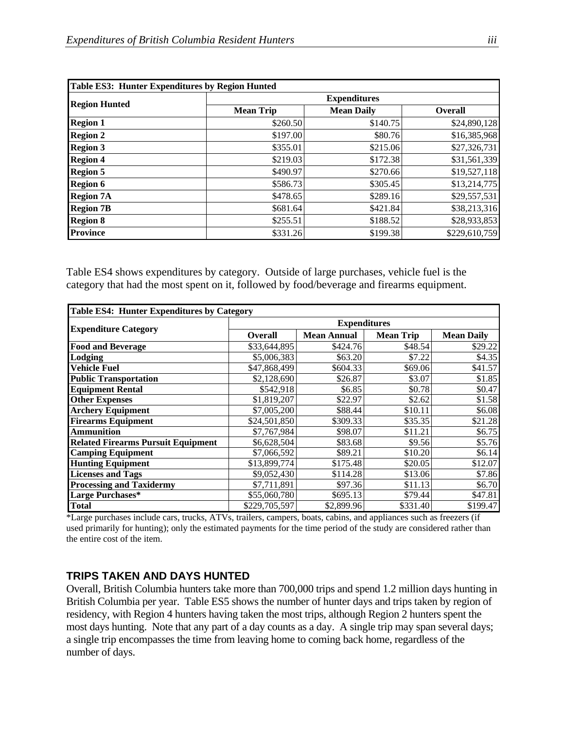| Table ES3: Hunter Expenditures by Region Hunted | | | |
|---|---|---|---|
| Region Hunted | Expenditures | | |
| | Mean Trip | Mean Daily | Overall |
| Region 1 | $260.50 | $140.75 | $24,890,128 |
| Region 2 | $197.00 | $80.76 | $16,385,968 |
| Region 3 | $355.01 | $215.06 | $27,326,731 |
| Region 4 | $219.03 | $172.38 | $31,561,339 |
| Region 5 | $490.97 | $270.66 | $19,527,118 |
| Region 6 | $586.73 | $305.45 | $13,214,775 |
| Region 7A | $478.65 | $289.16 | $29,557,531 |
| Region 7B | $681.64 | $421.84 | $38,213,316 |
| Region 8 | $255.51 | $188.52 | $28,933,853 |
| Province | $331.26 | $199.38 | $229,610,759 |

Table ES4 shows expenditures by category. Outside of large purchases, vehicle fuel is the category that had the most spent on it, followed by food/beverage and firearms equipment.

| Table ES4: Hunter Expenditures by Category | | | | |
|---|---|---|---|---|
| Expenditure Category | Expenditures | | | |
| | Overall | Mean Annual | Mean Trip | Mean Daily |
| Food and Beverage | $33,644,895 | $424.76 | $48.54 | $29.22 |
| Lodging | $5,006,383 | $63.20 | $7.22 | $4.35 |
| Vehicle Fuel | $47,868,499 | $604.33 | $69.06 | $41.57 |
| Public Transportation | $2,128,690 | $26.87 | $3.07 | $1.85 |
| Equipment Rental | $542,918 | $6.85 | $0.78 | $0.47 |
| Other Expenses | $1,819,207 | $22.97 | $2.62 | $1.58 |
| Archery Equipment | $7,005,200 | $88.44 | $10.11 | $6.08 |
| Firearms Equipment | $24,501,850 | $309.33 | $35.35 | $21.28 |
| Ammunition | $7,767,984 | $98.07 | $11.21 | $6.75 |
| Related Firearms Pursuit Equipment | $6,628,504 | $83.68 | $9.56 | $5.76 |
| Camping Equipment | $7,066,592 | $89.21 | $10.20 | $6.14 |
| Hunting Equipment | $13,899,774 | $175.48 | $20.05 | $12.07 |
| Licenses and Tags | $9,052,430 | $114.28 | $13.06 | $7.86 |
| Processing and Taxidermy | $7,711,891 | $97.36 | $11.13 | $6.70 |
| Large Purchases* | $55,060,780 | $695.13 | $79.44 | $47.81 |
| Total | $229,705,597 | $2,899.96 | $331.40 | $199.47 |

*Large purchases include cars, trucks, ATVs, trailers, campers, boats, cabins, and appliances such as freezers (if used primarily for hunting); only the estimated payments for the time period of the study are considered rather than the entire cost of the item.

## TRIPS TAKEN AND DAYS HUNTED

Overall, British Columbia hunters take more than 700,000 trips and spend 1.2 million days hunting in British Columbia per year. Table ES5 shows the number of hunter days and trips taken by region of residency, with Region 4 hunters having taken the most trips, although Region 2 hunters spent the most days hunting. Note that any part of a day counts as a day. A single trip may span several days; a single trip encompasses the time from leaving home to coming back home, regardless of the number of days.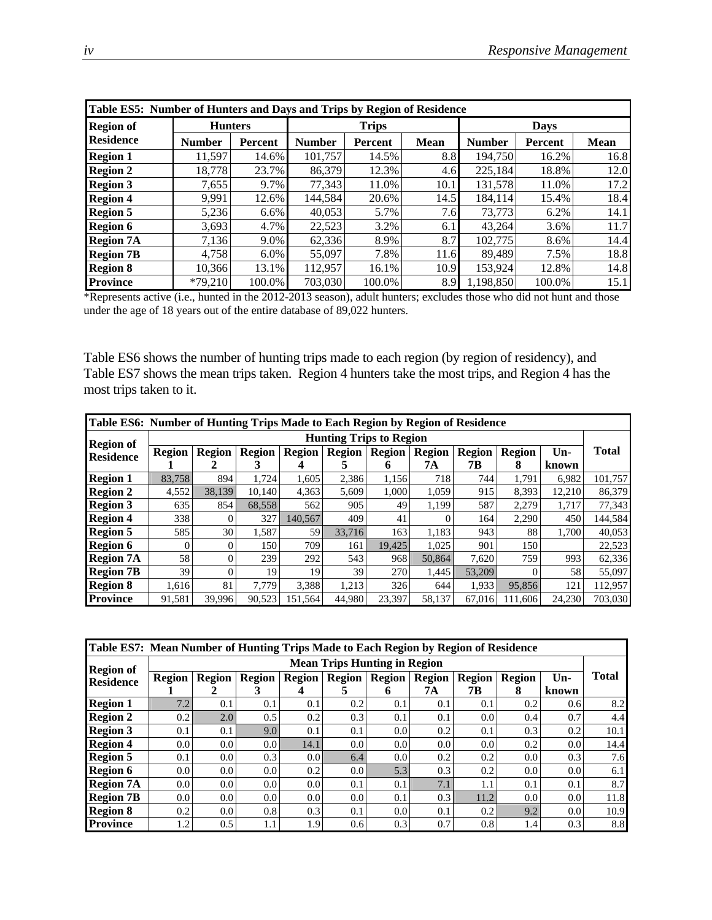**Table ES5: Number of Hunters and Days and Trips by Region of Residence**

| Region of Residence | Hunters | | Trips | | | Days | | |
|---|---|---|---|---|---|---|---|---|
| | Number | Percent | Number | Percent | Mean | Number | Percent | Mean |
| Region 1 | 11,597 | 14.6% | 101,757 | 14.5% | 8.8 | 194,750 | 16.2% | 16.8 |
| Region 2 | 18,778 | 23.7% | 86,379 | 12.3% | 4.6 | 225,184 | 18.8% | 12.0 |
| Region 3 | 7,655 | 9.7% | 77,343 | 11.0% | 10.1 | 131,578 | 11.0% | 17.2 |
| Region 4 | 9,991 | 12.6% | 144,584 | 20.6% | 14.5 | 184,114 | 15.4% | 18.4 |
| Region 5 | 5,236 | 6.6% | 40,053 | 5.7% | 7.6 | 73,773 | 6.2% | 14.1 |
| Region 6 | 3,693 | 4.7% | 22,523 | 3.2% | 6.1 | 43,264 | 3.6% | 11.7 |
| Region 7A | 7,136 | 9.0% | 62,336 | 8.9% | 8.7 | 102,775 | 8.6% | 14.4 |
| Region 7B | 4,758 | 6.0% | 55,097 | 7.8% | 11.6 | 89,489 | 7.5% | 18.8 |
| Region 8 | 10,366 | 13.1% | 112,957 | 16.1% | 10.9 | 153,924 | 12.8% | 14.8 |
| Province | *79,210 | 100.0% | 703,030 | 100.0% | 8.9 | 1,198,850 | 100.0% | 15.1 |

*Represents active (i.e., hunted in the 2012-2013 season), adult hunters; excludes those who did not hunt and those under the age of 18 years out of the entire database of 89,022 hunters.

Table ES6 shows the number of hunting trips made to each region (by region of residency), and Table ES7 shows the mean trips taken. Region 4 hunters take the most trips, and Region 4 has the most trips taken to it.

**Table ES6: Number of Hunting Trips Made to Each Region by Region of Residence**

| Region of Residence | Hunting Trips to Region | | | | | | | | | | Total |
|---|---|---|---|---|---|---|---|---|---|---|---|
| | Region 1 | Region 2 | Region 3 | Region 4 | Region 5 | Region 6 | Region 7A | Region 7B | Region 8 | Un-known | |
| Region 1 | 83,758 | 894 | 1,724 | 1,605 | 2,386 | 1,156 | 718 | 744 | 1,791 | 6,982 | 101,757 |
| Region 2 | 4,552 | 38,139 | 10,140 | 4,363 | 5,609 | 1,000 | 1,059 | 915 | 8,393 | 12,210 | 86,379 |
| Region 3 | 635 | 854 | 68,558 | 562 | 905 | 49 | 1,199 | 587 | 2,279 | 1,717 | 77,343 |
| Region 4 | 338 | 0 | 327 | 140,567 | 409 | 41 | 0 | 164 | 2,290 | 450 | 144,584 |
| Region 5 | 585 | 30 | 1,587 | 59 | 33,716 | 163 | 1,183 | 943 | 88 | 1,700 | 40,053 |
| Region 6 | 0 | 0 | 150 | 709 | 161 | 19,425 | 1,025 | 901 | 150 | | 22,523 |
| Region 7A | 58 | 0 | 239 | 292 | 543 | 968 | 50,864 | 7,620 | 759 | 993 | 62,336 |
| Region 7B | 39 | 0 | 19 | 19 | 39 | 270 | 1,445 | 53,209 | 0 | 58 | 55,097 |
| Region 8 | 1,616 | 81 | 7,779 | 3,388 | 1,213 | 326 | 644 | 1,933 | 95,856 | 121 | 112,957 |
| Province | 91,581 | 39,996 | 90,523 | 151,564 | 44,980 | 23,397 | 58,137 | 67,016 | 111,606 | 24,230 | 703,030 |

**Table ES7: Mean Number of Hunting Trips Made to Each Region by Region of Residence**

| Region of Residence | Mean Trips Hunting in Region | | | | | | | | | | Total |
|---|---|---|---|---|---|---|---|---|---|---|---|
| | Region 1 | Region 2 | Region 3 | Region 4 | Region 5 | Region 6 | Region 7A | Region 7B | Region 8 | Un-known | |
| Region 1 | 7.2 | 0.1 | 0.1 | 0.1 | 0.2 | 0.1 | 0.1 | 0.1 | 0.2 | 0.6 | 8.2 |
| Region 2 | 0.2 | 2.0 | 0.5 | 0.2 | 0.3 | 0.1 | 0.1 | 0.0 | 0.4 | 0.7 | 4.4 |
| Region 3 | 0.1 | 0.1 | 9.0 | 0.1 | 0.1 | 0.0 | 0.2 | 0.1 | 0.3 | 0.2 | 10.1 |
| Region 4 | 0.0 | 0.0 | 0.0 | 14.1 | 0.0 | 0.0 | 0.0 | 0.0 | 0.2 | 0.0 | 14.4 |
| Region 5 | 0.1 | 0.0 | 0.3 | 0.0 | 6.4 | 0.0 | 0.2 | 0.2 | 0.0 | 0.3 | 7.6 |
| Region 6 | 0.0 | 0.0 | 0.0 | 0.2 | 0.0 | 5.3 | 0.3 | 0.2 | 0.0 | 0.0 | 6.1 |
| Region 7A | 0.0 | 0.0 | 0.0 | 0.0 | 0.1 | 0.1 | 7.1 | 1.1 | 0.1 | 0.1 | 8.7 |
| Region 7B | 0.0 | 0.0 | 0.0 | 0.0 | 0.0 | 0.1 | 0.3 | 11.2 | 0.0 | 0.0 | 11.8 |
| Region 8 | 0.2 | 0.0 | 0.8 | 0.3 | 0.1 | 0.0 | 0.1 | 0.2 | 9.2 | 0.0 | 10.9 |
| Province | 1.2 | 0.5 | 1.1 | 1.9 | 0.6 | 0.3 | 0.7 | 0.8 | 1.4 | 0.3 | 8.8 |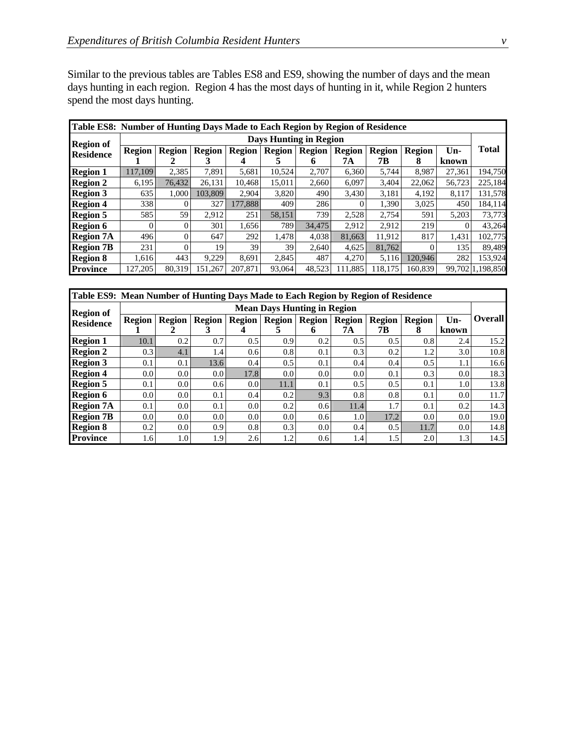Similar to the previous tables are Tables ES8 and ES9, showing the number of days and the mean days hunting in each region. Region 4 has the most days of hunting in it, while Region 2 hunters spend the most days hunting.

**Table ES8: Number of Hunting Days Made to Each Region by Region of Residence**

| Region of Residence | Days Hunting in Region | | | | | | | | | | Total |
|---|---|---|---|---|---|---|---|---|---|---|---|
| | Region 1 | Region 2 | Region 3 | Region 4 | Region 5 | Region 6 | Region 7A | Region 7B | Region 8 | Un-known | |
| **Region 1** | 117,109 | 2,385 | 7,891 | 5,681 | 10,524 | 2,707 | 6,360 | 5,744 | 8,987 | 27,361 | 194,750 |
| **Region 2** | 6,195 | 76,432 | 26,131 | 10,468 | 15,011 | 2,660 | 6,097 | 3,404 | 22,062 | 56,723 | 225,184 |
| **Region 3** | 635 | 1,000 | 103,809 | 2,904 | 3,820 | 490 | 3,430 | 3,181 | 4,192 | 8,117 | 131,578 |
| **Region 4** | 338 | 0 | 327 | 177,888 | 409 | 286 | 0 | 1,390 | 3,025 | 450 | 184,114 |
| **Region 5** | 585 | 59 | 2,912 | 251 | 58,151 | 739 | 2,528 | 2,754 | 591 | 5,203 | 73,773 |
| **Region 6** | 0 | 0 | 301 | 1,656 | 789 | 34,475 | 2,912 | 2,912 | 219 | 0 | 43,264 |
| **Region 7A** | 496 | 0 | 647 | 292 | 1,478 | 4,038 | 81,663 | 11,912 | 817 | 1,431 | 102,775 |
| **Region 7B** | 231 | 0 | 19 | 39 | 39 | 2,640 | 4,625 | 81,762 | 0 | 135 | 89,489 |
| **Region 8** | 1,616 | 443 | 9,229 | 8,691 | 2,845 | 487 | 4,270 | 5,116 | 120,946 | 282 | 153,924 |
| **Province** | 127,205 | 80,319 | 151,267 | 207,871 | 93,064 | 48,523 | 111,885 | 118,175 | 160,839 | 99,702 | 1,198,850 |

**Table ES9: Mean Number of Hunting Days Made to Each Region by Region of Residence**

| Region of Residence | Mean Days Hunting in Region | | | | | | | | | | Overall |
|---|---|---|---|---|---|---|---|---|---|---|---|
| | Region 1 | Region 2 | Region 3 | Region 4 | Region 5 | Region 6 | Region 7A | Region 7B | Region 8 | Un-known | |
| **Region 1** | 10.1 | 0.2 | 0.7 | 0.5 | 0.9 | 0.2 | 0.5 | 0.5 | 0.8 | 2.4 | 15.2 |
| **Region 2** | 0.3 | 4.1 | 1.4 | 0.6 | 0.8 | 0.1 | 0.3 | 0.2 | 1.2 | 3.0 | 10.8 |
| **Region 3** | 0.1 | 0.1 | 13.6 | 0.4 | 0.5 | 0.1 | 0.4 | 0.4 | 0.5 | 1.1 | 16.6 |
| **Region 4** | 0.0 | 0.0 | 0.0 | 17.8 | 0.0 | 0.0 | 0.0 | 0.1 | 0.3 | 0.0 | 18.3 |
| **Region 5** | 0.1 | 0.0 | 0.6 | 0.0 | 11.1 | 0.1 | 0.5 | 0.5 | 0.1 | 1.0 | 13.8 |
| **Region 6** | 0.0 | 0.0 | 0.1 | 0.4 | 0.2 | 9.3 | 0.8 | 0.8 | 0.1 | 0.0 | 11.7 |
| **Region 7A** | 0.1 | 0.0 | 0.1 | 0.0 | 0.2 | 0.6 | 11.4 | 1.7 | 0.1 | 0.2 | 14.3 |
| **Region 7B** | 0.0 | 0.0 | 0.0 | 0.0 | 0.0 | 0.6 | 1.0 | 17.2 | 0.0 | 0.0 | 19.0 |
| **Region 8** | 0.2 | 0.0 | 0.9 | 0.8 | 0.3 | 0.0 | 0.4 | 0.5 | 11.7 | 0.0 | 14.8 |
| **Province** | 1.6 | 1.0 | 1.9 | 2.6 | 1.2 | 0.6 | 1.4 | 1.5 | 2.0 | 1.3 | 14.5 |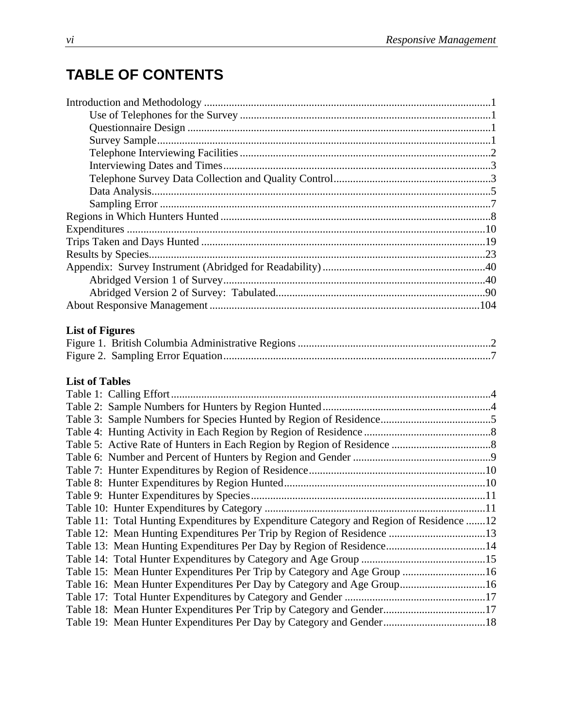# TABLE OF CONTENTS

Introduction and Methodology ....................................................................................................1
- Use of Telephones for the Survey ..........................................................................................1
- Questionnaire Design .............................................................................................................1
- Survey Sample........................................................................................................................1
- Telephone Interviewing Facilities ...........................................................................................2
- Interviewing Dates and Times.................................................................................................3
- Telephone Survey Data Collection and Quality Control.........................................................3
- Data Analysis..........................................................................................................................5
- Sampling Error .......................................................................................................................7

Regions in Which Hunters Hunted .................................................................................................8
Expenditures .................................................................................................................................10
Trips Taken and Days Hunted .......................................................................................................19
Results by Species..........................................................................................................................23
Appendix: Survey Instrument (Abridged for Readability) ...........................................................40
- Abridged Version 1 of Survey...............................................................................................40
- Abridged Version 2 of Survey: Tabulated............................................................................90

About Responsive Management ..................................................................................................104

**List of Figures**

Figure 1. British Columbia Administrative Regions .....................................................................2
Figure 2. Sampling Error Equation.................................................................................................7

**List of Tables**

Table 1: Calling Effort...................................................................................................................4
Table 2: Sample Numbers for Hunters by Region Hunted.............................................................4
Table 3: Sample Numbers for Species Hunted by Region of Residence........................................5
Table 4: Hunting Activity in Each Region by Region of Residence ..............................................8
Table 5: Active Rate of Hunters in Each Region by Region of Residence ....................................8
Table 6: Number and Percent of Hunters by Region and Gender ..................................................9
Table 7: Hunter Expenditures by Region of Residence................................................................10
Table 8: Hunter Expenditures by Region Hunted.........................................................................10
Table 9: Hunter Expenditures by Species.....................................................................................11
Table 10: Hunter Expenditures by Category ................................................................................11
Table 11: Total Hunting Expenditures by Expenditure Category and Region of Residence .......12
Table 12: Mean Hunting Expenditures Per Trip by Region of Residence ...................................13
Table 13: Mean Hunting Expenditures Per Day by Region of Residence....................................14
Table 14: Total Hunter Expenditures by Category and Age Group .............................................15
Table 15: Mean Hunter Expenditures Per Trip by Category and Age Group ..............................16
Table 16: Mean Hunter Expenditures Per Day by Category and Age Group...............................16
Table 17: Total Hunter Expenditures by Category and Gender ...................................................17
Table 18: Mean Hunter Expenditures Per Trip by Category and Gender.....................................17
Table 19: Mean Hunter Expenditures Per Day by Category and Gender.....................................18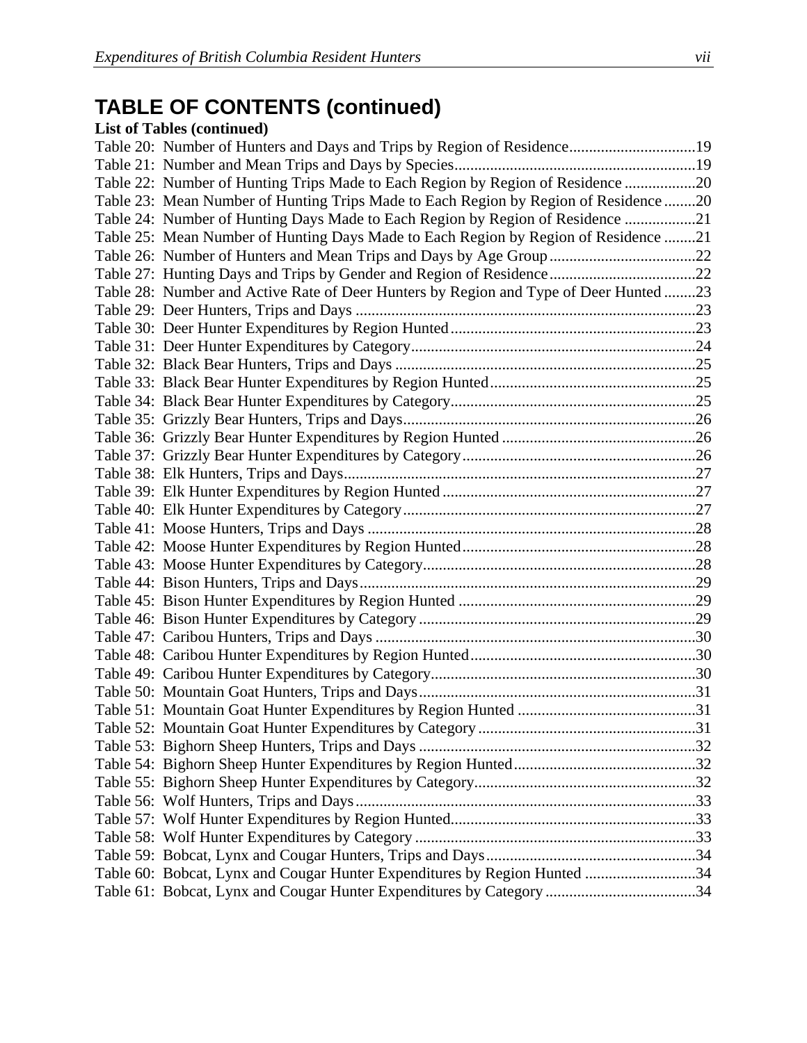# TABLE OF CONTENTS (continued)

**List of Tables (continued)**

Table 20: Number of Hunters and Days and Trips by Region of Residence................................19
Table 21: Number and Mean Trips and Days by Species.............................................................19
Table 22: Number of Hunting Trips Made to Each Region by Region of Residence ..................20
Table 23: Mean Number of Hunting Trips Made to Each Region by Region of Residence........20
Table 24: Number of Hunting Days Made to Each Region by Region of Residence ..................21
Table 25: Mean Number of Hunting Days Made to Each Region by Region of Residence ........21
Table 26: Number of Hunters and Mean Trips and Days by Age Group.....................................22
Table 27: Hunting Days and Trips by Gender and Region of Residence.....................................22
Table 28: Number and Active Rate of Deer Hunters by Region and Type of Deer Hunted ........23
Table 29: Deer Hunters, Trips and Days ......................................................................................23
Table 30: Deer Hunter Expenditures by Region Hunted..............................................................23
Table 31: Deer Hunter Expenditures by Category........................................................................24
Table 32: Black Bear Hunters, Trips and Days ............................................................................25
Table 33: Black Bear Hunter Expenditures by Region Hunted....................................................25
Table 34: Black Bear Hunter Expenditures by Category.............................................................25
Table 35: Grizzly Bear Hunters, Trips and Days..........................................................................26
Table 36: Grizzly Bear Hunter Expenditures by Region Hunted .................................................26
Table 37: Grizzly Bear Hunter Expenditures by Category...........................................................26
Table 38: Elk Hunters, Trips and Days.........................................................................................27
Table 39: Elk Hunter Expenditures by Region Hunted ................................................................27
Table 40: Elk Hunter Expenditures by Category..........................................................................27
Table 41: Moose Hunters, Trips and Days ...................................................................................28
Table 42: Moose Hunter Expenditures by Region Hunted...........................................................28
Table 43: Moose Hunter Expenditures by Category.....................................................................28
Table 44: Bison Hunters, Trips and Days.....................................................................................29
Table 45: Bison Hunter Expenditures by Region Hunted ............................................................29
Table 46: Bison Hunter Expenditures by Category ......................................................................29
Table 47: Caribou Hunters, Trips and Days .................................................................................30
Table 48: Caribou Hunter Expenditures by Region Hunted.........................................................30
Table 49: Caribou Hunter Expenditures by Category...................................................................30
Table 50: Mountain Goat Hunters, Trips and Days......................................................................31
Table 51: Mountain Goat Hunter Expenditures by Region Hunted .............................................31
Table 52: Mountain Goat Hunter Expenditures by Category.......................................................31
Table 53: Bighorn Sheep Hunters, Trips and Days ......................................................................32
Table 54: Bighorn Sheep Hunter Expenditures by Region Hunted..............................................32
Table 55: Bighorn Sheep Hunter Expenditures by Category........................................................32
Table 56: Wolf Hunters, Trips and Days......................................................................................33
Table 57: Wolf Hunter Expenditures by Region Hunted..............................................................33
Table 58: Wolf Hunter Expenditures by Category .......................................................................33
Table 59: Bobcat, Lynx and Cougar Hunters, Trips and Days.....................................................34
Table 60: Bobcat, Lynx and Cougar Hunter Expenditures by Region Hunted ............................34
Table 61: Bobcat, Lynx and Cougar Hunter Expenditures by Category ......................................34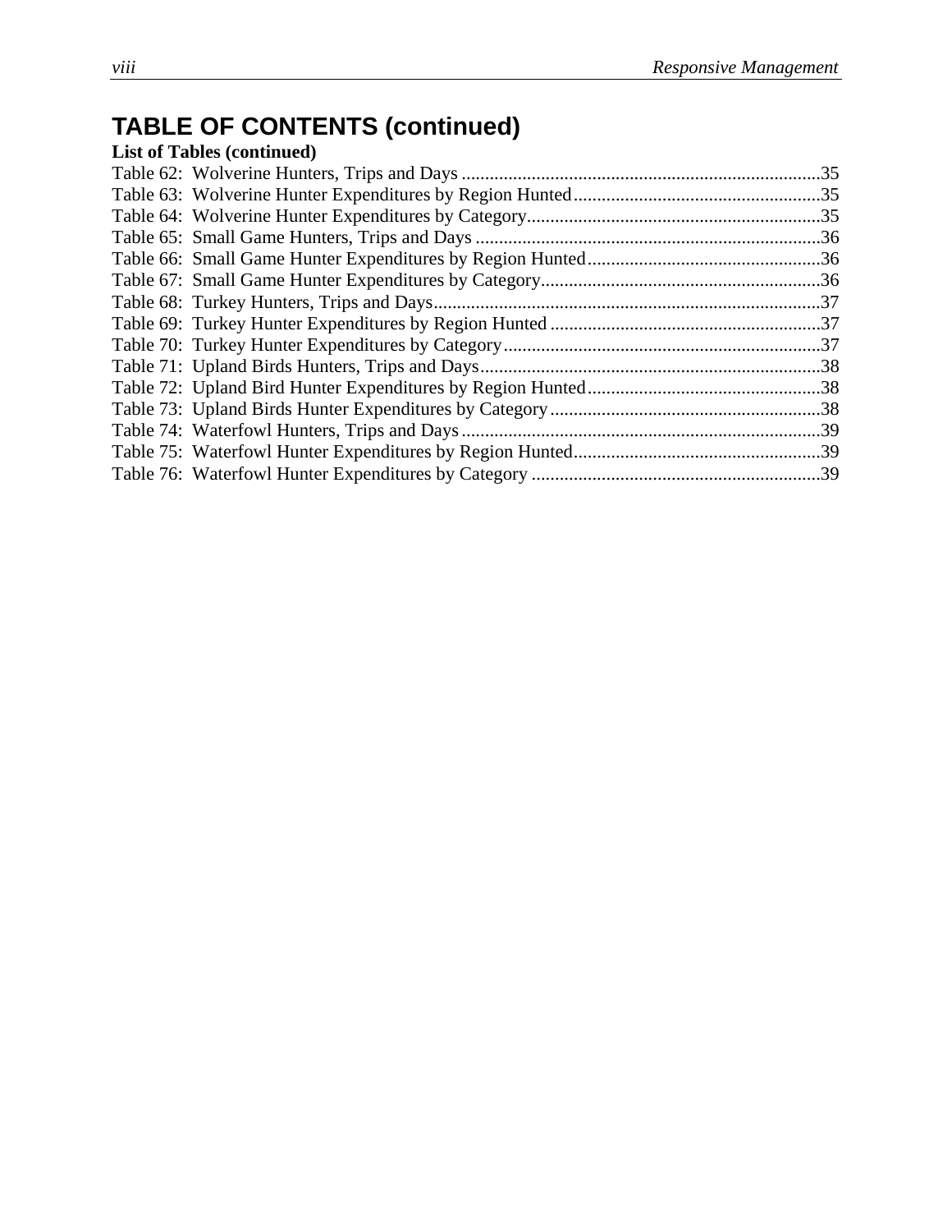## TABLE OF CONTENTS (continued)

**List of Tables (continued)**

Table 62: Wolverine Hunters, Trips and Days ....................................................................................35
Table 63: Wolverine Hunter Expenditures by Region Hunted..........................................................35
Table 64: Wolverine Hunter Expenditures by Category....................................................................35
Table 65: Small Game Hunters, Trips and Days ................................................................................36
Table 66: Small Game Hunter Expenditures by Region Hunted.......................................................36
Table 67: Small Game Hunter Expenditures by Category..................................................................36
Table 68: Turkey Hunters, Trips and Days..........................................................................................37
Table 69: Turkey Hunter Expenditures by Region Hunted ...............................................................37
Table 70: Turkey Hunter Expenditures by Category..........................................................................37
Table 71: Upland Birds Hunters, Trips and Days................................................................................38
Table 72: Upland Bird Hunter Expenditures by Region Hunted........................................................38
Table 73: Upland Birds Hunter Expenditures by Category ................................................................38
Table 74: Waterfowl Hunters, Trips and Days ....................................................................................39
Table 75: Waterfowl Hunter Expenditures by Region Hunted...........................................................39
Table 76: Waterfowl Hunter Expenditures by Category ....................................................................39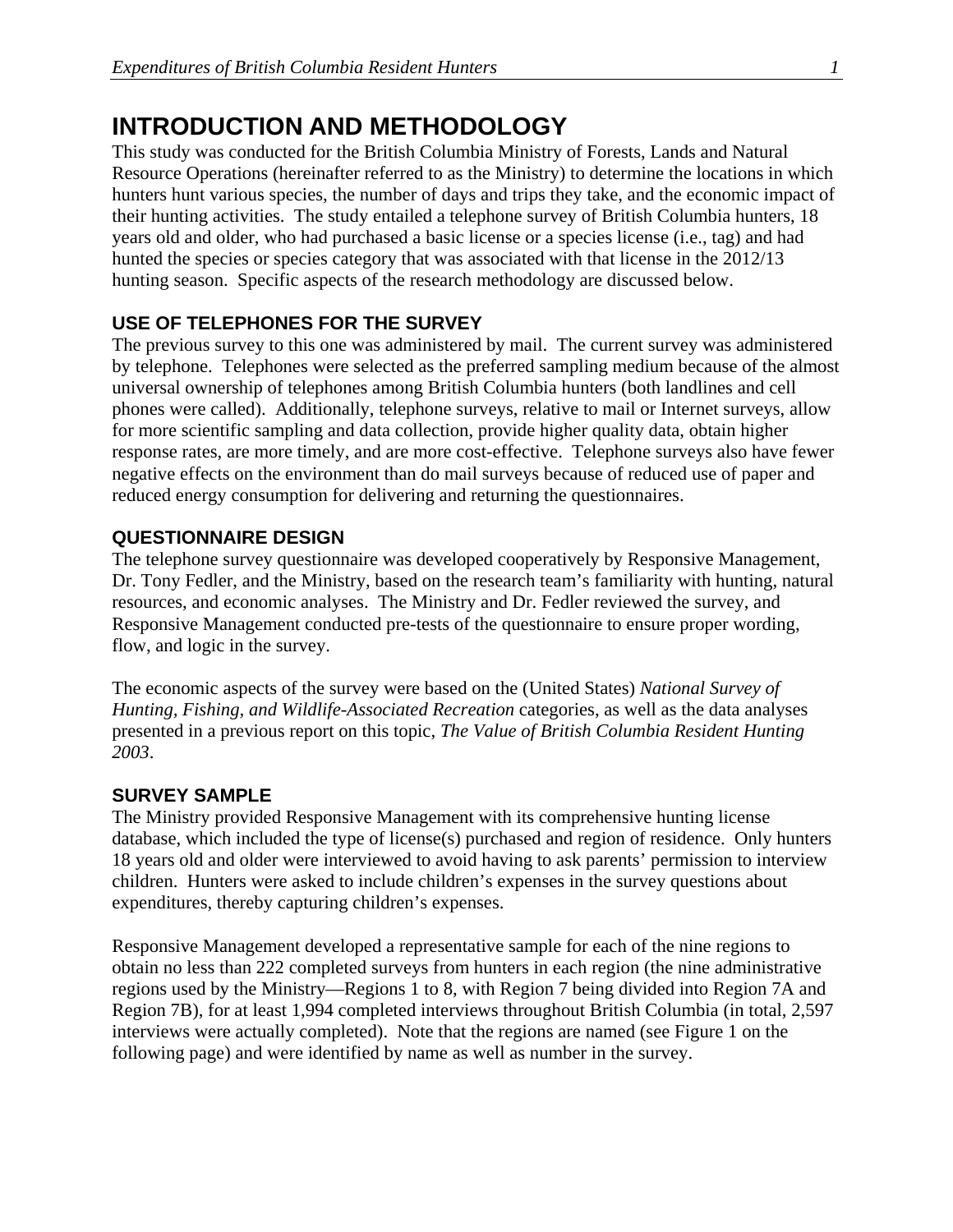# INTRODUCTION AND METHODOLOGY

This study was conducted for the British Columbia Ministry of Forests, Lands and Natural Resource Operations (hereinafter referred to as the Ministry) to determine the locations in which hunters hunt various species, the number of days and trips they take, and the economic impact of their hunting activities. The study entailed a telephone survey of British Columbia hunters, 18 years old and older, who had purchased a basic license or a species license (i.e., tag) and had hunted the species or species category that was associated with that license in the 2012/13 hunting season. Specific aspects of the research methodology are discussed below.

## USE OF TELEPHONES FOR THE SURVEY

The previous survey to this one was administered by mail. The current survey was administered by telephone. Telephones were selected as the preferred sampling medium because of the almost universal ownership of telephones among British Columbia hunters (both landlines and cell phones were called). Additionally, telephone surveys, relative to mail or Internet surveys, allow for more scientific sampling and data collection, provide higher quality data, obtain higher response rates, are more timely, and are more cost-effective. Telephone surveys also have fewer negative effects on the environment than do mail surveys because of reduced use of paper and reduced energy consumption for delivering and returning the questionnaires.

## QUESTIONNAIRE DESIGN

The telephone survey questionnaire was developed cooperatively by Responsive Management, Dr. Tony Fedler, and the Ministry, based on the research team's familiarity with hunting, natural resources, and economic analyses. The Ministry and Dr. Fedler reviewed the survey, and Responsive Management conducted pre-tests of the questionnaire to ensure proper wording, flow, and logic in the survey.

The economic aspects of the survey were based on the (United States) *National Survey of Hunting, Fishing, and Wildlife-Associated Recreation* categories, as well as the data analyses presented in a previous report on this topic, *The Value of British Columbia Resident Hunting 2003*.

## SURVEY SAMPLE

The Ministry provided Responsive Management with its comprehensive hunting license database, which included the type of license(s) purchased and region of residence. Only hunters 18 years old and older were interviewed to avoid having to ask parents' permission to interview children. Hunters were asked to include children's expenses in the survey questions about expenditures, thereby capturing children's expenses.

Responsive Management developed a representative sample for each of the nine regions to obtain no less than 222 completed surveys from hunters in each region (the nine administrative regions used by the Ministry—Regions 1 to 8, with Region 7 being divided into Region 7A and Region 7B), for at least 1,994 completed interviews throughout British Columbia (in total, 2,597 interviews were actually completed). Note that the regions are named (see Figure 1 on the following page) and were identified by name as well as number in the survey.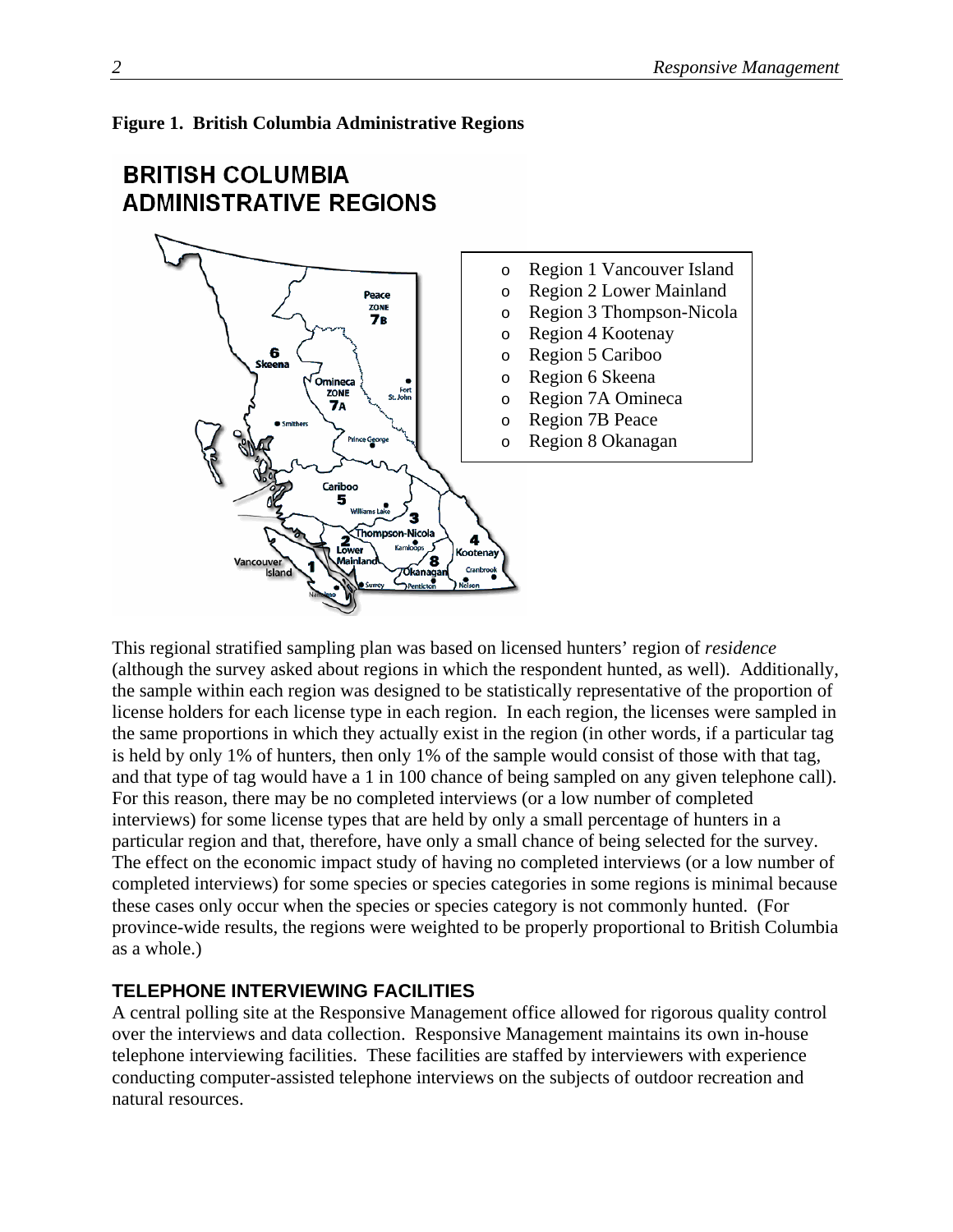**Figure 1. British Columbia Administrative Regions**

- Region 1 Vancouver Island
- Region 2 Lower Mainland
- Region 3 Thompson-Nicola
- Region 4 Kootenay
- Region 5 Cariboo
- Region 6 Skeena
- Region 7A Omineca
- Region 7B Peace
- Region 8 Okanagan

This regional stratified sampling plan was based on licensed hunters' region of *residence* (although the survey asked about regions in which the respondent hunted, as well). Additionally, the sample within each region was designed to be statistically representative of the proportion of license holders for each license type in each region. In each region, the licenses were sampled in the same proportions in which they actually exist in the region (in other words, if a particular tag is held by only 1% of hunters, then only 1% of the sample would consist of those with that tag, and that type of tag would have a 1 in 100 chance of being sampled on any given telephone call). For this reason, there may be no completed interviews (or a low number of completed interviews) for some license types that are held by only a small percentage of hunters in a particular region and that, therefore, have only a small chance of being selected for the survey. The effect on the economic impact study of having no completed interviews (or a low number of completed interviews) for some species or species categories in some regions is minimal because these cases only occur when the species or species category is not commonly hunted. (For province-wide results, the regions were weighted to be properly proportional to British Columbia as a whole.)

### TELEPHONE INTERVIEWING FACILITIES

A central polling site at the Responsive Management office allowed for rigorous quality control over the interviews and data collection. Responsive Management maintains its own in-house telephone interviewing facilities. These facilities are staffed by interviewers with experience conducting computer-assisted telephone interviews on the subjects of outdoor recreation and natural resources.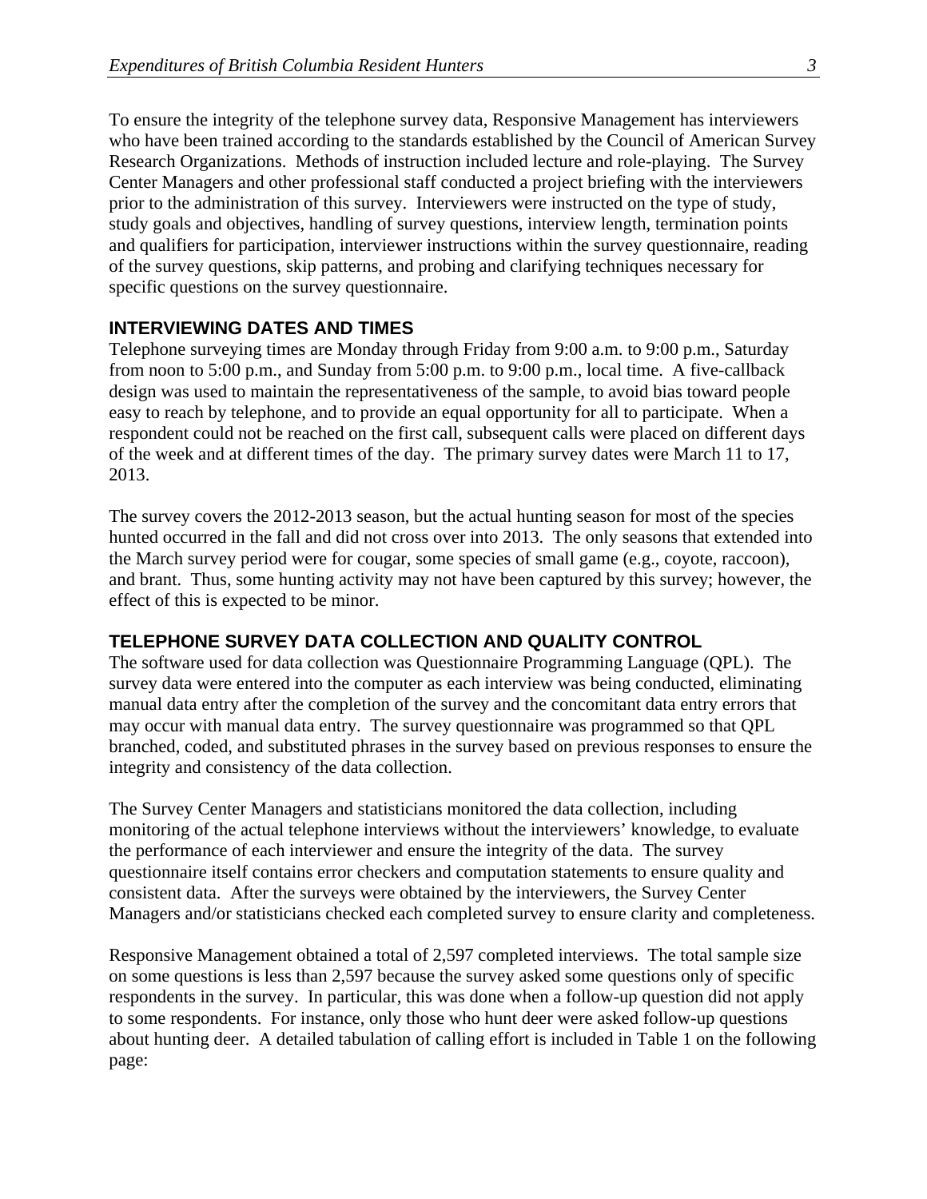To ensure the integrity of the telephone survey data, Responsive Management has interviewers who have been trained according to the standards established by the Council of American Survey Research Organizations. Methods of instruction included lecture and role-playing. The Survey Center Managers and other professional staff conducted a project briefing with the interviewers prior to the administration of this survey. Interviewers were instructed on the type of study, study goals and objectives, handling of survey questions, interview length, termination points and qualifiers for participation, interviewer instructions within the survey questionnaire, reading of the survey questions, skip patterns, and probing and clarifying techniques necessary for specific questions on the survey questionnaire.

## INTERVIEWING DATES AND TIMES

Telephone surveying times are Monday through Friday from 9:00 a.m. to 9:00 p.m., Saturday from noon to 5:00 p.m., and Sunday from 5:00 p.m. to 9:00 p.m., local time. A five-callback design was used to maintain the representativeness of the sample, to avoid bias toward people easy to reach by telephone, and to provide an equal opportunity for all to participate. When a respondent could not be reached on the first call, subsequent calls were placed on different days of the week and at different times of the day. The primary survey dates were March 11 to 17, 2013.

The survey covers the 2012-2013 season, but the actual hunting season for most of the species hunted occurred in the fall and did not cross over into 2013. The only seasons that extended into the March survey period were for cougar, some species of small game (e.g., coyote, raccoon), and brant. Thus, some hunting activity may not have been captured by this survey; however, the effect of this is expected to be minor.

## TELEPHONE SURVEY DATA COLLECTION AND QUALITY CONTROL

The software used for data collection was Questionnaire Programming Language (QPL). The survey data were entered into the computer as each interview was being conducted, eliminating manual data entry after the completion of the survey and the concomitant data entry errors that may occur with manual data entry. The survey questionnaire was programmed so that QPL branched, coded, and substituted phrases in the survey based on previous responses to ensure the integrity and consistency of the data collection.

The Survey Center Managers and statisticians monitored the data collection, including monitoring of the actual telephone interviews without the interviewers' knowledge, to evaluate the performance of each interviewer and ensure the integrity of the data. The survey questionnaire itself contains error checkers and computation statements to ensure quality and consistent data. After the surveys were obtained by the interviewers, the Survey Center Managers and/or statisticians checked each completed survey to ensure clarity and completeness.

Responsive Management obtained a total of 2,597 completed interviews. The total sample size on some questions is less than 2,597 because the survey asked some questions only of specific respondents in the survey. In particular, this was done when a follow-up question did not apply to some respondents. For instance, only those who hunt deer were asked follow-up questions about hunting deer. A detailed tabulation of calling effort is included in Table 1 on the following page: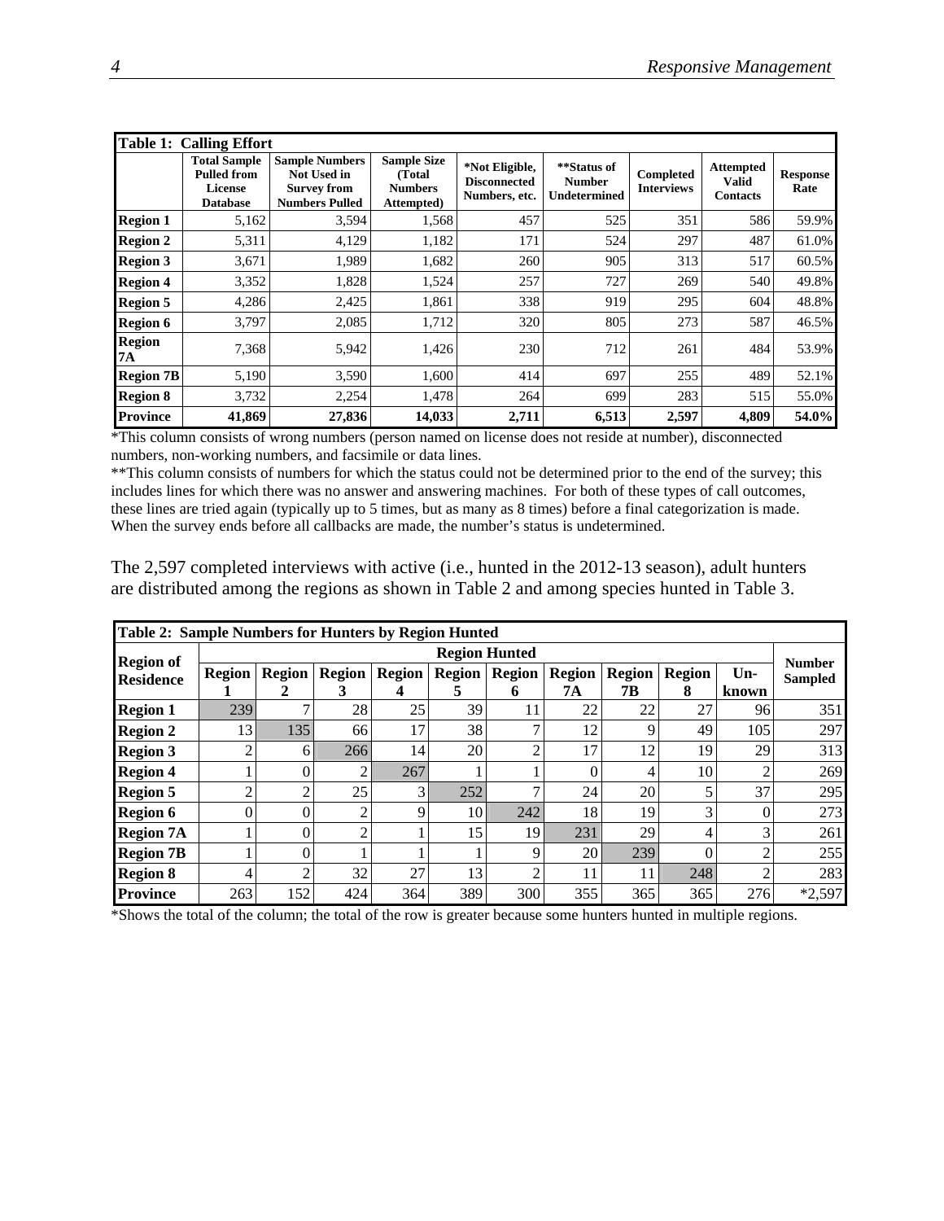| Table 1: Calling Effort | | | | | | | | |
|---|---|---|---|---|---|---|---|---|
| | **Total Sample Pulled from License Database** | **Sample Numbers Not Used in Survey from Numbers Pulled** | **Sample Size (Total Numbers Attempted)** | **\*Not Eligible, Disconnected Numbers, etc.** | **\*\*Status of Number Undetermined** | **Completed Interviews** | **Attempted Valid Contacts** | **Response Rate** |
| **Region 1** | 5,162 | 3,594 | 1,568 | 457 | 525 | 351 | 586 | 59.9% |
| **Region 2** | 5,311 | 4,129 | 1,182 | 171 | 524 | 297 | 487 | 61.0% |
| **Region 3** | 3,671 | 1,989 | 1,682 | 260 | 905 | 313 | 517 | 60.5% |
| **Region 4** | 3,352 | 1,828 | 1,524 | 257 | 727 | 269 | 540 | 49.8% |
| **Region 5** | 4,286 | 2,425 | 1,861 | 338 | 919 | 295 | 604 | 48.8% |
| **Region 6** | 3,797 | 2,085 | 1,712 | 320 | 805 | 273 | 587 | 46.5% |
| **Region 7A** | 7,368 | 5,942 | 1,426 | 230 | 712 | 261 | 484 | 53.9% |
| **Region 7B** | 5,190 | 3,590 | 1,600 | 414 | 697 | 255 | 489 | 52.1% |
| **Region 8** | 3,732 | 2,254 | 1,478 | 264 | 699 | 283 | 515 | 55.0% |
| **Province** | **41,869** | **27,836** | **14,033** | **2,711** | **6,513** | **2,597** | **4,809** | **54.0%** |

*This column consists of wrong numbers (person named on license does not reside at number), disconnected numbers, non-working numbers, and facsimile or data lines.

**This column consists of numbers for which the status could not be determined prior to the end of the survey; this includes lines for which there was no answer and answering machines. For both of these types of call outcomes, these lines are tried again (typically up to 5 times, but as many as 8 times) before a final categorization is made. When the survey ends before all callbacks are made, the number's status is undetermined.

The 2,597 completed interviews with active (i.e., hunted in the 2012-13 season), adult hunters are distributed among the regions as shown in Table 2 and among species hunted in Table 3.

| Table 2: Sample Numbers for Hunters by Region Hunted | | | | | | | | | | | |
|---|---|---|---|---|---|---|---|---|---|---|---|
| **Region of Residence** | **Region Hunted** | | | | | | | | | | **Number Sampled** |
| | **Region 1** | **Region 2** | **Region 3** | **Region 4** | **Region 5** | **Region 6** | **Region 7A** | **Region 7B** | **Region 8** | **Un-known** | |
| **Region 1** | 239 | 7 | 28 | 25 | 39 | 11 | 22 | 22 | 27 | 96 | 351 |
| **Region 2** | 13 | 135 | 66 | 17 | 38 | 7 | 12 | 9 | 49 | 105 | 297 |
| **Region 3** | 2 | 6 | 266 | 14 | 20 | 2 | 17 | 12 | 19 | 29 | 313 |
| **Region 4** | 1 | 0 | 2 | 267 | 1 | 1 | 0 | 4 | 10 | 2 | 269 |
| **Region 5** | 2 | 2 | 25 | 3 | 252 | 7 | 24 | 20 | 5 | 37 | 295 |
| **Region 6** | 0 | 0 | 2 | 9 | 10 | 242 | 18 | 19 | 3 | 0 | 273 |
| **Region 7A** | 1 | 0 | 2 | 1 | 15 | 19 | 231 | 29 | 4 | 3 | 261 |
| **Region 7B** | 1 | 0 | 1 | 1 | 1 | 9 | 20 | 239 | 0 | 2 | 255 |
| **Region 8** | 4 | 2 | 32 | 27 | 13 | 2 | 11 | 11 | 248 | 2 | 283 |
| **Province** | 263 | 152 | 424 | 364 | 389 | 300 | 355 | 365 | 365 | 276 | *2,597 |

*Shows the total of the column; the total of the row is greater because some hunters hunted in multiple regions.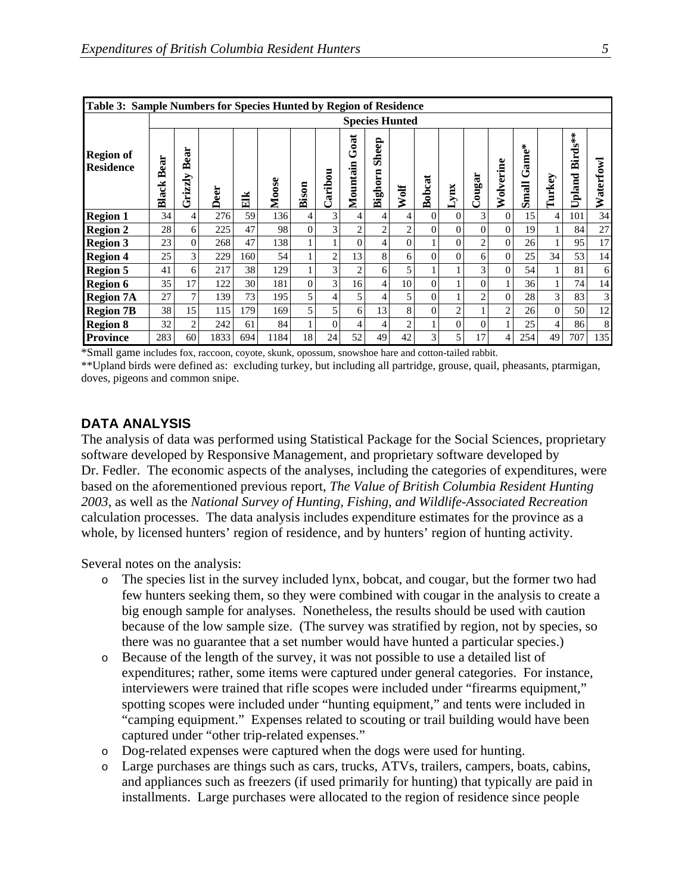| Table 3: Sample Numbers for Species Hunted by Region of Residence | | | | | | | | | | | | | | | | | | |
|---|---|---|---|---|---|---|---|---|---|---|---|---|---|---|---|---|---|---|
| | Species Hunted | | | | | | | | | | | | | | | | | |
| Region of Residence | Black Bear | Grizzly Bear | Deer | Elk | Moose | Bison | Caribou | Mountain Goat | Bighorn Sheep | Wolf | Bobcat | Lynx | Cougar | Wolverine | Small Game* | Turkey | Upland Birds** | Waterfowl |
| Region 1 | 34 | 4 | 276 | 59 | 136 | 4 | 3 | 4 | 4 | 4 | 0 | 0 | 3 | 0 | 15 | 4 | 101 | 34 |
| Region 2 | 28 | 6 | 225 | 47 | 98 | 0 | 3 | 2 | 2 | 2 | 0 | 0 | 0 | 0 | 19 | 1 | 84 | 27 |
| Region 3 | 23 | 0 | 268 | 47 | 138 | 1 | 1 | 0 | 4 | 0 | 1 | 0 | 2 | 0 | 26 | 1 | 95 | 17 |
| Region 4 | 25 | 3 | 229 | 160 | 54 | 1 | 2 | 13 | 8 | 6 | 0 | 0 | 6 | 0 | 25 | 34 | 53 | 14 |
| Region 5 | 41 | 6 | 217 | 38 | 129 | 1 | 3 | 2 | 6 | 5 | 1 | 1 | 3 | 0 | 54 | 1 | 81 | 6 |
| Region 6 | 35 | 17 | 122 | 30 | 181 | 0 | 3 | 16 | 4 | 10 | 0 | 1 | 0 | 1 | 36 | 1 | 74 | 14 |
| Region 7A | 27 | 7 | 139 | 73 | 195 | 5 | 4 | 5 | 4 | 5 | 0 | 1 | 2 | 0 | 28 | 3 | 83 | 3 |
| Region 7B | 38 | 15 | 115 | 179 | 169 | 5 | 5 | 6 | 13 | 8 | 0 | 2 | 1 | 2 | 26 | 0 | 50 | 12 |
| Region 8 | 32 | 2 | 242 | 61 | 84 | 1 | 0 | 4 | 4 | 2 | 1 | 0 | 0 | 1 | 25 | 4 | 86 | 8 |
| Province | 283 | 60 | 1833 | 694 | 1184 | 18 | 24 | 52 | 49 | 42 | 3 | 5 | 17 | 4 | 254 | 49 | 707 | 135 |

*Small game includes fox, raccoon, coyote, skunk, opossum, snowshoe hare and cotton-tailed rabbit.

**Upland birds were defined as: excluding turkey, but including all partridge, grouse, quail, pheasants, ptarmigan, doves, pigeons and common snipe.

## DATA ANALYSIS

The analysis of data was performed using Statistical Package for the Social Sciences, proprietary software developed by Responsive Management, and proprietary software developed by Dr. Fedler. The economic aspects of the analyses, including the categories of expenditures, were based on the aforementioned previous report, *The Value of British Columbia Resident Hunting 2003*, as well as the *National Survey of Hunting, Fishing, and Wildlife-Associated Recreation* calculation processes. The data analysis includes expenditure estimates for the province as a whole, by licensed hunters' region of residence, and by hunters' region of hunting activity.

Several notes on the analysis:

- The species list in the survey included lynx, bobcat, and cougar, but the former two had few hunters seeking them, so they were combined with cougar in the analysis to create a big enough sample for analyses. Nonetheless, the results should be used with caution because of the low sample size. (The survey was stratified by region, not by species, so there was no guarantee that a set number would have hunted a particular species.)
- Because of the length of the survey, it was not possible to use a detailed list of expenditures; rather, some items were captured under general categories. For instance, interviewers were trained that rifle scopes were included under "firearms equipment," spotting scopes were included under "hunting equipment," and tents were included in "camping equipment." Expenses related to scouting or trail building would have been captured under "other trip-related expenses."
- Dog-related expenses were captured when the dogs were used for hunting.
- Large purchases are things such as cars, trucks, ATVs, trailers, campers, boats, cabins, and appliances such as freezers (if used primarily for hunting) that typically are paid in installments. Large purchases were allocated to the region of residence since people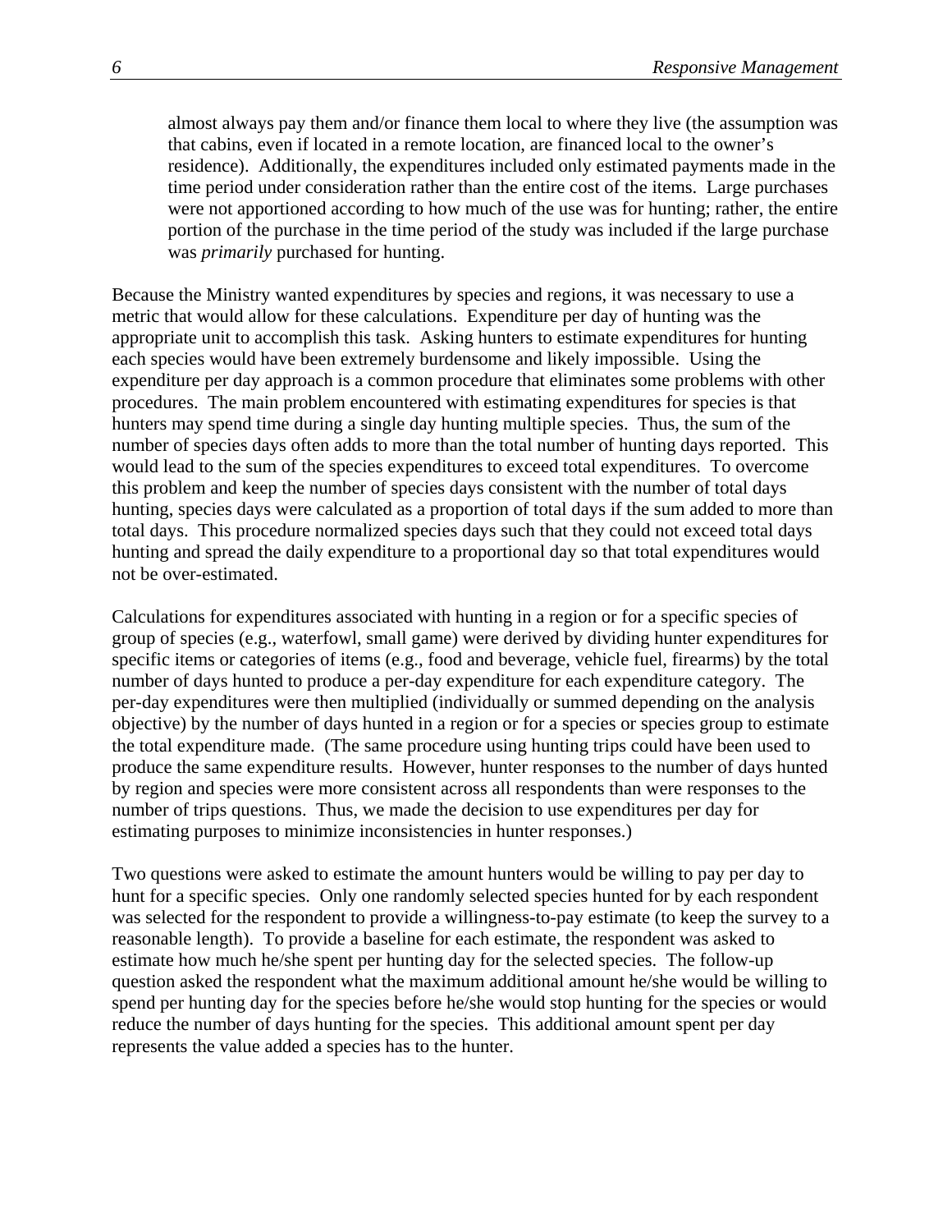almost always pay them and/or finance them local to where they live (the assumption was that cabins, even if located in a remote location, are financed local to the owner's residence). Additionally, the expenditures included only estimated payments made in the time period under consideration rather than the entire cost of the items. Large purchases were not apportioned according to how much of the use was for hunting; rather, the entire portion of the purchase in the time period of the study was included if the large purchase was *primarily* purchased for hunting.

Because the Ministry wanted expenditures by species and regions, it was necessary to use a metric that would allow for these calculations. Expenditure per day of hunting was the appropriate unit to accomplish this task. Asking hunters to estimate expenditures for hunting each species would have been extremely burdensome and likely impossible. Using the expenditure per day approach is a common procedure that eliminates some problems with other procedures. The main problem encountered with estimating expenditures for species is that hunters may spend time during a single day hunting multiple species. Thus, the sum of the number of species days often adds to more than the total number of hunting days reported. This would lead to the sum of the species expenditures to exceed total expenditures. To overcome this problem and keep the number of species days consistent with the number of total days hunting, species days were calculated as a proportion of total days if the sum added to more than total days. This procedure normalized species days such that they could not exceed total days hunting and spread the daily expenditure to a proportional day so that total expenditures would not be over-estimated.

Calculations for expenditures associated with hunting in a region or for a specific species of group of species (e.g., waterfowl, small game) were derived by dividing hunter expenditures for specific items or categories of items (e.g., food and beverage, vehicle fuel, firearms) by the total number of days hunted to produce a per-day expenditure for each expenditure category. The per-day expenditures were then multiplied (individually or summed depending on the analysis objective) by the number of days hunted in a region or for a species or species group to estimate the total expenditure made. (The same procedure using hunting trips could have been used to produce the same expenditure results. However, hunter responses to the number of days hunted by region and species were more consistent across all respondents than were responses to the number of trips questions. Thus, we made the decision to use expenditures per day for estimating purposes to minimize inconsistencies in hunter responses.)

Two questions were asked to estimate the amount hunters would be willing to pay per day to hunt for a specific species. Only one randomly selected species hunted for by each respondent was selected for the respondent to provide a willingness-to-pay estimate (to keep the survey to a reasonable length). To provide a baseline for each estimate, the respondent was asked to estimate how much he/she spent per hunting day for the selected species. The follow-up question asked the respondent what the maximum additional amount he/she would be willing to spend per hunting day for the species before he/she would stop hunting for the species or would reduce the number of days hunting for the species. This additional amount spent per day represents the value added a species has to the hunter.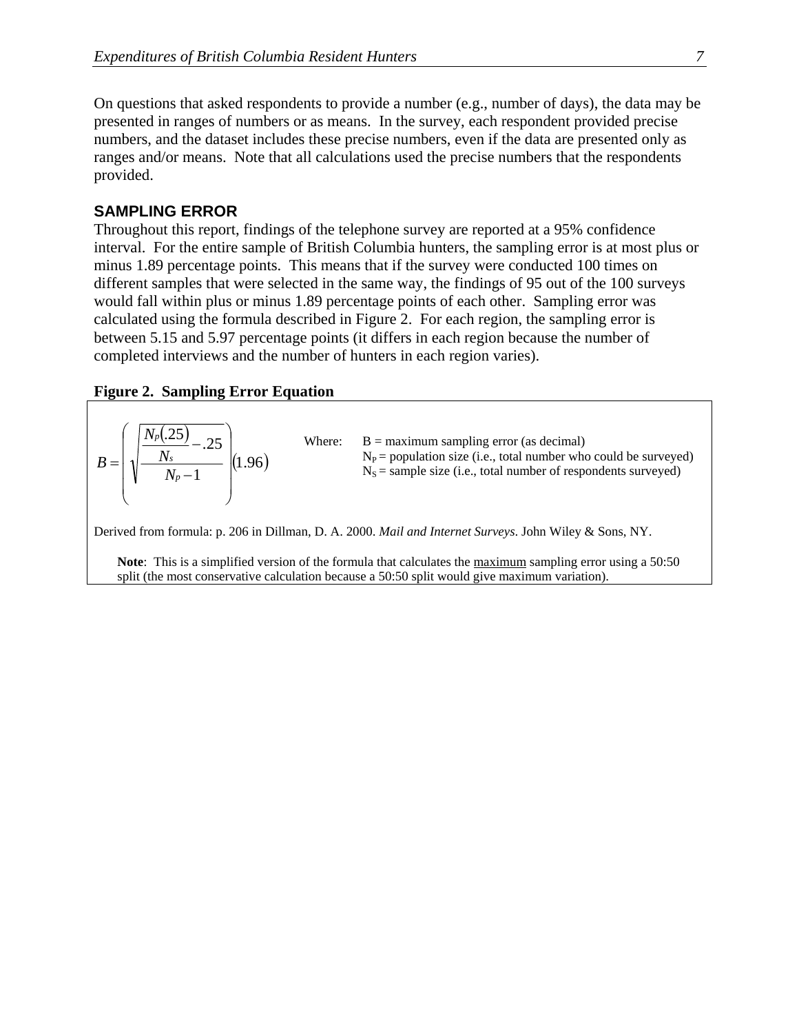On questions that asked respondents to provide a number (e.g., number of days), the data may be presented in ranges of numbers or as means. In the survey, each respondent provided precise numbers, and the dataset includes these precise numbers, even if the data are presented only as ranges and/or means. Note that all calculations used the precise numbers that the respondents provided.

## SAMPLING ERROR

Throughout this report, findings of the telephone survey are reported at a 95% confidence interval. For the entire sample of British Columbia hunters, the sampling error is at most plus or minus 1.89 percentage points. This means that if the survey were conducted 100 times on different samples that were selected in the same way, the findings of 95 out of the 100 surveys would fall within plus or minus 1.89 percentage points of each other. Sampling error was calculated using the formula described in Figure 2. For each region, the sampling error is between 5.15 and 5.97 percentage points (it differs in each region because the number of completed interviews and the number of hunters in each region varies).

**Figure 2. Sampling Error Equation**

$$B = \left( \sqrt{\frac{\frac{N_P(.25)}{N_S} - .25}{N_P - 1}} \right) (1.96)$$

Where:
- B = maximum sampling error (as decimal)
- $N_P$ = population size (i.e., total number who could be surveyed)
- $N_S$ = sample size (i.e., total number of respondents surveyed)

Derived from formula: p. 206 in Dillman, D. A. 2000. *Mail and Internet Surveys*. John Wiley & Sons, NY.

**Note**: This is a simplified version of the formula that calculates the maximum sampling error using a 50:50 split (the most conservative calculation because a 50:50 split would give maximum variation).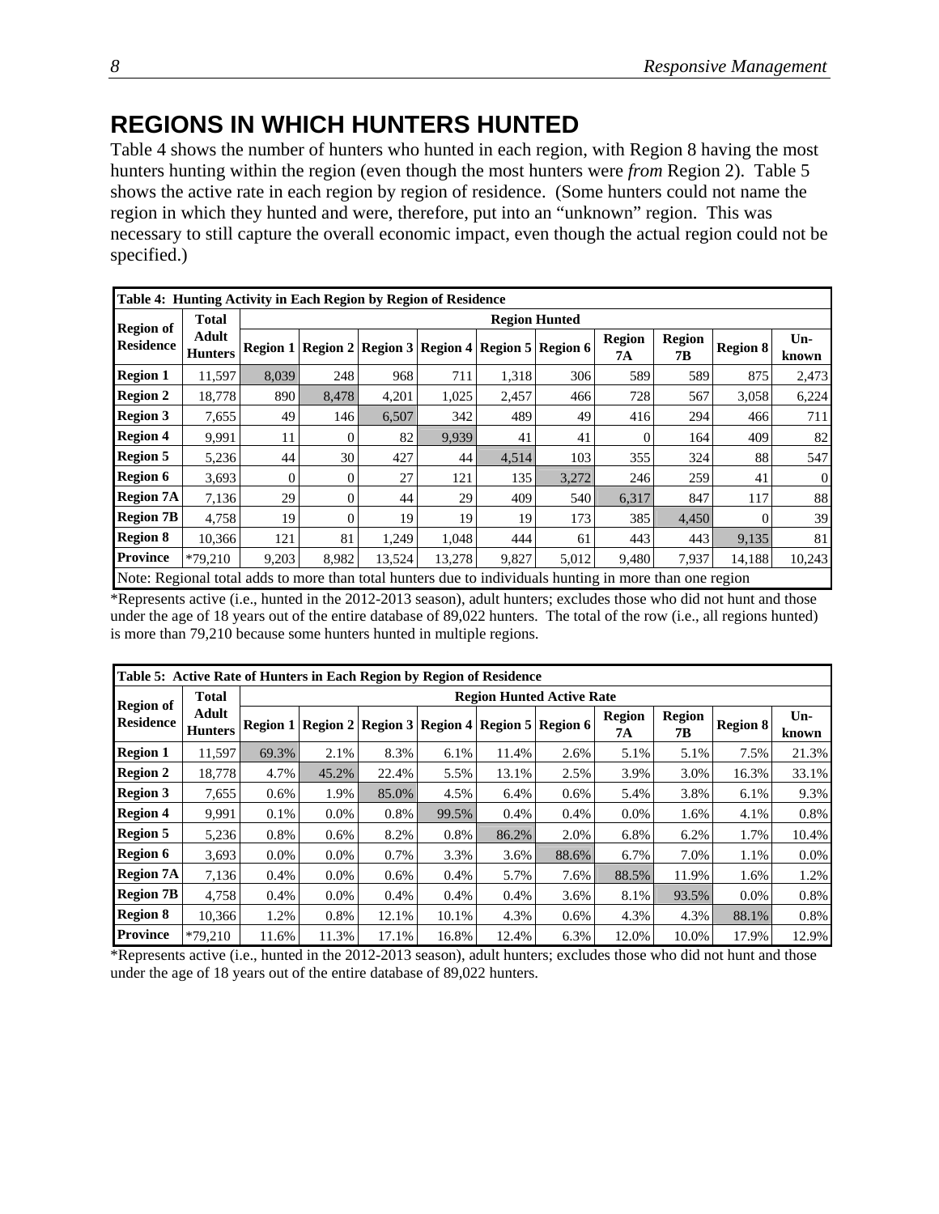## REGIONS IN WHICH HUNTERS HUNTED

Table 4 shows the number of hunters who hunted in each region, with Region 8 having the most hunters hunting within the region (even though the most hunters were *from* Region 2). Table 5 shows the active rate in each region by region of residence. (Some hunters could not name the region in which they hunted and were, therefore, put into an “unknown” region. This was necessary to still capture the overall economic impact, even though the actual region could not be specified.)

**Table 4: Hunting Activity in Each Region by Region of Residence**

| Region of Residence | Total Adult Hunters | Region Hunted | | | | | | | | | |
|---|---|---|---|---|---|---|---|---|---|---|---|
| | | Region 1 | Region 2 | Region 3 | Region 4 | Region 5 | Region 6 | Region 7A | Region 7B | Region 8 | Un-known |
| **Region 1** | 11,597 | 8,039 | 248 | 968 | 711 | 1,318 | 306 | 589 | 589 | 875 | 2,473 |
| **Region 2** | 18,778 | 890 | 8,478 | 4,201 | 1,025 | 2,457 | 466 | 728 | 567 | 3,058 | 6,224 |
| **Region 3** | 7,655 | 49 | 146 | 6,507 | 342 | 489 | 49 | 416 | 294 | 466 | 711 |
| **Region 4** | 9,991 | 11 | 0 | 82 | 9,939 | 41 | 41 | 0 | 164 | 409 | 82 |
| **Region 5** | 5,236 | 44 | 30 | 427 | 44 | 4,514 | 103 | 355 | 324 | 88 | 547 |
| **Region 6** | 3,693 | 0 | 0 | 27 | 121 | 135 | 3,272 | 246 | 259 | 41 | 0 |
| **Region 7A** | 7,136 | 29 | 0 | 44 | 29 | 409 | 540 | 6,317 | 847 | 117 | 88 |
| **Region 7B** | 4,758 | 19 | 0 | 19 | 19 | 19 | 173 | 385 | 4,450 | 0 | 39 |
| **Region 8** | 10,366 | 121 | 81 | 1,249 | 1,048 | 444 | 61 | 443 | 443 | 9,135 | 81 |
| **Province** | *79,210 | 9,203 | 8,982 | 13,524 | 13,278 | 9,827 | 5,012 | 9,480 | 7,937 | 14,188 | 10,243 |

Note: Regional total adds to more than total hunters due to individuals hunting in more than one region

*Represents active (i.e., hunted in the 2012-2013 season), adult hunters; excludes those who did not hunt and those under the age of 18 years out of the entire database of 89,022 hunters. The total of the row (i.e., all regions hunted) is more than 79,210 because some hunters hunted in multiple regions.

**Table 5: Active Rate of Hunters in Each Region by Region of Residence**

| Region of Residence | Total Adult Hunters | Region Hunted Active Rate | | | | | | | | | |
|---|---|---|---|---|---|---|---|---|---|---|---|
| | | Region 1 | Region 2 | Region 3 | Region 4 | Region 5 | Region 6 | Region 7A | Region 7B | Region 8 | Un-known |
| **Region 1** | 11,597 | 69.3% | 2.1% | 8.3% | 6.1% | 11.4% | 2.6% | 5.1% | 5.1% | 7.5% | 21.3% |
| **Region 2** | 18,778 | 4.7% | 45.2% | 22.4% | 5.5% | 13.1% | 2.5% | 3.9% | 3.0% | 16.3% | 33.1% |
| **Region 3** | 7,655 | 0.6% | 1.9% | 85.0% | 4.5% | 6.4% | 0.6% | 5.4% | 3.8% | 6.1% | 9.3% |
| **Region 4** | 9,991 | 0.1% | 0.0% | 0.8% | 99.5% | 0.4% | 0.4% | 0.0% | 1.6% | 4.1% | 0.8% |
| **Region 5** | 5,236 | 0.8% | 0.6% | 8.2% | 0.8% | 86.2% | 2.0% | 6.8% | 6.2% | 1.7% | 10.4% |
| **Region 6** | 3,693 | 0.0% | 0.0% | 0.7% | 3.3% | 3.6% | 88.6% | 6.7% | 7.0% | 1.1% | 0.0% |
| **Region 7A** | 7,136 | 0.4% | 0.0% | 0.6% | 0.4% | 5.7% | 7.6% | 88.5% | 11.9% | 1.6% | 1.2% |
| **Region 7B** | 4,758 | 0.4% | 0.0% | 0.4% | 0.4% | 0.4% | 3.6% | 8.1% | 93.5% | 0.0% | 0.8% |
| **Region 8** | 10,366 | 1.2% | 0.8% | 12.1% | 10.1% | 4.3% | 0.6% | 4.3% | 4.3% | 88.1% | 0.8% |
| **Province** | *79,210 | 11.6% | 11.3% | 17.1% | 16.8% | 12.4% | 6.3% | 12.0% | 10.0% | 17.9% | 12.9% |

*Represents active (i.e., hunted in the 2012-2013 season), adult hunters; excludes those who did not hunt and those under the age of 18 years out of the entire database of 89,022 hunters.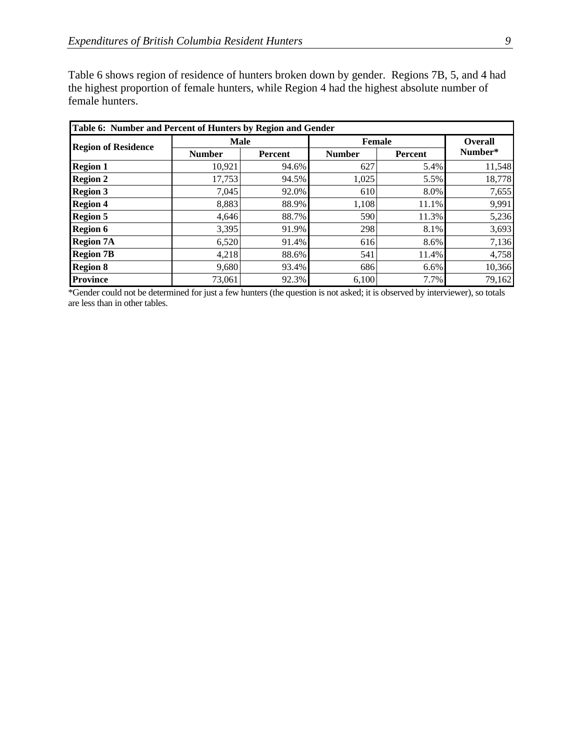Table 6 shows region of residence of hunters broken down by gender. Regions 7B, 5, and 4 had the highest proportion of female hunters, while Region 4 had the highest absolute number of female hunters.

**Table 6: Number and Percent of Hunters by Region and Gender**

| Region of Residence | Male | | Female | | Overall Number* |
|---|---|---|---|---|---|
| | Number | Percent | Number | Percent | |
| **Region 1** | 10,921 | 94.6% | 627 | 5.4% | 11,548 |
| **Region 2** | 17,753 | 94.5% | 1,025 | 5.5% | 18,778 |
| **Region 3** | 7,045 | 92.0% | 610 | 8.0% | 7,655 |
| **Region 4** | 8,883 | 88.9% | 1,108 | 11.1% | 9,991 |
| **Region 5** | 4,646 | 88.7% | 590 | 11.3% | 5,236 |
| **Region 6** | 3,395 | 91.9% | 298 | 8.1% | 3,693 |
| **Region 7A** | 6,520 | 91.4% | 616 | 8.6% | 7,136 |
| **Region 7B** | 4,218 | 88.6% | 541 | 11.4% | 4,758 |
| **Region 8** | 9,680 | 93.4% | 686 | 6.6% | 10,366 |
| **Province** | 73,061 | 92.3% | 6,100 | 7.7% | 79,162 |

*Gender could not be determined for just a few hunters (the question is not asked; it is observed by interviewer), so totals are less than in other tables.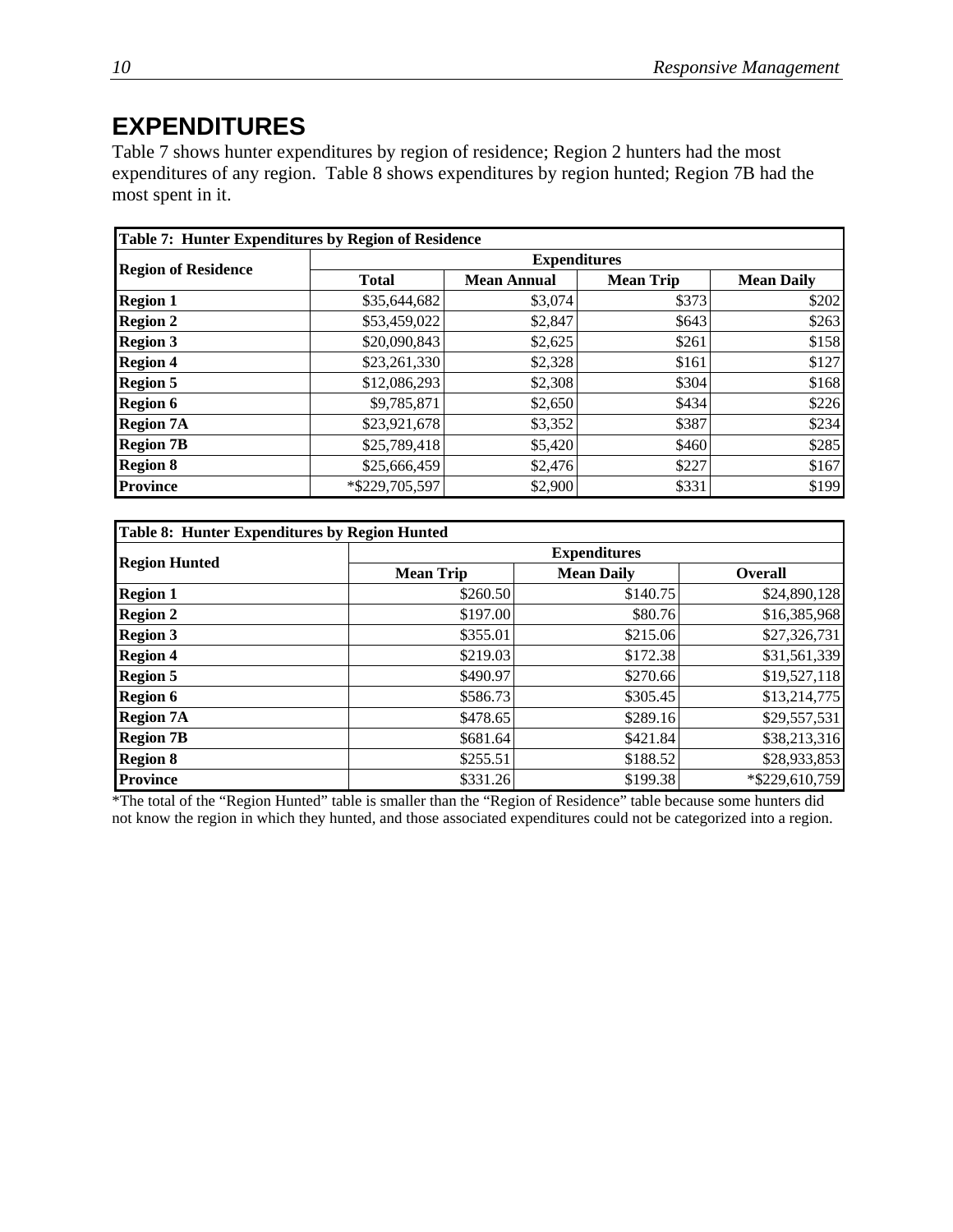# EXPENDITURES

Table 7 shows hunter expenditures by region of residence; Region 2 hunters had the most expenditures of any region. Table 8 shows expenditures by region hunted; Region 7B had the most spent in it.

**Table 7: Hunter Expenditures by Region of Residence**

| Region of Residence | Expenditures | | | |
|---|---|---|---|---|
| | Total | Mean Annual | Mean Trip | Mean Daily |
| **Region 1** | $35,644,682 | $3,074 | $373 | $202 |
| **Region 2** | $53,459,022 | $2,847 | $643 | $263 |
| **Region 3** | $20,090,843 | $2,625 | $261 | $158 |
| **Region 4** | $23,261,330 | $2,328 | $161 | $127 |
| **Region 5** | $12,086,293 | $2,308 | $304 | $168 |
| **Region 6** | $9,785,871 | $2,650 | $434 | $226 |
| **Region 7A** | $23,921,678 | $3,352 | $387 | $234 |
| **Region 7B** | $25,789,418 | $5,420 | $460 | $285 |
| **Region 8** | $25,666,459 | $2,476 | $227 | $167 |
| **Province** | *$229,705,597 | $2,900 | $331 | $199 |

**Table 8: Hunter Expenditures by Region Hunted**

| Region Hunted | Expenditures | | |
|---|---|---|---|
| | Mean Trip | Mean Daily | Overall |
| **Region 1** | $260.50 | $140.75 | $24,890,128 |
| **Region 2** | $197.00 | $80.76 | $16,385,968 |
| **Region 3** | $355.01 | $215.06 | $27,326,731 |
| **Region 4** | $219.03 | $172.38 | $31,561,339 |
| **Region 5** | $490.97 | $270.66 | $19,527,118 |
| **Region 6** | $586.73 | $305.45 | $13,214,775 |
| **Region 7A** | $478.65 | $289.16 | $29,557,531 |
| **Region 7B** | $681.64 | $421.84 | $38,213,316 |
| **Region 8** | $255.51 | $188.52 | $28,933,853 |
| **Province** | $331.26 | $199.38 | *$229,610,759 |

*The total of the "Region Hunted" table is smaller than the "Region of Residence" table because some hunters did not know the region in which they hunted, and those associated expenditures could not be categorized into a region.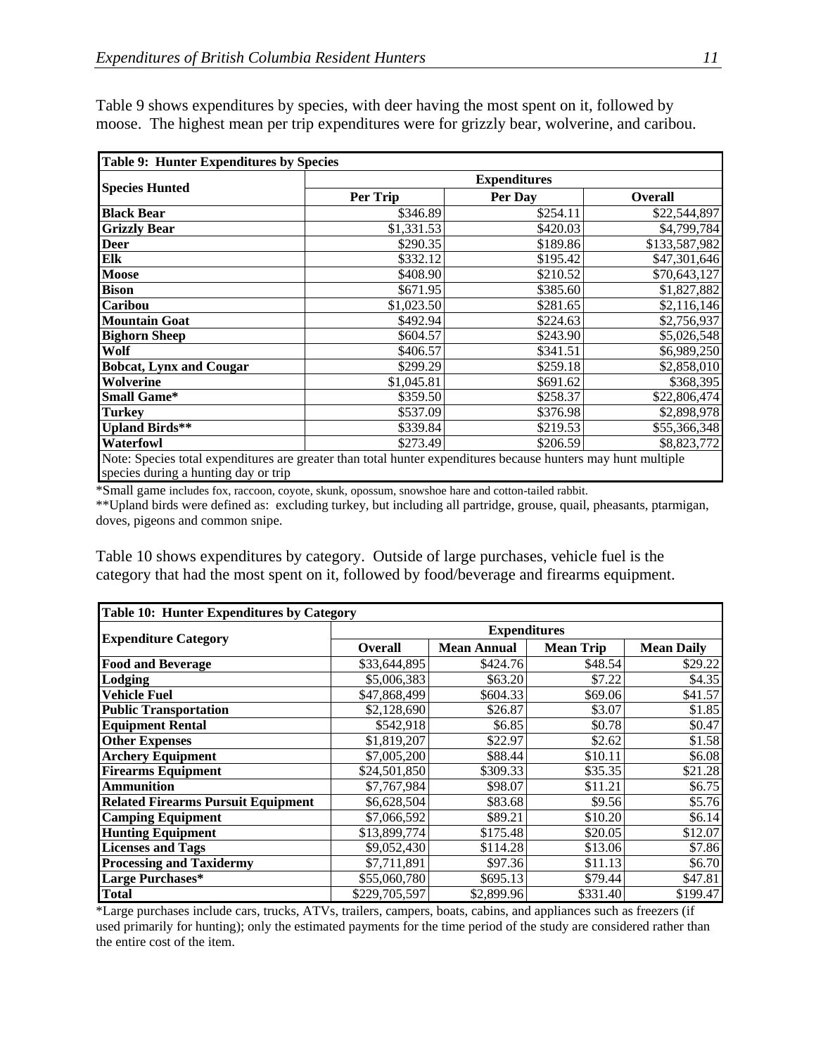Table 9 shows expenditures by species, with deer having the most spent on it, followed by moose. The highest mean per trip expenditures were for grizzly bear, wolverine, and caribou.

**Table 9: Hunter Expenditures by Species**

| Species Hunted | Expenditures | | |
|---|---|---|---|
| | Per Trip | Per Day | Overall |
| **Black Bear** | $346.89 | $254.11 | $22,544,897 |
| **Grizzly Bear** | $1,331.53 | $420.03 | $4,799,784 |
| **Deer** | $290.35 | $189.86 | $133,587,982 |
| **Elk** | $332.12 | $195.42 | $47,301,646 |
| **Moose** | $408.90 | $210.52 | $70,643,127 |
| **Bison** | $671.95 | $385.60 | $1,827,882 |
| **Caribou** | $1,023.50 | $281.65 | $2,116,146 |
| **Mountain Goat** | $492.94 | $224.63 | $2,756,937 |
| **Bighorn Sheep** | $604.57 | $243.90 | $5,026,548 |
| **Wolf** | $406.57 | $341.51 | $6,989,250 |
| **Bobcat, Lynx and Cougar** | $299.29 | $259.18 | $2,858,010 |
| **Wolverine** | $1,045.81 | $691.62 | $368,395 |
| **Small Game*** | $359.50 | $258.37 | $22,806,474 |
| **Turkey** | $537.09 | $376.98 | $2,898,978 |
| **Upland Birds**** | $339.84 | $219.53 | $55,366,348 |
| **Waterfowl** | $273.49 | $206.59 | $8,823,772 |

Note: Species total expenditures are greater than total hunter expenditures because hunters may hunt multiple species during a hunting day or trip

*Small game includes fox, raccoon, coyote, skunk, opossum, snowshoe hare and cotton-tailed rabbit.

**Upland birds were defined as: excluding turkey, but including all partridge, grouse, quail, pheasants, ptarmigan, doves, pigeons and common snipe.

Table 10 shows expenditures by category. Outside of large purchases, vehicle fuel is the category that had the most spent on it, followed by food/beverage and firearms equipment.

**Table 10: Hunter Expenditures by Category**

| Expenditure Category | Expenditures | | | |
|---|---|---|---|---|
| | Overall | Mean Annual | Mean Trip | Mean Daily |
| **Food and Beverage** | $33,644,895 | $424.76 | $48.54 | $29.22 |
| **Lodging** | $5,006,383 | $63.20 | $7.22 | $4.35 |
| **Vehicle Fuel** | $47,868,499 | $604.33 | $69.06 | $41.57 |
| **Public Transportation** | $2,128,690 | $26.87 | $3.07 | $1.85 |
| **Equipment Rental** | $542,918 | $6.85 | $0.78 | $0.47 |
| **Other Expenses** | $1,819,207 | $22.97 | $2.62 | $1.58 |
| **Archery Equipment** | $7,005,200 | $88.44 | $10.11 | $6.08 |
| **Firearms Equipment** | $24,501,850 | $309.33 | $35.35 | $21.28 |
| **Ammunition** | $7,767,984 | $98.07 | $11.21 | $6.75 |
| **Related Firearms Pursuit Equipment** | $6,628,504 | $83.68 | $9.56 | $5.76 |
| **Camping Equipment** | $7,066,592 | $89.21 | $10.20 | $6.14 |
| **Hunting Equipment** | $13,899,774 | $175.48 | $20.05 | $12.07 |
| **Licenses and Tags** | $9,052,430 | $114.28 | $13.06 | $7.86 |
| **Processing and Taxidermy** | $7,711,891 | $97.36 | $11.13 | $6.70 |
| **Large Purchases*** | $55,060,780 | $695.13 | $79.44 | $47.81 |
| **Total** | $229,705,597 | $2,899.96 | $331.40 | $199.47 |

*Large purchases include cars, trucks, ATVs, trailers, campers, boats, cabins, and appliances such as freezers (if used primarily for hunting); only the estimated payments for the time period of the study are considered rather than the entire cost of the item.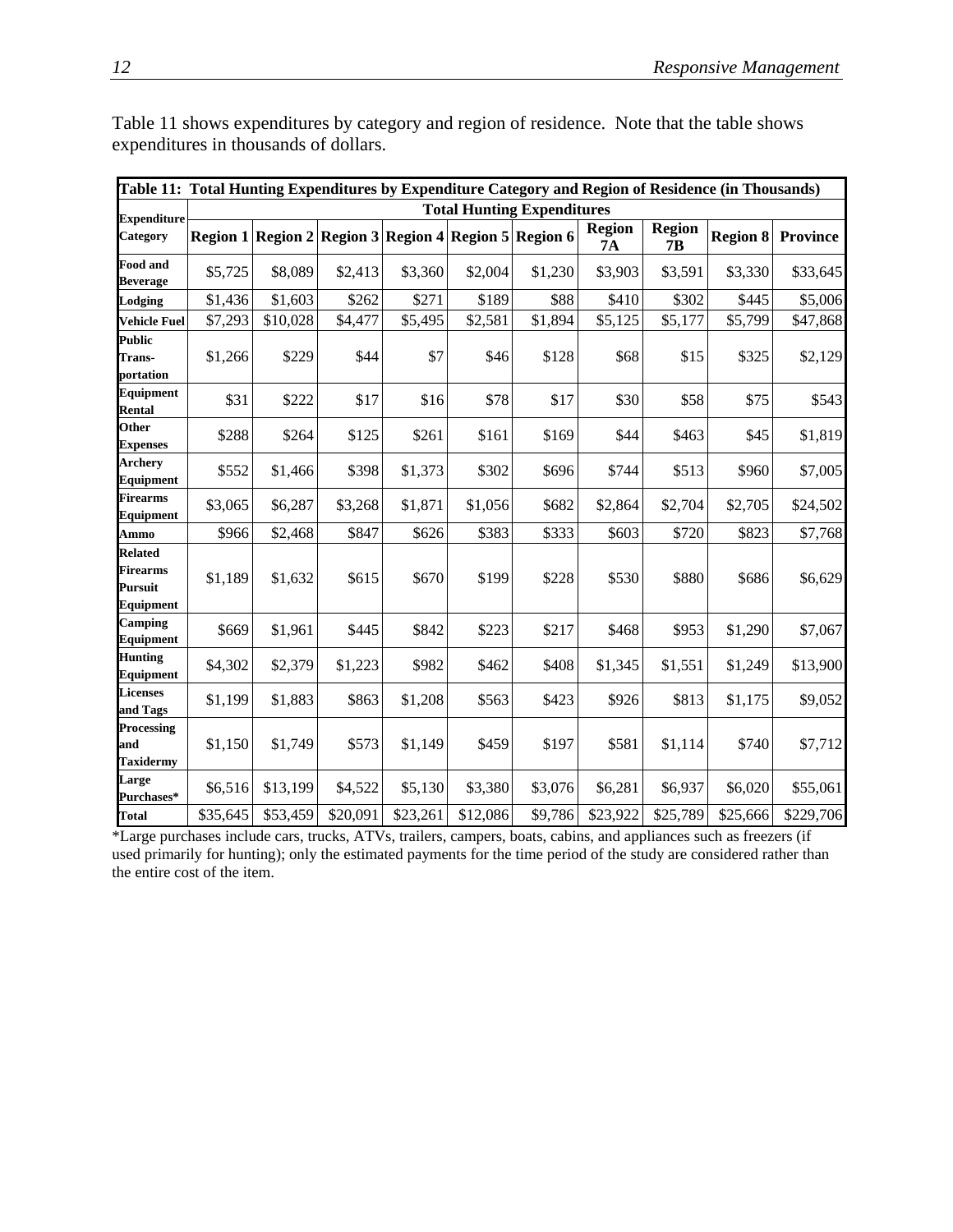Table 11 shows expenditures by category and region of residence. Note that the table shows expenditures in thousands of dollars.

**Table 11: Total Hunting Expenditures by Expenditure Category and Region of Residence (in Thousands)**

| Expenditure Category | Total Hunting Expenditures | | | | | | | | | |
|---|---|---|---|---|---|---|---|---|---|---|
| | Region 1 | Region 2 | Region 3 | Region 4 | Region 5 | Region 6 | Region 7A | Region 7B | Region 8 | Province |
| Food and Beverage | $5,725 | $8,089 | $2,413 | $3,360 | $2,004 | $1,230 | $3,903 | $3,591 | $3,330 | $33,645 |
| Lodging | $1,436 | $1,603 | $262 | $271 | $189 | $88 | $410 | $302 | $445 | $5,006 |
| Vehicle Fuel | $7,293 | $10,028 | $4,477 | $5,495 | $2,581 | $1,894 | $5,125 | $5,177 | $5,799 | $47,868 |
| Public Trans-portation | $1,266 | $229 | $44 | $7 | $46 | $128 | $68 | $15 | $325 | $2,129 |
| Equipment Rental | $31 | $222 | $17 | $16 | $78 | $17 | $30 | $58 | $75 | $543 |
| Other Expenses | $288 | $264 | $125 | $261 | $161 | $169 | $44 | $463 | $45 | $1,819 |
| Archery Equipment | $552 | $1,466 | $398 | $1,373 | $302 | $696 | $744 | $513 | $960 | $7,005 |
| Firearms Equipment | $3,065 | $6,287 | $3,268 | $1,871 | $1,056 | $682 | $2,864 | $2,704 | $2,705 | $24,502 |
| Ammo | $966 | $2,468 | $847 | $626 | $383 | $333 | $603 | $720 | $823 | $7,768 |
| Related Firearms Pursuit Equipment | $1,189 | $1,632 | $615 | $670 | $199 | $228 | $530 | $880 | $686 | $6,629 |
| Camping Equipment | $669 | $1,961 | $445 | $842 | $223 | $217 | $468 | $953 | $1,290 | $7,067 |
| Hunting Equipment | $4,302 | $2,379 | $1,223 | $982 | $462 | $408 | $1,345 | $1,551 | $1,249 | $13,900 |
| Licenses and Tags | $1,199 | $1,883 | $863 | $1,208 | $563 | $423 | $926 | $813 | $1,175 | $9,052 |
| Processing and Taxidermy | $1,150 | $1,749 | $573 | $1,149 | $459 | $197 | $581 | $1,114 | $740 | $7,712 |
| Large Purchases* | $6,516 | $13,199 | $4,522 | $5,130 | $3,380 | $3,076 | $6,281 | $6,937 | $6,020 | $55,061 |
| Total | $35,645 | $53,459 | $20,091 | $23,261 | $12,086 | $9,786 | $23,922 | $25,789 | $25,666 | $229,706 |

*Large purchases include cars, trucks, ATVs, trailers, campers, boats, cabins, and appliances such as freezers (if used primarily for hunting); only the estimated payments for the time period of the study are considered rather than the entire cost of the item.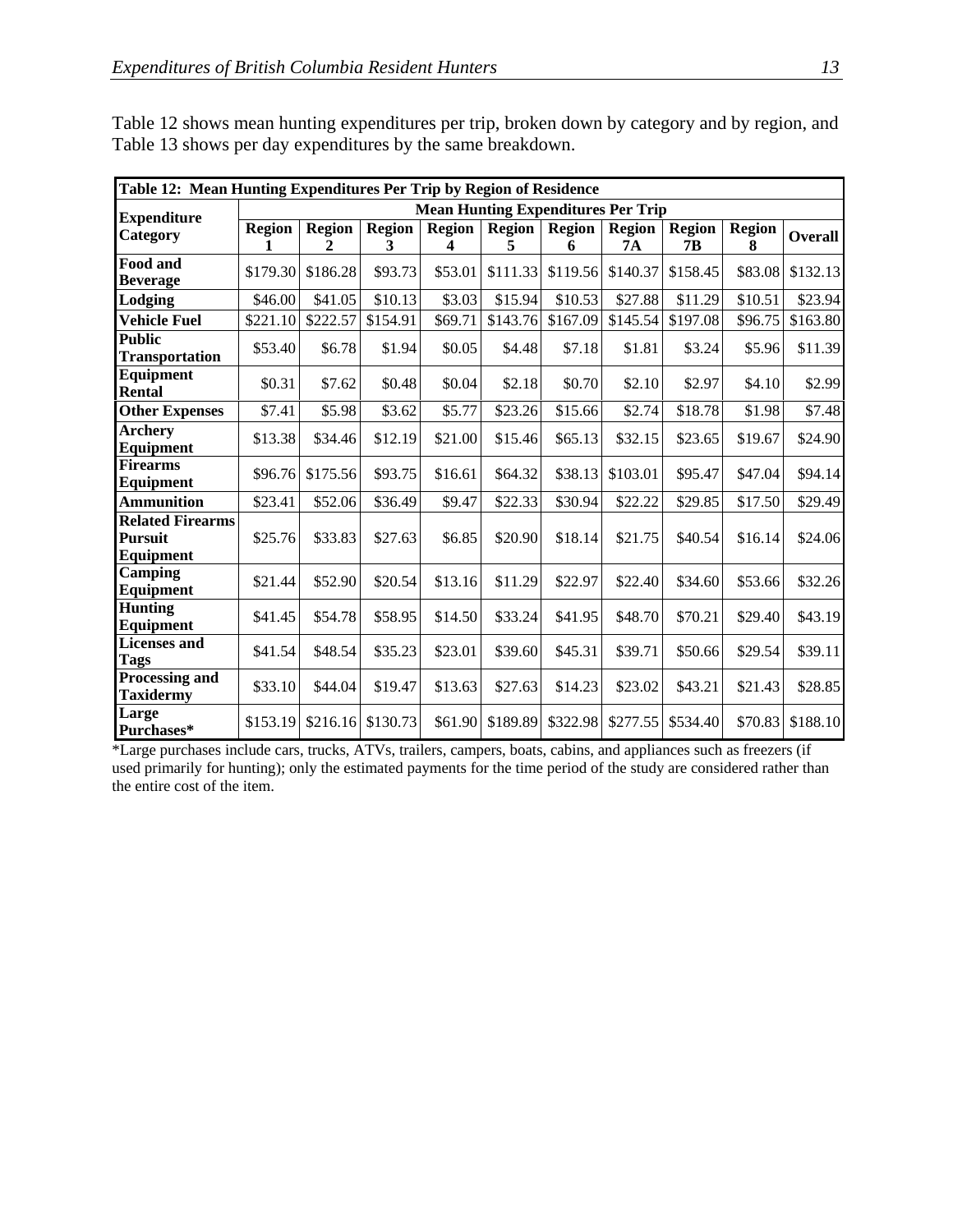Table 12 shows mean hunting expenditures per trip, broken down by category and by region, and Table 13 shows per day expenditures by the same breakdown.

**Table 12: Mean Hunting Expenditures Per Trip by Region of Residence**

| Expenditure Category | Mean Hunting Expenditures Per Trip | | | | | | | | | |
|---|---|---|---|---|---|---|---|---|---|---|
| | Region 1 | Region 2 | Region 3 | Region 4 | Region 5 | Region 6 | Region 7A | Region 7B | Region 8 | Overall |
| Food and Beverage | $179.30 | $186.28 | $93.73 | $53.01 | $111.33 | $119.56 | $140.37 | $158.45 | $83.08 | $132.13 |
| Lodging | $46.00 | $41.05 | $10.13 | $3.03 | $15.94 | $10.53 | $27.88 | $11.29 | $10.51 | $23.94 |
| Vehicle Fuel | $221.10 | $222.57 | $154.91 | $69.71 | $143.76 | $167.09 | $145.54 | $197.08 | $96.75 | $163.80 |
| Public Transportation | $53.40 | $6.78 | $1.94 | $0.05 | $4.48 | $7.18 | $1.81 | $3.24 | $5.96 | $11.39 |
| Equipment Rental | $0.31 | $7.62 | $0.48 | $0.04 | $2.18 | $0.70 | $2.10 | $2.97 | $4.10 | $2.99 |
| Other Expenses | $7.41 | $5.98 | $3.62 | $5.77 | $23.26 | $15.66 | $2.74 | $18.78 | $1.98 | $7.48 |
| Archery Equipment | $13.38 | $34.46 | $12.19 | $21.00 | $15.46 | $65.13 | $32.15 | $23.65 | $19.67 | $24.90 |
| Firearms Equipment | $96.76 | $175.56 | $93.75 | $16.61 | $64.32 | $38.13 | $103.01 | $95.47 | $47.04 | $94.14 |
| Ammunition | $23.41 | $52.06 | $36.49 | $9.47 | $22.33 | $30.94 | $22.22 | $29.85 | $17.50 | $29.49 |
| Related Firearms Pursuit Equipment | $25.76 | $33.83 | $27.63 | $6.85 | $20.90 | $18.14 | $21.75 | $40.54 | $16.14 | $24.06 |
| Camping Equipment | $21.44 | $52.90 | $20.54 | $13.16 | $11.29 | $22.97 | $22.40 | $34.60 | $53.66 | $32.26 |
| Hunting Equipment | $41.45 | $54.78 | $58.95 | $14.50 | $33.24 | $41.95 | $48.70 | $70.21 | $29.40 | $43.19 |
| Licenses and Tags | $41.54 | $48.54 | $35.23 | $23.01 | $39.60 | $45.31 | $39.71 | $50.66 | $29.54 | $39.11 |
| Processing and Taxidermy | $33.10 | $44.04 | $19.47 | $13.63 | $27.63 | $14.23 | $23.02 | $43.21 | $21.43 | $28.85 |
| Large Purchases* | $153.19 | $216.16 | $130.73 | $61.90 | $189.89 | $322.98 | $277.55 | $534.40 | $70.83 | $188.10 |

*Large purchases include cars, trucks, ATVs, trailers, campers, boats, cabins, and appliances such as freezers (if used primarily for hunting); only the estimated payments for the time period of the study are considered rather than the entire cost of the item.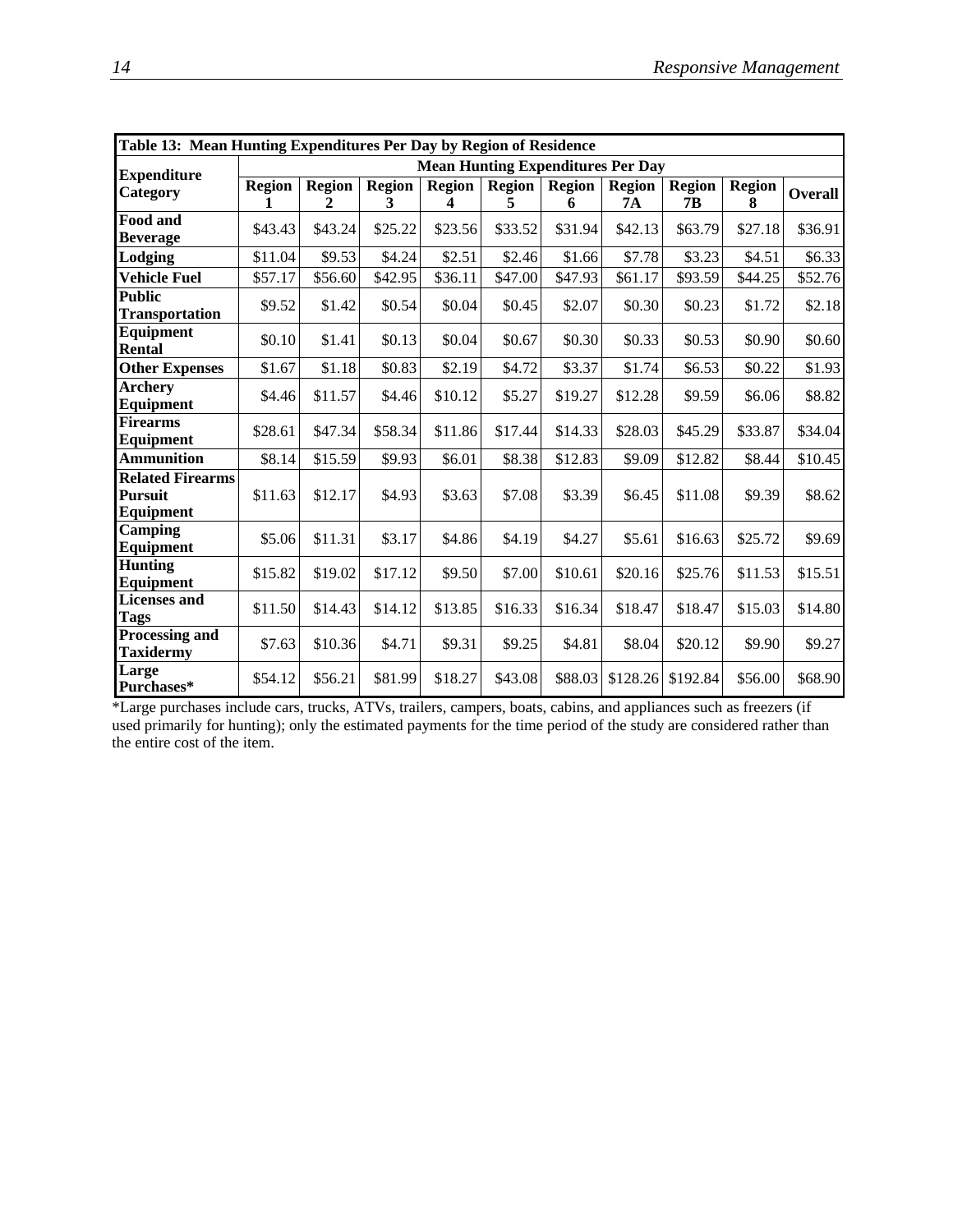**Table 13: Mean Hunting Expenditures Per Day by Region of Residence**

| Expenditure Category | Mean Hunting Expenditures Per Day | | | | | | | | | |
|---|---|---|---|---|---|---|---|---|---|---|
| | Region 1 | Region 2 | Region 3 | Region 4 | Region 5 | Region 6 | Region 7A | Region 7B | Region 8 | Overall |
| Food and Beverage | $43.43 | $43.24 | $25.22 | $23.56 | $33.52 | $31.94 | $42.13 | $63.79 | $27.18 | $36.91 |
| Lodging | $11.04 | $9.53 | $4.24 | $2.51 | $2.46 | $1.66 | $7.78 | $3.23 | $4.51 | $6.33 |
| Vehicle Fuel | $57.17 | $56.60 | $42.95 | $36.11 | $47.00 | $47.93 | $61.17 | $93.59 | $44.25 | $52.76 |
| Public Transportation | $9.52 | $1.42 | $0.54 | $0.04 | $0.45 | $2.07 | $0.30 | $0.23 | $1.72 | $2.18 |
| Equipment Rental | $0.10 | $1.41 | $0.13 | $0.04 | $0.67 | $0.30 | $0.33 | $0.53 | $0.90 | $0.60 |
| Other Expenses | $1.67 | $1.18 | $0.83 | $2.19 | $4.72 | $3.37 | $1.74 | $6.53 | $0.22 | $1.93 |
| Archery Equipment | $4.46 | $11.57 | $4.46 | $10.12 | $5.27 | $19.27 | $12.28 | $9.59 | $6.06 | $8.82 |
| Firearms Equipment | $28.61 | $47.34 | $58.34 | $11.86 | $17.44 | $14.33 | $28.03 | $45.29 | $33.87 | $34.04 |
| Ammunition | $8.14 | $15.59 | $9.93 | $6.01 | $8.38 | $12.83 | $9.09 | $12.82 | $8.44 | $10.45 |
| Related Firearms Pursuit Equipment | $11.63 | $12.17 | $4.93 | $3.63 | $7.08 | $3.39 | $6.45 | $11.08 | $9.39 | $8.62 |
| Camping Equipment | $5.06 | $11.31 | $3.17 | $4.86 | $4.19 | $4.27 | $5.61 | $16.63 | $25.72 | $9.69 |
| Hunting Equipment | $15.82 | $19.02 | $17.12 | $9.50 | $7.00 | $10.61 | $20.16 | $25.76 | $11.53 | $15.51 |
| Licenses and Tags | $11.50 | $14.43 | $14.12 | $13.85 | $16.33 | $16.34 | $18.47 | $18.47 | $15.03 | $14.80 |
| Processing and Taxidermy | $7.63 | $10.36 | $4.71 | $9.31 | $9.25 | $4.81 | $8.04 | $20.12 | $9.90 | $9.27 |
| Large Purchases* | $54.12 | $56.21 | $81.99 | $18.27 | $43.08 | $88.03 | $128.26 | $192.84 | $56.00 | $68.90 |

*Large purchases include cars, trucks, ATVs, trailers, campers, boats, cabins, and appliances such as freezers (if used primarily for hunting); only the estimated payments for the time period of the study are considered rather than the entire cost of the item.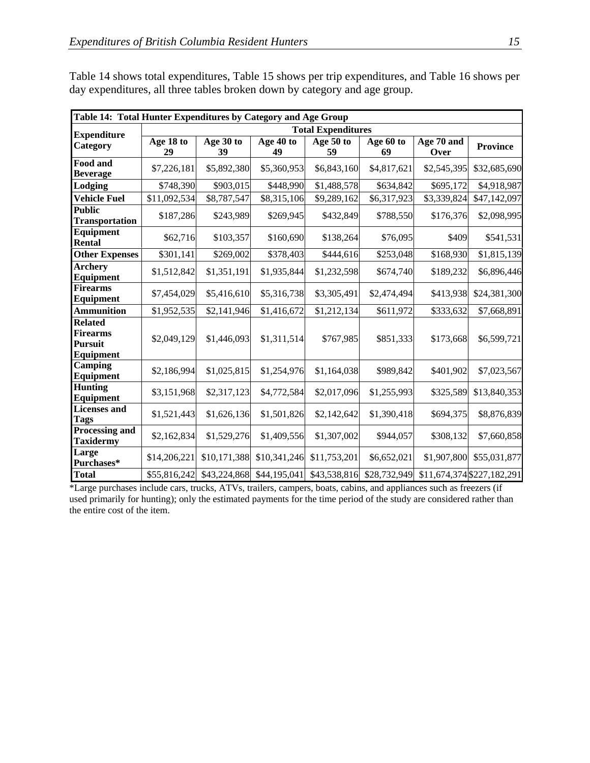Table 14 shows total expenditures, Table 15 shows per trip expenditures, and Table 16 shows per day expenditures, all three tables broken down by category and age group.

**Table 14: Total Hunter Expenditures by Category and Age Group**

| Expenditure Category | Total Expenditures | | | | | | |
|---|---|---|---|---|---|---|---|
| | Age 18 to 29 | Age 30 to 39 | Age 40 to 49 | Age 50 to 59 | Age 60 to 69 | Age 70 and Over | Province |
| Food and Beverage | $7,226,181 | $5,892,380 | $5,360,953 | $6,843,160 | $4,817,621 | $2,545,395 | $32,685,690 |
| Lodging | $748,390 | $903,015 | $448,990 | $1,488,578 | $634,842 | $695,172 | $4,918,987 |
| Vehicle Fuel | $11,092,534 | $8,787,547 | $8,315,106 | $9,289,162 | $6,317,923 | $3,339,824 | $47,142,097 |
| Public Transportation | $187,286 | $243,989 | $269,945 | $432,849 | $788,550 | $176,376 | $2,098,995 |
| Equipment Rental | $62,716 | $103,357 | $160,690 | $138,264 | $76,095 | $409 | $541,531 |
| Other Expenses | $301,141 | $269,002 | $378,403 | $444,616 | $253,048 | $168,930 | $1,815,139 |
| Archery Equipment | $1,512,842 | $1,351,191 | $1,935,844 | $1,232,598 | $674,740 | $189,232 | $6,896,446 |
| Firearms Equipment | $7,454,029 | $5,416,610 | $5,316,738 | $3,305,491 | $2,474,494 | $413,938 | $24,381,300 |
| Ammunition | $1,952,535 | $2,141,946 | $1,416,672 | $1,212,134 | $611,972 | $333,632 | $7,668,891 |
| Related Firearms Pursuit Equipment | $2,049,129 | $1,446,093 | $1,311,514 | $767,985 | $851,333 | $173,668 | $6,599,721 |
| Camping Equipment | $2,186,994 | $1,025,815 | $1,254,976 | $1,164,038 | $989,842 | $401,902 | $7,023,567 |
| Hunting Equipment | $3,151,968 | $2,317,123 | $4,772,584 | $2,017,096 | $1,255,993 | $325,589 | $13,840,353 |
| Licenses and Tags | $1,521,443 | $1,626,136 | $1,501,826 | $2,142,642 | $1,390,418 | $694,375 | $8,876,839 |
| Processing and Taxidermy | $2,162,834 | $1,529,276 | $1,409,556 | $1,307,002 | $944,057 | $308,132 | $7,660,858 |
| Large Purchases* | $14,206,221 | $10,171,388 | $10,341,246 | $11,753,201 | $6,652,021 | $1,907,800 | $55,031,877 |
| Total | $55,816,242 | $43,224,868 | $44,195,041 | $43,538,816 | $28,732,949 | $11,674,374 | $227,182,291 |

*Large purchases include cars, trucks, ATVs, trailers, campers, boats, cabins, and appliances such as freezers (if used primarily for hunting); only the estimated payments for the time period of the study are considered rather than the entire cost of the item.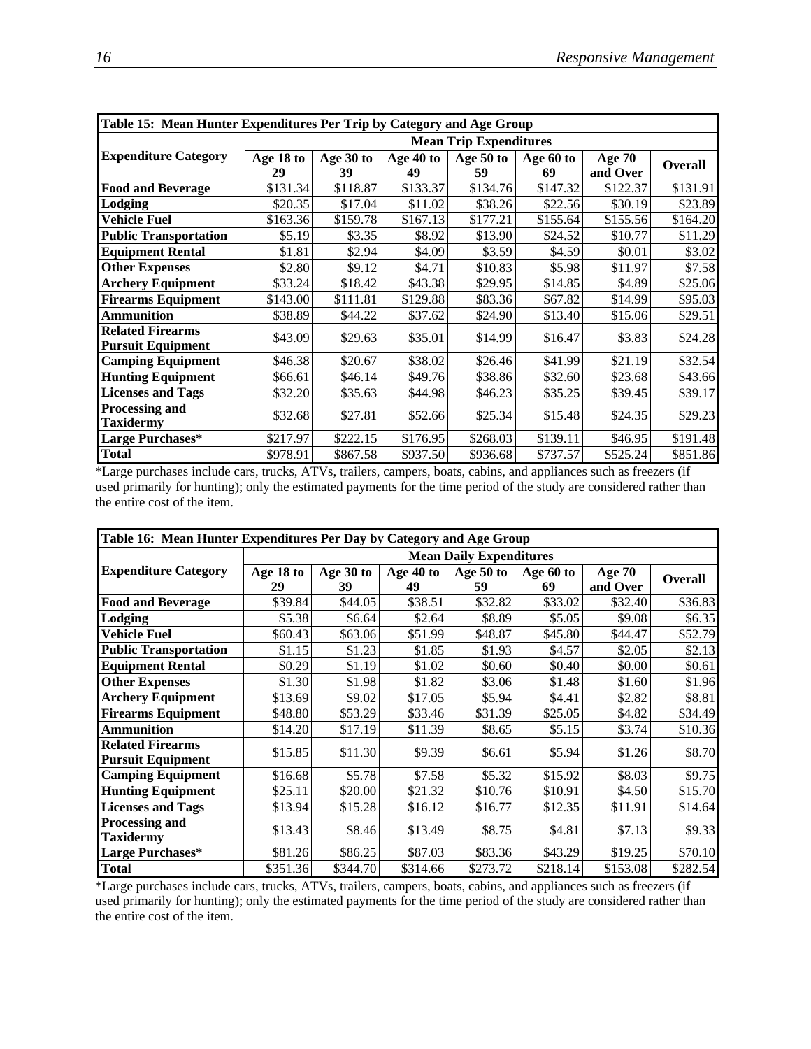| Table 15: Mean Hunter Expenditures Per Trip by Category and Age Group | | | | | | | |
|---|---|---|---|---|---|---|---|
| **Expenditure Category** | **Mean Trip Expenditures** | | | | | | |
| | **Age 18 to 29** | **Age 30 to 39** | **Age 40 to 49** | **Age 50 to 59** | **Age 60 to 69** | **Age 70 and Over** | **Overall** |
| **Food and Beverage** | $131.34 | $118.87 | $133.37 | $134.76 | $147.32 | $122.37 | $131.91 |
| **Lodging** | $20.35 | $17.04 | $11.02 | $38.26 | $22.56 | $30.19 | $23.89 |
| **Vehicle Fuel** | $163.36 | $159.78 | $167.13 | $177.21 | $155.64 | $155.56 | $164.20 |
| **Public Transportation** | $5.19 | $3.35 | $8.92 | $13.90 | $24.52 | $10.77 | $11.29 |
| **Equipment Rental** | $1.81 | $2.94 | $4.09 | $3.59 | $4.59 | $0.01 | $3.02 |
| **Other Expenses** | $2.80 | $9.12 | $4.71 | $10.83 | $5.98 | $11.97 | $7.58 |
| **Archery Equipment** | $33.24 | $18.42 | $43.38 | $29.95 | $14.85 | $4.89 | $25.06 |
| **Firearms Equipment** | $143.00 | $111.81 | $129.88 | $83.36 | $67.82 | $14.99 | $95.03 |
| **Ammunition** | $38.89 | $44.22 | $37.62 | $24.90 | $13.40 | $15.06 | $29.51 |
| **Related Firearms Pursuit Equipment** | $43.09 | $29.63 | $35.01 | $14.99 | $16.47 | $3.83 | $24.28 |
| **Camping Equipment** | $46.38 | $20.67 | $38.02 | $26.46 | $41.99 | $21.19 | $32.54 |
| **Hunting Equipment** | $66.61 | $46.14 | $49.76 | $38.86 | $32.60 | $23.68 | $43.66 |
| **Licenses and Tags** | $32.20 | $35.63 | $44.98 | $46.23 | $35.25 | $39.45 | $39.17 |
| **Processing and Taxidermy** | $32.68 | $27.81 | $52.66 | $25.34 | $15.48 | $24.35 | $29.23 |
| **Large Purchases*** | $217.97 | $222.15 | $176.95 | $268.03 | $139.11 | $46.95 | $191.48 |
| **Total** | $978.91 | $867.58 | $937.50 | $936.68 | $737.57 | $525.24 | $851.86 |

*Large purchases include cars, trucks, ATVs, trailers, campers, boats, cabins, and appliances such as freezers (if used primarily for hunting); only the estimated payments for the time period of the study are considered rather than the entire cost of the item.

| Table 16: Mean Hunter Expenditures Per Day by Category and Age Group | | | | | | | |
|---|---|---|---|---|---|---|---|
| **Expenditure Category** | **Mean Daily Expenditures** | | | | | | |
| | **Age 18 to 29** | **Age 30 to 39** | **Age 40 to 49** | **Age 50 to 59** | **Age 60 to 69** | **Age 70 and Over** | **Overall** |
| **Food and Beverage** | $39.84 | $44.05 | $38.51 | $32.82 | $33.02 | $32.40 | $36.83 |
| **Lodging** | $5.38 | $6.64 | $2.64 | $8.89 | $5.05 | $9.08 | $6.35 |
| **Vehicle Fuel** | $60.43 | $63.06 | $51.99 | $48.87 | $45.80 | $44.47 | $52.79 |
| **Public Transportation** | $1.15 | $1.23 | $1.85 | $1.93 | $4.57 | $2.05 | $2.13 |
| **Equipment Rental** | $0.29 | $1.19 | $1.02 | $0.60 | $0.40 | $0.00 | $0.61 |
| **Other Expenses** | $1.30 | $1.98 | $1.82 | $3.06 | $1.48 | $1.60 | $1.96 |
| **Archery Equipment** | $13.69 | $9.02 | $17.05 | $5.94 | $4.41 | $2.82 | $8.81 |
| **Firearms Equipment** | $48.80 | $53.29 | $33.46 | $31.39 | $25.05 | $4.82 | $34.49 |
| **Ammunition** | $14.20 | $17.19 | $11.39 | $8.65 | $5.15 | $3.74 | $10.36 |
| **Related Firearms Pursuit Equipment** | $15.85 | $11.30 | $9.39 | $6.61 | $5.94 | $1.26 | $8.70 |
| **Camping Equipment** | $16.68 | $5.78 | $7.58 | $5.32 | $15.92 | $8.03 | $9.75 |
| **Hunting Equipment** | $25.11 | $20.00 | $21.32 | $10.76 | $10.91 | $4.50 | $15.70 |
| **Licenses and Tags** | $13.94 | $15.28 | $16.12 | $16.77 | $12.35 | $11.91 | $14.64 |
| **Processing and Taxidermy** | $13.43 | $8.46 | $13.49 | $8.75 | $4.81 | $7.13 | $9.33 |
| **Large Purchases*** | $81.26 | $86.25 | $87.03 | $83.36 | $43.29 | $19.25 | $70.10 |
| **Total** | $351.36 | $344.70 | $314.66 | $273.72 | $218.14 | $153.08 | $282.54 |

*Large purchases include cars, trucks, ATVs, trailers, campers, boats, cabins, and appliances such as freezers (if used primarily for hunting); only the estimated payments for the time period of the study are considered rather than the entire cost of the item.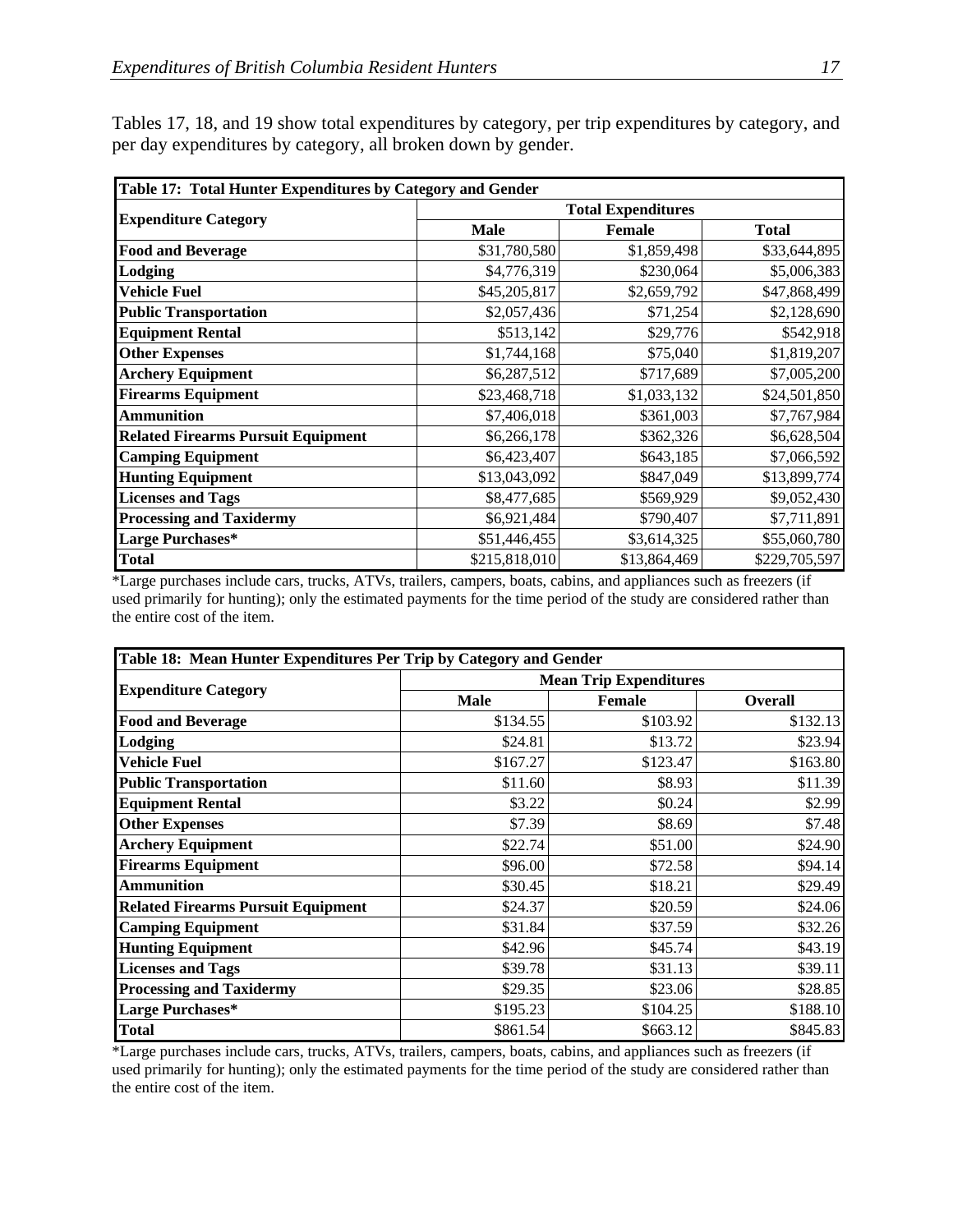Tables 17, 18, and 19 show total expenditures by category, per trip expenditures by category, and per day expenditures by category, all broken down by gender.

| Table 17: Total Hunter Expenditures by Category and Gender | | | |
|---|---|---|---|
| **Expenditure Category** | **Total Expenditures** | | |
| | **Male** | **Female** | **Total** |
| **Food and Beverage** | $31,780,580 | $1,859,498 | $33,644,895 |
| **Lodging** | $4,776,319 | $230,064 | $5,006,383 |
| **Vehicle Fuel** | $45,205,817 | $2,659,792 | $47,868,499 |
| **Public Transportation** | $2,057,436 | $71,254 | $2,128,690 |
| **Equipment Rental** | $513,142 | $29,776 | $542,918 |
| **Other Expenses** | $1,744,168 | $75,040 | $1,819,207 |
| **Archery Equipment** | $6,287,512 | $717,689 | $7,005,200 |
| **Firearms Equipment** | $23,468,718 | $1,033,132 | $24,501,850 |
| **Ammunition** | $7,406,018 | $361,003 | $7,767,984 |
| **Related Firearms Pursuit Equipment** | $6,266,178 | $362,326 | $6,628,504 |
| **Camping Equipment** | $6,423,407 | $643,185 | $7,066,592 |
| **Hunting Equipment** | $13,043,092 | $847,049 | $13,899,774 |
| **Licenses and Tags** | $8,477,685 | $569,929 | $9,052,430 |
| **Processing and Taxidermy** | $6,921,484 | $790,407 | $7,711,891 |
| **Large Purchases*** | $51,446,455 | $3,614,325 | $55,060,780 |
| **Total** | $215,818,010 | $13,864,469 | $229,705,597 |

*Large purchases include cars, trucks, ATVs, trailers, campers, boats, cabins, and appliances such as freezers (if used primarily for hunting); only the estimated payments for the time period of the study are considered rather than the entire cost of the item.

| Table 18: Mean Hunter Expenditures Per Trip by Category and Gender | | | |
|---|---|---|---|
| **Expenditure Category** | **Mean Trip Expenditures** | | |
| | **Male** | **Female** | **Overall** |
| **Food and Beverage** | $134.55 | $103.92 | $132.13 |
| **Lodging** | $24.81 | $13.72 | $23.94 |
| **Vehicle Fuel** | $167.27 | $123.47 | $163.80 |
| **Public Transportation** | $11.60 | $8.93 | $11.39 |
| **Equipment Rental** | $3.22 | $0.24 | $2.99 |
| **Other Expenses** | $7.39 | $8.69 | $7.48 |
| **Archery Equipment** | $22.74 | $51.00 | $24.90 |
| **Firearms Equipment** | $96.00 | $72.58 | $94.14 |
| **Ammunition** | $30.45 | $18.21 | $29.49 |
| **Related Firearms Pursuit Equipment** | $24.37 | $20.59 | $24.06 |
| **Camping Equipment** | $31.84 | $37.59 | $32.26 |
| **Hunting Equipment** | $42.96 | $45.74 | $43.19 |
| **Licenses and Tags** | $39.78 | $31.13 | $39.11 |
| **Processing and Taxidermy** | $29.35 | $23.06 | $28.85 |
| **Large Purchases*** | $195.23 | $104.25 | $188.10 |
| **Total** | $861.54 | $663.12 | $845.83 |

*Large purchases include cars, trucks, ATVs, trailers, campers, boats, cabins, and appliances such as freezers (if used primarily for hunting); only the estimated payments for the time period of the study are considered rather than the entire cost of the item.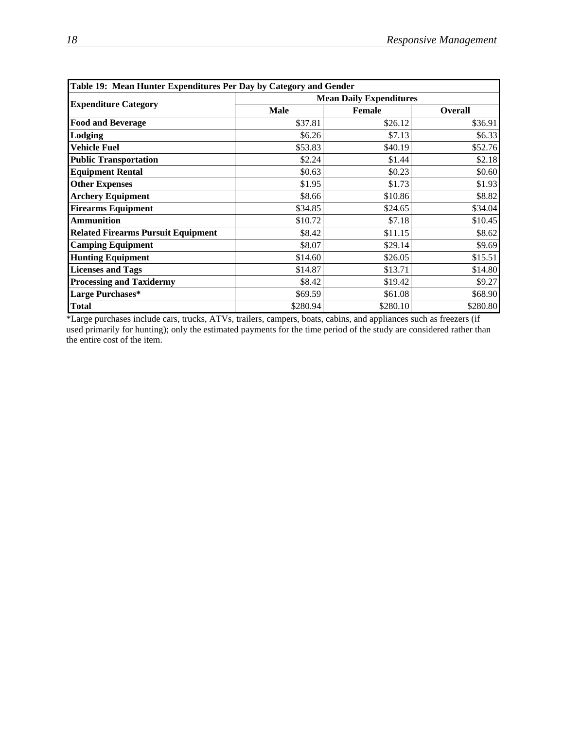| Table 19: Mean Hunter Expenditures Per Day by Category and Gender | | | |
|---|---|---|---|
| **Expenditure Category** | **Mean Daily Expenditures** | | |
| | **Male** | **Female** | **Overall** |
| **Food and Beverage** | $37.81 | $26.12 | $36.91 |
| **Lodging** | $6.26 | $7.13 | $6.33 |
| **Vehicle Fuel** | $53.83 | $40.19 | $52.76 |
| **Public Transportation** | $2.24 | $1.44 | $2.18 |
| **Equipment Rental** | $0.63 | $0.23 | $0.60 |
| **Other Expenses** | $1.95 | $1.73 | $1.93 |
| **Archery Equipment** | $8.66 | $10.86 | $8.82 |
| **Firearms Equipment** | $34.85 | $24.65 | $34.04 |
| **Ammunition** | $10.72 | $7.18 | $10.45 |
| **Related Firearms Pursuit Equipment** | $8.42 | $11.15 | $8.62 |
| **Camping Equipment** | $8.07 | $29.14 | $9.69 |
| **Hunting Equipment** | $14.60 | $26.05 | $15.51 |
| **Licenses and Tags** | $14.87 | $13.71 | $14.80 |
| **Processing and Taxidermy** | $8.42 | $19.42 | $9.27 |
| **Large Purchases*** | $69.59 | $61.08 | $68.90 |
| **Total** | $280.94 | $280.10 | $280.80 |

*Large purchases include cars, trucks, ATVs, trailers, campers, boats, cabins, and appliances such as freezers (if used primarily for hunting); only the estimated payments for the time period of the study are considered rather than the entire cost of the item.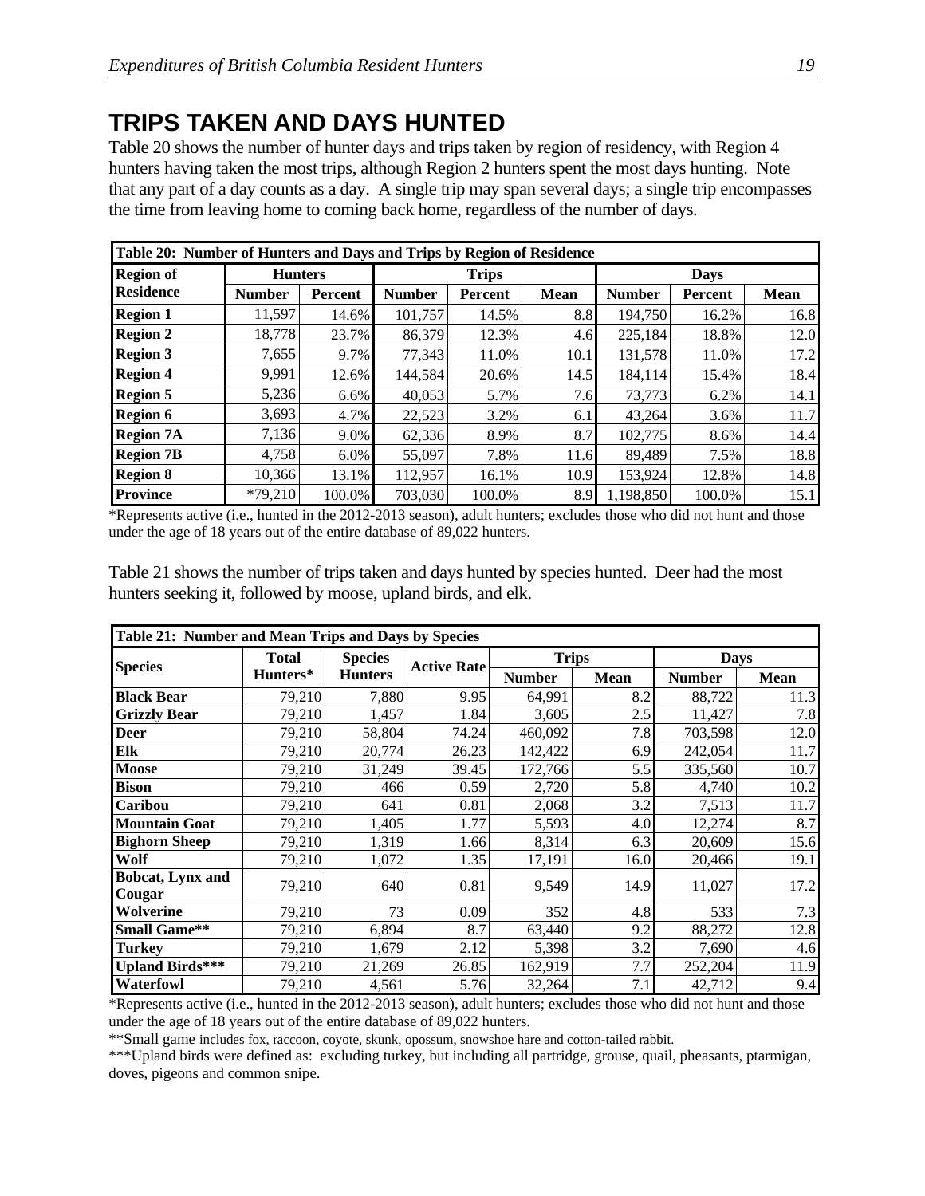## TRIPS TAKEN AND DAYS HUNTED

Table 20 shows the number of hunter days and trips taken by region of residency, with Region 4 hunters having taken the most trips, although Region 2 hunters spent the most days hunting. Note that any part of a day counts as a day. A single trip may span several days; a single trip encompasses the time from leaving home to coming back home, regardless of the number of days.

**Table 20: Number of Hunters and Days and Trips by Region of Residence**

| Region of Residence | Hunters | | Trips | | | Days | | |
|---|---|---|---|---|---|---|---|---|
| | Number | Percent | Number | Percent | Mean | Number | Percent | Mean |
| **Region 1** | 11,597 | 14.6% | 101,757 | 14.5% | 8.8 | 194,750 | 16.2% | 16.8 |
| **Region 2** | 18,778 | 23.7% | 86,379 | 12.3% | 4.6 | 225,184 | 18.8% | 12.0 |
| **Region 3** | 7,655 | 9.7% | 77,343 | 11.0% | 10.1 | 131,578 | 11.0% | 17.2 |
| **Region 4** | 9,991 | 12.6% | 144,584 | 20.6% | 14.5 | 184,114 | 15.4% | 18.4 |
| **Region 5** | 5,236 | 6.6% | 40,053 | 5.7% | 7.6 | 73,773 | 6.2% | 14.1 |
| **Region 6** | 3,693 | 4.7% | 22,523 | 3.2% | 6.1 | 43,264 | 3.6% | 11.7 |
| **Region 7A** | 7,136 | 9.0% | 62,336 | 8.9% | 8.7 | 102,775 | 8.6% | 14.4 |
| **Region 7B** | 4,758 | 6.0% | 55,097 | 7.8% | 11.6 | 89,489 | 7.5% | 18.8 |
| **Region 8** | 10,366 | 13.1% | 112,957 | 16.1% | 10.9 | 153,924 | 12.8% | 14.8 |
| **Province** | *79,210 | 100.0% | 703,030 | 100.0% | 8.9 | 1,198,850 | 100.0% | 15.1 |

*Represents active (i.e., hunted in the 2012-2013 season), adult hunters; excludes those who did not hunt and those under the age of 18 years out of the entire database of 89,022 hunters.

Table 21 shows the number of trips taken and days hunted by species hunted. Deer had the most hunters seeking it, followed by moose, upland birds, and elk.

**Table 21: Number and Mean Trips and Days by Species**

| Species | Total Hunters* | Species Hunters | Active Rate | Trips | | Days | |
|---|---|---|---|---|---|---|---|
| | | | | Number | Mean | Number | Mean |
| **Black Bear** | 79,210 | 7,880 | 9.95 | 64,991 | 8.2 | 88,722 | 11.3 |
| **Grizzly Bear** | 79,210 | 1,457 | 1.84 | 3,605 | 2.5 | 11,427 | 7.8 |
| **Deer** | 79,210 | 58,804 | 74.24 | 460,092 | 7.8 | 703,598 | 12.0 |
| **Elk** | 79,210 | 20,774 | 26.23 | 142,422 | 6.9 | 242,054 | 11.7 |
| **Moose** | 79,210 | 31,249 | 39.45 | 172,766 | 5.5 | 335,560 | 10.7 |
| **Bison** | 79,210 | 466 | 0.59 | 2,720 | 5.8 | 4,740 | 10.2 |
| **Caribou** | 79,210 | 641 | 0.81 | 2,068 | 3.2 | 7,513 | 11.7 |
| **Mountain Goat** | 79,210 | 1,405 | 1.77 | 5,593 | 4.0 | 12,274 | 8.7 |
| **Bighorn Sheep** | 79,210 | 1,319 | 1.66 | 8,314 | 6.3 | 20,609 | 15.6 |
| **Wolf** | 79,210 | 1,072 | 1.35 | 17,191 | 16.0 | 20,466 | 19.1 |
| **Bobcat, Lynx and Cougar** | 79,210 | 640 | 0.81 | 9,549 | 14.9 | 11,027 | 17.2 |
| **Wolverine** | 79,210 | 73 | 0.09 | 352 | 4.8 | 533 | 7.3 |
| **Small Game**** | 79,210 | 6,894 | 8.7 | 63,440 | 9.2 | 88,272 | 12.8 |
| **Turkey** | 79,210 | 1,679 | 2.12 | 5,398 | 3.2 | 7,690 | 4.6 |
| **Upland Birds***** | 79,210 | 21,269 | 26.85 | 162,919 | 7.7 | 252,204 | 11.9 |
| **Waterfowl** | 79,210 | 4,561 | 5.76 | 32,264 | 7.1 | 42,712 | 9.4 |

*Represents active (i.e., hunted in the 2012-2013 season), adult hunters; excludes those who did not hunt and those under the age of 18 years out of the entire database of 89,022 hunters.

**Small game includes fox, raccoon, coyote, skunk, opossum, snowshoe hare and cotton-tailed rabbit.

***Upland birds were defined as: excluding turkey, but including all partridge, grouse, quail, pheasants, ptarmigan, doves, pigeons and common snipe.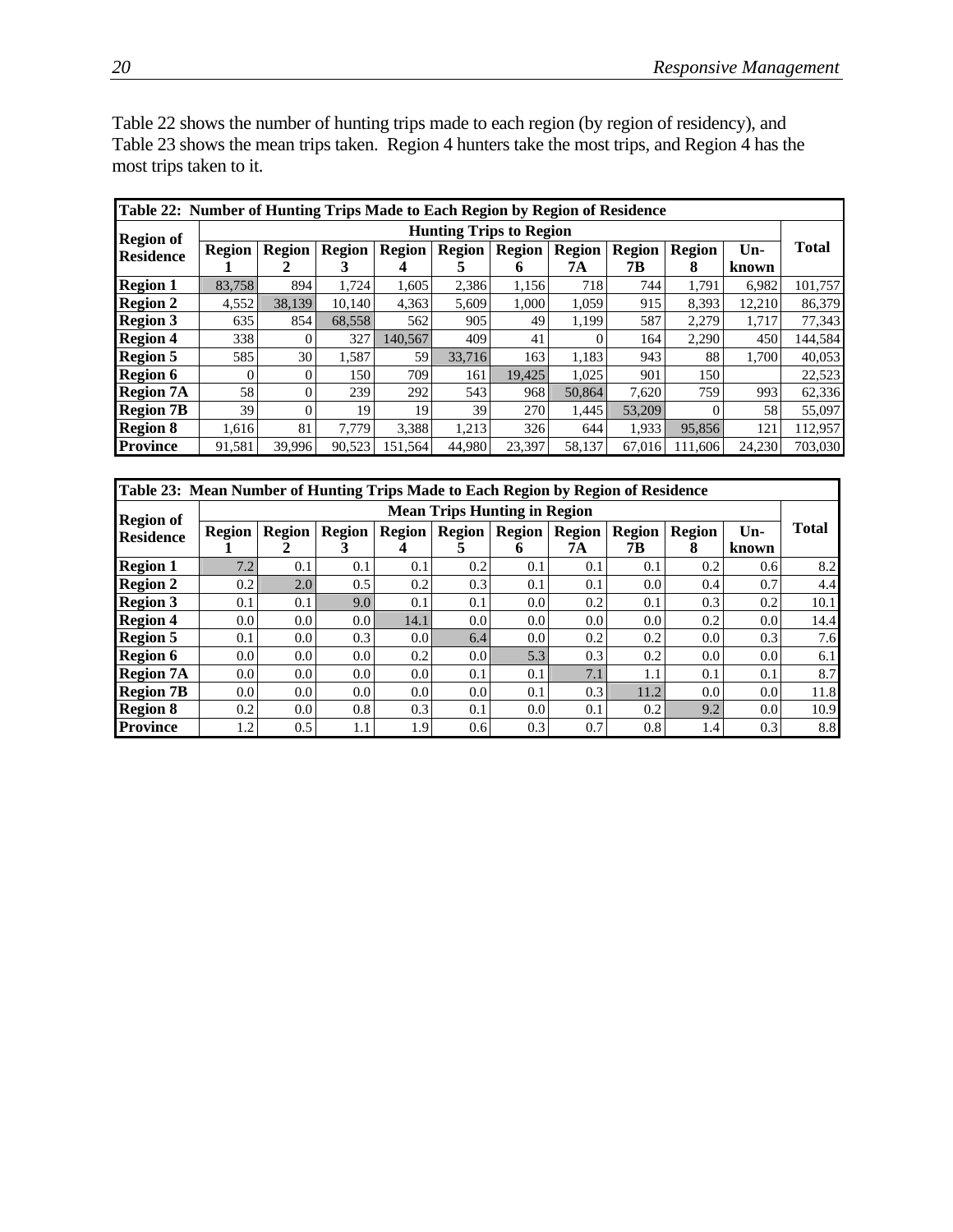Table 22 shows the number of hunting trips made to each region (by region of residency), and Table 23 shows the mean trips taken. Region 4 hunters take the most trips, and Region 4 has the most trips taken to it.

**Table 22: Number of Hunting Trips Made to Each Region by Region of Residence**

| Region of Residence | Hunting Trips to Region | | | | | | | | | | Total |
|---|---|---|---|---|---|---|---|---|---|---|---|
| | Region 1 | Region 2 | Region 3 | Region 4 | Region 5 | Region 6 | Region 7A | Region 7B | Region 8 | Un-known | |
| **Region 1** | 83,758 | 894 | 1,724 | 1,605 | 2,386 | 1,156 | 718 | 744 | 1,791 | 6,982 | 101,757 |
| **Region 2** | 4,552 | 38,139 | 10,140 | 4,363 | 5,609 | 1,000 | 1,059 | 915 | 8,393 | 12,210 | 86,379 |
| **Region 3** | 635 | 854 | 68,558 | 562 | 905 | 49 | 1,199 | 587 | 2,279 | 1,717 | 77,343 |
| **Region 4** | 338 | 0 | 327 | 140,567 | 409 | 41 | 0 | 164 | 2,290 | 450 | 144,584 |
| **Region 5** | 585 | 30 | 1,587 | 59 | 33,716 | 163 | 1,183 | 943 | 88 | 1,700 | 40,053 |
| **Region 6** | 0 | 0 | 150 | 709 | 161 | 19,425 | 1,025 | 901 | 150 | | 22,523 |
| **Region 7A** | 58 | 0 | 239 | 292 | 543 | 968 | 50,864 | 7,620 | 759 | 993 | 62,336 |
| **Region 7B** | 39 | 0 | 19 | 19 | 39 | 270 | 1,445 | 53,209 | 0 | 58 | 55,097 |
| **Region 8** | 1,616 | 81 | 7,779 | 3,388 | 1,213 | 326 | 644 | 1,933 | 95,856 | 121 | 112,957 |
| **Province** | 91,581 | 39,996 | 90,523 | 151,564 | 44,980 | 23,397 | 58,137 | 67,016 | 111,606 | 24,230 | 703,030 |

**Table 23: Mean Number of Hunting Trips Made to Each Region by Region of Residence**

| Region of Residence | Mean Trips Hunting in Region | | | | | | | | | | Total |
|---|---|---|---|---|---|---|---|---|---|---|---|
| | Region 1 | Region 2 | Region 3 | Region 4 | Region 5 | Region 6 | Region 7A | Region 7B | Region 8 | Un-known | |
| **Region 1** | 7.2 | 0.1 | 0.1 | 0.1 | 0.2 | 0.1 | 0.1 | 0.1 | 0.2 | 0.6 | 8.2 |
| **Region 2** | 0.2 | 2.0 | 0.5 | 0.2 | 0.3 | 0.1 | 0.1 | 0.0 | 0.4 | 0.7 | 4.4 |
| **Region 3** | 0.1 | 0.1 | 9.0 | 0.1 | 0.1 | 0.0 | 0.2 | 0.1 | 0.3 | 0.2 | 10.1 |
| **Region 4** | 0.0 | 0.0 | 0.0 | 14.1 | 0.0 | 0.0 | 0.0 | 0.0 | 0.2 | 0.0 | 14.4 |
| **Region 5** | 0.1 | 0.0 | 0.3 | 0.0 | 6.4 | 0.0 | 0.2 | 0.2 | 0.0 | 0.3 | 7.6 |
| **Region 6** | 0.0 | 0.0 | 0.0 | 0.2 | 0.0 | 5.3 | 0.3 | 0.2 | 0.0 | 0.0 | 6.1 |
| **Region 7A** | 0.0 | 0.0 | 0.0 | 0.0 | 0.1 | 0.1 | 7.1 | 1.1 | 0.1 | 0.1 | 8.7 |
| **Region 7B** | 0.0 | 0.0 | 0.0 | 0.0 | 0.0 | 0.1 | 0.3 | 11.2 | 0.0 | 0.0 | 11.8 |
| **Region 8** | 0.2 | 0.0 | 0.8 | 0.3 | 0.1 | 0.0 | 0.1 | 0.2 | 9.2 | 0.0 | 10.9 |
| **Province** | 1.2 | 0.5 | 1.1 | 1.9 | 0.6 | 0.3 | 0.7 | 0.8 | 1.4 | 0.3 | 8.8 |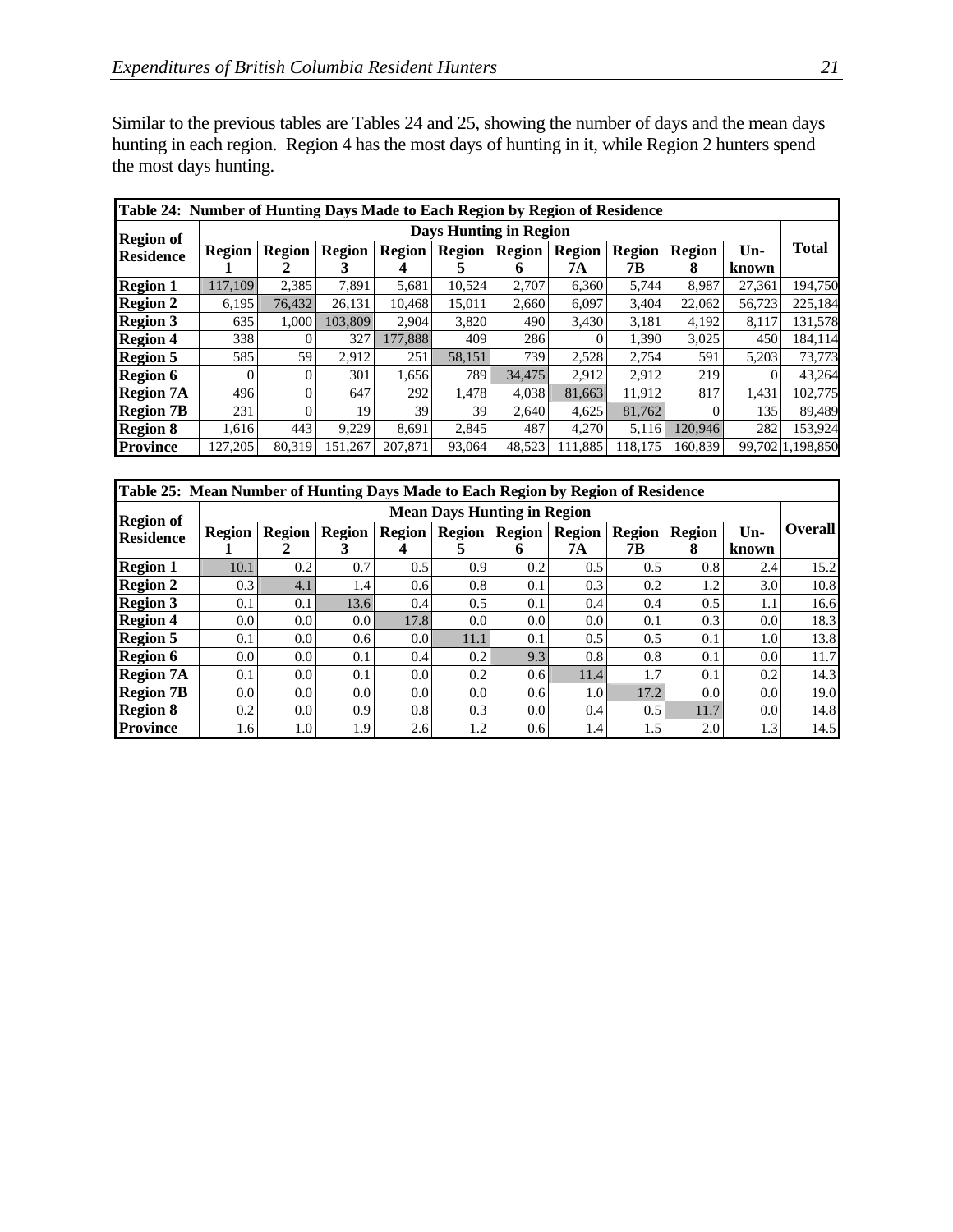Similar to the previous tables are Tables 24 and 25, showing the number of days and the mean days hunting in each region. Region 4 has the most days of hunting in it, while Region 2 hunters spend the most days hunting.

| Table 24: Number of Hunting Days Made to Each Region by Region of Residence | | | | | | | | | | | |
|---|---|---|---|---|---|---|---|---|---|---|---|
| **Region of Residence** | **Days Hunting in Region** | | | | | | | | | | **Total** |
| | **Region 1** | **Region 2** | **Region 3** | **Region 4** | **Region 5** | **Region 6** | **Region 7A** | **Region 7B** | **Region 8** | **Un-known** | |
| **Region 1** | 117,109 | 2,385 | 7,891 | 5,681 | 10,524 | 2,707 | 6,360 | 5,744 | 8,987 | 27,361 | 194,750 |
| **Region 2** | 6,195 | 76,432 | 26,131 | 10,468 | 15,011 | 2,660 | 6,097 | 3,404 | 22,062 | 56,723 | 225,184 |
| **Region 3** | 635 | 1,000 | 103,809 | 2,904 | 3,820 | 490 | 3,430 | 3,181 | 4,192 | 8,117 | 131,578 |
| **Region 4** | 338 | 0 | 327 | 177,888 | 409 | 286 | 0 | 1,390 | 3,025 | 450 | 184,114 |
| **Region 5** | 585 | 59 | 2,912 | 251 | 58,151 | 739 | 2,528 | 2,754 | 591 | 5,203 | 73,773 |
| **Region 6** | 0 | 0 | 301 | 1,656 | 789 | 34,475 | 2,912 | 2,912 | 219 | 0 | 43,264 |
| **Region 7A** | 496 | 0 | 647 | 292 | 1,478 | 4,038 | 81,663 | 11,912 | 817 | 1,431 | 102,775 |
| **Region 7B** | 231 | 0 | 19 | 39 | 39 | 2,640 | 4,625 | 81,762 | 0 | 135 | 89,489 |
| **Region 8** | 1,616 | 443 | 9,229 | 8,691 | 2,845 | 487 | 4,270 | 5,116 | 120,946 | 282 | 153,924 |
| **Province** | 127,205 | 80,319 | 151,267 | 207,871 | 93,064 | 48,523 | 111,885 | 118,175 | 160,839 | 99,702 | 1,198,850 |

| Table 25: Mean Number of Hunting Days Made to Each Region by Region of Residence | | | | | | | | | | | |
|---|---|---|---|---|---|---|---|---|---|---|---|
| **Region of Residence** | **Mean Days Hunting in Region** | | | | | | | | | | **Overall** |
| | **Region 1** | **Region 2** | **Region 3** | **Region 4** | **Region 5** | **Region 6** | **Region 7A** | **Region 7B** | **Region 8** | **Un-known** | |
| **Region 1** | 10.1 | 0.2 | 0.7 | 0.5 | 0.9 | 0.2 | 0.5 | 0.5 | 0.8 | 2.4 | 15.2 |
| **Region 2** | 0.3 | 4.1 | 1.4 | 0.6 | 0.8 | 0.1 | 0.3 | 0.2 | 1.2 | 3.0 | 10.8 |
| **Region 3** | 0.1 | 0.1 | 13.6 | 0.4 | 0.5 | 0.1 | 0.4 | 0.4 | 0.5 | 1.1 | 16.6 |
| **Region 4** | 0.0 | 0.0 | 0.0 | 17.8 | 0.0 | 0.0 | 0.0 | 0.1 | 0.3 | 0.0 | 18.3 |
| **Region 5** | 0.1 | 0.0 | 0.6 | 0.0 | 11.1 | 0.1 | 0.5 | 0.5 | 0.1 | 1.0 | 13.8 |
| **Region 6** | 0.0 | 0.0 | 0.1 | 0.4 | 0.2 | 9.3 | 0.8 | 0.8 | 0.1 | 0.0 | 11.7 |
| **Region 7A** | 0.1 | 0.0 | 0.1 | 0.0 | 0.2 | 0.6 | 11.4 | 1.7 | 0.1 | 0.2 | 14.3 |
| **Region 7B** | 0.0 | 0.0 | 0.0 | 0.0 | 0.0 | 0.6 | 1.0 | 17.2 | 0.0 | 0.0 | 19.0 |
| **Region 8** | 0.2 | 0.0 | 0.9 | 0.8 | 0.3 | 0.0 | 0.4 | 0.5 | 11.7 | 0.0 | 14.8 |
| **Province** | 1.6 | 1.0 | 1.9 | 2.6 | 1.2 | 0.6 | 1.4 | 1.5 | 2.0 | 1.3 | 14.5 |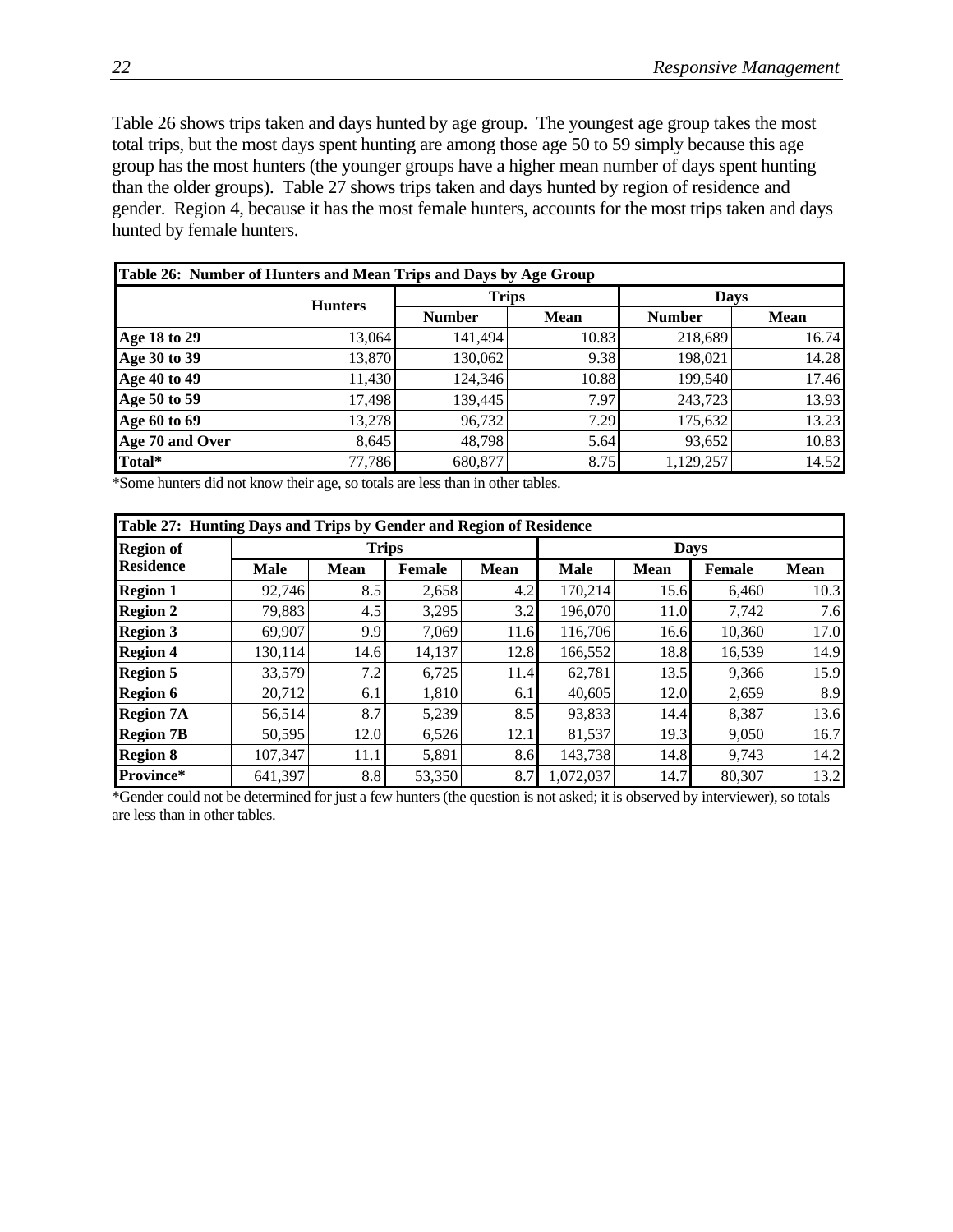Table 26 shows trips taken and days hunted by age group. The youngest age group takes the most total trips, but the most days spent hunting are among those age 50 to 59 simply because this age group has the most hunters (the younger groups have a higher mean number of days spent hunting than the older groups). Table 27 shows trips taken and days hunted by region of residence and gender. Region 4, because it has the most female hunters, accounts for the most trips taken and days hunted by female hunters.

**Table 26: Number of Hunters and Mean Trips and Days by Age Group**

| | Hunters | Trips | | Days | |
|---|---|---|---|---|---|
| | | Number | Mean | Number | Mean |
| **Age 18 to 29** | 13,064 | 141,494 | 10.83 | 218,689 | 16.74 |
| **Age 30 to 39** | 13,870 | 130,062 | 9.38 | 198,021 | 14.28 |
| **Age 40 to 49** | 11,430 | 124,346 | 10.88 | 199,540 | 17.46 |
| **Age 50 to 59** | 17,498 | 139,445 | 7.97 | 243,723 | 13.93 |
| **Age 60 to 69** | 13,278 | 96,732 | 7.29 | 175,632 | 13.23 |
| **Age 70 and Over** | 8,645 | 48,798 | 5.64 | 93,652 | 10.83 |
| **Total*** | 77,786 | 680,877 | 8.75 | 1,129,257 | 14.52 |

*Some hunters did not know their age, so totals are less than in other tables.

**Table 27: Hunting Days and Trips by Gender and Region of Residence**

| Region of Residence | Trips | | | | Days | | | |
|---|---|---|---|---|---|---|---|---|
| | Male | Mean | Female | Mean | Male | Mean | Female | Mean |
| **Region 1** | 92,746 | 8.5 | 2,658 | 4.2 | 170,214 | 15.6 | 6,460 | 10.3 |
| **Region 2** | 79,883 | 4.5 | 3,295 | 3.2 | 196,070 | 11.0 | 7,742 | 7.6 |
| **Region 3** | 69,907 | 9.9 | 7,069 | 11.6 | 116,706 | 16.6 | 10,360 | 17.0 |
| **Region 4** | 130,114 | 14.6 | 14,137 | 12.8 | 166,552 | 18.8 | 16,539 | 14.9 |
| **Region 5** | 33,579 | 7.2 | 6,725 | 11.4 | 62,781 | 13.5 | 9,366 | 15.9 |
| **Region 6** | 20,712 | 6.1 | 1,810 | 6.1 | 40,605 | 12.0 | 2,659 | 8.9 |
| **Region 7A** | 56,514 | 8.7 | 5,239 | 8.5 | 93,833 | 14.4 | 8,387 | 13.6 |
| **Region 7B** | 50,595 | 12.0 | 6,526 | 12.1 | 81,537 | 19.3 | 9,050 | 16.7 |
| **Region 8** | 107,347 | 11.1 | 5,891 | 8.6 | 143,738 | 14.8 | 9,743 | 14.2 |
| **Province*** | 641,397 | 8.8 | 53,350 | 8.7 | 1,072,037 | 14.7 | 80,307 | 13.2 |

*Gender could not be determined for just a few hunters (the question is not asked; it is observed by interviewer), so totals are less than in other tables.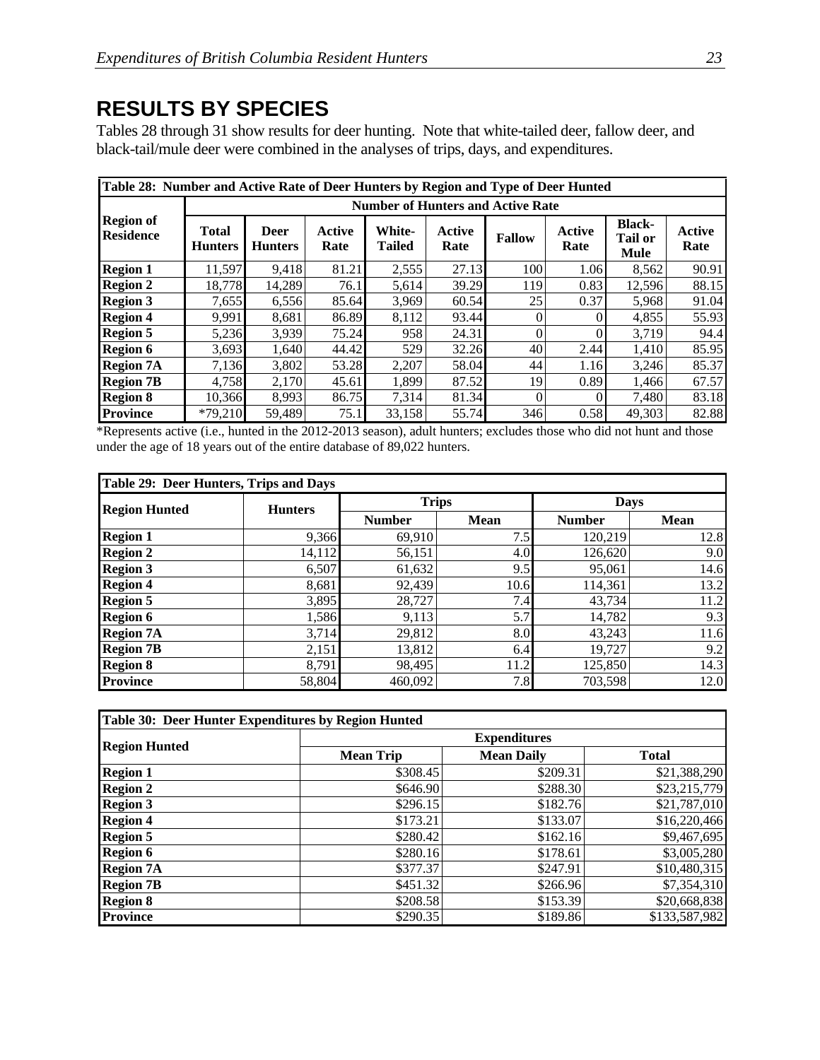# RESULTS BY SPECIES

Tables 28 through 31 show results for deer hunting. Note that white-tailed deer, fallow deer, and black-tail/mule deer were combined in the analyses of trips, days, and expenditures.

**Table 28: Number and Active Rate of Deer Hunters by Region and Type of Deer Hunted**

| Region of Residence | Number of Hunters and Active Rate | | | | | | | | |
|---|---|---|---|---|---|---|---|---|---|
| | Total Hunters | Deer Hunters | Active Rate | White-Tailed | Active Rate | Fallow | Active Rate | Black-Tail or Mule | Active Rate |
| **Region 1** | 11,597 | 9,418 | 81.21 | 2,555 | 27.13 | 100 | 1.06 | 8,562 | 90.91 |
| **Region 2** | 18,778 | 14,289 | 76.1 | 5,614 | 39.29 | 119 | 0.83 | 12,596 | 88.15 |
| **Region 3** | 7,655 | 6,556 | 85.64 | 3,969 | 60.54 | 25 | 0.37 | 5,968 | 91.04 |
| **Region 4** | 9,991 | 8,681 | 86.89 | 8,112 | 93.44 | 0 | 0 | 4,855 | 55.93 |
| **Region 5** | 5,236 | 3,939 | 75.24 | 958 | 24.31 | 0 | 0 | 3,719 | 94.4 |
| **Region 6** | 3,693 | 1,640 | 44.42 | 529 | 32.26 | 40 | 2.44 | 1,410 | 85.95 |
| **Region 7A** | 7,136 | 3,802 | 53.28 | 2,207 | 58.04 | 44 | 1.16 | 3,246 | 85.37 |
| **Region 7B** | 4,758 | 2,170 | 45.61 | 1,899 | 87.52 | 19 | 0.89 | 1,466 | 67.57 |
| **Region 8** | 10,366 | 8,993 | 86.75 | 7,314 | 81.34 | 0 | 0 | 7,480 | 83.18 |
| **Province** | *79,210 | 59,489 | 75.1 | 33,158 | 55.74 | 346 | 0.58 | 49,303 | 82.88 |

*Represents active (i.e., hunted in the 2012-2013 season), adult hunters; excludes those who did not hunt and those under the age of 18 years out of the entire database of 89,022 hunters.

**Table 29: Deer Hunters, Trips and Days**

| Region Hunted | Hunters | Trips | | Days | |
|---|---|---|---|---|---|
| | | Number | Mean | Number | Mean |
| **Region 1** | 9,366 | 69,910 | 7.5 | 120,219 | 12.8 |
| **Region 2** | 14,112 | 56,151 | 4.0 | 126,620 | 9.0 |
| **Region 3** | 6,507 | 61,632 | 9.5 | 95,061 | 14.6 |
| **Region 4** | 8,681 | 92,439 | 10.6 | 114,361 | 13.2 |
| **Region 5** | 3,895 | 28,727 | 7.4 | 43,734 | 11.2 |
| **Region 6** | 1,586 | 9,113 | 5.7 | 14,782 | 9.3 |
| **Region 7A** | 3,714 | 29,812 | 8.0 | 43,243 | 11.6 |
| **Region 7B** | 2,151 | 13,812 | 6.4 | 19,727 | 9.2 |
| **Region 8** | 8,791 | 98,495 | 11.2 | 125,850 | 14.3 |
| **Province** | 58,804 | 460,092 | 7.8 | 703,598 | 12.0 |

**Table 30: Deer Hunter Expenditures by Region Hunted**

| Region Hunted | Expenditures | | |
|---|---|---|---|
| | Mean Trip | Mean Daily | Total |
| **Region 1** | $308.45 | $209.31 | $21,388,290 |
| **Region 2** | $646.90 | $288.30 | $23,215,779 |
| **Region 3** | $296.15 | $182.76 | $21,787,010 |
| **Region 4** | $173.21 | $133.07 | $16,220,466 |
| **Region 5** | $280.42 | $162.16 | $9,467,695 |
| **Region 6** | $280.16 | $178.61 | $3,005,280 |
| **Region 7A** | $377.37 | $247.91 | $10,480,315 |
| **Region 7B** | $451.32 | $266.96 | $7,354,310 |
| **Region 8** | $208.58 | $153.39 | $20,668,838 |
| **Province** | $290.35 | $189.86 | $133,587,982 |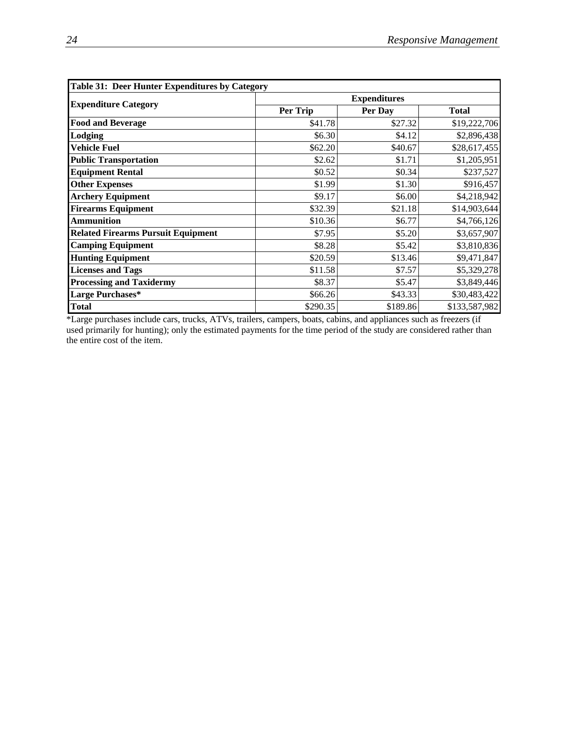| **Table 31: Deer Hunter Expenditures by Category** | | | |
|---|---|---|---|
| **Expenditure Category** | **Expenditures** | | |
| | **Per Trip** | **Per Day** | **Total** |
| **Food and Beverage** | $41.78 | $27.32 | $19,222,706 |
| **Lodging** | $6.30 | $4.12 | $2,896,438 |
| **Vehicle Fuel** | $62.20 | $40.67 | $28,617,455 |
| **Public Transportation** | $2.62 | $1.71 | $1,205,951 |
| **Equipment Rental** | $0.52 | $0.34 | $237,527 |
| **Other Expenses** | $1.99 | $1.30 | $916,457 |
| **Archery Equipment** | $9.17 | $6.00 | $4,218,942 |
| **Firearms Equipment** | $32.39 | $21.18 | $14,903,644 |
| **Ammunition** | $10.36 | $6.77 | $4,766,126 |
| **Related Firearms Pursuit Equipment** | $7.95 | $5.20 | $3,657,907 |
| **Camping Equipment** | $8.28 | $5.42 | $3,810,836 |
| **Hunting Equipment** | $20.59 | $13.46 | $9,471,847 |
| **Licenses and Tags** | $11.58 | $7.57 | $5,329,278 |
| **Processing and Taxidermy** | $8.37 | $5.47 | $3,849,446 |
| **Large Purchases*** | $66.26 | $43.33 | $30,483,422 |
| **Total** | $290.35 | $189.86 | $133,587,982 |

*Large purchases include cars, trucks, ATVs, trailers, campers, boats, cabins, and appliances such as freezers (if used primarily for hunting); only the estimated payments for the time period of the study are considered rather than the entire cost of the item.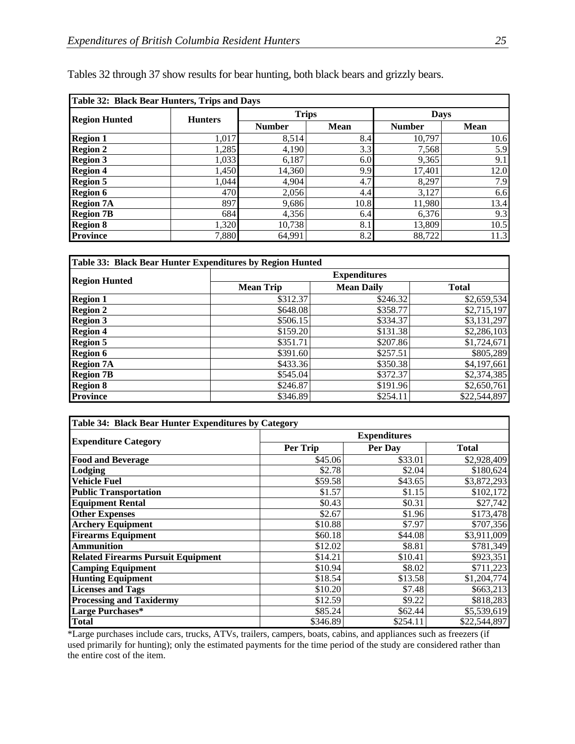Tables 32 through 37 show results for bear hunting, both black bears and grizzly bears.

| Table 32: Black Bear Hunters, Trips and Days | | | | | |
|---|---|---|---|---|---|
| **Region Hunted** | **Hunters** | **Trips** | | **Days** | |
| | | **Number** | **Mean** | **Number** | **Mean** |
| **Region 1** | 1,017 | 8,514 | 8.4 | 10,797 | 10.6 |
| **Region 2** | 1,285 | 4,190 | 3.3 | 7,568 | 5.9 |
| **Region 3** | 1,033 | 6,187 | 6.0 | 9,365 | 9.1 |
| **Region 4** | 1,450 | 14,360 | 9.9 | 17,401 | 12.0 |
| **Region 5** | 1,044 | 4,904 | 4.7 | 8,297 | 7.9 |
| **Region 6** | 470 | 2,056 | 4.4 | 3,127 | 6.6 |
| **Region 7A** | 897 | 9,686 | 10.8 | 11,980 | 13.4 |
| **Region 7B** | 684 | 4,356 | 6.4 | 6,376 | 9.3 |
| **Region 8** | 1,320 | 10,738 | 8.1 | 13,809 | 10.5 |
| **Province** | 7,880 | 64,991 | 8.2 | 88,722 | 11.3 |

| Table 33: Black Bear Hunter Expenditures by Region Hunted | | | |
|---|---|---|---|
| **Region Hunted** | **Expenditures** | | |
| | **Mean Trip** | **Mean Daily** | **Total** |
| **Region 1** | $312.37 | $246.32 | $2,659,534 |
| **Region 2** | $648.08 | $358.77 | $2,715,197 |
| **Region 3** | $506.15 | $334.37 | $3,131,297 |
| **Region 4** | $159.20 | $131.38 | $2,286,103 |
| **Region 5** | $351.71 | $207.86 | $1,724,671 |
| **Region 6** | $391.60 | $257.51 | $805,289 |
| **Region 7A** | $433.36 | $350.38 | $4,197,661 |
| **Region 7B** | $545.04 | $372.37 | $2,374,385 |
| **Region 8** | $246.87 | $191.96 | $2,650,761 |
| **Province** | $346.89 | $254.11 | $22,544,897 |

| Table 34: Black Bear Hunter Expenditures by Category | | | |
|---|---|---|---|
| **Expenditure Category** | **Expenditures** | | |
| | **Per Trip** | **Per Day** | **Total** |
| **Food and Beverage** | $45.06 | $33.01 | $2,928,409 |
| **Lodging** | $2.78 | $2.04 | $180,624 |
| **Vehicle Fuel** | $59.58 | $43.65 | $3,872,293 |
| **Public Transportation** | $1.57 | $1.15 | $102,172 |
| **Equipment Rental** | $0.43 | $0.31 | $27,742 |
| **Other Expenses** | $2.67 | $1.96 | $173,478 |
| **Archery Equipment** | $10.88 | $7.97 | $707,356 |
| **Firearms Equipment** | $60.18 | $44.08 | $3,911,009 |
| **Ammunition** | $12.02 | $8.81 | $781,349 |
| **Related Firearms Pursuit Equipment** | $14.21 | $10.41 | $923,351 |
| **Camping Equipment** | $10.94 | $8.02 | $711,223 |
| **Hunting Equipment** | $18.54 | $13.58 | $1,204,774 |
| **Licenses and Tags** | $10.20 | $7.48 | $663,213 |
| **Processing and Taxidermy** | $12.59 | $9.22 | $818,283 |
| **Large Purchases*** | $85.24 | $62.44 | $5,539,619 |
| **Total** | $346.89 | $254.11 | $22,544,897 |

*Large purchases include cars, trucks, ATVs, trailers, campers, boats, cabins, and appliances such as freezers (if used primarily for hunting); only the estimated payments for the time period of the study are considered rather than the entire cost of the item.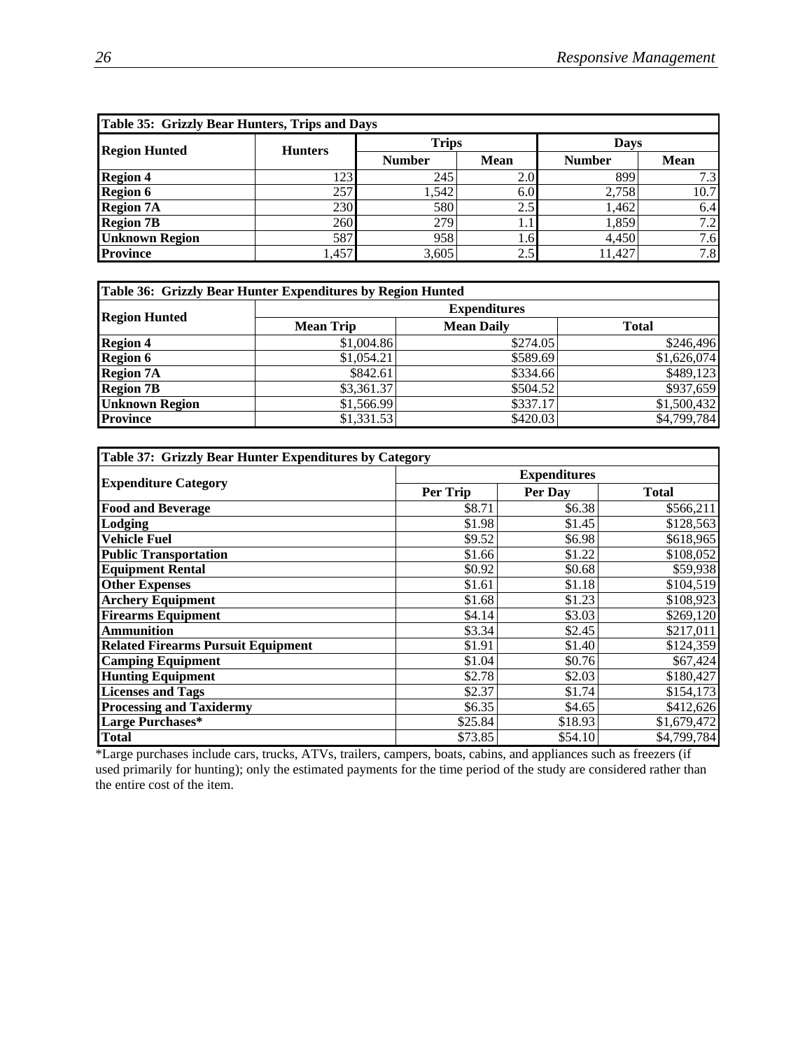| Table 35: Grizzly Bear Hunters, Trips and Days | | | | | |
|---|---|---|---|---|---|
| **Region Hunted** | **Hunters** | **Trips** | | **Days** | |
| | | **Number** | **Mean** | **Number** | **Mean** |
| **Region 4** | 123 | 245 | 2.0 | 899 | 7.3 |
| **Region 6** | 257 | 1,542 | 6.0 | 2,758 | 10.7 |
| **Region 7A** | 230 | 580 | 2.5 | 1,462 | 6.4 |
| **Region 7B** | 260 | 279 | 1.1 | 1,859 | 7.2 |
| **Unknown Region** | 587 | 958 | 1.6 | 4,450 | 7.6 |
| **Province** | 1,457 | 3,605 | 2.5 | 11,427 | 7.8 |

| Table 36: Grizzly Bear Hunter Expenditures by Region Hunted | | | |
|---|---|---|---|
| **Region Hunted** | **Expenditures** | | |
| | **Mean Trip** | **Mean Daily** | **Total** |
| **Region 4** | $1,004.86 | $274.05 | $246,496 |
| **Region 6** | $1,054.21 | $589.69 | $1,626,074 |
| **Region 7A** | $842.61 | $334.66 | $489,123 |
| **Region 7B** | $3,361.37 | $504.52 | $937,659 |
| **Unknown Region** | $1,566.99 | $337.17 | $1,500,432 |
| **Province** | $1,331.53 | $420.03 | $4,799,784 |

| Table 37: Grizzly Bear Hunter Expenditures by Category | | | |
|---|---|---|---|
| **Expenditure Category** | **Expenditures** | | |
| | **Per Trip** | **Per Day** | **Total** |
| **Food and Beverage** | $8.71 | $6.38 | $566,211 |
| **Lodging** | $1.98 | $1.45 | $128,563 |
| **Vehicle Fuel** | $9.52 | $6.98 | $618,965 |
| **Public Transportation** | $1.66 | $1.22 | $108,052 |
| **Equipment Rental** | $0.92 | $0.68 | $59,938 |
| **Other Expenses** | $1.61 | $1.18 | $104,519 |
| **Archery Equipment** | $1.68 | $1.23 | $108,923 |
| **Firearms Equipment** | $4.14 | $3.03 | $269,120 |
| **Ammunition** | $3.34 | $2.45 | $217,011 |
| **Related Firearms Pursuit Equipment** | $1.91 | $1.40 | $124,359 |
| **Camping Equipment** | $1.04 | $0.76 | $67,424 |
| **Hunting Equipment** | $2.78 | $2.03 | $180,427 |
| **Licenses and Tags** | $2.37 | $1.74 | $154,173 |
| **Processing and Taxidermy** | $6.35 | $4.65 | $412,626 |
| **Large Purchases*** | $25.84 | $18.93 | $1,679,472 |
| **Total** | $73.85 | $54.10 | $4,799,784 |

*Large purchases include cars, trucks, ATVs, trailers, campers, boats, cabins, and appliances such as freezers (if used primarily for hunting); only the estimated payments for the time period of the study are considered rather than the entire cost of the item.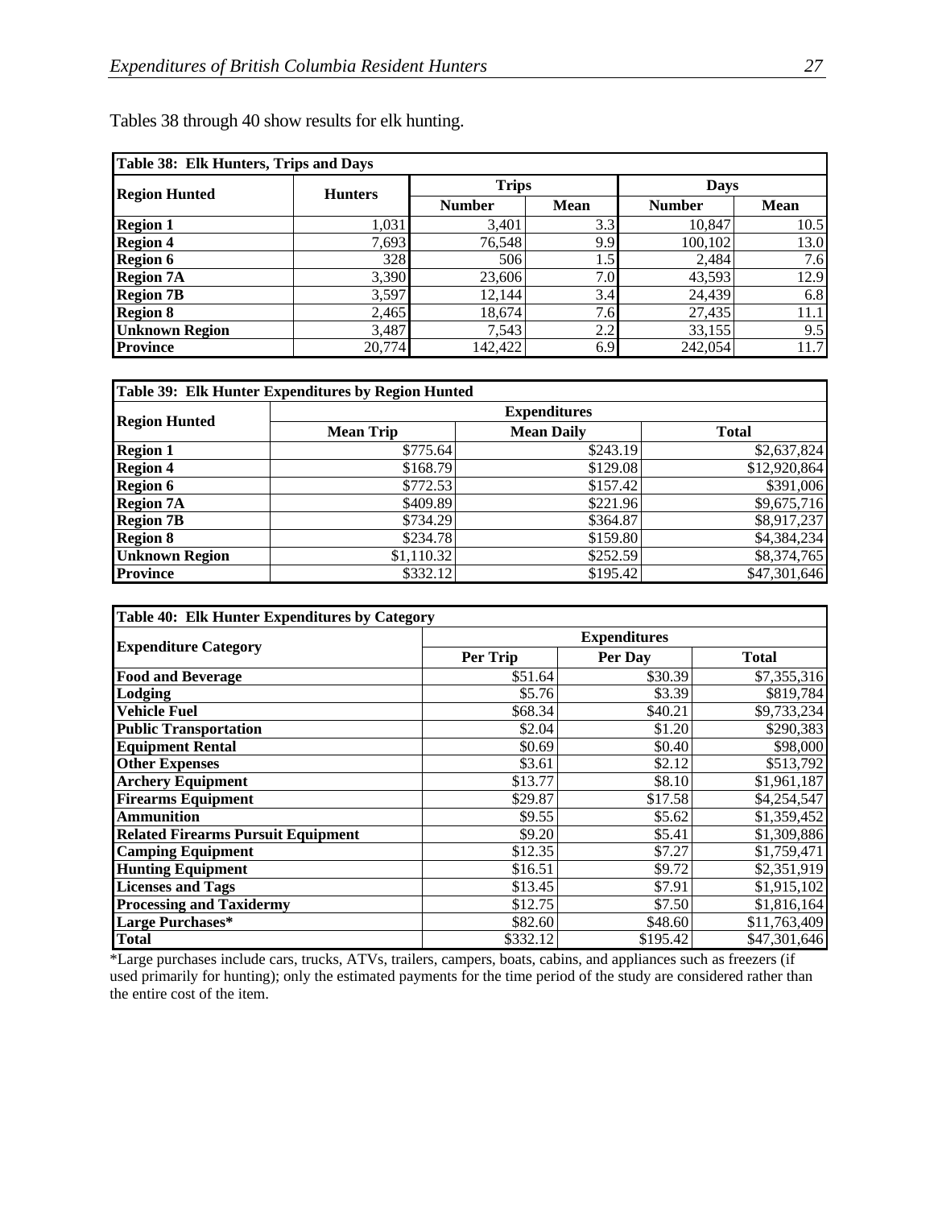Tables 38 through 40 show results for elk hunting.

| **Table 38: Elk Hunters, Trips and Days** | | | | | |
|---|---|---|---|---|---|
| **Region Hunted** | **Hunters** | **Trips** | | **Days** | |
| | | **Number** | **Mean** | **Number** | **Mean** |
| **Region 1** | 1,031 | 3,401 | 3.3 | 10,847 | 10.5 |
| **Region 4** | 7,693 | 76,548 | 9.9 | 100,102 | 13.0 |
| **Region 6** | 328 | 506 | 1.5 | 2,484 | 7.6 |
| **Region 7A** | 3,390 | 23,606 | 7.0 | 43,593 | 12.9 |
| **Region 7B** | 3,597 | 12,144 | 3.4 | 24,439 | 6.8 |
| **Region 8** | 2,465 | 18,674 | 7.6 | 27,435 | 11.1 |
| **Unknown Region** | 3,487 | 7,543 | 2.2 | 33,155 | 9.5 |
| **Province** | 20,774 | 142,422 | 6.9 | 242,054 | 11.7 |

| **Table 39: Elk Hunter Expenditures by Region Hunted** | | | |
|---|---|---|---|
| **Region Hunted** | **Expenditures** | | |
| | **Mean Trip** | **Mean Daily** | **Total** |
| **Region 1** | $775.64 | $243.19 | $2,637,824 |
| **Region 4** | $168.79 | $129.08 | $12,920,864 |
| **Region 6** | $772.53 | $157.42 | $391,006 |
| **Region 7A** | $409.89 | $221.96 | $9,675,716 |
| **Region 7B** | $734.29 | $364.87 | $8,917,237 |
| **Region 8** | $234.78 | $159.80 | $4,384,234 |
| **Unknown Region** | $1,110.32 | $252.59 | $8,374,765 |
| **Province** | $332.12 | $195.42 | $47,301,646 |

| **Table 40: Elk Hunter Expenditures by Category** | | | |
|---|---|---|---|
| **Expenditure Category** | **Expenditures** | | |
| | **Per Trip** | **Per Day** | **Total** |
| **Food and Beverage** | $51.64 | $30.39 | $7,355,316 |
| **Lodging** | $5.76 | $3.39 | $819,784 |
| **Vehicle Fuel** | $68.34 | $40.21 | $9,733,234 |
| **Public Transportation** | $2.04 | $1.20 | $290,383 |
| **Equipment Rental** | $0.69 | $0.40 | $98,000 |
| **Other Expenses** | $3.61 | $2.12 | $513,792 |
| **Archery Equipment** | $13.77 | $8.10 | $1,961,187 |
| **Firearms Equipment** | $29.87 | $17.58 | $4,254,547 |
| **Ammunition** | $9.55 | $5.62 | $1,359,452 |
| **Related Firearms Pursuit Equipment** | $9.20 | $5.41 | $1,309,886 |
| **Camping Equipment** | $12.35 | $7.27 | $1,759,471 |
| **Hunting Equipment** | $16.51 | $9.72 | $2,351,919 |
| **Licenses and Tags** | $13.45 | $7.91 | $1,915,102 |
| **Processing and Taxidermy** | $12.75 | $7.50 | $1,816,164 |
| **Large Purchases*** | $82.60 | $48.60 | $11,763,409 |
| **Total** | $332.12 | $195.42 | $47,301,646 |

*Large purchases include cars, trucks, ATVs, trailers, campers, boats, cabins, and appliances such as freezers (if used primarily for hunting); only the estimated payments for the time period of the study are considered rather than the entire cost of the item.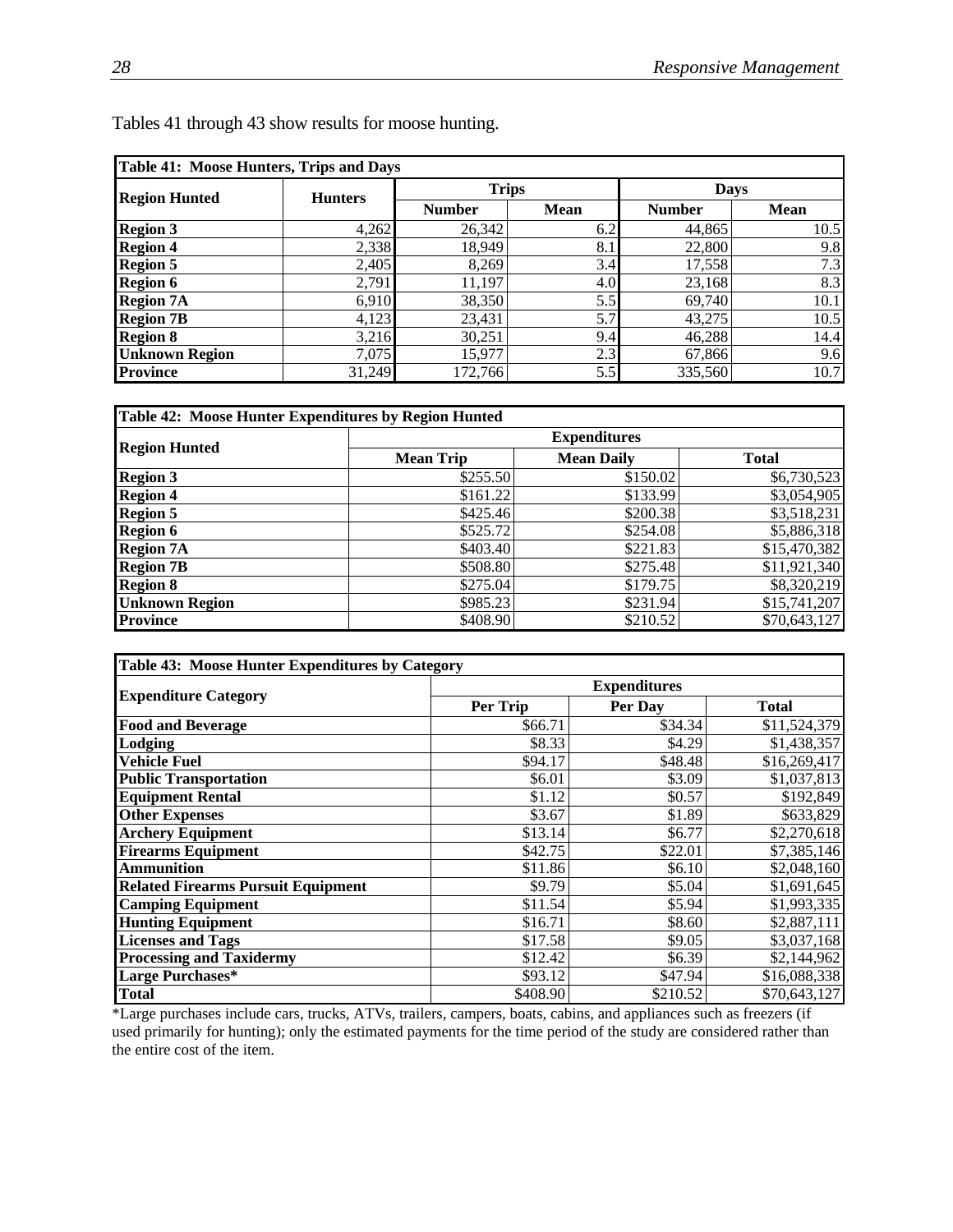Tables 41 through 43 show results for moose hunting.

| **Table 41: Moose Hunters, Trips and Days** | | | | | |
|---|---|---|---|---|---|
| **Region Hunted** | **Hunters** | **Trips** | | **Days** | |
| | | **Number** | **Mean** | **Number** | **Mean** |
| **Region 3** | 4,262 | 26,342 | 6.2 | 44,865 | 10.5 |
| **Region 4** | 2,338 | 18,949 | 8.1 | 22,800 | 9.8 |
| **Region 5** | 2,405 | 8,269 | 3.4 | 17,558 | 7.3 |
| **Region 6** | 2,791 | 11,197 | 4.0 | 23,168 | 8.3 |
| **Region 7A** | 6,910 | 38,350 | 5.5 | 69,740 | 10.1 |
| **Region 7B** | 4,123 | 23,431 | 5.7 | 43,275 | 10.5 |
| **Region 8** | 3,216 | 30,251 | 9.4 | 46,288 | 14.4 |
| **Unknown Region** | 7,075 | 15,977 | 2.3 | 67,866 | 9.6 |
| **Province** | 31,249 | 172,766 | 5.5 | 335,560 | 10.7 |

| **Table 42: Moose Hunter Expenditures by Region Hunted** | | | |
|---|---|---|---|
| **Region Hunted** | **Expenditures** | | |
| | **Mean Trip** | **Mean Daily** | **Total** |
| **Region 3** | $255.50 | $150.02 | $6,730,523 |
| **Region 4** | $161.22 | $133.99 | $3,054,905 |
| **Region 5** | $425.46 | $200.38 | $3,518,231 |
| **Region 6** | $525.72 | $254.08 | $5,886,318 |
| **Region 7A** | $403.40 | $221.83 | $15,470,382 |
| **Region 7B** | $508.80 | $275.48 | $11,921,340 |
| **Region 8** | $275.04 | $179.75 | $8,320,219 |
| **Unknown Region** | $985.23 | $231.94 | $15,741,207 |
| **Province** | $408.90 | $210.52 | $70,643,127 |

| **Table 43: Moose Hunter Expenditures by Category** | | | |
|---|---|---|---|
| **Expenditure Category** | **Expenditures** | | |
| | **Per Trip** | **Per Day** | **Total** |
| **Food and Beverage** | $66.71 | $34.34 | $11,524,379 |
| **Lodging** | $8.33 | $4.29 | $1,438,357 |
| **Vehicle Fuel** | $94.17 | $48.48 | $16,269,417 |
| **Public Transportation** | $6.01 | $3.09 | $1,037,813 |
| **Equipment Rental** | $1.12 | $0.57 | $192,849 |
| **Other Expenses** | $3.67 | $1.89 | $633,829 |
| **Archery Equipment** | $13.14 | $6.77 | $2,270,618 |
| **Firearms Equipment** | $42.75 | $22.01 | $7,385,146 |
| **Ammunition** | $11.86 | $6.10 | $2,048,160 |
| **Related Firearms Pursuit Equipment** | $9.79 | $5.04 | $1,691,645 |
| **Camping Equipment** | $11.54 | $5.94 | $1,993,335 |
| **Hunting Equipment** | $16.71 | $8.60 | $2,887,111 |
| **Licenses and Tags** | $17.58 | $9.05 | $3,037,168 |
| **Processing and Taxidermy** | $12.42 | $6.39 | $2,144,962 |
| **Large Purchases*** | $93.12 | $47.94 | $16,088,338 |
| **Total** | $408.90 | $210.52 | $70,643,127 |

*Large purchases include cars, trucks, ATVs, trailers, campers, boats, cabins, and appliances such as freezers (if used primarily for hunting); only the estimated payments for the time period of the study are considered rather than the entire cost of the item.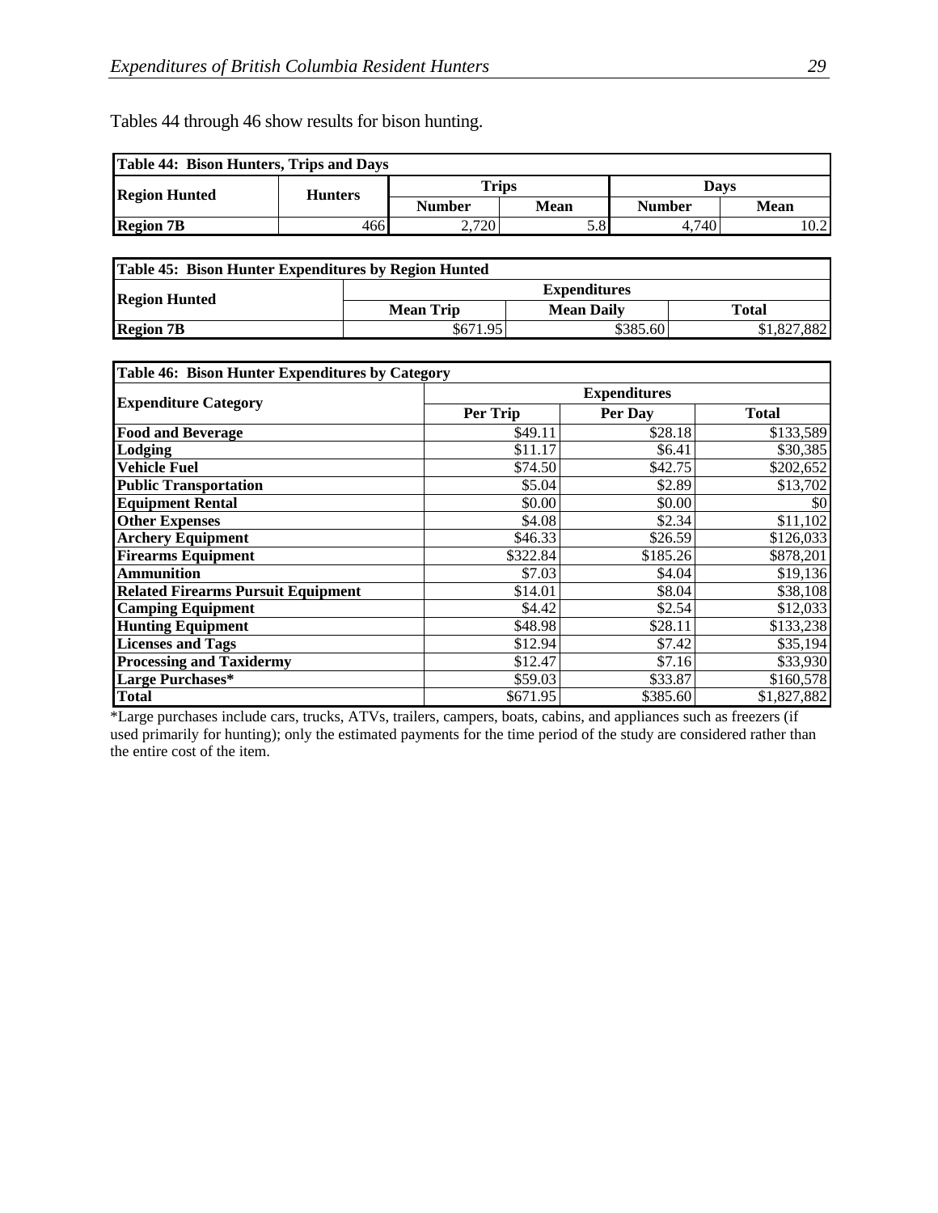Tables 44 through 46 show results for bison hunting.

**Table 44: Bison Hunters, Trips and Days**

| Region Hunted | Hunters | Trips | | Days | |
|---|---|---|---|---|---|
| | | Number | Mean | Number | Mean |
| **Region 7B** | 466 | 2,720 | 5.8 | 4,740 | 10.2 |

**Table 45: Bison Hunter Expenditures by Region Hunted**

| Region Hunted | Expenditures | | |
|---|---|---|---|
| | Mean Trip | Mean Daily | Total |
| **Region 7B** | $671.95 | $385.60 | $1,827,882 |

**Table 46: Bison Hunter Expenditures by Category**

| Expenditure Category | Expenditures | | |
|---|---|---|---|
| | Per Trip | Per Day | Total |
| **Food and Beverage** | $49.11 | $28.18 | $133,589 |
| **Lodging** | $11.17 | $6.41 | $30,385 |
| **Vehicle Fuel** | $74.50 | $42.75 | $202,652 |
| **Public Transportation** | $5.04 | $2.89 | $13,702 |
| **Equipment Rental** | $0.00 | $0.00 | $0 |
| **Other Expenses** | $4.08 | $2.34 | $11,102 |
| **Archery Equipment** | $46.33 | $26.59 | $126,033 |
| **Firearms Equipment** | $322.84 | $185.26 | $878,201 |
| **Ammunition** | $7.03 | $4.04 | $19,136 |
| **Related Firearms Pursuit Equipment** | $14.01 | $8.04 | $38,108 |
| **Camping Equipment** | $4.42 | $2.54 | $12,033 |
| **Hunting Equipment** | $48.98 | $28.11 | $133,238 |
| **Licenses and Tags** | $12.94 | $7.42 | $35,194 |
| **Processing and Taxidermy** | $12.47 | $7.16 | $33,930 |
| **Large Purchases*** | $59.03 | $33.87 | $160,578 |
| **Total** | $671.95 | $385.60 | $1,827,882 |

*Large purchases include cars, trucks, ATVs, trailers, campers, boats, cabins, and appliances such as freezers (if used primarily for hunting); only the estimated payments for the time period of the study are considered rather than the entire cost of the item.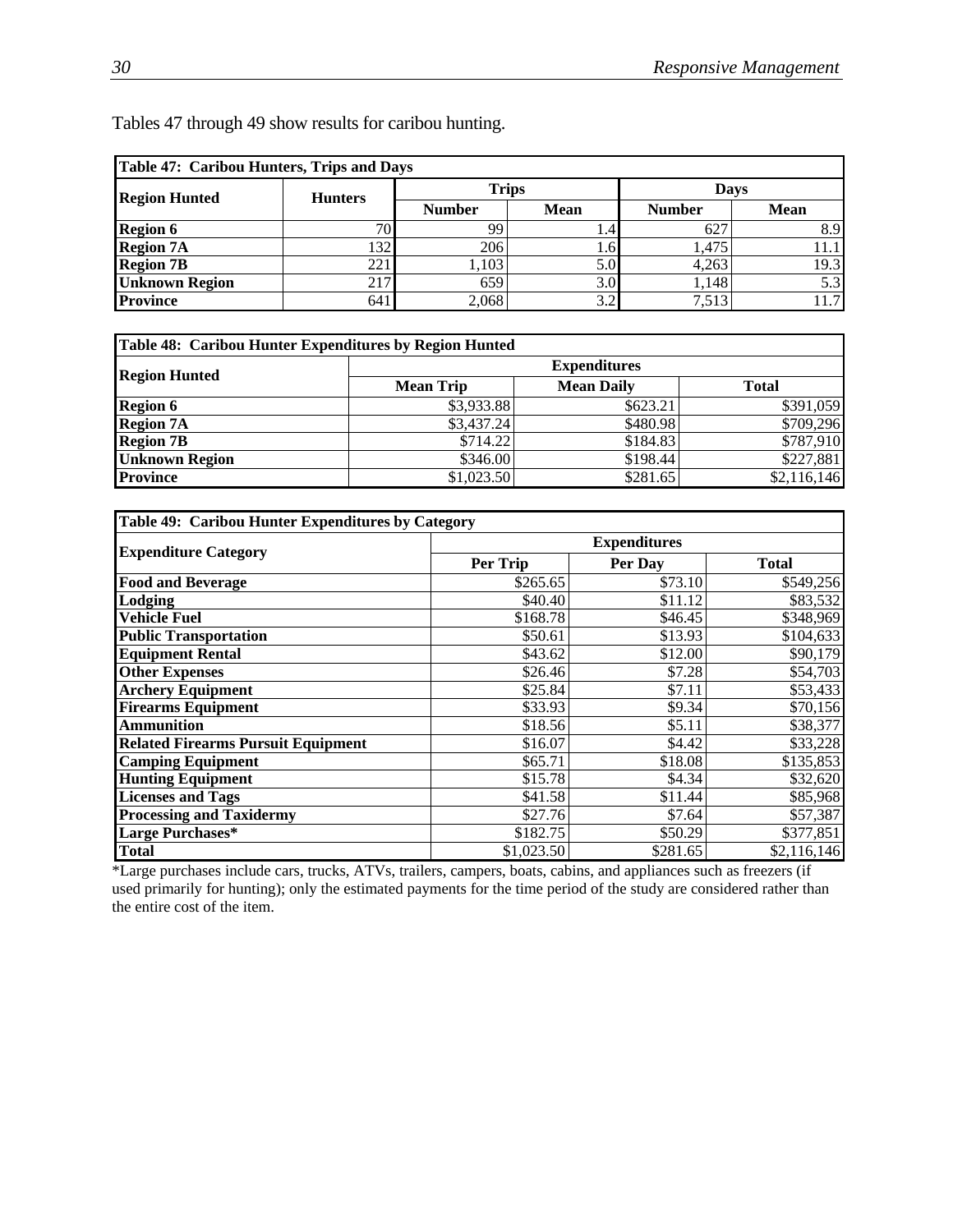Tables 47 through 49 show results for caribou hunting.

| **Table 47: Caribou Hunters, Trips and Days** | | | | | |
|---|---|---|---|---|---|
| **Region Hunted** | **Hunters** | **Trips** | | **Days** | |
| | | **Number** | **Mean** | **Number** | **Mean** |
| **Region 6** | 70 | 99 | 1.4 | 627 | 8.9 |
| **Region 7A** | 132 | 206 | 1.6 | 1,475 | 11.1 |
| **Region 7B** | 221 | 1,103 | 5.0 | 4,263 | 19.3 |
| **Unknown Region** | 217 | 659 | 3.0 | 1,148 | 5.3 |
| **Province** | 641 | 2,068 | 3.2 | 7,513 | 11.7 |

| **Table 48: Caribou Hunter Expenditures by Region Hunted** | | | |
|---|---|---|---|
| **Region Hunted** | **Expenditures** | | |
| | **Mean Trip** | **Mean Daily** | **Total** |
| **Region 6** | $3,933.88 | $623.21 | $391,059 |
| **Region 7A** | $3,437.24 | $480.98 | $709,296 |
| **Region 7B** | $714.22 | $184.83 | $787,910 |
| **Unknown Region** | $346.00 | $198.44 | $227,881 |
| **Province** | $1,023.50 | $281.65 | $2,116,146 |

| **Table 49: Caribou Hunter Expenditures by Category** | | | |
|---|---|---|---|
| **Expenditure Category** | **Expenditures** | | |
| | **Per Trip** | **Per Day** | **Total** |
| **Food and Beverage** | $265.65 | $73.10 | $549,256 |
| **Lodging** | $40.40 | $11.12 | $83,532 |
| **Vehicle Fuel** | $168.78 | $46.45 | $348,969 |
| **Public Transportation** | $50.61 | $13.93 | $104,633 |
| **Equipment Rental** | $43.62 | $12.00 | $90,179 |
| **Other Expenses** | $26.46 | $7.28 | $54,703 |
| **Archery Equipment** | $25.84 | $7.11 | $53,433 |
| **Firearms Equipment** | $33.93 | $9.34 | $70,156 |
| **Ammunition** | $18.56 | $5.11 | $38,377 |
| **Related Firearms Pursuit Equipment** | $16.07 | $4.42 | $33,228 |
| **Camping Equipment** | $65.71 | $18.08 | $135,853 |
| **Hunting Equipment** | $15.78 | $4.34 | $32,620 |
| **Licenses and Tags** | $41.58 | $11.44 | $85,968 |
| **Processing and Taxidermy** | $27.76 | $7.64 | $57,387 |
| **Large Purchases*** | $182.75 | $50.29 | $377,851 |
| **Total** | $1,023.50 | $281.65 | $2,116,146 |

*Large purchases include cars, trucks, ATVs, trailers, campers, boats, cabins, and appliances such as freezers (if used primarily for hunting); only the estimated payments for the time period of the study are considered rather than the entire cost of the item.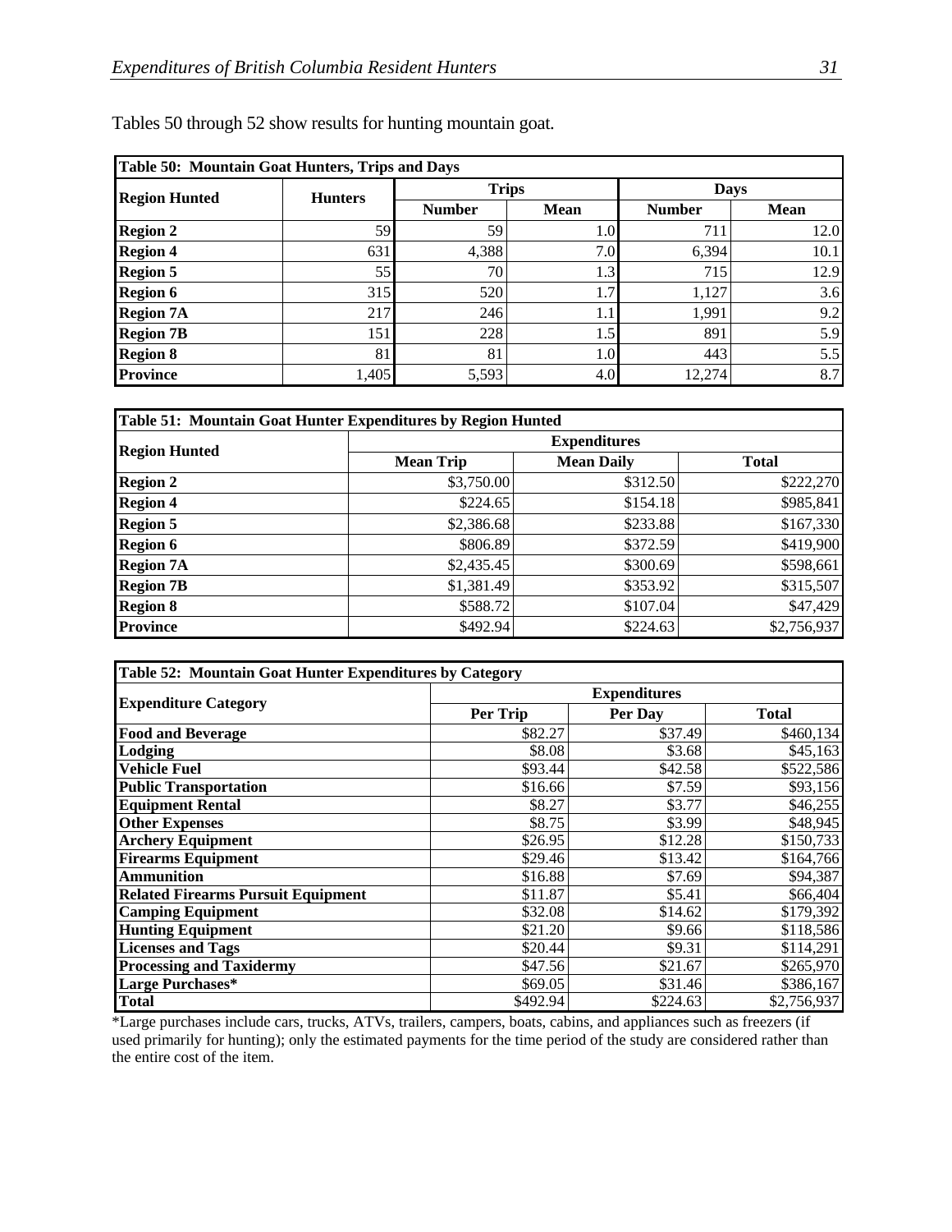Tables 50 through 52 show results for hunting mountain goat.

| **Table 50: Mountain Goat Hunters, Trips and Days** | | | | | |
|---|---|---|---|---|---|
| **Region Hunted** | **Hunters** | **Trips** | | **Days** | |
| | | **Number** | **Mean** | **Number** | **Mean** |
| **Region 2** | 59 | 59 | 1.0 | 711 | 12.0 |
| **Region 4** | 631 | 4,388 | 7.0 | 6,394 | 10.1 |
| **Region 5** | 55 | 70 | 1.3 | 715 | 12.9 |
| **Region 6** | 315 | 520 | 1.7 | 1,127 | 3.6 |
| **Region 7A** | 217 | 246 | 1.1 | 1,991 | 9.2 |
| **Region 7B** | 151 | 228 | 1.5 | 891 | 5.9 |
| **Region 8** | 81 | 81 | 1.0 | 443 | 5.5 |
| **Province** | 1,405 | 5,593 | 4.0 | 12,274 | 8.7 |

| **Table 51: Mountain Goat Hunter Expenditures by Region Hunted** | | | |
|---|---|---|---|
| **Region Hunted** | **Expenditures** | | |
| | **Mean Trip** | **Mean Daily** | **Total** |
| **Region 2** | $3,750.00 | $312.50 | $222,270 |
| **Region 4** | $224.65 | $154.18 | $985,841 |
| **Region 5** | $2,386.68 | $233.88 | $167,330 |
| **Region 6** | $806.89 | $372.59 | $419,900 |
| **Region 7A** | $2,435.45 | $300.69 | $598,661 |
| **Region 7B** | $1,381.49 | $353.92 | $315,507 |
| **Region 8** | $588.72 | $107.04 | $47,429 |
| **Province** | $492.94 | $224.63 | $2,756,937 |

| **Table 52: Mountain Goat Hunter Expenditures by Category** | | | |
|---|---|---|---|
| **Expenditure Category** | **Expenditures** | | |
| | **Per Trip** | **Per Day** | **Total** |
| **Food and Beverage** | $82.27 | $37.49 | $460,134 |
| **Lodging** | $8.08 | $3.68 | $45,163 |
| **Vehicle Fuel** | $93.44 | $42.58 | $522,586 |
| **Public Transportation** | $16.66 | $7.59 | $93,156 |
| **Equipment Rental** | $8.27 | $3.77 | $46,255 |
| **Other Expenses** | $8.75 | $3.99 | $48,945 |
| **Archery Equipment** | $26.95 | $12.28 | $150,733 |
| **Firearms Equipment** | $29.46 | $13.42 | $164,766 |
| **Ammunition** | $16.88 | $7.69 | $94,387 |
| **Related Firearms Pursuit Equipment** | $11.87 | $5.41 | $66,404 |
| **Camping Equipment** | $32.08 | $14.62 | $179,392 |
| **Hunting Equipment** | $21.20 | $9.66 | $118,586 |
| **Licenses and Tags** | $20.44 | $9.31 | $114,291 |
| **Processing and Taxidermy** | $47.56 | $21.67 | $265,970 |
| **Large Purchases*** | $69.05 | $31.46 | $386,167 |
| **Total** | $492.94 | $224.63 | $2,756,937 |

*Large purchases include cars, trucks, ATVs, trailers, campers, boats, cabins, and appliances such as freezers (if used primarily for hunting); only the estimated payments for the time period of the study are considered rather than the entire cost of the item.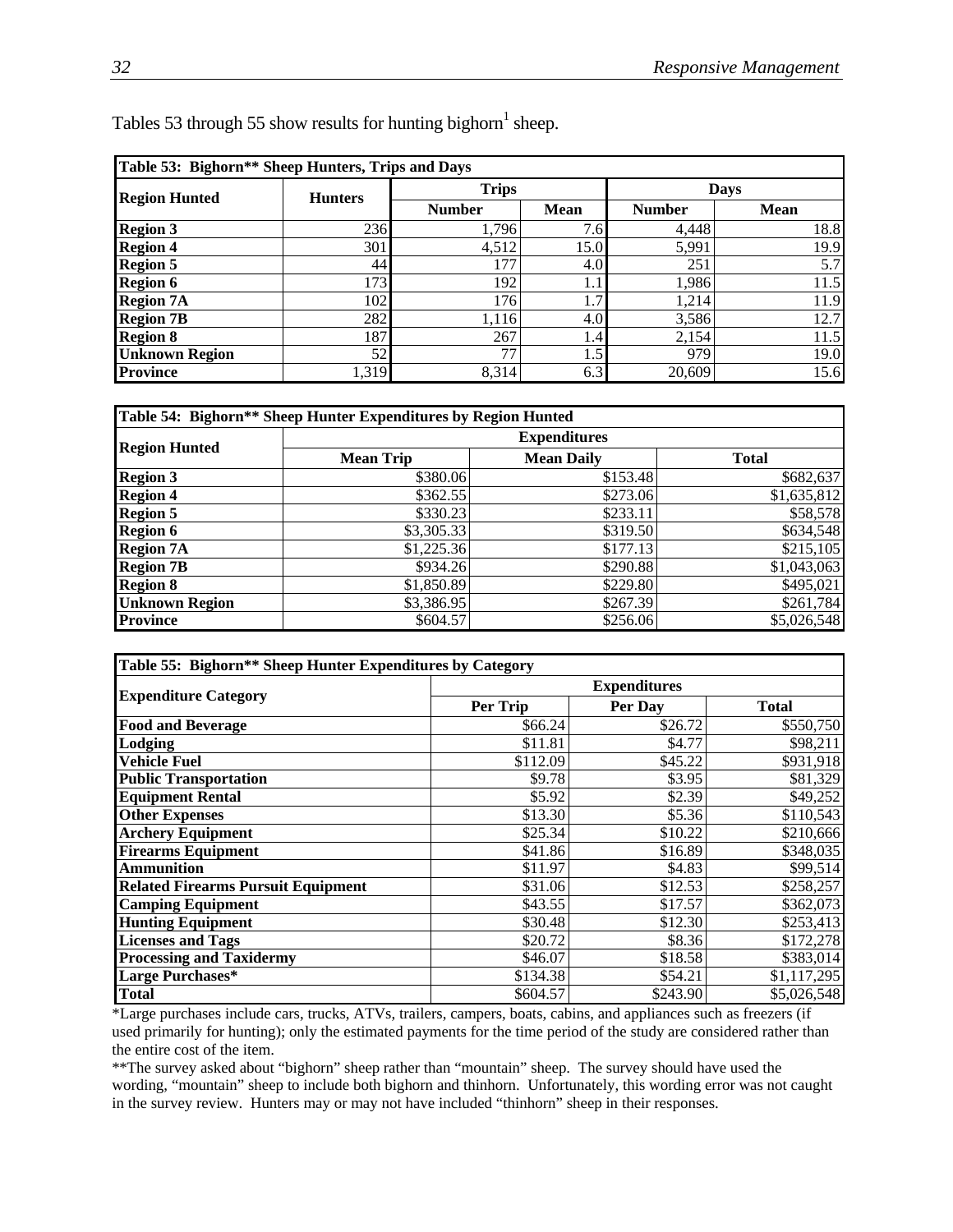Tables 53 through 55 show results for hunting bighorn[1] sheep.

| Table 53: Bighorn** Sheep Hunters, Trips and Days | | | | | |
|---|---|---|---|---|---|
| Region Hunted | Hunters | Trips | | Days | |
| | | Number | Mean | Number | Mean |
| **Region 3** | 236 | 1,796 | 7.6 | 4,448 | 18.8 |
| **Region 4** | 301 | 4,512 | 15.0 | 5,991 | 19.9 |
| **Region 5** | 44 | 177 | 4.0 | 251 | 5.7 |
| **Region 6** | 173 | 192 | 1.1 | 1,986 | 11.5 |
| **Region 7A** | 102 | 176 | 1.7 | 1,214 | 11.9 |
| **Region 7B** | 282 | 1,116 | 4.0 | 3,586 | 12.7 |
| **Region 8** | 187 | 267 | 1.4 | 2,154 | 11.5 |
| **Unknown Region** | 52 | 77 | 1.5 | 979 | 19.0 |
| **Province** | 1,319 | 8,314 | 6.3 | 20,609 | 15.6 |

| Table 54: Bighorn** Sheep Hunter Expenditures by Region Hunted | | | |
|---|---|---|---|
| Region Hunted | Expenditures | | |
| | Mean Trip | Mean Daily | Total |
| **Region 3** | $380.06 | $153.48 | $682,637 |
| **Region 4** | $362.55 | $273.06 | $1,635,812 |
| **Region 5** | $330.23 | $233.11 | $58,578 |
| **Region 6** | $3,305.33 | $319.50 | $634,548 |
| **Region 7A** | $1,225.36 | $177.13 | $215,105 |
| **Region 7B** | $934.26 | $290.88 | $1,043,063 |
| **Region 8** | $1,850.89 | $229.80 | $495,021 |
| **Unknown Region** | $3,386.95 | $267.39 | $261,784 |
| **Province** | $604.57 | $256.06 | $5,026,548 |

| Table 55: Bighorn** Sheep Hunter Expenditures by Category | | | |
|---|---|---|---|
| Expenditure Category | Expenditures | | |
| | Per Trip | Per Day | Total |
| **Food and Beverage** | $66.24 | $26.72 | $550,750 |
| **Lodging** | $11.81 | $4.77 | $98,211 |
| **Vehicle Fuel** | $112.09 | $45.22 | $931,918 |
| **Public Transportation** | $9.78 | $3.95 | $81,329 |
| **Equipment Rental** | $5.92 | $2.39 | $49,252 |
| **Other Expenses** | $13.30 | $5.36 | $110,543 |
| **Archery Equipment** | $25.34 | $10.22 | $210,666 |
| **Firearms Equipment** | $41.86 | $16.89 | $348,035 |
| **Ammunition** | $11.97 | $4.83 | $99,514 |
| **Related Firearms Pursuit Equipment** | $31.06 | $12.53 | $258,257 |
| **Camping Equipment** | $43.55 | $17.57 | $362,073 |
| **Hunting Equipment** | $30.48 | $12.30 | $253,413 |
| **Licenses and Tags** | $20.72 | $8.36 | $172,278 |
| **Processing and Taxidermy** | $46.07 | $18.58 | $383,014 |
| **Large Purchases*** | $134.38 | $54.21 | $1,117,295 |
| **Total** | $604.57 | $243.90 | $5,026,548 |

*Large purchases include cars, trucks, ATVs, trailers, campers, boats, cabins, and appliances such as freezers (if used primarily for hunting); only the estimated payments for the time period of the study are considered rather than the entire cost of the item.

**The survey asked about "bighorn" sheep rather than "mountain" sheep. The survey should have used the wording, "mountain" sheep to include both bighorn and thinhorn. Unfortunately, this wording error was not caught in the survey review. Hunters may or may not have included "thinhorn" sheep in their responses.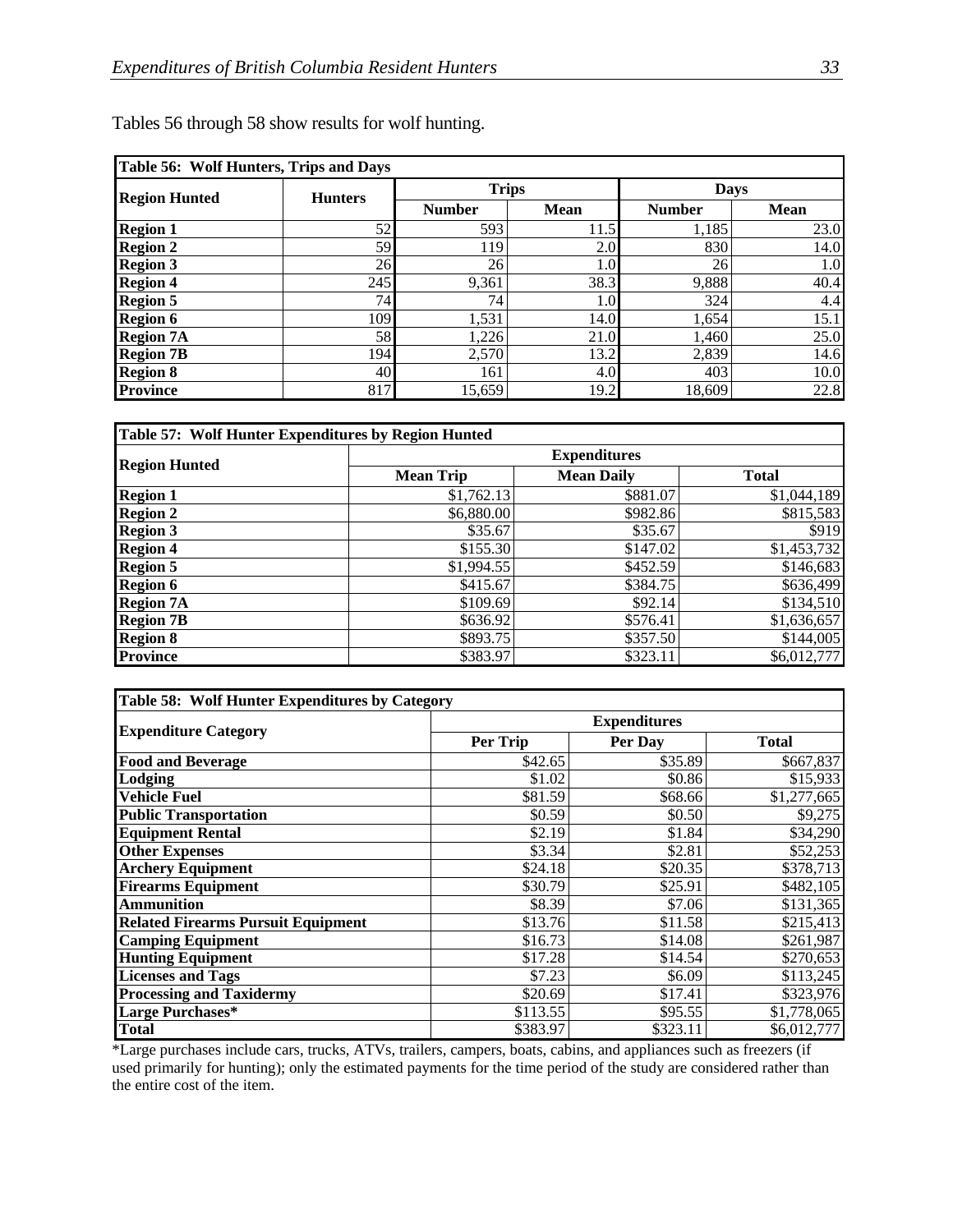Tables 56 through 58 show results for wolf hunting.

| Table 56: Wolf Hunters, Trips and Days | | | | | |
|---|---|---|---|---|---|
| **Region Hunted** | **Hunters** | **Trips** | | **Days** | |
| | | **Number** | **Mean** | **Number** | **Mean** |
| **Region 1** | 52 | 593 | 11.5 | 1,185 | 23.0 |
| **Region 2** | 59 | 119 | 2.0 | 830 | 14.0 |
| **Region 3** | 26 | 26 | 1.0 | 26 | 1.0 |
| **Region 4** | 245 | 9,361 | 38.3 | 9,888 | 40.4 |
| **Region 5** | 74 | 74 | 1.0 | 324 | 4.4 |
| **Region 6** | 109 | 1,531 | 14.0 | 1,654 | 15.1 |
| **Region 7A** | 58 | 1,226 | 21.0 | 1,460 | 25.0 |
| **Region 7B** | 194 | 2,570 | 13.2 | 2,839 | 14.6 |
| **Region 8** | 40 | 161 | 4.0 | 403 | 10.0 |
| **Province** | 817 | 15,659 | 19.2 | 18,609 | 22.8 |

| Table 57: Wolf Hunter Expenditures by Region Hunted | | | |
|---|---|---|---|
| **Region Hunted** | **Expenditures** | | |
| | **Mean Trip** | **Mean Daily** | **Total** |
| **Region 1** | $1,762.13 | $881.07 | $1,044,189 |
| **Region 2** | $6,880.00 | $982.86 | $815,583 |
| **Region 3** | $35.67 | $35.67 | $919 |
| **Region 4** | $155.30 | $147.02 | $1,453,732 |
| **Region 5** | $1,994.55 | $452.59 | $146,683 |
| **Region 6** | $415.67 | $384.75 | $636,499 |
| **Region 7A** | $109.69 | $92.14 | $134,510 |
| **Region 7B** | $636.92 | $576.41 | $1,636,657 |
| **Region 8** | $893.75 | $357.50 | $144,005 |
| **Province** | $383.97 | $323.11 | $6,012,777 |

| Table 58: Wolf Hunter Expenditures by Category | | | |
|---|---|---|---|
| **Expenditure Category** | **Expenditures** | | |
| | **Per Trip** | **Per Day** | **Total** |
| **Food and Beverage** | $42.65 | $35.89 | $667,837 |
| **Lodging** | $1.02 | $0.86 | $15,933 |
| **Vehicle Fuel** | $81.59 | $68.66 | $1,277,665 |
| **Public Transportation** | $0.59 | $0.50 | $9,275 |
| **Equipment Rental** | $2.19 | $1.84 | $34,290 |
| **Other Expenses** | $3.34 | $2.81 | $52,253 |
| **Archery Equipment** | $24.18 | $20.35 | $378,713 |
| **Firearms Equipment** | $30.79 | $25.91 | $482,105 |
| **Ammunition** | $8.39 | $7.06 | $131,365 |
| **Related Firearms Pursuit Equipment** | $13.76 | $11.58 | $215,413 |
| **Camping Equipment** | $16.73 | $14.08 | $261,987 |
| **Hunting Equipment** | $17.28 | $14.54 | $270,653 |
| **Licenses and Tags** | $7.23 | $6.09 | $113,245 |
| **Processing and Taxidermy** | $20.69 | $17.41 | $323,976 |
| **Large Purchases*** | $113.55 | $95.55 | $1,778,065 |
| **Total** | $383.97 | $323.11 | $6,012,777 |

*Large purchases include cars, trucks, ATVs, trailers, campers, boats, cabins, and appliances such as freezers (if used primarily for hunting); only the estimated payments for the time period of the study are considered rather than the entire cost of the item.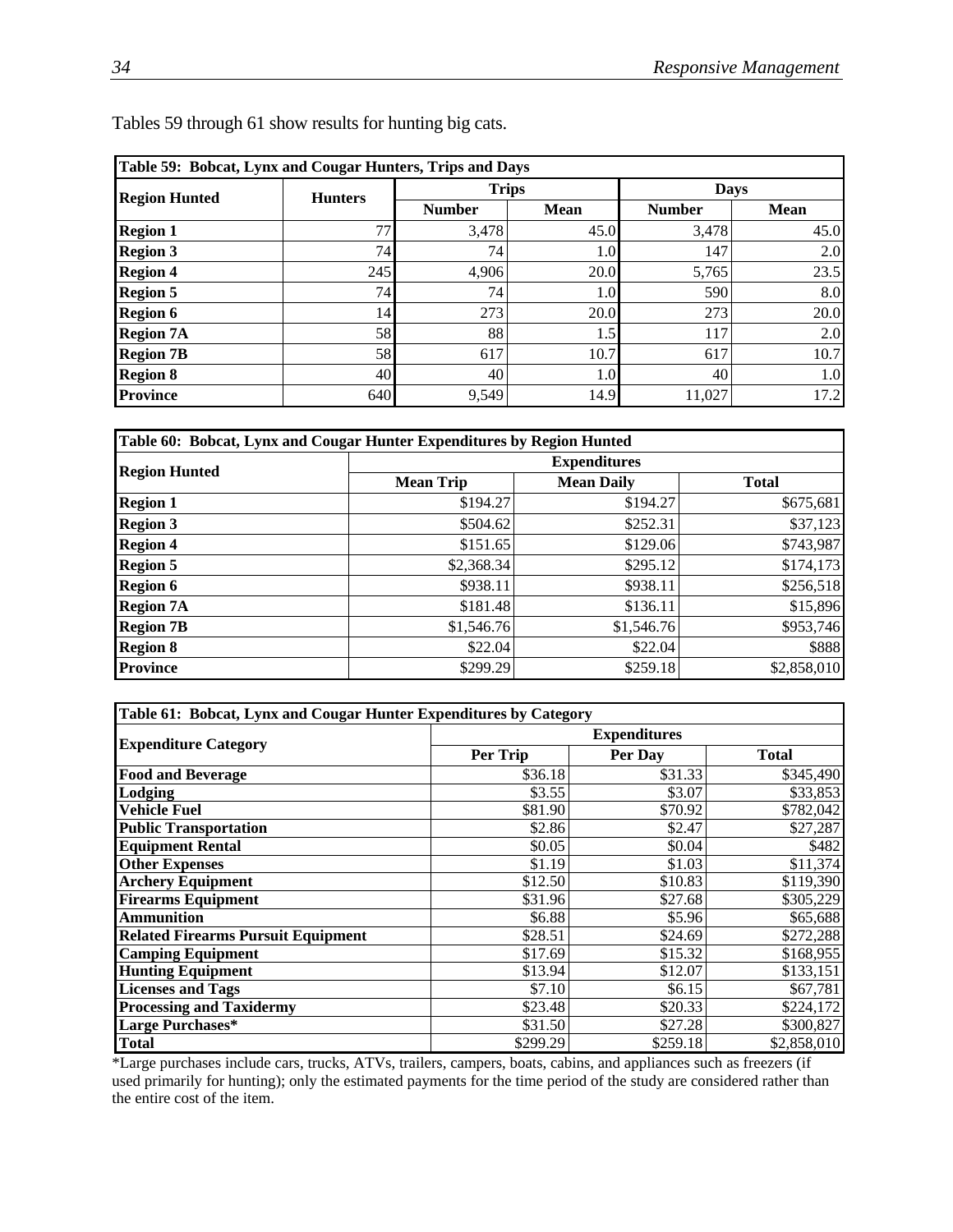Tables 59 through 61 show results for hunting big cats.

| Table 59: Bobcat, Lynx and Cougar Hunters, Trips and Days | | | | | |
|---|---|---|---|---|---|
| Region Hunted | Hunters | Trips | | Days | |
| | | Number | Mean | Number | Mean |
| **Region 1** | 77 | 3,478 | 45.0 | 3,478 | 45.0 |
| **Region 3** | 74 | 74 | 1.0 | 147 | 2.0 |
| **Region 4** | 245 | 4,906 | 20.0 | 5,765 | 23.5 |
| **Region 5** | 74 | 74 | 1.0 | 590 | 8.0 |
| **Region 6** | 14 | 273 | 20.0 | 273 | 20.0 |
| **Region 7A** | 58 | 88 | 1.5 | 117 | 2.0 |
| **Region 7B** | 58 | 617 | 10.7 | 617 | 10.7 |
| **Region 8** | 40 | 40 | 1.0 | 40 | 1.0 |
| **Province** | 640 | 9,549 | 14.9 | 11,027 | 17.2 |

| Table 60: Bobcat, Lynx and Cougar Hunter Expenditures by Region Hunted | | | |
|---|---|---|---|
| Region Hunted | Expenditures | | |
| | Mean Trip | Mean Daily | Total |
| **Region 1** | $194.27 | $194.27 | $675,681 |
| **Region 3** | $504.62 | $252.31 | $37,123 |
| **Region 4** | $151.65 | $129.06 | $743,987 |
| **Region 5** | $2,368.34 | $295.12 | $174,173 |
| **Region 6** | $938.11 | $938.11 | $256,518 |
| **Region 7A** | $181.48 | $136.11 | $15,896 |
| **Region 7B** | $1,546.76 | $1,546.76 | $953,746 |
| **Region 8** | $22.04 | $22.04 | $888 |
| **Province** | $299.29 | $259.18 | $2,858,010 |

| Table 61: Bobcat, Lynx and Cougar Hunter Expenditures by Category | | | |
|---|---|---|---|
| Expenditure Category | Expenditures | | |
| | Per Trip | Per Day | Total |
| **Food and Beverage** | $36.18 | $31.33 | $345,490 |
| **Lodging** | $3.55 | $3.07 | $33,853 |
| **Vehicle Fuel** | $81.90 | $70.92 | $782,042 |
| **Public Transportation** | $2.86 | $2.47 | $27,287 |
| **Equipment Rental** | $0.05 | $0.04 | $482 |
| **Other Expenses** | $1.19 | $1.03 | $11,374 |
| **Archery Equipment** | $12.50 | $10.83 | $119,390 |
| **Firearms Equipment** | $31.96 | $27.68 | $305,229 |
| **Ammunition** | $6.88 | $5.96 | $65,688 |
| **Related Firearms Pursuit Equipment** | $28.51 | $24.69 | $272,288 |
| **Camping Equipment** | $17.69 | $15.32 | $168,955 |
| **Hunting Equipment** | $13.94 | $12.07 | $133,151 |
| **Licenses and Tags** | $7.10 | $6.15 | $67,781 |
| **Processing and Taxidermy** | $23.48 | $20.33 | $224,172 |
| **Large Purchases*** | $31.50 | $27.28 | $300,827 |
| **Total** | $299.29 | $259.18 | $2,858,010 |

*Large purchases include cars, trucks, ATVs, trailers, campers, boats, cabins, and appliances such as freezers (if used primarily for hunting); only the estimated payments for the time period of the study are considered rather than the entire cost of the item.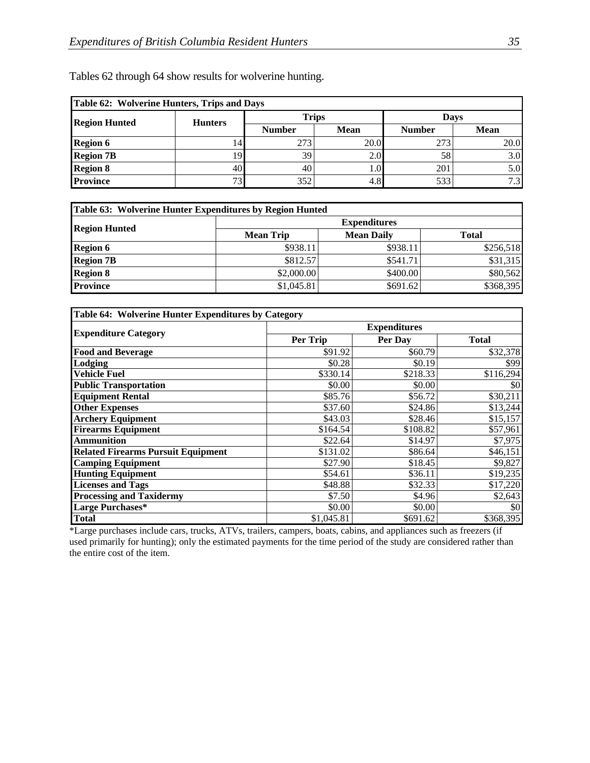Tables 62 through 64 show results for wolverine hunting.

| Table 62: Wolverine Hunters, Trips and Days | | | | | |
|---|---|---|---|---|---|
| Region Hunted | Hunters | Trips | | Days | |
| | | Number | Mean | Number | Mean |
| **Region 6** | 14 | 273 | 20.0 | 273 | 20.0 |
| **Region 7B** | 19 | 39 | 2.0 | 58 | 3.0 |
| **Region 8** | 40 | 40 | 1.0 | 201 | 5.0 |
| **Province** | 73 | 352 | 4.8 | 533 | 7.3 |

| Table 63: Wolverine Hunter Expenditures by Region Hunted | | | |
|---|---|---|---|
| Region Hunted | Expenditures | | |
| | Mean Trip | Mean Daily | Total |
| **Region 6** | $938.11 | $938.11 | $256,518 |
| **Region 7B** | $812.57 | $541.71 | $31,315 |
| **Region 8** | $2,000.00 | $400.00 | $80,562 |
| **Province** | $1,045.81 | $691.62 | $368,395 |

| Table 64: Wolverine Hunter Expenditures by Category | | | |
|---|---|---|---|
| Expenditure Category | Expenditures | | |
| | Per Trip | Per Day | Total |
| **Food and Beverage** | $91.92 | $60.79 | $32,378 |
| **Lodging** | $0.28 | $0.19 | $99 |
| **Vehicle Fuel** | $330.14 | $218.33 | $116,294 |
| **Public Transportation** | $0.00 | $0.00 | $0 |
| **Equipment Rental** | $85.76 | $56.72 | $30,211 |
| **Other Expenses** | $37.60 | $24.86 | $13,244 |
| **Archery Equipment** | $43.03 | $28.46 | $15,157 |
| **Firearms Equipment** | $164.54 | $108.82 | $57,961 |
| **Ammunition** | $22.64 | $14.97 | $7,975 |
| **Related Firearms Pursuit Equipment** | $131.02 | $86.64 | $46,151 |
| **Camping Equipment** | $27.90 | $18.45 | $9,827 |
| **Hunting Equipment** | $54.61 | $36.11 | $19,235 |
| **Licenses and Tags** | $48.88 | $32.33 | $17,220 |
| **Processing and Taxidermy** | $7.50 | $4.96 | $2,643 |
| **Large Purchases*** | $0.00 | $0.00 | $0 |
| **Total** | $1,045.81 | $691.62 | $368,395 |

*Large purchases include cars, trucks, ATVs, trailers, campers, boats, cabins, and appliances such as freezers (if used primarily for hunting); only the estimated payments for the time period of the study are considered rather than the entire cost of the item.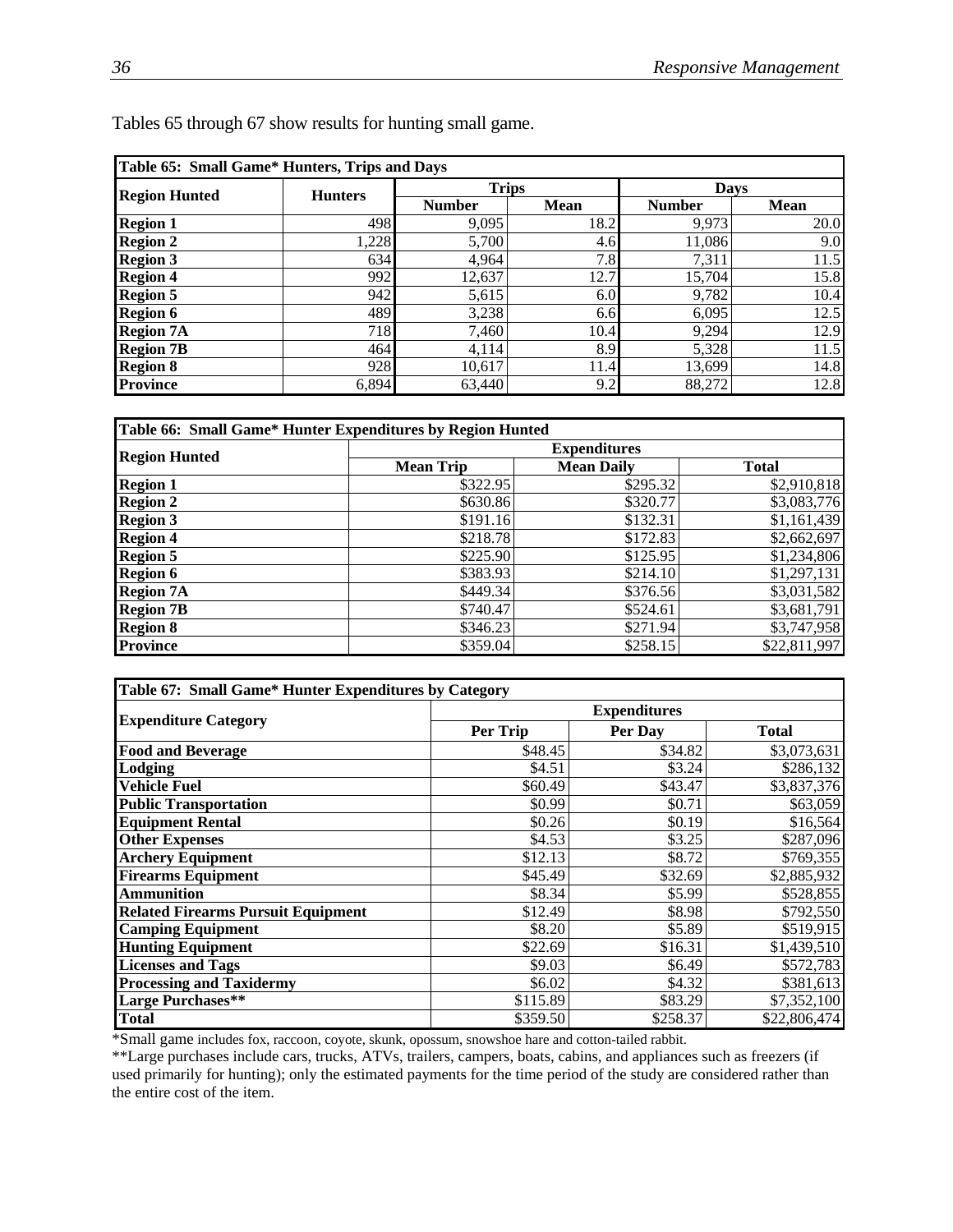Tables 65 through 67 show results for hunting small game.

| Table 65: Small Game* Hunters, Trips and Days | | | | | |
|---|---|---|---|---|---|
| Region Hunted | Hunters | Trips | | Days | |
| | | Number | Mean | Number | Mean |
| Region 1 | 498 | 9,095 | 18.2 | 9,973 | 20.0 |
| Region 2 | 1,228 | 5,700 | 4.6 | 11,086 | 9.0 |
| Region 3 | 634 | 4,964 | 7.8 | 7,311 | 11.5 |
| Region 4 | 992 | 12,637 | 12.7 | 15,704 | 15.8 |
| Region 5 | 942 | 5,615 | 6.0 | 9,782 | 10.4 |
| Region 6 | 489 | 3,238 | 6.6 | 6,095 | 12.5 |
| Region 7A | 718 | 7,460 | 10.4 | 9,294 | 12.9 |
| Region 7B | 464 | 4,114 | 8.9 | 5,328 | 11.5 |
| Region 8 | 928 | 10,617 | 11.4 | 13,699 | 14.8 |
| Province | 6,894 | 63,440 | 9.2 | 88,272 | 12.8 |

| Table 66: Small Game* Hunter Expenditures by Region Hunted | | | |
|---|---|---|---|
| Region Hunted | Expenditures | | |
| | Mean Trip | Mean Daily | Total |
| Region 1 | $322.95 | $295.32 | $2,910,818 |
| Region 2 | $630.86 | $320.77 | $3,083,776 |
| Region 3 | $191.16 | $132.31 | $1,161,439 |
| Region 4 | $218.78 | $172.83 | $2,662,697 |
| Region 5 | $225.90 | $125.95 | $1,234,806 |
| Region 6 | $383.93 | $214.10 | $1,297,131 |
| Region 7A | $449.34 | $376.56 | $3,031,582 |
| Region 7B | $740.47 | $524.61 | $3,681,791 |
| Region 8 | $346.23 | $271.94 | $3,747,958 |
| Province | $359.04 | $258.15 | $22,811,997 |

| Table 67: Small Game* Hunter Expenditures by Category | | | |
|---|---|---|---|
| Expenditure Category | Expenditures | | |
| | Per Trip | Per Day | Total |
| Food and Beverage | $48.45 | $34.82 | $3,073,631 |
| Lodging | $4.51 | $3.24 | $286,132 |
| Vehicle Fuel | $60.49 | $43.47 | $3,837,376 |
| Public Transportation | $0.99 | $0.71 | $63,059 |
| Equipment Rental | $0.26 | $0.19 | $16,564 |
| Other Expenses | $4.53 | $3.25 | $287,096 |
| Archery Equipment | $12.13 | $8.72 | $769,355 |
| Firearms Equipment | $45.49 | $32.69 | $2,885,932 |
| Ammunition | $8.34 | $5.99 | $528,855 |
| Related Firearms Pursuit Equipment | $12.49 | $8.98 | $792,550 |
| Camping Equipment | $8.20 | $5.89 | $519,915 |
| Hunting Equipment | $22.69 | $16.31 | $1,439,510 |
| Licenses and Tags | $9.03 | $6.49 | $572,783 |
| Processing and Taxidermy | $6.02 | $4.32 | $381,613 |
| Large Purchases** | $115.89 | $83.29 | $7,352,100 |
| Total | $359.50 | $258.37 | $22,806,474 |

*Small game includes fox, raccoon, coyote, skunk, opossum, snowshoe hare and cotton-tailed rabbit.

**Large purchases include cars, trucks, ATVs, trailers, campers, boats, cabins, and appliances such as freezers (if used primarily for hunting); only the estimated payments for the time period of the study are considered rather than the entire cost of the item.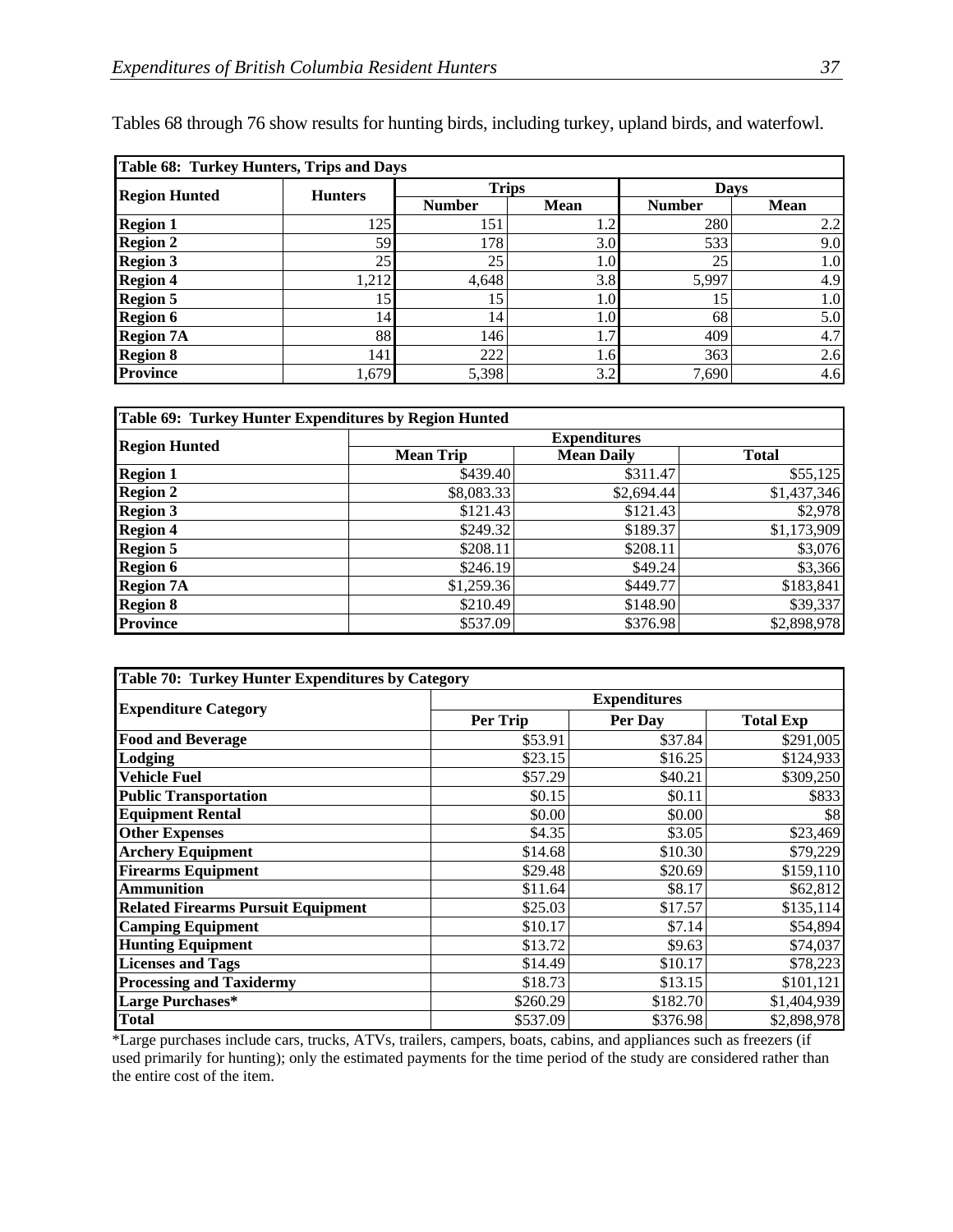Tables 68 through 76 show results for hunting birds, including turkey, upland birds, and waterfowl.

**Table 68: Turkey Hunters, Trips and Days**

| Region Hunted | Hunters | Trips | | Days | |
|---|---|---|---|---|---|
| | | Number | Mean | Number | Mean |
| **Region 1** | 125 | 151 | 1.2 | 280 | 2.2 |
| **Region 2** | 59 | 178 | 3.0 | 533 | 9.0 |
| **Region 3** | 25 | 25 | 1.0 | 25 | 1.0 |
| **Region 4** | 1,212 | 4,648 | 3.8 | 5,997 | 4.9 |
| **Region 5** | 15 | 15 | 1.0 | 15 | 1.0 |
| **Region 6** | 14 | 14 | 1.0 | 68 | 5.0 |
| **Region 7A** | 88 | 146 | 1.7 | 409 | 4.7 |
| **Region 8** | 141 | 222 | 1.6 | 363 | 2.6 |
| **Province** | 1,679 | 5,398 | 3.2 | 7,690 | 4.6 |

**Table 69: Turkey Hunter Expenditures by Region Hunted**

| Region Hunted | Expenditures | | |
|---|---|---|---|
| | Mean Trip | Mean Daily | Total |
| **Region 1** | $439.40 | $311.47 | $55,125 |
| **Region 2** | $8,083.33 | $2,694.44 | $1,437,346 |
| **Region 3** | $121.43 | $121.43 | $2,978 |
| **Region 4** | $249.32 | $189.37 | $1,173,909 |
| **Region 5** | $208.11 | $208.11 | $3,076 |
| **Region 6** | $246.19 | $49.24 | $3,366 |
| **Region 7A** | $1,259.36 | $449.77 | $183,841 |
| **Region 8** | $210.49 | $148.90 | $39,337 |
| **Province** | $537.09 | $376.98 | $2,898,978 |

**Table 70: Turkey Hunter Expenditures by Category**

| Expenditure Category | Expenditures | | |
|---|---|---|---|
| | Per Trip | Per Day | Total Exp |
| **Food and Beverage** | $53.91 | $37.84 | $291,005 |
| **Lodging** | $23.15 | $16.25 | $124,933 |
| **Vehicle Fuel** | $57.29 | $40.21 | $309,250 |
| **Public Transportation** | $0.15 | $0.11 | $833 |
| **Equipment Rental** | $0.00 | $0.00 | $8 |
| **Other Expenses** | $4.35 | $3.05 | $23,469 |
| **Archery Equipment** | $14.68 | $10.30 | $79,229 |
| **Firearms Equipment** | $29.48 | $20.69 | $159,110 |
| **Ammunition** | $11.64 | $8.17 | $62,812 |
| **Related Firearms Pursuit Equipment** | $25.03 | $17.57 | $135,114 |
| **Camping Equipment** | $10.17 | $7.14 | $54,894 |
| **Hunting Equipment** | $13.72 | $9.63 | $74,037 |
| **Licenses and Tags** | $14.49 | $10.17 | $78,223 |
| **Processing and Taxidermy** | $18.73 | $13.15 | $101,121 |
| **Large Purchases*** | $260.29 | $182.70 | $1,404,939 |
| **Total** | $537.09 | $376.98 | $2,898,978 |

*Large purchases include cars, trucks, ATVs, trailers, campers, boats, cabins, and appliances such as freezers (if used primarily for hunting); only the estimated payments for the time period of the study are considered rather than the entire cost of the item.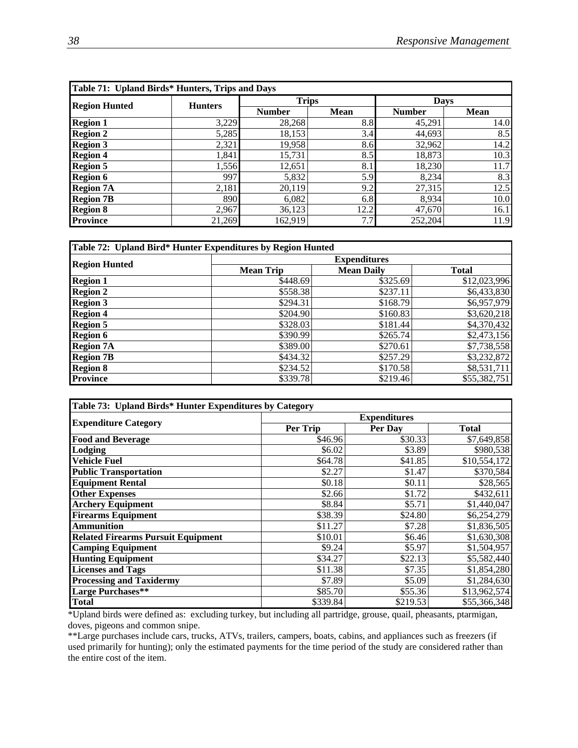| Table 71: Upland Birds* Hunters, Trips and Days | | | | | |
|---|---|---|---|---|---|
| Region Hunted | Hunters | Trips | | Days | |
| | | Number | Mean | Number | Mean |
| **Region 1** | 3,229 | 28,268 | 8.8 | 45,291 | 14.0 |
| **Region 2** | 5,285 | 18,153 | 3.4 | 44,693 | 8.5 |
| **Region 3** | 2,321 | 19,958 | 8.6 | 32,962 | 14.2 |
| **Region 4** | 1,841 | 15,731 | 8.5 | 18,873 | 10.3 |
| **Region 5** | 1,556 | 12,651 | 8.1 | 18,230 | 11.7 |
| **Region 6** | 997 | 5,832 | 5.9 | 8,234 | 8.3 |
| **Region 7A** | 2,181 | 20,119 | 9.2 | 27,315 | 12.5 |
| **Region 7B** | 890 | 6,082 | 6.8 | 8,934 | 10.0 |
| **Region 8** | 2,967 | 36,123 | 12.2 | 47,670 | 16.1 |
| **Province** | 21,269 | 162,919 | 7.7 | 252,204 | 11.9 |

| Table 72: Upland Bird* Hunter Expenditures by Region Hunted | | | |
|---|---|---|---|
| Region Hunted | Expenditures | | |
| | Mean Trip | Mean Daily | Total |
| **Region 1** | $448.69 | $325.69 | $12,023,996 |
| **Region 2** | $558.38 | $237.11 | $6,433,830 |
| **Region 3** | $294.31 | $168.79 | $6,957,979 |
| **Region 4** | $204.90 | $160.83 | $3,620,218 |
| **Region 5** | $328.03 | $181.44 | $4,370,432 |
| **Region 6** | $390.99 | $265.74 | $2,473,156 |
| **Region 7A** | $389.00 | $270.61 | $7,738,558 |
| **Region 7B** | $434.32 | $257.29 | $3,232,872 |
| **Region 8** | $234.52 | $170.58 | $8,531,711 |
| **Province** | $339.78 | $219.46 | $55,382,751 |

| Table 73: Upland Birds* Hunter Expenditures by Category | | | |
|---|---|---|---|
| Expenditure Category | Expenditures | | |
| | Per Trip | Per Day | Total |
| **Food and Beverage** | $46.96 | $30.33 | $7,649,858 |
| **Lodging** | $6.02 | $3.89 | $980,538 |
| **Vehicle Fuel** | $64.78 | $41.85 | $10,554,172 |
| **Public Transportation** | $2.27 | $1.47 | $370,584 |
| **Equipment Rental** | $0.18 | $0.11 | $28,565 |
| **Other Expenses** | $2.66 | $1.72 | $432,611 |
| **Archery Equipment** | $8.84 | $5.71 | $1,440,047 |
| **Firearms Equipment** | $38.39 | $24.80 | $6,254,279 |
| **Ammunition** | $11.27 | $7.28 | $1,836,505 |
| **Related Firearms Pursuit Equipment** | $10.01 | $6.46 | $1,630,308 |
| **Camping Equipment** | $9.24 | $5.97 | $1,504,957 |
| **Hunting Equipment** | $34.27 | $22.13 | $5,582,440 |
| **Licenses and Tags** | $11.38 | $7.35 | $1,854,280 |
| **Processing and Taxidermy** | $7.89 | $5.09 | $1,284,630 |
| **Large Purchases**** | $85.70 | $55.36 | $13,962,574 |
| **Total** | $339.84 | $219.53 | $55,366,348 |

*Upland birds were defined as: excluding turkey, but including all partridge, grouse, quail, pheasants, ptarmigan, doves, pigeons and common snipe.

**Large purchases include cars, trucks, ATVs, trailers, campers, boats, cabins, and appliances such as freezers (if used primarily for hunting); only the estimated payments for the time period of the study are considered rather than the entire cost of the item.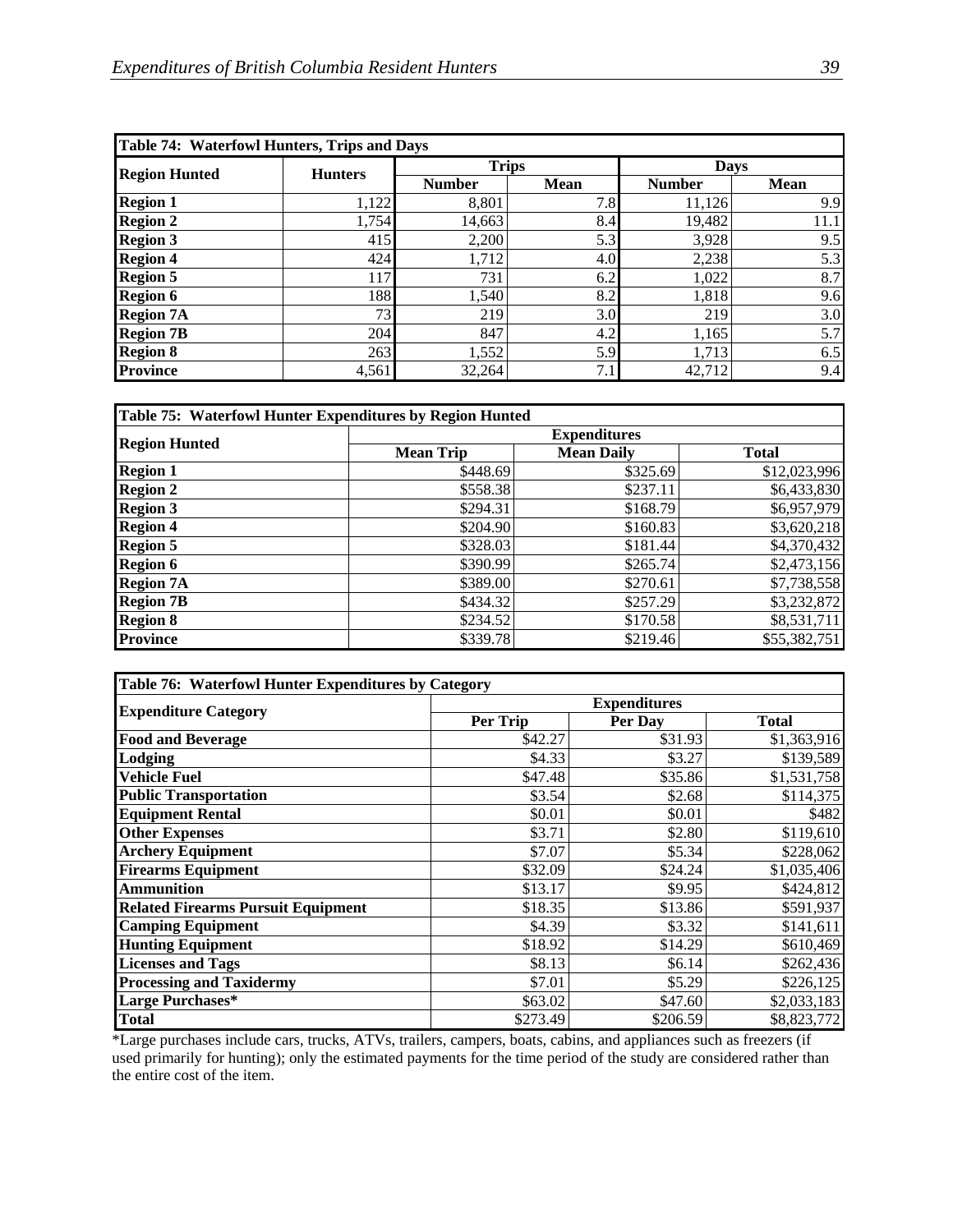**Table 74: Waterfowl Hunters, Trips and Days**

| Region Hunted | Hunters | Trips | | Days | |
|---|---|---|---|---|---|
| | | Number | Mean | Number | Mean |
| **Region 1** | 1,122 | 8,801 | 7.8 | 11,126 | 9.9 |
| **Region 2** | 1,754 | 14,663 | 8.4 | 19,482 | 11.1 |
| **Region 3** | 415 | 2,200 | 5.3 | 3,928 | 9.5 |
| **Region 4** | 424 | 1,712 | 4.0 | 2,238 | 5.3 |
| **Region 5** | 117 | 731 | 6.2 | 1,022 | 8.7 |
| **Region 6** | 188 | 1,540 | 8.2 | 1,818 | 9.6 |
| **Region 7A** | 73 | 219 | 3.0 | 219 | 3.0 |
| **Region 7B** | 204 | 847 | 4.2 | 1,165 | 5.7 |
| **Region 8** | 263 | 1,552 | 5.9 | 1,713 | 6.5 |
| **Province** | 4,561 | 32,264 | 7.1 | 42,712 | 9.4 |

**Table 75: Waterfowl Hunter Expenditures by Region Hunted**

| Region Hunted | Expenditures | | |
|---|---|---|---|
| | Mean Trip | Mean Daily | Total |
| **Region 1** | $448.69 | $325.69 | $12,023,996 |
| **Region 2** | $558.38 | $237.11 | $6,433,830 |
| **Region 3** | $294.31 | $168.79 | $6,957,979 |
| **Region 4** | $204.90 | $160.83 | $3,620,218 |
| **Region 5** | $328.03 | $181.44 | $4,370,432 |
| **Region 6** | $390.99 | $265.74 | $2,473,156 |
| **Region 7A** | $389.00 | $270.61 | $7,738,558 |
| **Region 7B** | $434.32 | $257.29 | $3,232,872 |
| **Region 8** | $234.52 | $170.58 | $8,531,711 |
| **Province** | $339.78 | $219.46 | $55,382,751 |

**Table 76: Waterfowl Hunter Expenditures by Category**

| Expenditure Category | Expenditures | | |
|---|---|---|---|
| | Per Trip | Per Day | Total |
| **Food and Beverage** | $42.27 | $31.93 | $1,363,916 |
| **Lodging** | $4.33 | $3.27 | $139,589 |
| **Vehicle Fuel** | $47.48 | $35.86 | $1,531,758 |
| **Public Transportation** | $3.54 | $2.68 | $114,375 |
| **Equipment Rental** | $0.01 | $0.01 | $482 |
| **Other Expenses** | $3.71 | $2.80 | $119,610 |
| **Archery Equipment** | $7.07 | $5.34 | $228,062 |
| **Firearms Equipment** | $32.09 | $24.24 | $1,035,406 |
| **Ammunition** | $13.17 | $9.95 | $424,812 |
| **Related Firearms Pursuit Equipment** | $18.35 | $13.86 | $591,937 |
| **Camping Equipment** | $4.39 | $3.32 | $141,611 |
| **Hunting Equipment** | $18.92 | $14.29 | $610,469 |
| **Licenses and Tags** | $8.13 | $6.14 | $262,436 |
| **Processing and Taxidermy** | $7.01 | $5.29 | $226,125 |
| **Large Purchases*** | $63.02 | $47.60 | $2,033,183 |
| **Total** | $273.49 | $206.59 | $8,823,772 |

*Large purchases include cars, trucks, ATVs, trailers, campers, boats, cabins, and appliances such as freezers (if used primarily for hunting); only the estimated payments for the time period of the study are considered rather than the entire cost of the item.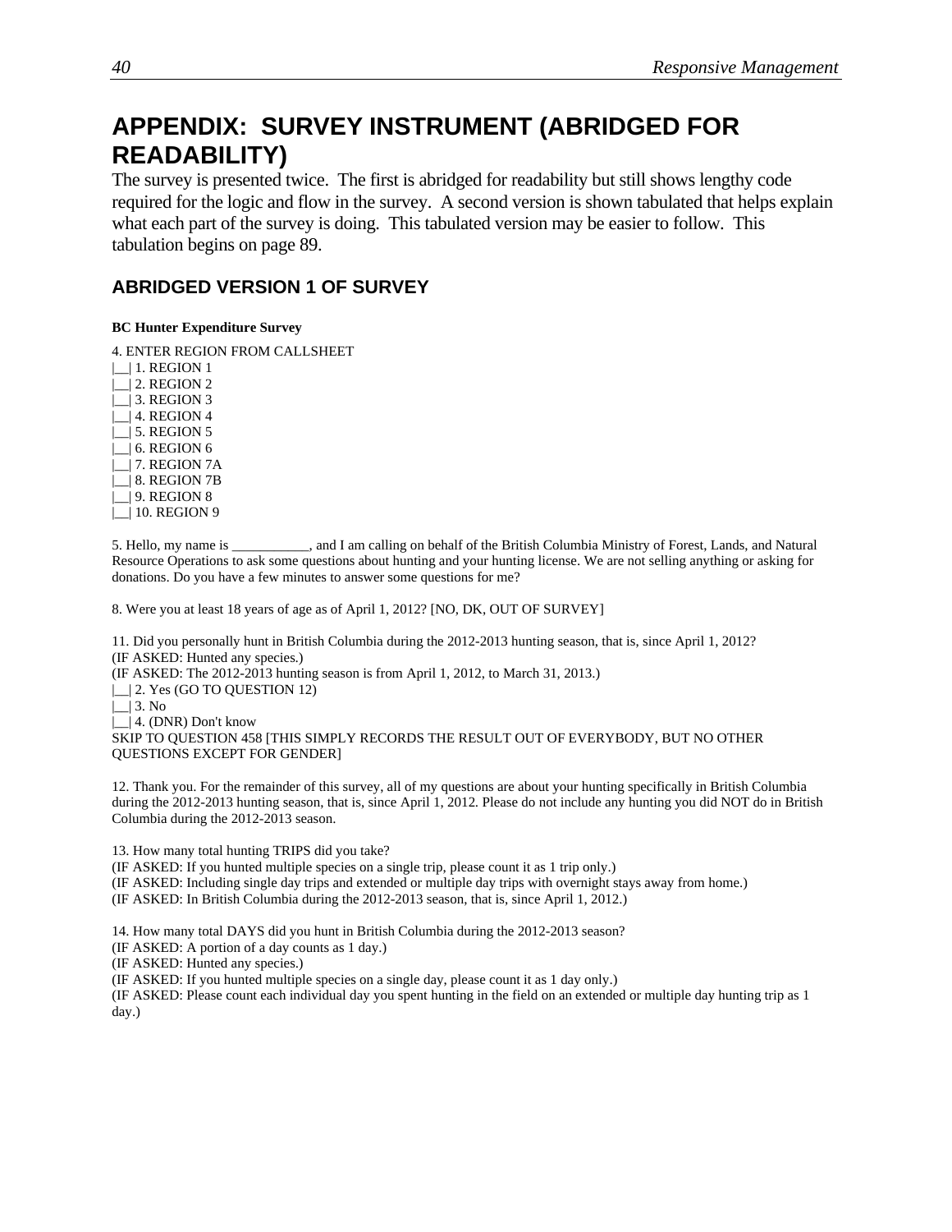# APPENDIX: SURVEY INSTRUMENT (ABRIDGED FOR READABILITY)

The survey is presented twice. The first is abridged for readability but still shows lengthy code required for the logic and flow in the survey. A second version is shown tabulated that helps explain what each part of the survey is doing. This tabulated version may be easier to follow. This tabulation begins on page 89.

## ABRIDGED VERSION 1 OF SURVEY

**BC Hunter Expenditure Survey**

4. ENTER REGION FROM CALLSHEET
|__| 1. REGION 1
|__| 2. REGION 2
|__| 3. REGION 3
|__| 4. REGION 4
|__| 5. REGION 5
|__| 6. REGION 6
|__| 7. REGION 7A
|__| 8. REGION 7B
|__| 9. REGION 8
|__| 10. REGION 9

5. Hello, my name is ___________, and I am calling on behalf of the British Columbia Ministry of Forest, Lands, and Natural Resource Operations to ask some questions about hunting and your hunting license. We are not selling anything or asking for donations. Do you have a few minutes to answer some questions for me?

8. Were you at least 18 years of age as of April 1, 2012? [NO, DK, OUT OF SURVEY]

11. Did you personally hunt in British Columbia during the 2012-2013 hunting season, that is, since April 1, 2012?
(IF ASKED: Hunted any species.)
(IF ASKED: The 2012-2013 hunting season is from April 1, 2012, to March 31, 2013.)
|__| 2. Yes (GO TO QUESTION 12)
|__| 3. No
|__| 4. (DNR) Don't know
SKIP TO QUESTION 458 [THIS SIMPLY RECORDS THE RESULT OUT OF EVERYBODY, BUT NO OTHER QUESTIONS EXCEPT FOR GENDER]

12. Thank you. For the remainder of this survey, all of my questions are about your hunting specifically in British Columbia during the 2012-2013 hunting season, that is, since April 1, 2012. Please do not include any hunting you did NOT do in British Columbia during the 2012-2013 season.

13. How many total hunting TRIPS did you take?
(IF ASKED: If you hunted multiple species on a single trip, please count it as 1 trip only.)
(IF ASKED: Including single day trips and extended or multiple day trips with overnight stays away from home.)
(IF ASKED: In British Columbia during the 2012-2013 season, that is, since April 1, 2012.)

14. How many total DAYS did you hunt in British Columbia during the 2012-2013 season?
(IF ASKED: A portion of a day counts as 1 day.)
(IF ASKED: Hunted any species.)
(IF ASKED: If you hunted multiple species on a single day, please count it as 1 day only.)
(IF ASKED: Please count each individual day you spent hunting in the field on an extended or multiple day hunting trip as 1 day.)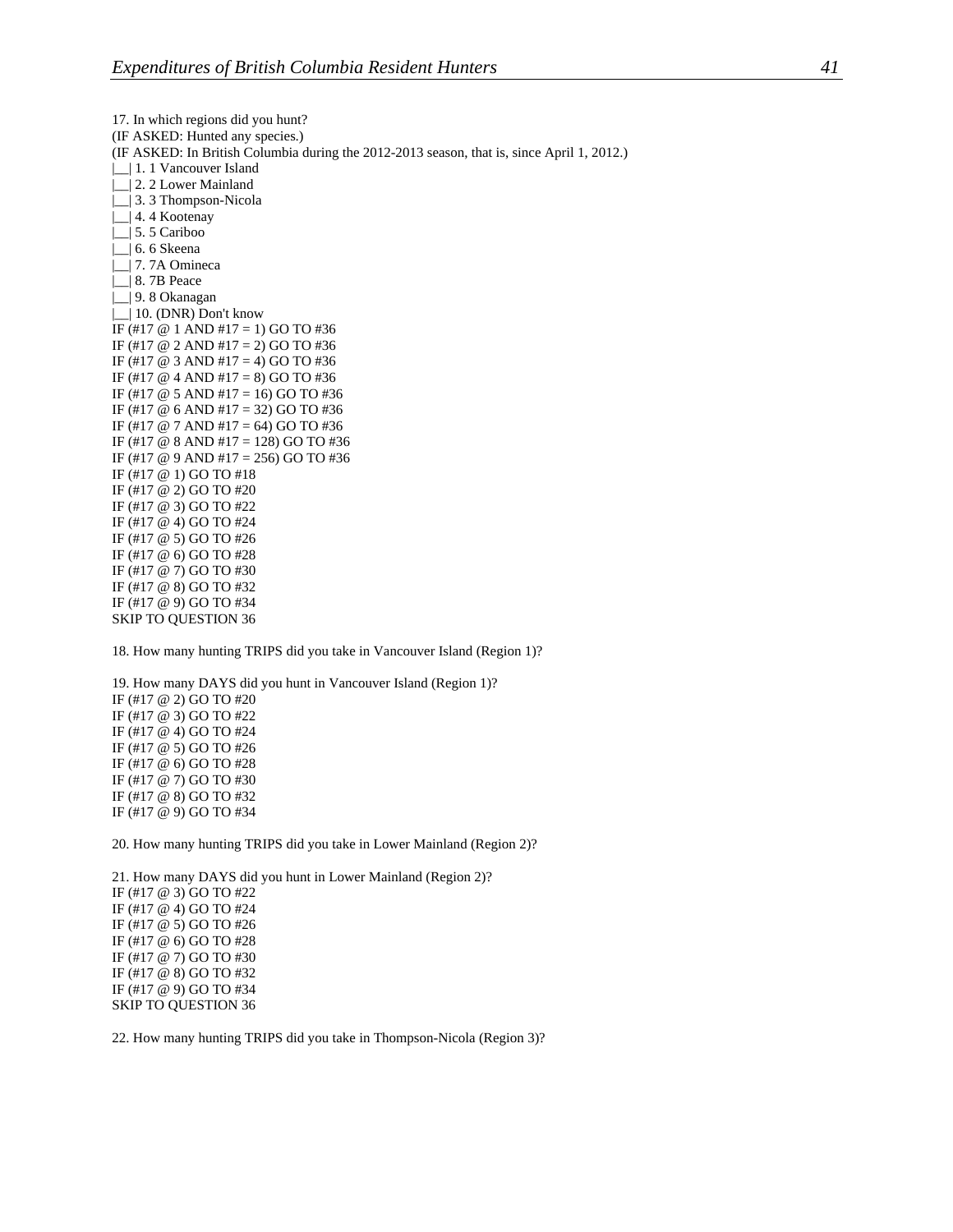17. In which regions did you hunt?
(IF ASKED: Hunted any species.)
(IF ASKED: In British Columbia during the 2012-2013 season, that is, since April 1, 2012.)
|__| 1. 1 Vancouver Island
|__| 2. 2 Lower Mainland
|__| 3. 3 Thompson-Nicola
|__| 4. 4 Kootenay
|__| 5. 5 Cariboo
|__| 6. 6 Skeena
|__| 7. 7A Omineca
|__| 8. 7B Peace
|__| 9. 8 Okanagan
|__| 10. (DNR) Don't know
IF (#17 @ 1 AND #17 = 1) GO TO #36
IF (#17 @ 2 AND #17 = 2) GO TO #36
IF (#17 @ 3 AND #17 = 4) GO TO #36
IF (#17 @ 4 AND #17 = 8) GO TO #36
IF (#17 @ 5 AND #17 = 16) GO TO #36
IF (#17 @ 6 AND #17 = 32) GO TO #36
IF (#17 @ 7 AND #17 = 64) GO TO #36
IF (#17 @ 8 AND #17 = 128) GO TO #36
IF (#17 @ 9 AND #17 = 256) GO TO #36
IF (#17 @ 1) GO TO #18
IF (#17 @ 2) GO TO #20
IF (#17 @ 3) GO TO #22
IF (#17 @ 4) GO TO #24
IF (#17 @ 5) GO TO #26
IF (#17 @ 6) GO TO #28
IF (#17 @ 7) GO TO #30
IF (#17 @ 8) GO TO #32
IF (#17 @ 9) GO TO #34
SKIP TO QUESTION 36

18. How many hunting TRIPS did you take in Vancouver Island (Region 1)?

19. How many DAYS did you hunt in Vancouver Island (Region 1)?
IF (#17 @ 2) GO TO #20
IF (#17 @ 3) GO TO #22
IF (#17 @ 4) GO TO #24
IF (#17 @ 5) GO TO #26
IF (#17 @ 6) GO TO #28
IF (#17 @ 7) GO TO #30
IF (#17 @ 8) GO TO #32
IF (#17 @ 9) GO TO #34

20. How many hunting TRIPS did you take in Lower Mainland (Region 2)?

21. How many DAYS did you hunt in Lower Mainland (Region 2)?
IF (#17 @ 3) GO TO #22
IF (#17 @ 4) GO TO #24
IF (#17 @ 5) GO TO #26
IF (#17 @ 6) GO TO #28
IF (#17 @ 7) GO TO #30
IF (#17 @ 8) GO TO #32
IF (#17 @ 9) GO TO #34
SKIP TO QUESTION 36

22. How many hunting TRIPS did you take in Thompson-Nicola (Region 3)?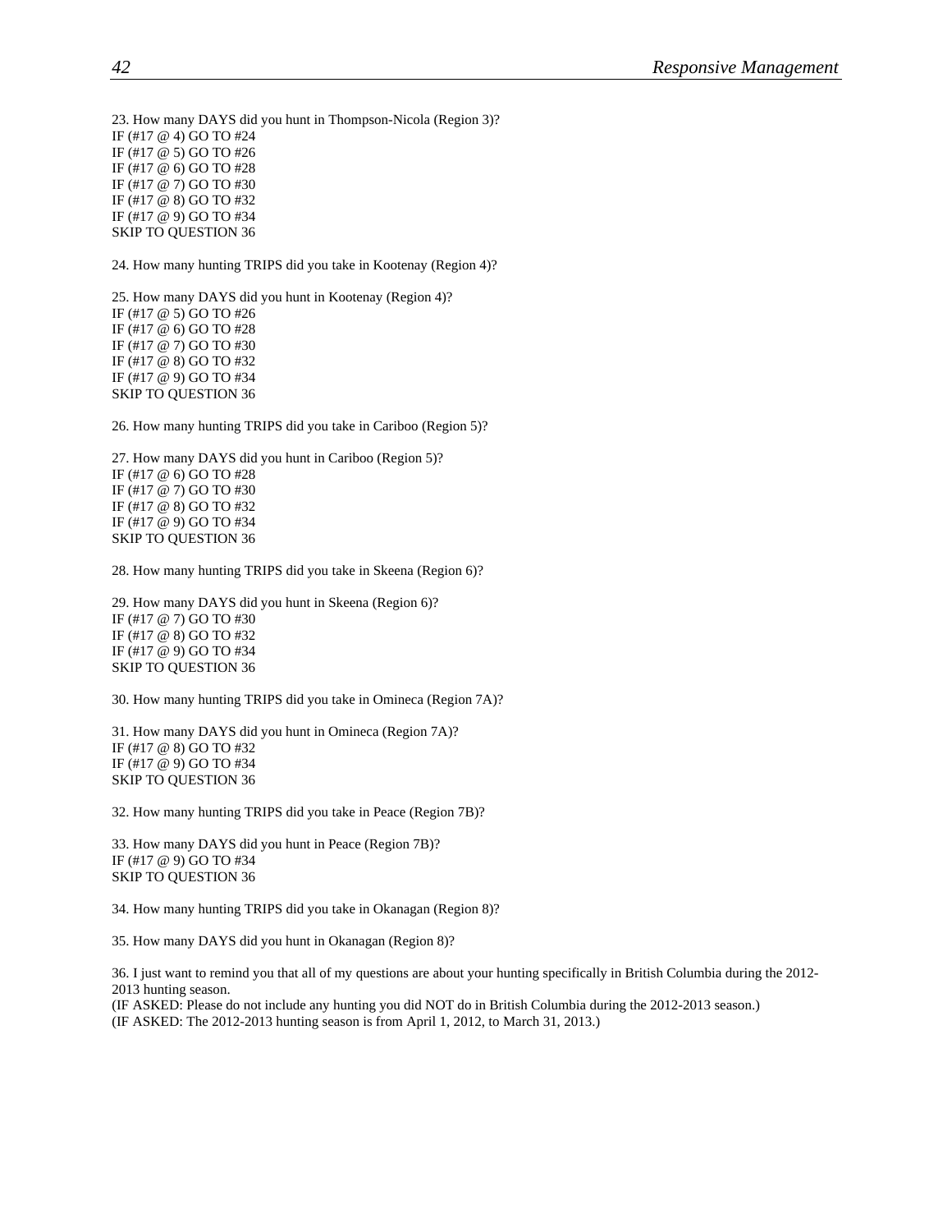23. How many DAYS did you hunt in Thompson-Nicola (Region 3)?
IF (#17 @ 4) GO TO #24
IF (#17 @ 5) GO TO #26
IF (#17 @ 6) GO TO #28
IF (#17 @ 7) GO TO #30
IF (#17 @ 8) GO TO #32
IF (#17 @ 9) GO TO #34
SKIP TO QUESTION 36

24. How many hunting TRIPS did you take in Kootenay (Region 4)?

25. How many DAYS did you hunt in Kootenay (Region 4)?
IF (#17 @ 5) GO TO #26
IF (#17 @ 6) GO TO #28
IF (#17 @ 7) GO TO #30
IF (#17 @ 8) GO TO #32
IF (#17 @ 9) GO TO #34
SKIP TO QUESTION 36

26. How many hunting TRIPS did you take in Cariboo (Region 5)?

27. How many DAYS did you hunt in Cariboo (Region 5)?
IF (#17 @ 6) GO TO #28
IF (#17 @ 7) GO TO #30
IF (#17 @ 8) GO TO #32
IF (#17 @ 9) GO TO #34
SKIP TO QUESTION 36

28. How many hunting TRIPS did you take in Skeena (Region 6)?

29. How many DAYS did you hunt in Skeena (Region 6)?
IF (#17 @ 7) GO TO #30
IF (#17 @ 8) GO TO #32
IF (#17 @ 9) GO TO #34
SKIP TO QUESTION 36

30. How many hunting TRIPS did you take in Omineca (Region 7A)?

31. How many DAYS did you hunt in Omineca (Region 7A)?
IF (#17 @ 8) GO TO #32
IF (#17 @ 9) GO TO #34
SKIP TO QUESTION 36

32. How many hunting TRIPS did you take in Peace (Region 7B)?

33. How many DAYS did you hunt in Peace (Region 7B)?
IF (#17 @ 9) GO TO #34
SKIP TO QUESTION 36

34. How many hunting TRIPS did you take in Okanagan (Region 8)?

35. How many DAYS did you hunt in Okanagan (Region 8)?

36. I just want to remind you that all of my questions are about your hunting specifically in British Columbia during the 2012-2013 hunting season.
(IF ASKED: Please do not include any hunting you did NOT do in British Columbia during the 2012-2013 season.)
(IF ASKED: The 2012-2013 hunting season is from April 1, 2012, to March 31, 2013.)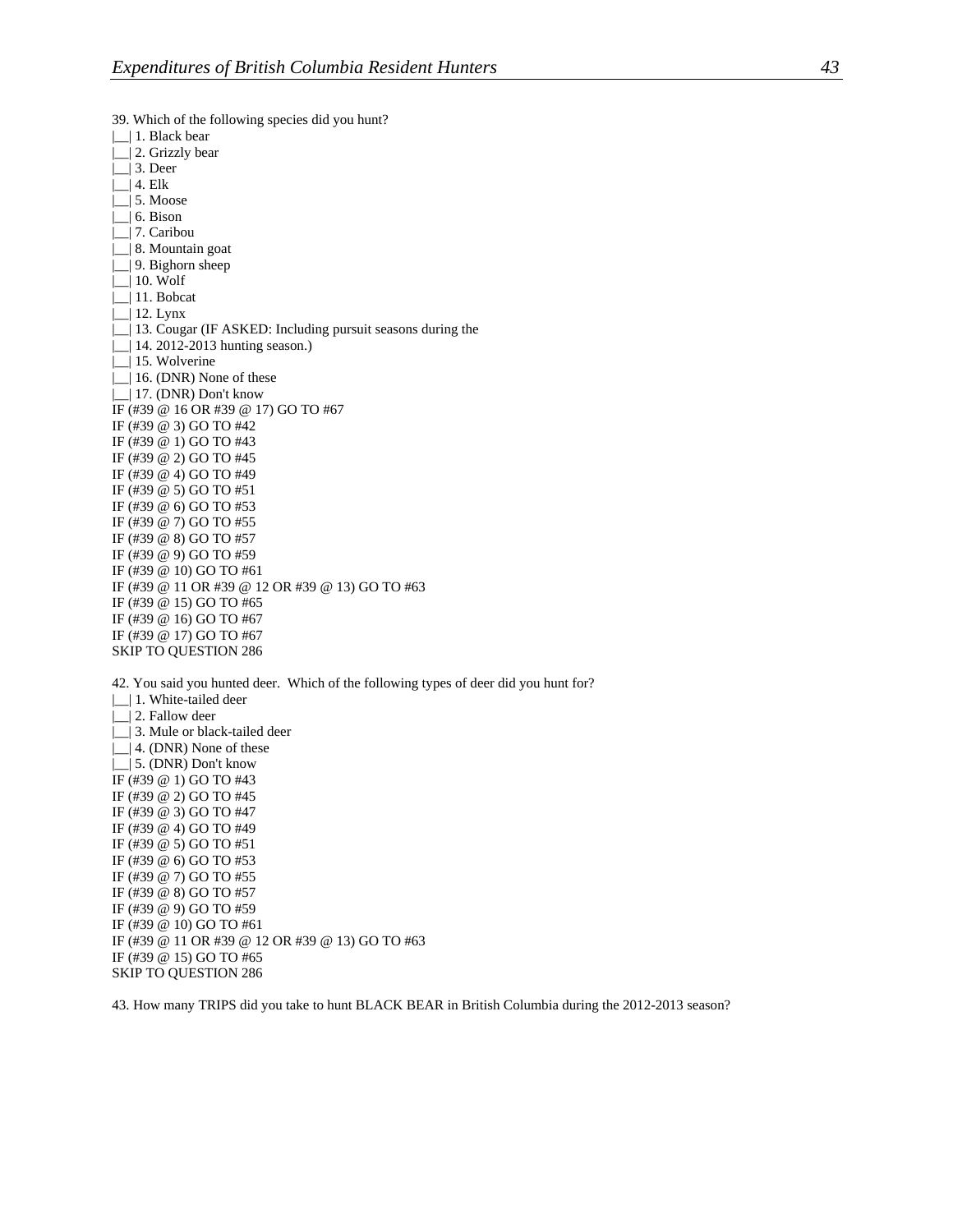39. Which of the following species did you hunt?
|__| 1. Black bear
|__| 2. Grizzly bear
|__| 3. Deer
|__| 4. Elk
|__| 5. Moose
|__| 6. Bison
|__| 7. Caribou
|__| 8. Mountain goat
|__| 9. Bighorn sheep
|__| 10. Wolf
|__| 11. Bobcat
|__| 12. Lynx
|__| 13. Cougar (IF ASKED: Including pursuit seasons during the
|__| 14. 2012-2013 hunting season.)
|__| 15. Wolverine
|__| 16. (DNR) None of these
|__| 17. (DNR) Don't know
IF (#39 @ 16 OR #39 @ 17) GO TO #67
IF (#39 @ 3) GO TO #42
IF (#39 @ 1) GO TO #43
IF (#39 @ 2) GO TO #45
IF (#39 @ 4) GO TO #49
IF (#39 @ 5) GO TO #51
IF (#39 @ 6) GO TO #53
IF (#39 @ 7) GO TO #55
IF (#39 @ 8) GO TO #57
IF (#39 @ 9) GO TO #59
IF (#39 @ 10) GO TO #61
IF (#39 @ 11 OR #39 @ 12 OR #39 @ 13) GO TO #63
IF (#39 @ 15) GO TO #65
IF (#39 @ 16) GO TO #67
IF (#39 @ 17) GO TO #67
SKIP TO QUESTION 286

42. You said you hunted deer. Which of the following types of deer did you hunt for?
|__| 1. White-tailed deer
|__| 2. Fallow deer
|__| 3. Mule or black-tailed deer
|__| 4. (DNR) None of these
|__| 5. (DNR) Don't know
IF (#39 @ 1) GO TO #43
IF (#39 @ 2) GO TO #45
IF (#39 @ 3) GO TO #47
IF (#39 @ 4) GO TO #49
IF (#39 @ 5) GO TO #51
IF (#39 @ 6) GO TO #53
IF (#39 @ 7) GO TO #55
IF (#39 @ 8) GO TO #57
IF (#39 @ 9) GO TO #59
IF (#39 @ 10) GO TO #61
IF (#39 @ 11 OR #39 @ 12 OR #39 @ 13) GO TO #63
IF (#39 @ 15) GO TO #65
SKIP TO QUESTION 286

43. How many TRIPS did you take to hunt BLACK BEAR in British Columbia during the 2012-2013 season?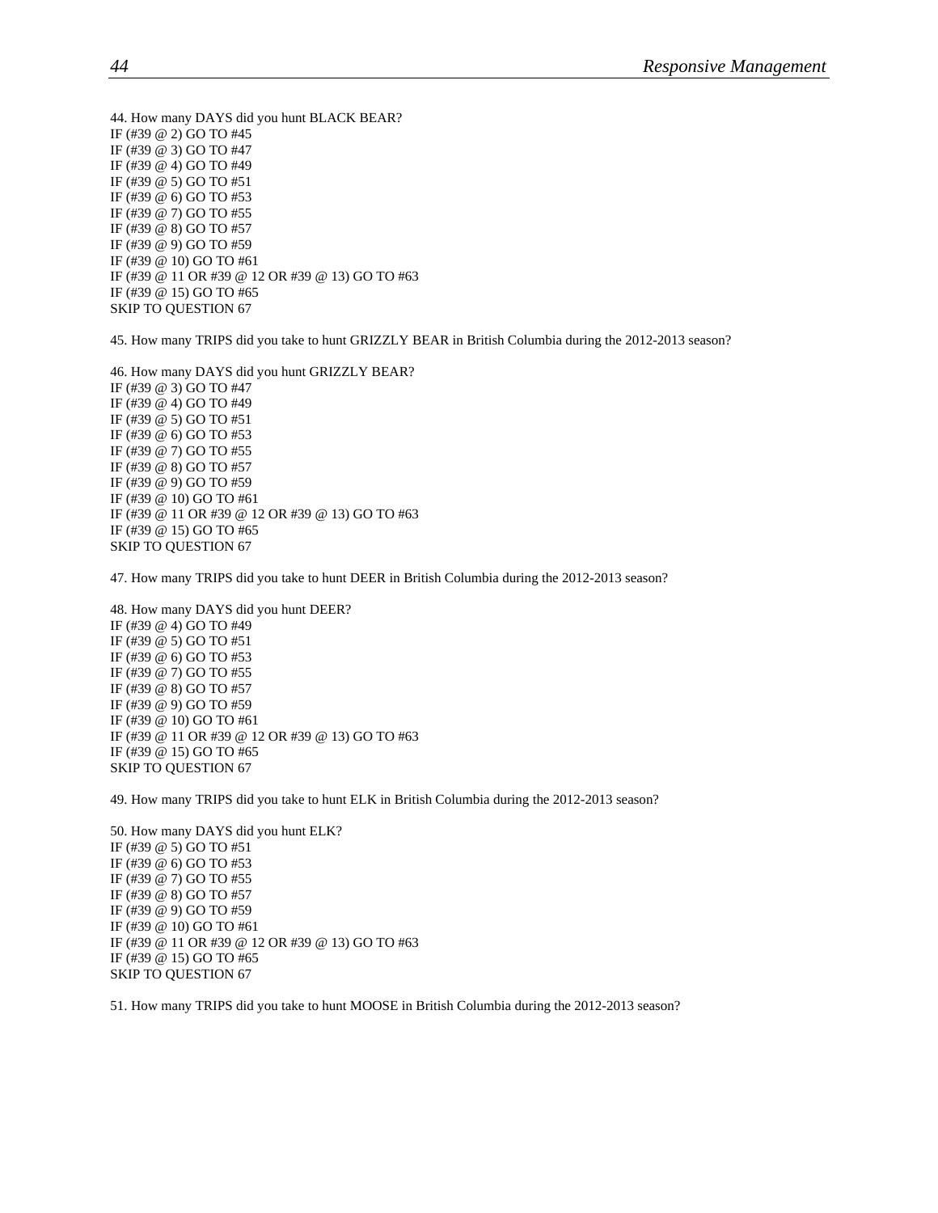44. How many DAYS did you hunt BLACK BEAR?
IF (#39 @ 2) GO TO #45
IF (#39 @ 3) GO TO #47
IF (#39 @ 4) GO TO #49
IF (#39 @ 5) GO TO #51
IF (#39 @ 6) GO TO #53
IF (#39 @ 7) GO TO #55
IF (#39 @ 8) GO TO #57
IF (#39 @ 9) GO TO #59
IF (#39 @ 10) GO TO #61
IF (#39 @ 11 OR #39 @ 12 OR #39 @ 13) GO TO #63
IF (#39 @ 15) GO TO #65
SKIP TO QUESTION 67

45. How many TRIPS did you take to hunt GRIZZLY BEAR in British Columbia during the 2012-2013 season?

46. How many DAYS did you hunt GRIZZLY BEAR?
IF (#39 @ 3) GO TO #47
IF (#39 @ 4) GO TO #49
IF (#39 @ 5) GO TO #51
IF (#39 @ 6) GO TO #53
IF (#39 @ 7) GO TO #55
IF (#39 @ 8) GO TO #57
IF (#39 @ 9) GO TO #59
IF (#39 @ 10) GO TO #61
IF (#39 @ 11 OR #39 @ 12 OR #39 @ 13) GO TO #63
IF (#39 @ 15) GO TO #65
SKIP TO QUESTION 67

47. How many TRIPS did you take to hunt DEER in British Columbia during the 2012-2013 season?

48. How many DAYS did you hunt DEER?
IF (#39 @ 4) GO TO #49
IF (#39 @ 5) GO TO #51
IF (#39 @ 6) GO TO #53
IF (#39 @ 7) GO TO #55
IF (#39 @ 8) GO TO #57
IF (#39 @ 9) GO TO #59
IF (#39 @ 10) GO TO #61
IF (#39 @ 11 OR #39 @ 12 OR #39 @ 13) GO TO #63
IF (#39 @ 15) GO TO #65
SKIP TO QUESTION 67

49. How many TRIPS did you take to hunt ELK in British Columbia during the 2012-2013 season?

50. How many DAYS did you hunt ELK?
IF (#39 @ 5) GO TO #51
IF (#39 @ 6) GO TO #53
IF (#39 @ 7) GO TO #55
IF (#39 @ 8) GO TO #57
IF (#39 @ 9) GO TO #59
IF (#39 @ 10) GO TO #61
IF (#39 @ 11 OR #39 @ 12 OR #39 @ 13) GO TO #63
IF (#39 @ 15) GO TO #65
SKIP TO QUESTION 67

51. How many TRIPS did you take to hunt MOOSE in British Columbia during the 2012-2013 season?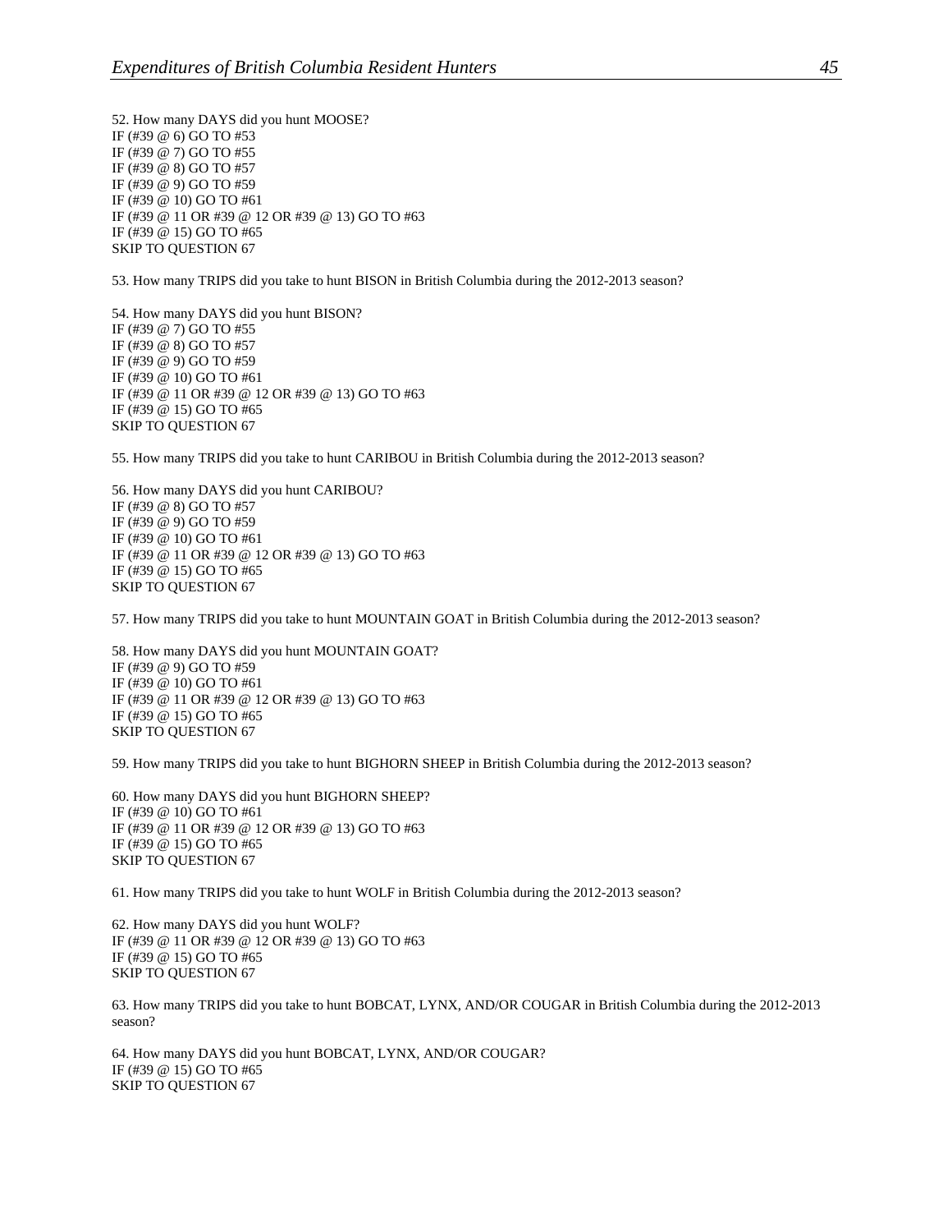52. How many DAYS did you hunt MOOSE?
IF (#39 @ 6) GO TO #53
IF (#39 @ 7) GO TO #55
IF (#39 @ 8) GO TO #57
IF (#39 @ 9) GO TO #59
IF (#39 @ 10) GO TO #61
IF (#39 @ 11 OR #39 @ 12 OR #39 @ 13) GO TO #63
IF (#39 @ 15) GO TO #65
SKIP TO QUESTION 67

53. How many TRIPS did you take to hunt BISON in British Columbia during the 2012-2013 season?

54. How many DAYS did you hunt BISON?
IF (#39 @ 7) GO TO #55
IF (#39 @ 8) GO TO #57
IF (#39 @ 9) GO TO #59
IF (#39 @ 10) GO TO #61
IF (#39 @ 11 OR #39 @ 12 OR #39 @ 13) GO TO #63
IF (#39 @ 15) GO TO #65
SKIP TO QUESTION 67

55. How many TRIPS did you take to hunt CARIBOU in British Columbia during the 2012-2013 season?

56. How many DAYS did you hunt CARIBOU?
IF (#39 @ 8) GO TO #57
IF (#39 @ 9) GO TO #59
IF (#39 @ 10) GO TO #61
IF (#39 @ 11 OR #39 @ 12 OR #39 @ 13) GO TO #63
IF (#39 @ 15) GO TO #65
SKIP TO QUESTION 67

57. How many TRIPS did you take to hunt MOUNTAIN GOAT in British Columbia during the 2012-2013 season?

58. How many DAYS did you hunt MOUNTAIN GOAT?
IF (#39 @ 9) GO TO #59
IF (#39 @ 10) GO TO #61
IF (#39 @ 11 OR #39 @ 12 OR #39 @ 13) GO TO #63
IF (#39 @ 15) GO TO #65
SKIP TO QUESTION 67

59. How many TRIPS did you take to hunt BIGHORN SHEEP in British Columbia during the 2012-2013 season?

60. How many DAYS did you hunt BIGHORN SHEEP?
IF (#39 @ 10) GO TO #61
IF (#39 @ 11 OR #39 @ 12 OR #39 @ 13) GO TO #63
IF (#39 @ 15) GO TO #65
SKIP TO QUESTION 67

61. How many TRIPS did you take to hunt WOLF in British Columbia during the 2012-2013 season?

62. How many DAYS did you hunt WOLF?
IF (#39 @ 11 OR #39 @ 12 OR #39 @ 13) GO TO #63
IF (#39 @ 15) GO TO #65
SKIP TO QUESTION 67

63. How many TRIPS did you take to hunt BOBCAT, LYNX, AND/OR COUGAR in British Columbia during the 2012-2013 season?

64. How many DAYS did you hunt BOBCAT, LYNX, AND/OR COUGAR?
IF (#39 @ 15) GO TO #65
SKIP TO QUESTION 67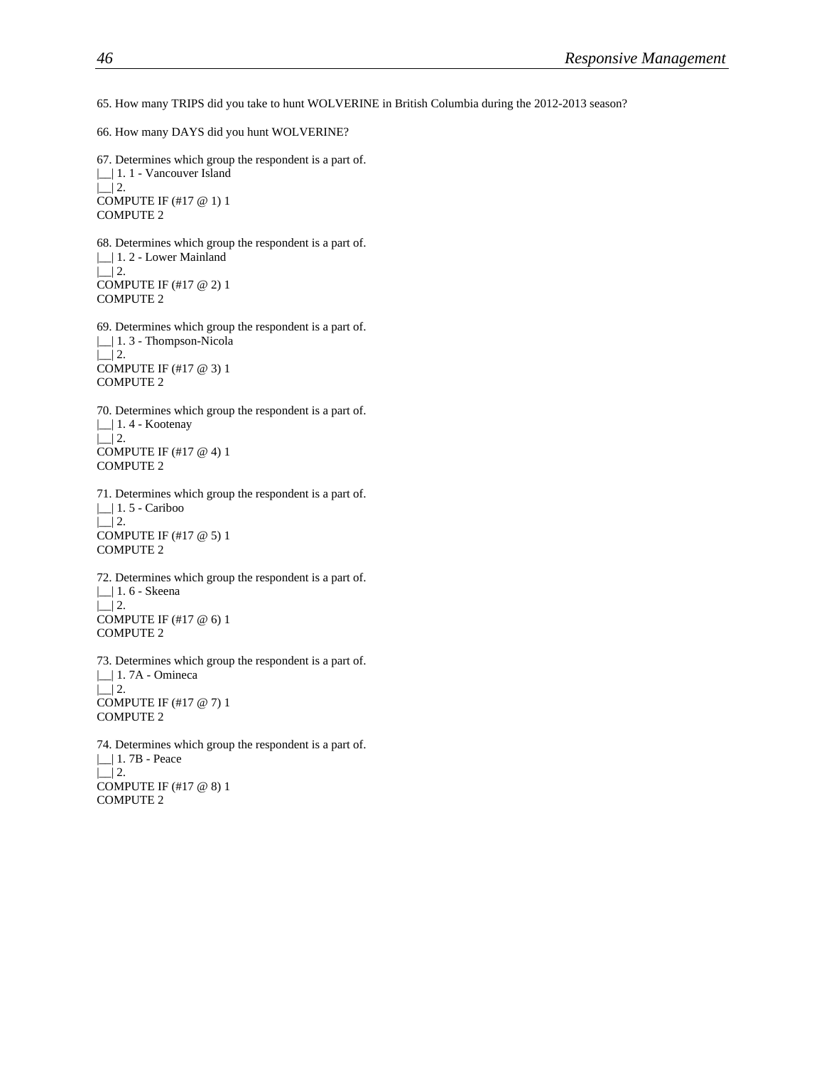65. How many TRIPS did you take to hunt WOLVERINE in British Columbia during the 2012-2013 season?

66. How many DAYS did you hunt WOLVERINE?

67. Determines which group the respondent is a part of.
|__| 1. 1 - Vancouver Island
|__| 2.
COMPUTE IF (#17 @ 1) 1
COMPUTE 2

68. Determines which group the respondent is a part of.
|__| 1. 2 - Lower Mainland
|__| 2.
COMPUTE IF (#17 @ 2) 1
COMPUTE 2

69. Determines which group the respondent is a part of.
|__| 1. 3 - Thompson-Nicola
|__| 2.
COMPUTE IF (#17 @ 3) 1
COMPUTE 2

70. Determines which group the respondent is a part of.
|__| 1. 4 - Kootenay
|__| 2.
COMPUTE IF (#17 @ 4) 1
COMPUTE 2

71. Determines which group the respondent is a part of.
|__| 1. 5 - Cariboo
|__| 2.
COMPUTE IF (#17 @ 5) 1
COMPUTE 2

72. Determines which group the respondent is a part of.
|__| 1. 6 - Skeena
|__| 2.
COMPUTE IF (#17 @ 6) 1
COMPUTE 2

73. Determines which group the respondent is a part of.
|__| 1. 7A - Omineca
|__| 2.
COMPUTE IF (#17 @ 7) 1
COMPUTE 2

74. Determines which group the respondent is a part of.
|__| 1. 7B - Peace
|__| 2.
COMPUTE IF (#17 @ 8) 1
COMPUTE 2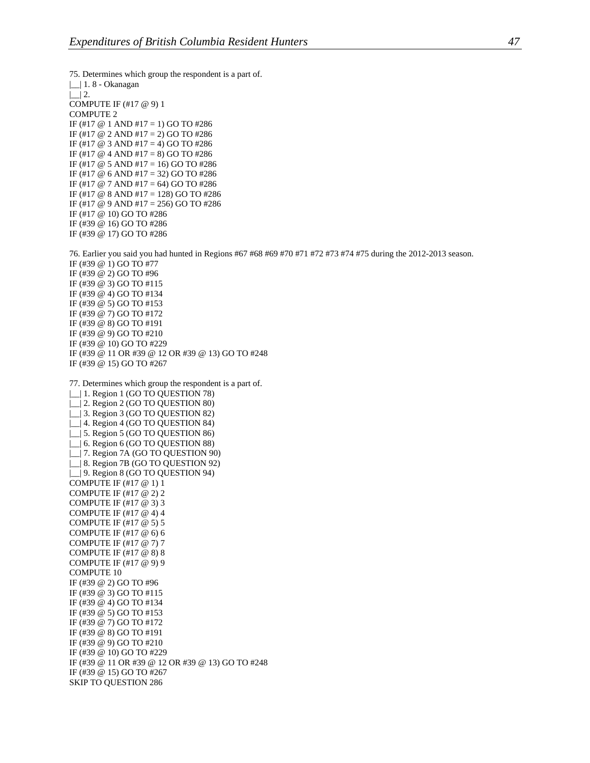75. Determines which group the respondent is a part of.
|__| 1. 8 - Okanagan
|__| 2.
COMPUTE IF (#17 @ 9) 1
COMPUTE 2
IF (#17 @ 1 AND #17 = 1) GO TO #286
IF (#17 @ 2 AND #17 = 2) GO TO #286
IF (#17 @ 3 AND #17 = 4) GO TO #286
IF (#17 @ 4 AND #17 = 8) GO TO #286
IF (#17 @ 5 AND #17 = 16) GO TO #286
IF (#17 @ 6 AND #17 = 32) GO TO #286
IF (#17 @ 7 AND #17 = 64) GO TO #286
IF (#17 @ 8 AND #17 = 128) GO TO #286
IF (#17 @ 9 AND #17 = 256) GO TO #286
IF (#17 @ 10) GO TO #286
IF (#39 @ 16) GO TO #286
IF (#39 @ 17) GO TO #286

76. Earlier you said you had hunted in Regions #67 #68 #69 #70 #71 #72 #73 #74 #75 during the 2012-2013 season.
IF (#39 @ 1) GO TO #77
IF (#39 @ 2) GO TO #96
IF (#39 @ 3) GO TO #115
IF (#39 @ 4) GO TO #134
IF (#39 @ 5) GO TO #153
IF (#39 @ 7) GO TO #172
IF (#39 @ 8) GO TO #191
IF (#39 @ 9) GO TO #210
IF (#39 @ 10) GO TO #229
IF (#39 @ 11 OR #39 @ 12 OR #39 @ 13) GO TO #248
IF (#39 @ 15) GO TO #267

77. Determines which group the respondent is a part of.
|__| 1. Region 1 (GO TO QUESTION 78)
|__| 2. Region 2 (GO TO QUESTION 80)
|__| 3. Region 3 (GO TO QUESTION 82)
|__| 4. Region 4 (GO TO QUESTION 84)
|__| 5. Region 5 (GO TO QUESTION 86)
|__| 6. Region 6 (GO TO QUESTION 88)
|__| 7. Region 7A (GO TO QUESTION 90)
|__| 8. Region 7B (GO TO QUESTION 92)
|__| 9. Region 8 (GO TO QUESTION 94)
COMPUTE IF (#17 @ 1) 1
COMPUTE IF (#17 @ 2) 2
COMPUTE IF (#17 @ 3) 3
COMPUTE IF (#17 @ 4) 4
COMPUTE IF (#17 @ 5) 5
COMPUTE IF (#17 @ 6) 6
COMPUTE IF (#17 @ 7) 7
COMPUTE IF (#17 @ 8) 8
COMPUTE IF (#17 @ 9) 9
COMPUTE 10
IF (#39 @ 2) GO TO #96
IF (#39 @ 3) GO TO #115
IF (#39 @ 4) GO TO #134
IF (#39 @ 5) GO TO #153
IF (#39 @ 7) GO TO #172
IF (#39 @ 8) GO TO #191
IF (#39 @ 9) GO TO #210
IF (#39 @ 10) GO TO #229
IF (#39 @ 11 OR #39 @ 12 OR #39 @ 13) GO TO #248
IF (#39 @ 15) GO TO #267
SKIP TO QUESTION 286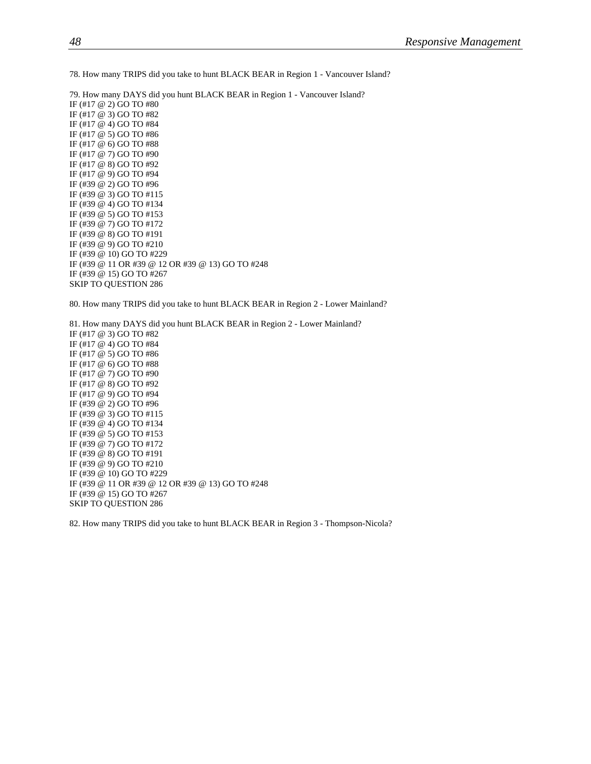78. How many TRIPS did you take to hunt BLACK BEAR in Region 1 - Vancouver Island?

79. How many DAYS did you hunt BLACK BEAR in Region 1 - Vancouver Island?
IF (#17 @ 2) GO TO #80
IF (#17 @ 3) GO TO #82
IF (#17 @ 4) GO TO #84
IF (#17 @ 5) GO TO #86
IF (#17 @ 6) GO TO #88
IF (#17 @ 7) GO TO #90
IF (#17 @ 8) GO TO #92
IF (#17 @ 9) GO TO #94
IF (#39 @ 2) GO TO #96
IF (#39 @ 3) GO TO #115
IF (#39 @ 4) GO TO #134
IF (#39 @ 5) GO TO #153
IF (#39 @ 7) GO TO #172
IF (#39 @ 8) GO TO #191
IF (#39 @ 9) GO TO #210
IF (#39 @ 10) GO TO #229
IF (#39 @ 11 OR #39 @ 12 OR #39 @ 13) GO TO #248
IF (#39 @ 15) GO TO #267
SKIP TO QUESTION 286

80. How many TRIPS did you take to hunt BLACK BEAR in Region 2 - Lower Mainland?

81. How many DAYS did you hunt BLACK BEAR in Region 2 - Lower Mainland?
IF (#17 @ 3) GO TO #82
IF (#17 @ 4) GO TO #84
IF (#17 @ 5) GO TO #86
IF (#17 @ 6) GO TO #88
IF (#17 @ 7) GO TO #90
IF (#17 @ 8) GO TO #92
IF (#17 @ 9) GO TO #94
IF (#39 @ 2) GO TO #96
IF (#39 @ 3) GO TO #115
IF (#39 @ 4) GO TO #134
IF (#39 @ 5) GO TO #153
IF (#39 @ 7) GO TO #172
IF (#39 @ 8) GO TO #191
IF (#39 @ 9) GO TO #210
IF (#39 @ 10) GO TO #229
IF (#39 @ 11 OR #39 @ 12 OR #39 @ 13) GO TO #248
IF (#39 @ 15) GO TO #267
SKIP TO QUESTION 286

82. How many TRIPS did you take to hunt BLACK BEAR in Region 3 - Thompson-Nicola?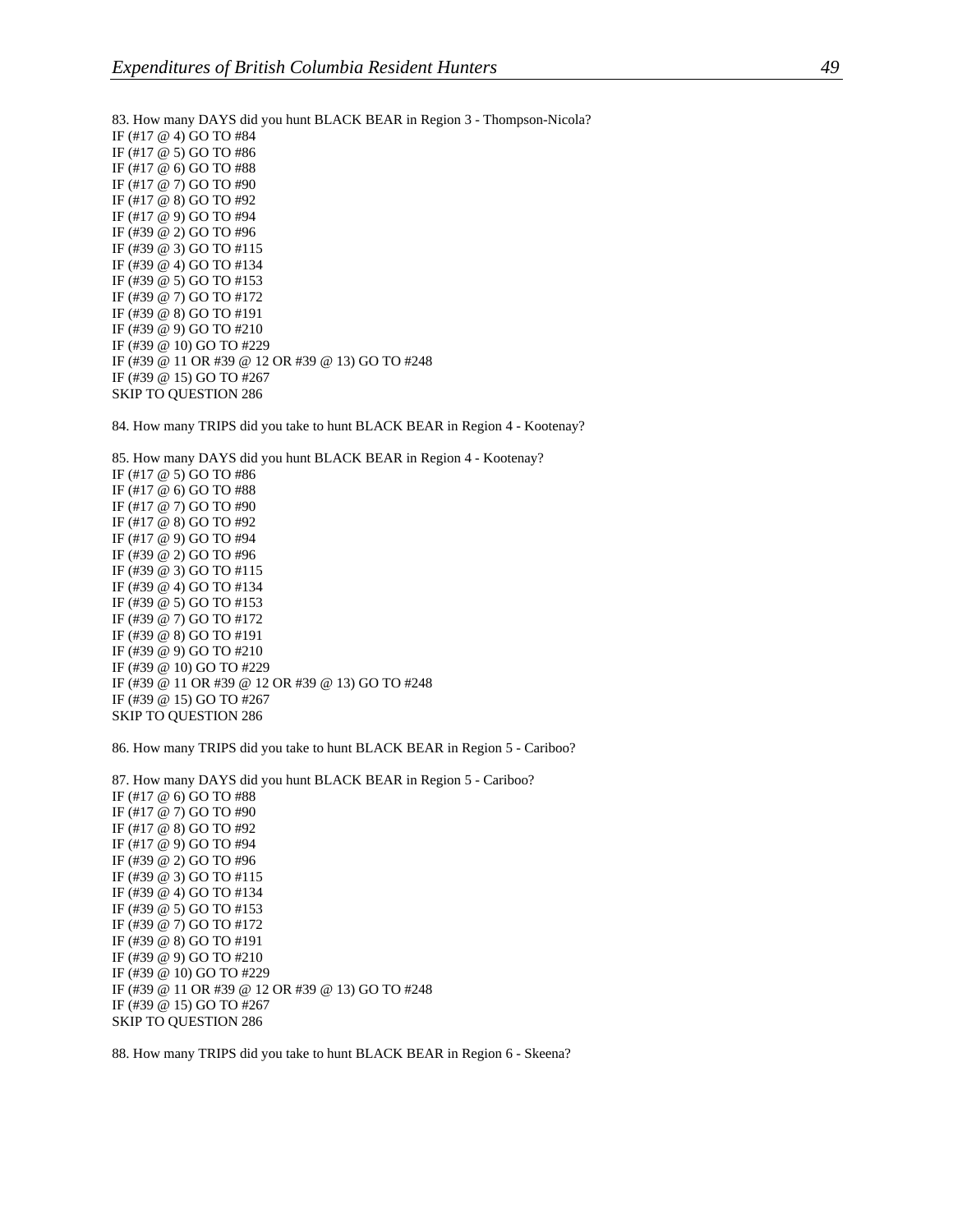83. How many DAYS did you hunt BLACK BEAR in Region 3 - Thompson-Nicola?
IF (#17 @ 4) GO TO #84
IF (#17 @ 5) GO TO #86
IF (#17 @ 6) GO TO #88
IF (#17 @ 7) GO TO #90
IF (#17 @ 8) GO TO #92
IF (#17 @ 9) GO TO #94
IF (#39 @ 2) GO TO #96
IF (#39 @ 3) GO TO #115
IF (#39 @ 4) GO TO #134
IF (#39 @ 5) GO TO #153
IF (#39 @ 7) GO TO #172
IF (#39 @ 8) GO TO #191
IF (#39 @ 9) GO TO #210
IF (#39 @ 10) GO TO #229
IF (#39 @ 11 OR #39 @ 12 OR #39 @ 13) GO TO #248
IF (#39 @ 15) GO TO #267
SKIP TO QUESTION 286

84. How many TRIPS did you take to hunt BLACK BEAR in Region 4 - Kootenay?

85. How many DAYS did you hunt BLACK BEAR in Region 4 - Kootenay?
IF (#17 @ 5) GO TO #86
IF (#17 @ 6) GO TO #88
IF (#17 @ 7) GO TO #90
IF (#17 @ 8) GO TO #92
IF (#17 @ 9) GO TO #94
IF (#39 @ 2) GO TO #96
IF (#39 @ 3) GO TO #115
IF (#39 @ 4) GO TO #134
IF (#39 @ 5) GO TO #153
IF (#39 @ 7) GO TO #172
IF (#39 @ 8) GO TO #191
IF (#39 @ 9) GO TO #210
IF (#39 @ 10) GO TO #229
IF (#39 @ 11 OR #39 @ 12 OR #39 @ 13) GO TO #248
IF (#39 @ 15) GO TO #267
SKIP TO QUESTION 286

86. How many TRIPS did you take to hunt BLACK BEAR in Region 5 - Cariboo?

87. How many DAYS did you hunt BLACK BEAR in Region 5 - Cariboo?
IF (#17 @ 6) GO TO #88
IF (#17 @ 7) GO TO #90
IF (#17 @ 8) GO TO #92
IF (#17 @ 9) GO TO #94
IF (#39 @ 2) GO TO #96
IF (#39 @ 3) GO TO #115
IF (#39 @ 4) GO TO #134
IF (#39 @ 5) GO TO #153
IF (#39 @ 7) GO TO #172
IF (#39 @ 8) GO TO #191
IF (#39 @ 9) GO TO #210
IF (#39 @ 10) GO TO #229
IF (#39 @ 11 OR #39 @ 12 OR #39 @ 13) GO TO #248
IF (#39 @ 15) GO TO #267
SKIP TO QUESTION 286

88. How many TRIPS did you take to hunt BLACK BEAR in Region 6 - Skeena?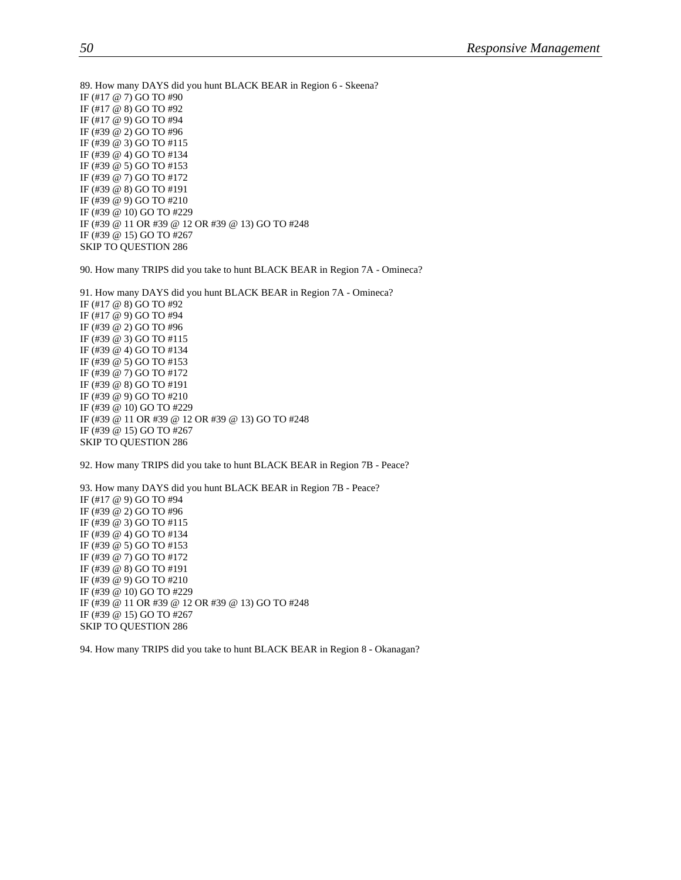89. How many DAYS did you hunt BLACK BEAR in Region 6 - Skeena?
IF (#17 @ 7) GO TO #90
IF (#17 @ 8) GO TO #92
IF (#17 @ 9) GO TO #94
IF (#39 @ 2) GO TO #96
IF (#39 @ 3) GO TO #115
IF (#39 @ 4) GO TO #134
IF (#39 @ 5) GO TO #153
IF (#39 @ 7) GO TO #172
IF (#39 @ 8) GO TO #191
IF (#39 @ 9) GO TO #210
IF (#39 @ 10) GO TO #229
IF (#39 @ 11 OR #39 @ 12 OR #39 @ 13) GO TO #248
IF (#39 @ 15) GO TO #267
SKIP TO QUESTION 286

90. How many TRIPS did you take to hunt BLACK BEAR in Region 7A - Omineca?

91. How many DAYS did you hunt BLACK BEAR in Region 7A - Omineca?
IF (#17 @ 8) GO TO #92
IF (#17 @ 9) GO TO #94
IF (#39 @ 2) GO TO #96
IF (#39 @ 3) GO TO #115
IF (#39 @ 4) GO TO #134
IF (#39 @ 5) GO TO #153
IF (#39 @ 7) GO TO #172
IF (#39 @ 8) GO TO #191
IF (#39 @ 9) GO TO #210
IF (#39 @ 10) GO TO #229
IF (#39 @ 11 OR #39 @ 12 OR #39 @ 13) GO TO #248
IF (#39 @ 15) GO TO #267
SKIP TO QUESTION 286

92. How many TRIPS did you take to hunt BLACK BEAR in Region 7B - Peace?

93. How many DAYS did you hunt BLACK BEAR in Region 7B - Peace?
IF (#17 @ 9) GO TO #94
IF (#39 @ 2) GO TO #96
IF (#39 @ 3) GO TO #115
IF (#39 @ 4) GO TO #134
IF (#39 @ 5) GO TO #153
IF (#39 @ 7) GO TO #172
IF (#39 @ 8) GO TO #191
IF (#39 @ 9) GO TO #210
IF (#39 @ 10) GO TO #229
IF (#39 @ 11 OR #39 @ 12 OR #39 @ 13) GO TO #248
IF (#39 @ 15) GO TO #267
SKIP TO QUESTION 286

94. How many TRIPS did you take to hunt BLACK BEAR in Region 8 - Okanagan?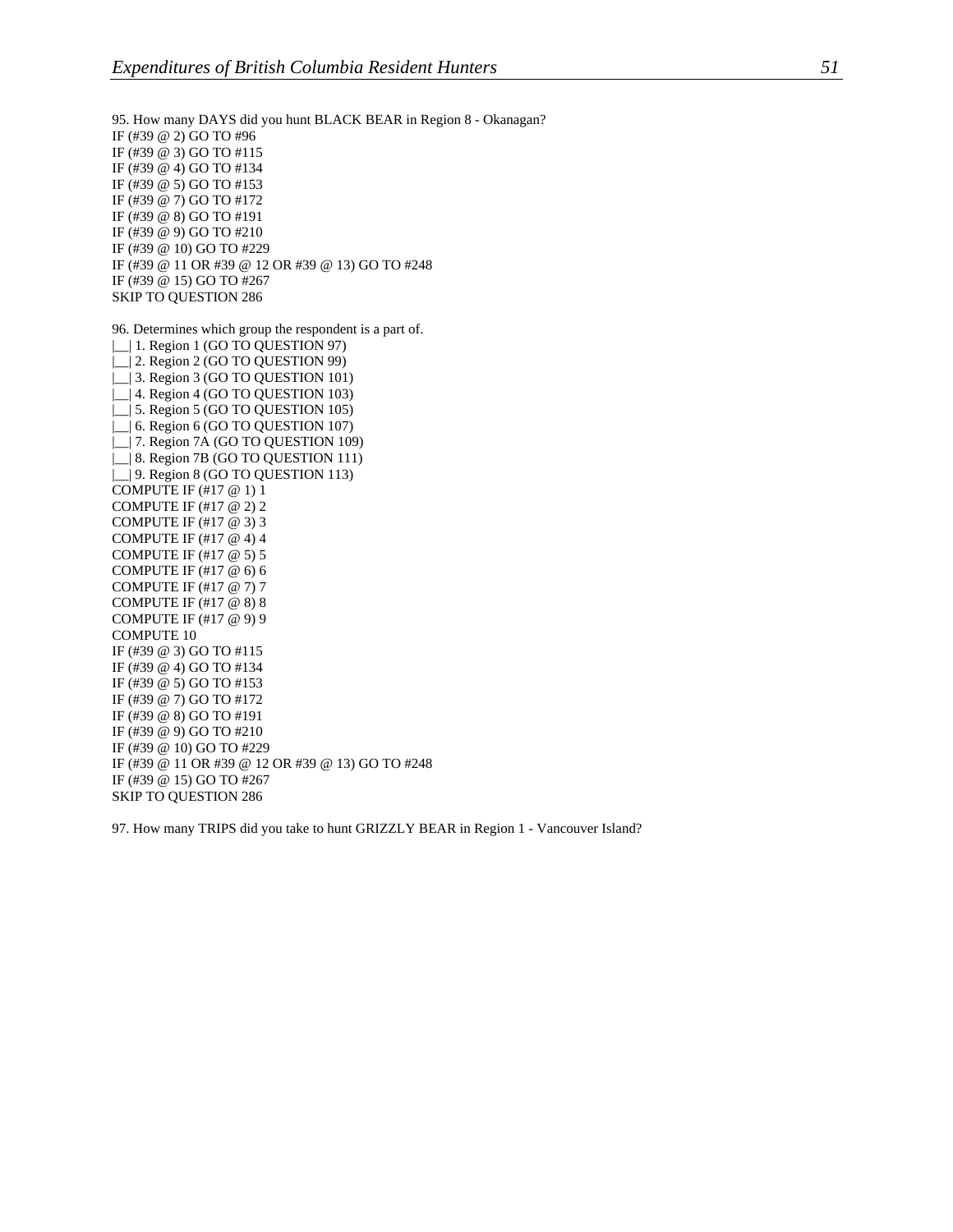95. How many DAYS did you hunt BLACK BEAR in Region 8 - Okanagan?
IF (#39 @ 2) GO TO #96
IF (#39 @ 3) GO TO #115
IF (#39 @ 4) GO TO #134
IF (#39 @ 5) GO TO #153
IF (#39 @ 7) GO TO #172
IF (#39 @ 8) GO TO #191
IF (#39 @ 9) GO TO #210
IF (#39 @ 10) GO TO #229
IF (#39 @ 11 OR #39 @ 12 OR #39 @ 13) GO TO #248
IF (#39 @ 15) GO TO #267
SKIP TO QUESTION 286

96. Determines which group the respondent is a part of.
|__| 1. Region 1 (GO TO QUESTION 97)
|__| 2. Region 2 (GO TO QUESTION 99)
|__| 3. Region 3 (GO TO QUESTION 101)
|__| 4. Region 4 (GO TO QUESTION 103)
|__| 5. Region 5 (GO TO QUESTION 105)
|__| 6. Region 6 (GO TO QUESTION 107)
|__| 7. Region 7A (GO TO QUESTION 109)
|__| 8. Region 7B (GO TO QUESTION 111)
|__| 9. Region 8 (GO TO QUESTION 113)
COMPUTE IF (#17 @ 1) 1
COMPUTE IF (#17 @ 2) 2
COMPUTE IF (#17 @ 3) 3
COMPUTE IF (#17 @ 4) 4
COMPUTE IF (#17 @ 5) 5
COMPUTE IF (#17 @ 6) 6
COMPUTE IF (#17 @ 7) 7
COMPUTE IF (#17 @ 8) 8
COMPUTE IF (#17 @ 9) 9
COMPUTE 10
IF (#39 @ 3) GO TO #115
IF (#39 @ 4) GO TO #134
IF (#39 @ 5) GO TO #153
IF (#39 @ 7) GO TO #172
IF (#39 @ 8) GO TO #191
IF (#39 @ 9) GO TO #210
IF (#39 @ 10) GO TO #229
IF (#39 @ 11 OR #39 @ 12 OR #39 @ 13) GO TO #248
IF (#39 @ 15) GO TO #267
SKIP TO QUESTION 286

97. How many TRIPS did you take to hunt GRIZZLY BEAR in Region 1 - Vancouver Island?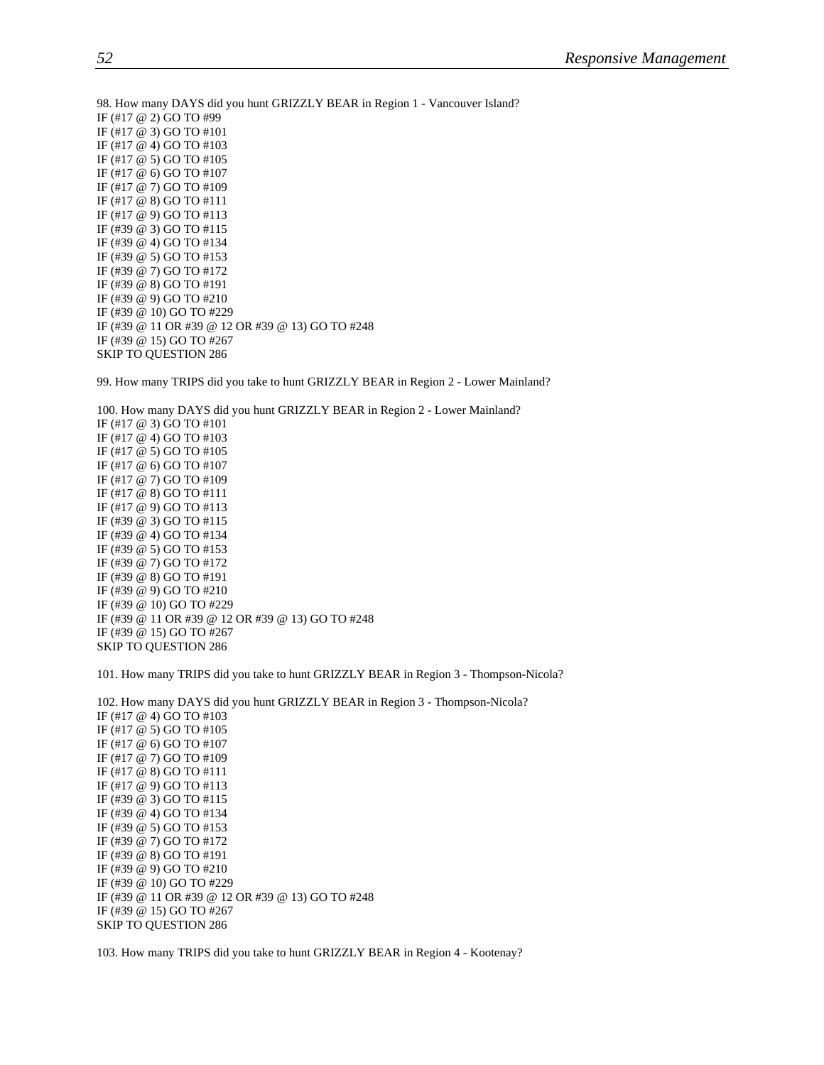98. How many DAYS did you hunt GRIZZLY BEAR in Region 1 - Vancouver Island?
IF (#17 @ 2) GO TO #99
IF (#17 @ 3) GO TO #101
IF (#17 @ 4) GO TO #103
IF (#17 @ 5) GO TO #105
IF (#17 @ 6) GO TO #107
IF (#17 @ 7) GO TO #109
IF (#17 @ 8) GO TO #111
IF (#17 @ 9) GO TO #113
IF (#39 @ 3) GO TO #115
IF (#39 @ 4) GO TO #134
IF (#39 @ 5) GO TO #153
IF (#39 @ 7) GO TO #172
IF (#39 @ 8) GO TO #191
IF (#39 @ 9) GO TO #210
IF (#39 @ 10) GO TO #229
IF (#39 @ 11 OR #39 @ 12 OR #39 @ 13) GO TO #248
IF (#39 @ 15) GO TO #267
SKIP TO QUESTION 286

99. How many TRIPS did you take to hunt GRIZZLY BEAR in Region 2 - Lower Mainland?

100. How many DAYS did you hunt GRIZZLY BEAR in Region 2 - Lower Mainland?
IF (#17 @ 3) GO TO #101
IF (#17 @ 4) GO TO #103
IF (#17 @ 5) GO TO #105
IF (#17 @ 6) GO TO #107
IF (#17 @ 7) GO TO #109
IF (#17 @ 8) GO TO #111
IF (#17 @ 9) GO TO #113
IF (#39 @ 3) GO TO #115
IF (#39 @ 4) GO TO #134
IF (#39 @ 5) GO TO #153
IF (#39 @ 7) GO TO #172
IF (#39 @ 8) GO TO #191
IF (#39 @ 9) GO TO #210
IF (#39 @ 10) GO TO #229
IF (#39 @ 11 OR #39 @ 12 OR #39 @ 13) GO TO #248
IF (#39 @ 15) GO TO #267
SKIP TO QUESTION 286

101. How many TRIPS did you take to hunt GRIZZLY BEAR in Region 3 - Thompson-Nicola?

102. How many DAYS did you hunt GRIZZLY BEAR in Region 3 - Thompson-Nicola?
IF (#17 @ 4) GO TO #103
IF (#17 @ 5) GO TO #105
IF (#17 @ 6) GO TO #107
IF (#17 @ 7) GO TO #109
IF (#17 @ 8) GO TO #111
IF (#17 @ 9) GO TO #113
IF (#39 @ 3) GO TO #115
IF (#39 @ 4) GO TO #134
IF (#39 @ 5) GO TO #153
IF (#39 @ 7) GO TO #172
IF (#39 @ 8) GO TO #191
IF (#39 @ 9) GO TO #210
IF (#39 @ 10) GO TO #229
IF (#39 @ 11 OR #39 @ 12 OR #39 @ 13) GO TO #248
IF (#39 @ 15) GO TO #267
SKIP TO QUESTION 286

103. How many TRIPS did you take to hunt GRIZZLY BEAR in Region 4 - Kootenay?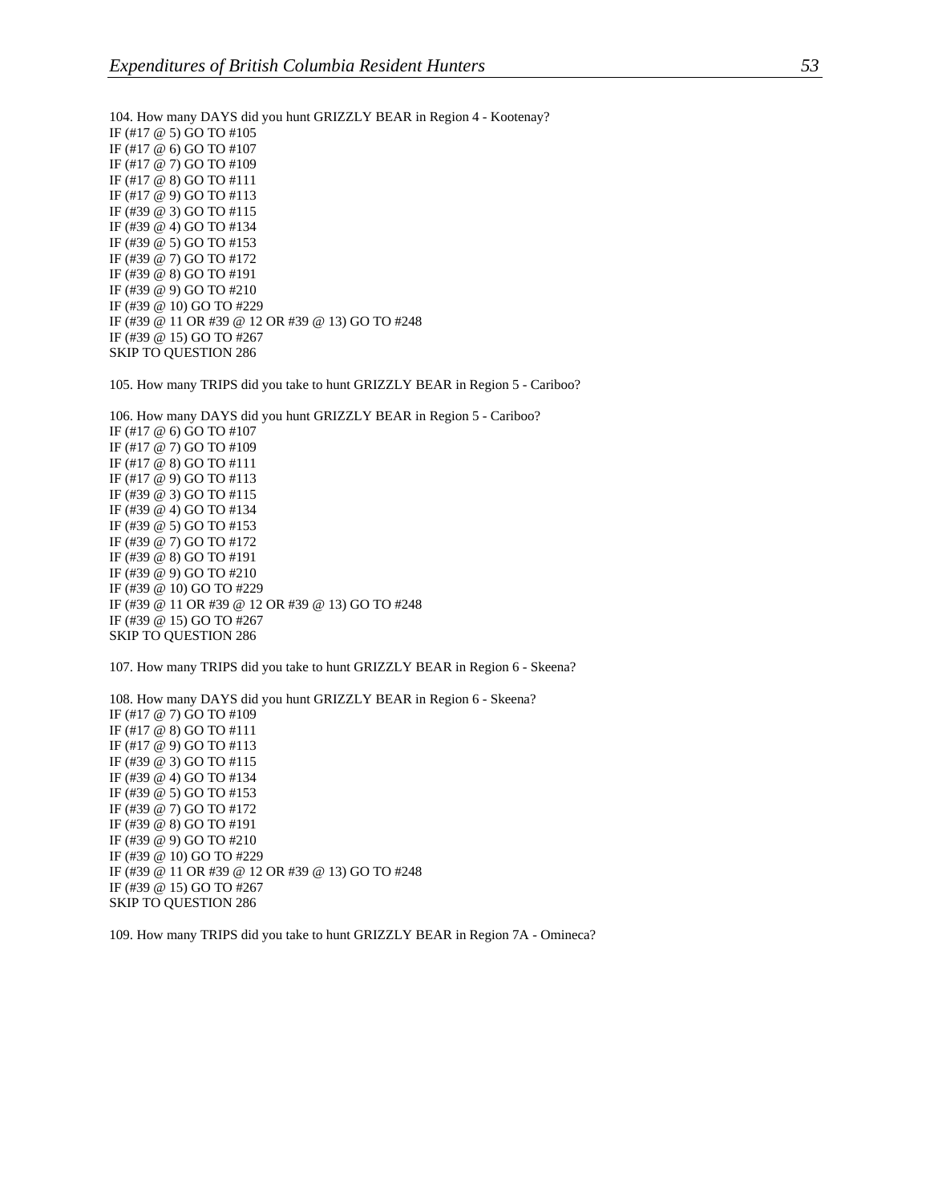104. How many DAYS did you hunt GRIZZLY BEAR in Region 4 - Kootenay?
IF (#17 @ 5) GO TO #105
IF (#17 @ 6) GO TO #107
IF (#17 @ 7) GO TO #109
IF (#17 @ 8) GO TO #111
IF (#17 @ 9) GO TO #113
IF (#39 @ 3) GO TO #115
IF (#39 @ 4) GO TO #134
IF (#39 @ 5) GO TO #153
IF (#39 @ 7) GO TO #172
IF (#39 @ 8) GO TO #191
IF (#39 @ 9) GO TO #210
IF (#39 @ 10) GO TO #229
IF (#39 @ 11 OR #39 @ 12 OR #39 @ 13) GO TO #248
IF (#39 @ 15) GO TO #267
SKIP TO QUESTION 286

105. How many TRIPS did you take to hunt GRIZZLY BEAR in Region 5 - Cariboo?

106. How many DAYS did you hunt GRIZZLY BEAR in Region 5 - Cariboo?
IF (#17 @ 6) GO TO #107
IF (#17 @ 7) GO TO #109
IF (#17 @ 8) GO TO #111
IF (#17 @ 9) GO TO #113
IF (#39 @ 3) GO TO #115
IF (#39 @ 4) GO TO #134
IF (#39 @ 5) GO TO #153
IF (#39 @ 7) GO TO #172
IF (#39 @ 8) GO TO #191
IF (#39 @ 9) GO TO #210
IF (#39 @ 10) GO TO #229
IF (#39 @ 11 OR #39 @ 12 OR #39 @ 13) GO TO #248
IF (#39 @ 15) GO TO #267
SKIP TO QUESTION 286

107. How many TRIPS did you take to hunt GRIZZLY BEAR in Region 6 - Skeena?

108. How many DAYS did you hunt GRIZZLY BEAR in Region 6 - Skeena?
IF (#17 @ 7) GO TO #109
IF (#17 @ 8) GO TO #111
IF (#17 @ 9) GO TO #113
IF (#39 @ 3) GO TO #115
IF (#39 @ 4) GO TO #134
IF (#39 @ 5) GO TO #153
IF (#39 @ 7) GO TO #172
IF (#39 @ 8) GO TO #191
IF (#39 @ 9) GO TO #210
IF (#39 @ 10) GO TO #229
IF (#39 @ 11 OR #39 @ 12 OR #39 @ 13) GO TO #248
IF (#39 @ 15) GO TO #267
SKIP TO QUESTION 286

109. How many TRIPS did you take to hunt GRIZZLY BEAR in Region 7A - Omineca?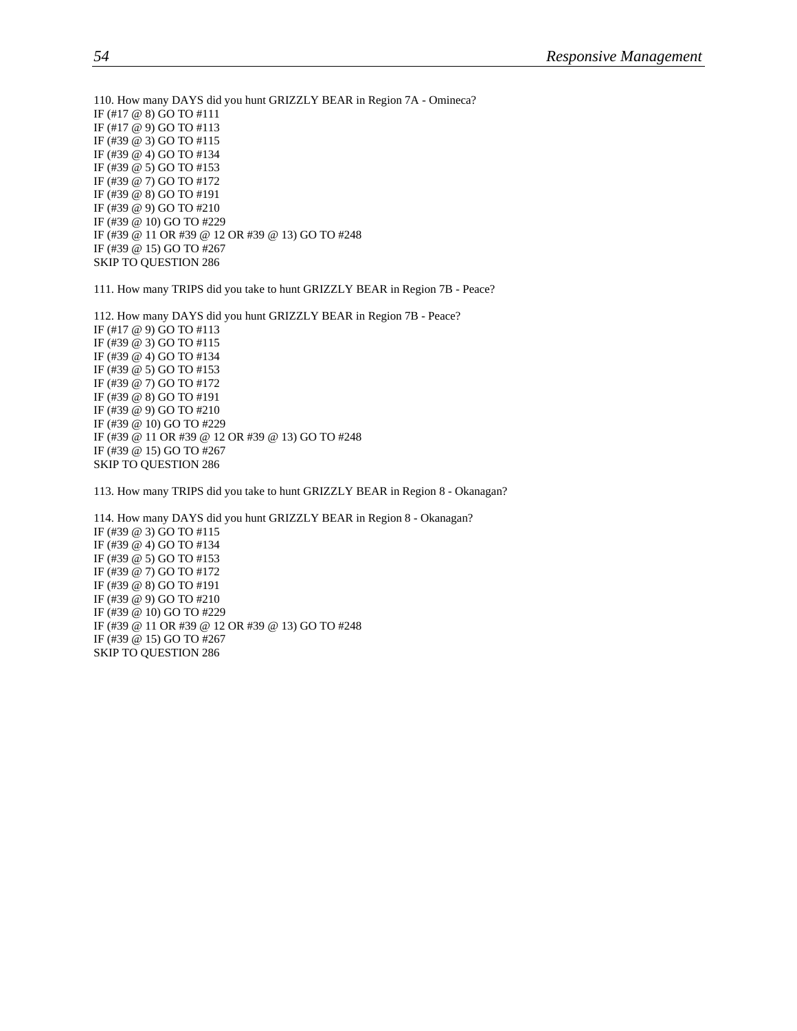110. How many DAYS did you hunt GRIZZLY BEAR in Region 7A - Omineca?
IF (#17 @ 8) GO TO #111
IF (#17 @ 9) GO TO #113
IF (#39 @ 3) GO TO #115
IF (#39 @ 4) GO TO #134
IF (#39 @ 5) GO TO #153
IF (#39 @ 7) GO TO #172
IF (#39 @ 8) GO TO #191
IF (#39 @ 9) GO TO #210
IF (#39 @ 10) GO TO #229
IF (#39 @ 11 OR #39 @ 12 OR #39 @ 13) GO TO #248
IF (#39 @ 15) GO TO #267
SKIP TO QUESTION 286

111. How many TRIPS did you take to hunt GRIZZLY BEAR in Region 7B - Peace?

112. How many DAYS did you hunt GRIZZLY BEAR in Region 7B - Peace?
IF (#17 @ 9) GO TO #113
IF (#39 @ 3) GO TO #115
IF (#39 @ 4) GO TO #134
IF (#39 @ 5) GO TO #153
IF (#39 @ 7) GO TO #172
IF (#39 @ 8) GO TO #191
IF (#39 @ 9) GO TO #210
IF (#39 @ 10) GO TO #229
IF (#39 @ 11 OR #39 @ 12 OR #39 @ 13) GO TO #248
IF (#39 @ 15) GO TO #267
SKIP TO QUESTION 286

113. How many TRIPS did you take to hunt GRIZZLY BEAR in Region 8 - Okanagan?

114. How many DAYS did you hunt GRIZZLY BEAR in Region 8 - Okanagan?
IF (#39 @ 3) GO TO #115
IF (#39 @ 4) GO TO #134
IF (#39 @ 5) GO TO #153
IF (#39 @ 7) GO TO #172
IF (#39 @ 8) GO TO #191
IF (#39 @ 9) GO TO #210
IF (#39 @ 10) GO TO #229
IF (#39 @ 11 OR #39 @ 12 OR #39 @ 13) GO TO #248
IF (#39 @ 15) GO TO #267
SKIP TO QUESTION 286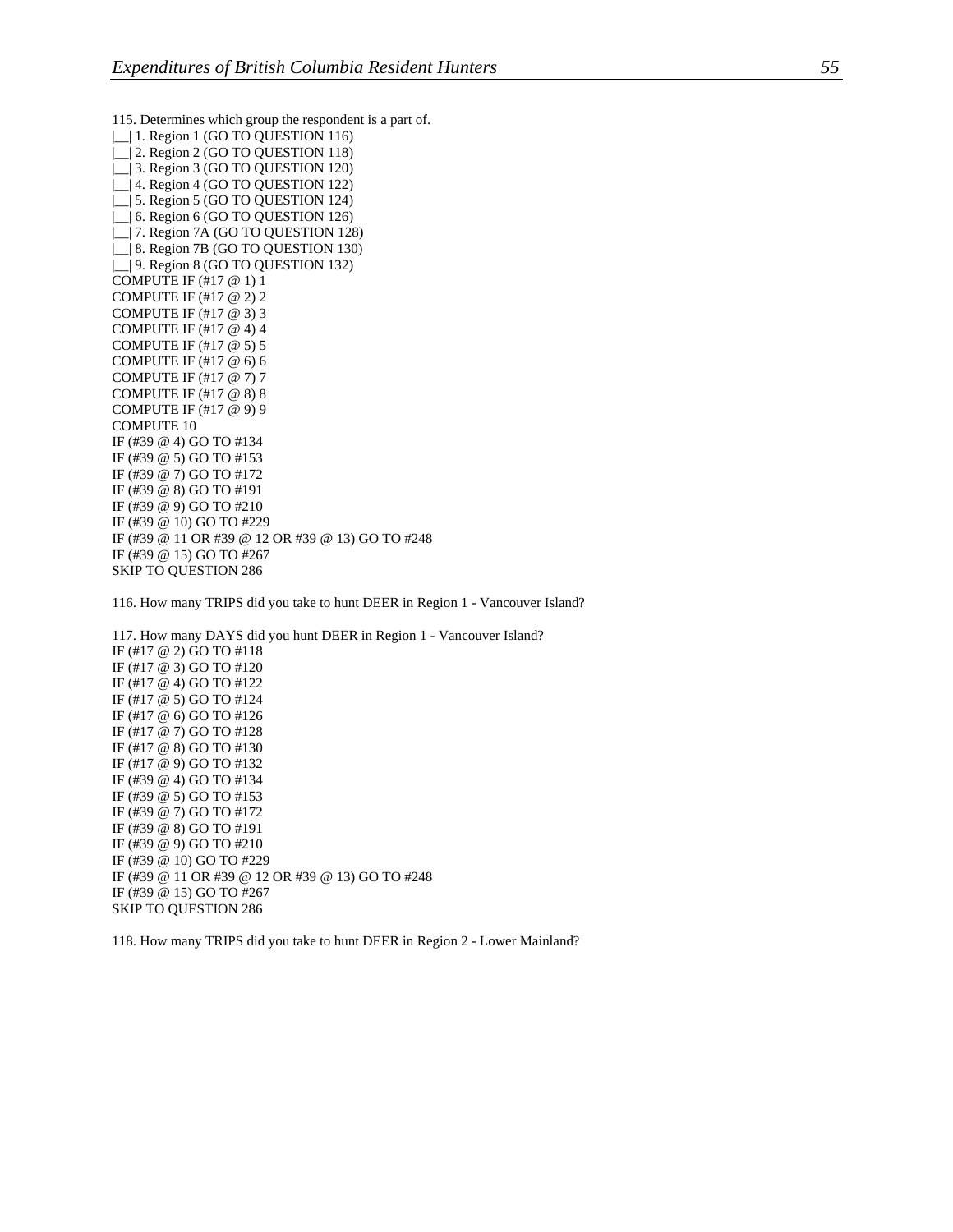115. Determines which group the respondent is a part of.
|__| 1. Region 1 (GO TO QUESTION 116)
|__| 2. Region 2 (GO TO QUESTION 118)
|__| 3. Region 3 (GO TO QUESTION 120)
|__| 4. Region 4 (GO TO QUESTION 122)
|__| 5. Region 5 (GO TO QUESTION 124)
|__| 6. Region 6 (GO TO QUESTION 126)
|__| 7. Region 7A (GO TO QUESTION 128)
|__| 8. Region 7B (GO TO QUESTION 130)
|__| 9. Region 8 (GO TO QUESTION 132)
COMPUTE IF (#17 @ 1) 1
COMPUTE IF (#17 @ 2) 2
COMPUTE IF (#17 @ 3) 3
COMPUTE IF (#17 @ 4) 4
COMPUTE IF (#17 @ 5) 5
COMPUTE IF (#17 @ 6) 6
COMPUTE IF (#17 @ 7) 7
COMPUTE IF (#17 @ 8) 8
COMPUTE IF (#17 @ 9) 9
COMPUTE 10
IF (#39 @ 4) GO TO #134
IF (#39 @ 5) GO TO #153
IF (#39 @ 7) GO TO #172
IF (#39 @ 8) GO TO #191
IF (#39 @ 9) GO TO #210
IF (#39 @ 10) GO TO #229
IF (#39 @ 11 OR #39 @ 12 OR #39 @ 13) GO TO #248
IF (#39 @ 15) GO TO #267
SKIP TO QUESTION 286

116. How many TRIPS did you take to hunt DEER in Region 1 - Vancouver Island?

117. How many DAYS did you hunt DEER in Region 1 - Vancouver Island?
IF (#17 @ 2) GO TO #118
IF (#17 @ 3) GO TO #120
IF (#17 @ 4) GO TO #122
IF (#17 @ 5) GO TO #124
IF (#17 @ 6) GO TO #126
IF (#17 @ 7) GO TO #128
IF (#17 @ 8) GO TO #130
IF (#17 @ 9) GO TO #132
IF (#39 @ 4) GO TO #134
IF (#39 @ 5) GO TO #153
IF (#39 @ 7) GO TO #172
IF (#39 @ 8) GO TO #191
IF (#39 @ 9) GO TO #210
IF (#39 @ 10) GO TO #229
IF (#39 @ 11 OR #39 @ 12 OR #39 @ 13) GO TO #248
IF (#39 @ 15) GO TO #267
SKIP TO QUESTION 286

118. How many TRIPS did you take to hunt DEER in Region 2 - Lower Mainland?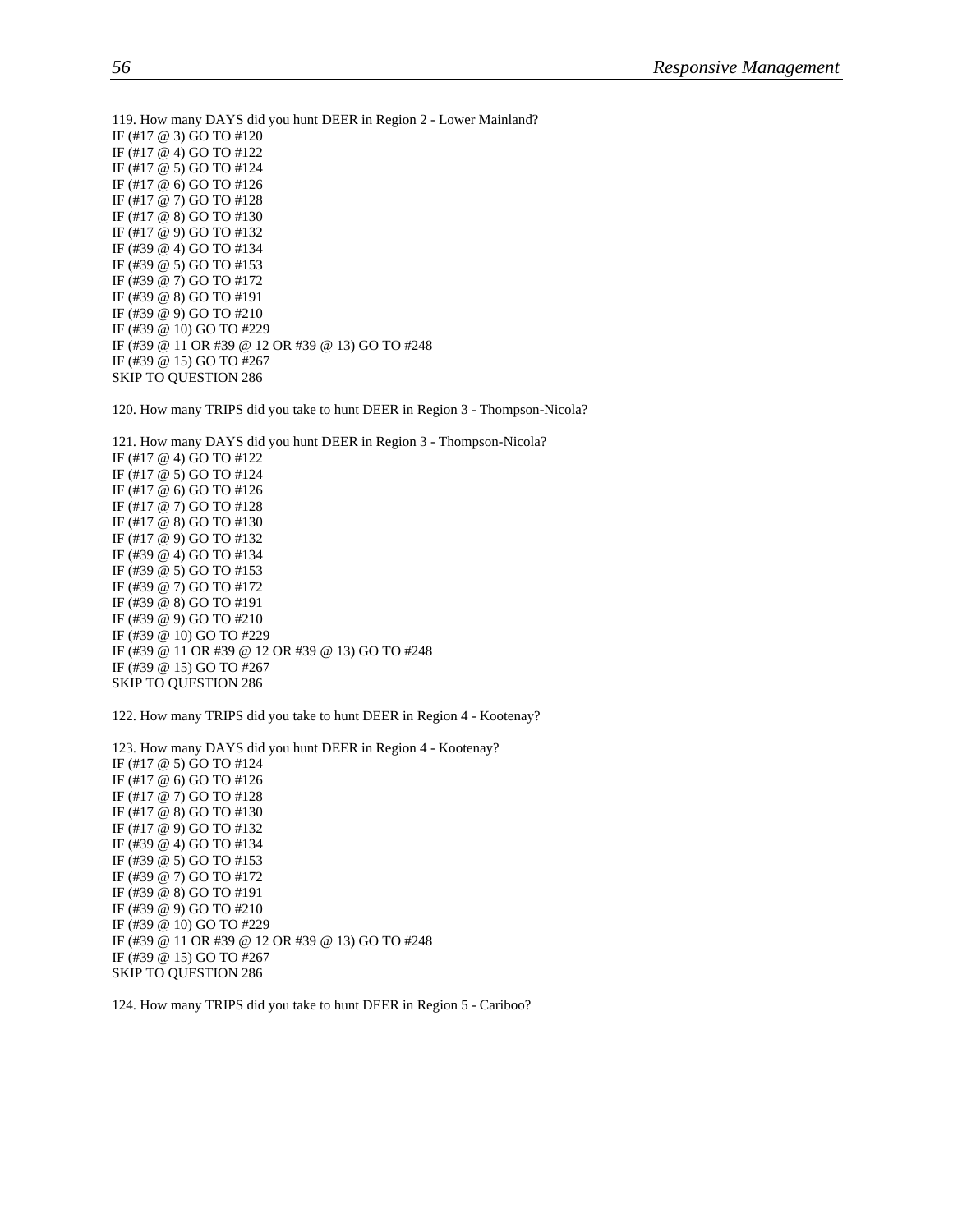119. How many DAYS did you hunt DEER in Region 2 - Lower Mainland?
IF (#17 @ 3) GO TO #120
IF (#17 @ 4) GO TO #122
IF (#17 @ 5) GO TO #124
IF (#17 @ 6) GO TO #126
IF (#17 @ 7) GO TO #128
IF (#17 @ 8) GO TO #130
IF (#17 @ 9) GO TO #132
IF (#39 @ 4) GO TO #134
IF (#39 @ 5) GO TO #153
IF (#39 @ 7) GO TO #172
IF (#39 @ 8) GO TO #191
IF (#39 @ 9) GO TO #210
IF (#39 @ 10) GO TO #229
IF (#39 @ 11 OR #39 @ 12 OR #39 @ 13) GO TO #248
IF (#39 @ 15) GO TO #267
SKIP TO QUESTION 286

120. How many TRIPS did you take to hunt DEER in Region 3 - Thompson-Nicola?

121. How many DAYS did you hunt DEER in Region 3 - Thompson-Nicola?
IF (#17 @ 4) GO TO #122
IF (#17 @ 5) GO TO #124
IF (#17 @ 6) GO TO #126
IF (#17 @ 7) GO TO #128
IF (#17 @ 8) GO TO #130
IF (#17 @ 9) GO TO #132
IF (#39 @ 4) GO TO #134
IF (#39 @ 5) GO TO #153
IF (#39 @ 7) GO TO #172
IF (#39 @ 8) GO TO #191
IF (#39 @ 9) GO TO #210
IF (#39 @ 10) GO TO #229
IF (#39 @ 11 OR #39 @ 12 OR #39 @ 13) GO TO #248
IF (#39 @ 15) GO TO #267
SKIP TO QUESTION 286

122. How many TRIPS did you take to hunt DEER in Region 4 - Kootenay?

123. How many DAYS did you hunt DEER in Region 4 - Kootenay?
IF (#17 @ 5) GO TO #124
IF (#17 @ 6) GO TO #126
IF (#17 @ 7) GO TO #128
IF (#17 @ 8) GO TO #130
IF (#17 @ 9) GO TO #132
IF (#39 @ 4) GO TO #134
IF (#39 @ 5) GO TO #153
IF (#39 @ 7) GO TO #172
IF (#39 @ 8) GO TO #191
IF (#39 @ 9) GO TO #210
IF (#39 @ 10) GO TO #229
IF (#39 @ 11 OR #39 @ 12 OR #39 @ 13) GO TO #248
IF (#39 @ 15) GO TO #267
SKIP TO QUESTION 286

124. How many TRIPS did you take to hunt DEER in Region 5 - Cariboo?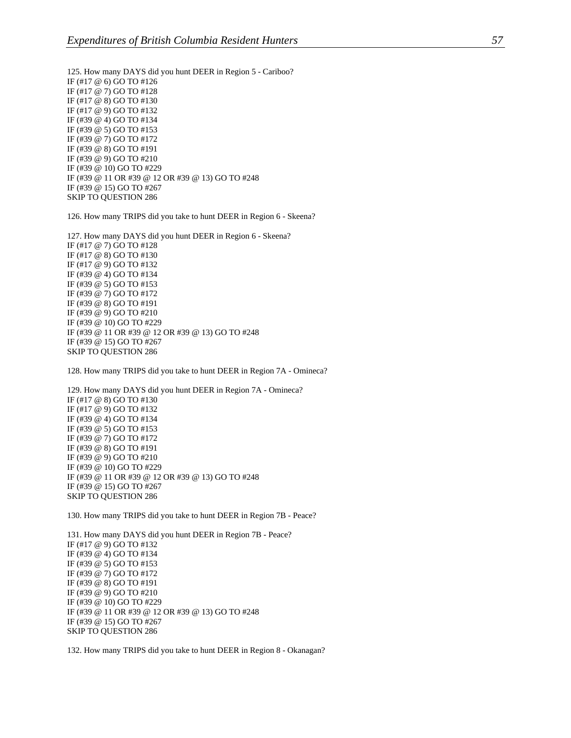125. How many DAYS did you hunt DEER in Region 5 - Cariboo?
IF (#17 @ 6) GO TO #126
IF (#17 @ 7) GO TO #128
IF (#17 @ 8) GO TO #130
IF (#17 @ 9) GO TO #132
IF (#39 @ 4) GO TO #134
IF (#39 @ 5) GO TO #153
IF (#39 @ 7) GO TO #172
IF (#39 @ 8) GO TO #191
IF (#39 @ 9) GO TO #210
IF (#39 @ 10) GO TO #229
IF (#39 @ 11 OR #39 @ 12 OR #39 @ 13) GO TO #248
IF (#39 @ 15) GO TO #267
SKIP TO QUESTION 286

126. How many TRIPS did you take to hunt DEER in Region 6 - Skeena?

127. How many DAYS did you hunt DEER in Region 6 - Skeena?
IF (#17 @ 7) GO TO #128
IF (#17 @ 8) GO TO #130
IF (#17 @ 9) GO TO #132
IF (#39 @ 4) GO TO #134
IF (#39 @ 5) GO TO #153
IF (#39 @ 7) GO TO #172
IF (#39 @ 8) GO TO #191
IF (#39 @ 9) GO TO #210
IF (#39 @ 10) GO TO #229
IF (#39 @ 11 OR #39 @ 12 OR #39 @ 13) GO TO #248
IF (#39 @ 15) GO TO #267
SKIP TO QUESTION 286

128. How many TRIPS did you take to hunt DEER in Region 7A - Omineca?

129. How many DAYS did you hunt DEER in Region 7A - Omineca?
IF (#17 @ 8) GO TO #130
IF (#17 @ 9) GO TO #132
IF (#39 @ 4) GO TO #134
IF (#39 @ 5) GO TO #153
IF (#39 @ 7) GO TO #172
IF (#39 @ 8) GO TO #191
IF (#39 @ 9) GO TO #210
IF (#39 @ 10) GO TO #229
IF (#39 @ 11 OR #39 @ 12 OR #39 @ 13) GO TO #248
IF (#39 @ 15) GO TO #267
SKIP TO QUESTION 286

130. How many TRIPS did you take to hunt DEER in Region 7B - Peace?

131. How many DAYS did you hunt DEER in Region 7B - Peace?
IF (#17 @ 9) GO TO #132
IF (#39 @ 4) GO TO #134
IF (#39 @ 5) GO TO #153
IF (#39 @ 7) GO TO #172
IF (#39 @ 8) GO TO #191
IF (#39 @ 9) GO TO #210
IF (#39 @ 10) GO TO #229
IF (#39 @ 11 OR #39 @ 12 OR #39 @ 13) GO TO #248
IF (#39 @ 15) GO TO #267
SKIP TO QUESTION 286

132. How many TRIPS did you take to hunt DEER in Region 8 - Okanagan?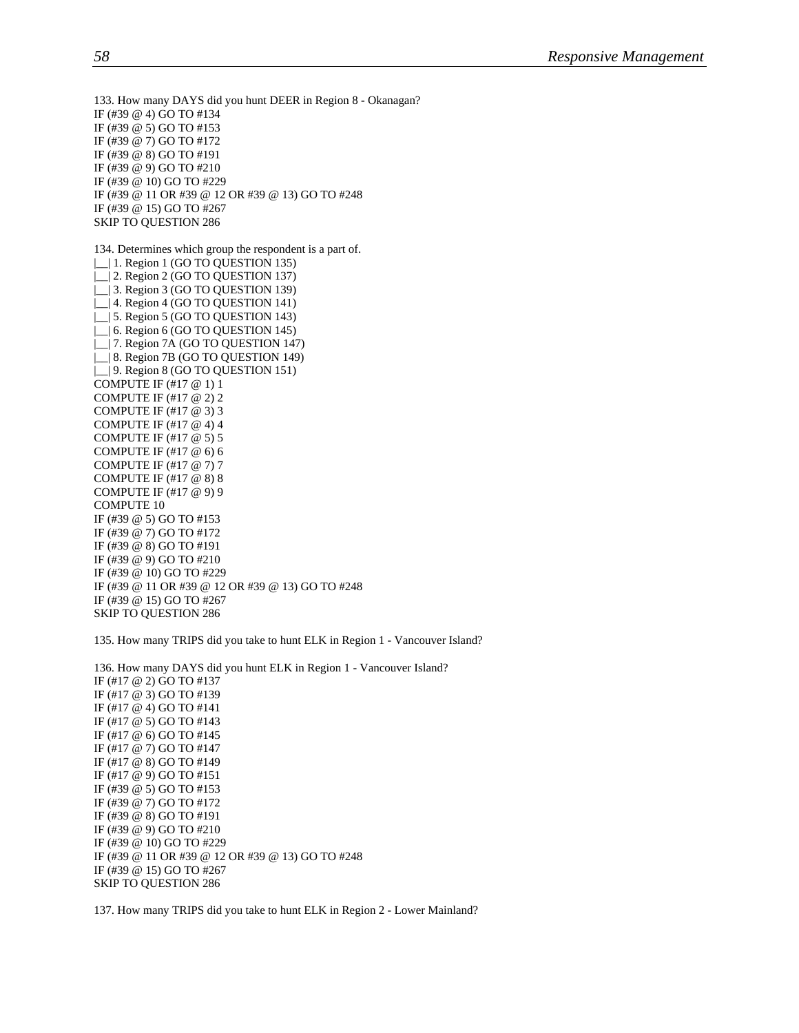133. How many DAYS did you hunt DEER in Region 8 - Okanagan?
IF (#39 @ 4) GO TO #134
IF (#39 @ 5) GO TO #153
IF (#39 @ 7) GO TO #172
IF (#39 @ 8) GO TO #191
IF (#39 @ 9) GO TO #210
IF (#39 @ 10) GO TO #229
IF (#39 @ 11 OR #39 @ 12 OR #39 @ 13) GO TO #248
IF (#39 @ 15) GO TO #267
SKIP TO QUESTION 286

134. Determines which group the respondent is a part of.
|__| 1. Region 1 (GO TO QUESTION 135)
|__| 2. Region 2 (GO TO QUESTION 137)
|__| 3. Region 3 (GO TO QUESTION 139)
|__| 4. Region 4 (GO TO QUESTION 141)
|__| 5. Region 5 (GO TO QUESTION 143)
|__| 6. Region 6 (GO TO QUESTION 145)
|__| 7. Region 7A (GO TO QUESTION 147)
|__| 8. Region 7B (GO TO QUESTION 149)
|__| 9. Region 8 (GO TO QUESTION 151)
COMPUTE IF (#17 @ 1) 1
COMPUTE IF (#17 @ 2) 2
COMPUTE IF (#17 @ 3) 3
COMPUTE IF (#17 @ 4) 4
COMPUTE IF (#17 @ 5) 5
COMPUTE IF (#17 @ 6) 6
COMPUTE IF (#17 @ 7) 7
COMPUTE IF (#17 @ 8) 8
COMPUTE IF (#17 @ 9) 9
COMPUTE 10
IF (#39 @ 5) GO TO #153
IF (#39 @ 7) GO TO #172
IF (#39 @ 8) GO TO #191
IF (#39 @ 9) GO TO #210
IF (#39 @ 10) GO TO #229
IF (#39 @ 11 OR #39 @ 12 OR #39 @ 13) GO TO #248
IF (#39 @ 15) GO TO #267
SKIP TO QUESTION 286

135. How many TRIPS did you take to hunt ELK in Region 1 - Vancouver Island?

136. How many DAYS did you hunt ELK in Region 1 - Vancouver Island?
IF (#17 @ 2) GO TO #137
IF (#17 @ 3) GO TO #139
IF (#17 @ 4) GO TO #141
IF (#17 @ 5) GO TO #143
IF (#17 @ 6) GO TO #145
IF (#17 @ 7) GO TO #147
IF (#17 @ 8) GO TO #149
IF (#17 @ 9) GO TO #151
IF (#39 @ 5) GO TO #153
IF (#39 @ 7) GO TO #172
IF (#39 @ 8) GO TO #191
IF (#39 @ 9) GO TO #210
IF (#39 @ 10) GO TO #229
IF (#39 @ 11 OR #39 @ 12 OR #39 @ 13) GO TO #248
IF (#39 @ 15) GO TO #267
SKIP TO QUESTION 286

137. How many TRIPS did you take to hunt ELK in Region 2 - Lower Mainland?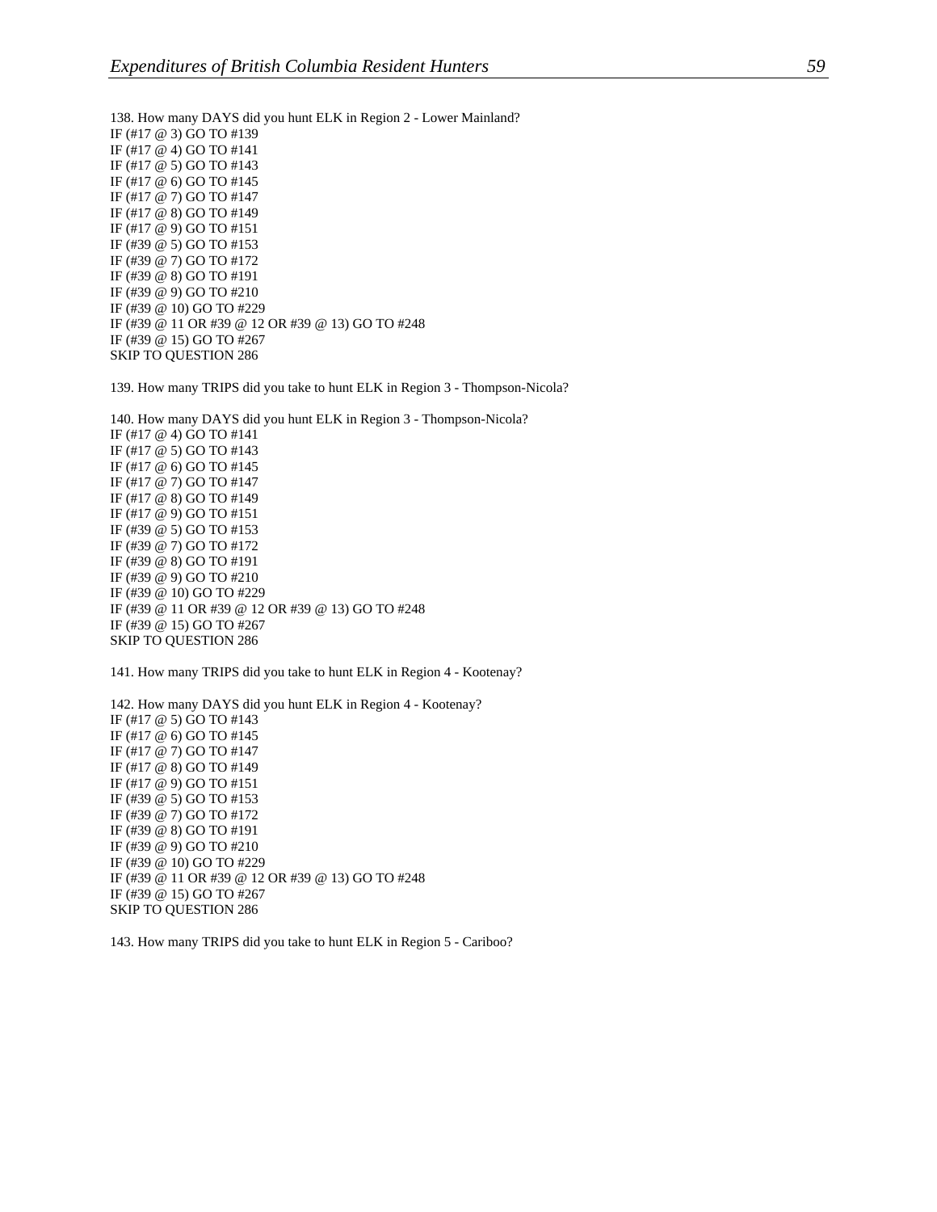138. How many DAYS did you hunt ELK in Region 2 - Lower Mainland?
IF (#17 @ 3) GO TO #139
IF (#17 @ 4) GO TO #141
IF (#17 @ 5) GO TO #143
IF (#17 @ 6) GO TO #145
IF (#17 @ 7) GO TO #147
IF (#17 @ 8) GO TO #149
IF (#17 @ 9) GO TO #151
IF (#39 @ 5) GO TO #153
IF (#39 @ 7) GO TO #172
IF (#39 @ 8) GO TO #191
IF (#39 @ 9) GO TO #210
IF (#39 @ 10) GO TO #229
IF (#39 @ 11 OR #39 @ 12 OR #39 @ 13) GO TO #248
IF (#39 @ 15) GO TO #267
SKIP TO QUESTION 286

139. How many TRIPS did you take to hunt ELK in Region 3 - Thompson-Nicola?

140. How many DAYS did you hunt ELK in Region 3 - Thompson-Nicola?
IF (#17 @ 4) GO TO #141
IF (#17 @ 5) GO TO #143
IF (#17 @ 6) GO TO #145
IF (#17 @ 7) GO TO #147
IF (#17 @ 8) GO TO #149
IF (#17 @ 9) GO TO #151
IF (#39 @ 5) GO TO #153
IF (#39 @ 7) GO TO #172
IF (#39 @ 8) GO TO #191
IF (#39 @ 9) GO TO #210
IF (#39 @ 10) GO TO #229
IF (#39 @ 11 OR #39 @ 12 OR #39 @ 13) GO TO #248
IF (#39 @ 15) GO TO #267
SKIP TO QUESTION 286

141. How many TRIPS did you take to hunt ELK in Region 4 - Kootenay?

142. How many DAYS did you hunt ELK in Region 4 - Kootenay?
IF (#17 @ 5) GO TO #143
IF (#17 @ 6) GO TO #145
IF (#17 @ 7) GO TO #147
IF (#17 @ 8) GO TO #149
IF (#17 @ 9) GO TO #151
IF (#39 @ 5) GO TO #153
IF (#39 @ 7) GO TO #172
IF (#39 @ 8) GO TO #191
IF (#39 @ 9) GO TO #210
IF (#39 @ 10) GO TO #229
IF (#39 @ 11 OR #39 @ 12 OR #39 @ 13) GO TO #248
IF (#39 @ 15) GO TO #267
SKIP TO QUESTION 286

143. How many TRIPS did you take to hunt ELK in Region 5 - Cariboo?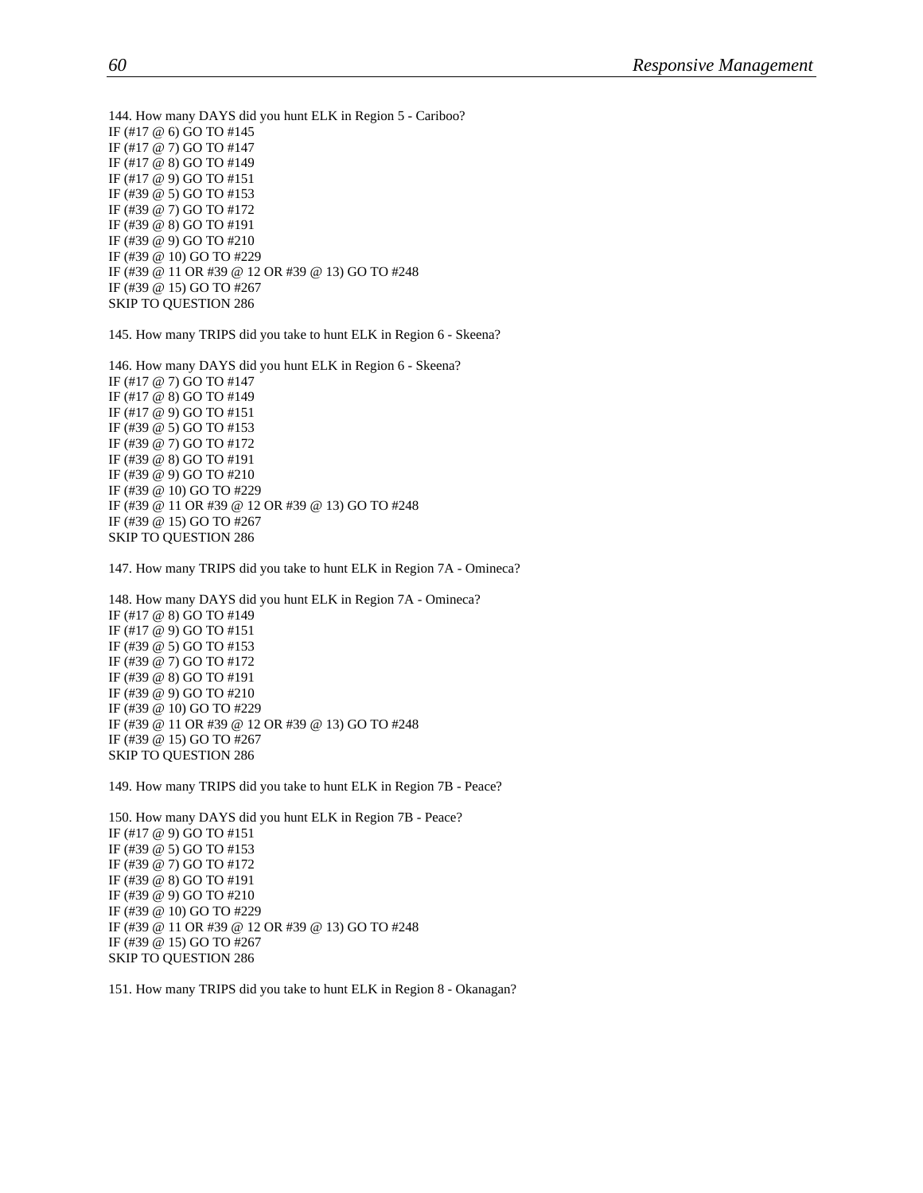144. How many DAYS did you hunt ELK in Region 5 - Cariboo?
IF (#17 @ 6) GO TO #145
IF (#17 @ 7) GO TO #147
IF (#17 @ 8) GO TO #149
IF (#17 @ 9) GO TO #151
IF (#39 @ 5) GO TO #153
IF (#39 @ 7) GO TO #172
IF (#39 @ 8) GO TO #191
IF (#39 @ 9) GO TO #210
IF (#39 @ 10) GO TO #229
IF (#39 @ 11 OR #39 @ 12 OR #39 @ 13) GO TO #248
IF (#39 @ 15) GO TO #267
SKIP TO QUESTION 286

145. How many TRIPS did you take to hunt ELK in Region 6 - Skeena?

146. How many DAYS did you hunt ELK in Region 6 - Skeena?
IF (#17 @ 7) GO TO #147
IF (#17 @ 8) GO TO #149
IF (#17 @ 9) GO TO #151
IF (#39 @ 5) GO TO #153
IF (#39 @ 7) GO TO #172
IF (#39 @ 8) GO TO #191
IF (#39 @ 9) GO TO #210
IF (#39 @ 10) GO TO #229
IF (#39 @ 11 OR #39 @ 12 OR #39 @ 13) GO TO #248
IF (#39 @ 15) GO TO #267
SKIP TO QUESTION 286

147. How many TRIPS did you take to hunt ELK in Region 7A - Omineca?

148. How many DAYS did you hunt ELK in Region 7A - Omineca?
IF (#17 @ 8) GO TO #149
IF (#17 @ 9) GO TO #151
IF (#39 @ 5) GO TO #153
IF (#39 @ 7) GO TO #172
IF (#39 @ 8) GO TO #191
IF (#39 @ 9) GO TO #210
IF (#39 @ 10) GO TO #229
IF (#39 @ 11 OR #39 @ 12 OR #39 @ 13) GO TO #248
IF (#39 @ 15) GO TO #267
SKIP TO QUESTION 286

149. How many TRIPS did you take to hunt ELK in Region 7B - Peace?

150. How many DAYS did you hunt ELK in Region 7B - Peace?
IF (#17 @ 9) GO TO #151
IF (#39 @ 5) GO TO #153
IF (#39 @ 7) GO TO #172
IF (#39 @ 8) GO TO #191
IF (#39 @ 9) GO TO #210
IF (#39 @ 10) GO TO #229
IF (#39 @ 11 OR #39 @ 12 OR #39 @ 13) GO TO #248
IF (#39 @ 15) GO TO #267
SKIP TO QUESTION 286

151. How many TRIPS did you take to hunt ELK in Region 8 - Okanagan?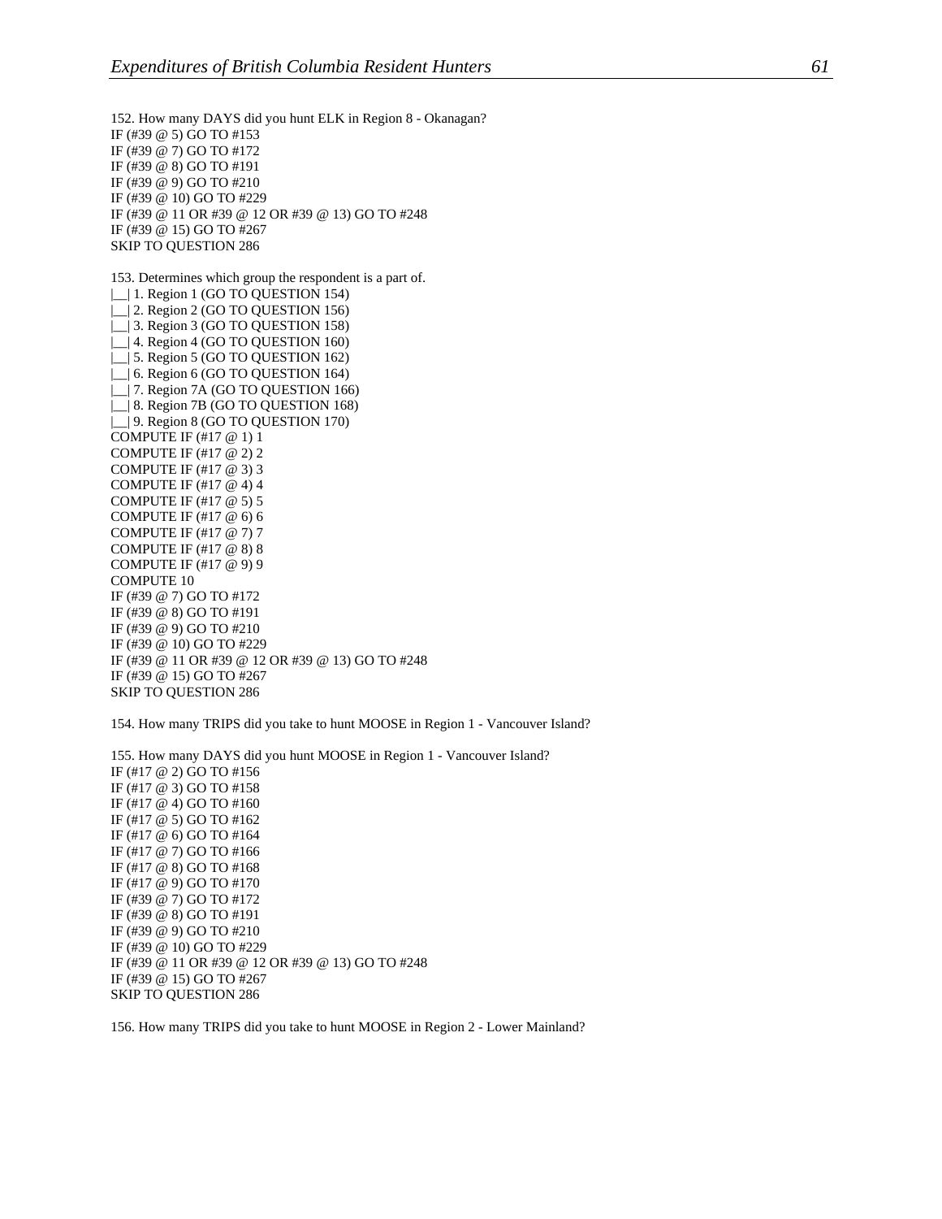152. How many DAYS did you hunt ELK in Region 8 - Okanagan?
IF (#39 @ 5) GO TO #153
IF (#39 @ 7) GO TO #172
IF (#39 @ 8) GO TO #191
IF (#39 @ 9) GO TO #210
IF (#39 @ 10) GO TO #229
IF (#39 @ 11 OR #39 @ 12 OR #39 @ 13) GO TO #248
IF (#39 @ 15) GO TO #267
SKIP TO QUESTION 286

153. Determines which group the respondent is a part of.
|__| 1. Region 1 (GO TO QUESTION 154)
|__| 2. Region 2 (GO TO QUESTION 156)
|__| 3. Region 3 (GO TO QUESTION 158)
|__| 4. Region 4 (GO TO QUESTION 160)
|__| 5. Region 5 (GO TO QUESTION 162)
|__| 6. Region 6 (GO TO QUESTION 164)
|__| 7. Region 7A (GO TO QUESTION 166)
|__| 8. Region 7B (GO TO QUESTION 168)
|__| 9. Region 8 (GO TO QUESTION 170)
COMPUTE IF (#17 @ 1) 1
COMPUTE IF (#17 @ 2) 2
COMPUTE IF (#17 @ 3) 3
COMPUTE IF (#17 @ 4) 4
COMPUTE IF (#17 @ 5) 5
COMPUTE IF (#17 @ 6) 6
COMPUTE IF (#17 @ 7) 7
COMPUTE IF (#17 @ 8) 8
COMPUTE IF (#17 @ 9) 9
COMPUTE 10
IF (#39 @ 7) GO TO #172
IF (#39 @ 8) GO TO #191
IF (#39 @ 9) GO TO #210
IF (#39 @ 10) GO TO #229
IF (#39 @ 11 OR #39 @ 12 OR #39 @ 13) GO TO #248
IF (#39 @ 15) GO TO #267
SKIP TO QUESTION 286

154. How many TRIPS did you take to hunt MOOSE in Region 1 - Vancouver Island?

155. How many DAYS did you hunt MOOSE in Region 1 - Vancouver Island?
IF (#17 @ 2) GO TO #156
IF (#17 @ 3) GO TO #158
IF (#17 @ 4) GO TO #160
IF (#17 @ 5) GO TO #162
IF (#17 @ 6) GO TO #164
IF (#17 @ 7) GO TO #166
IF (#17 @ 8) GO TO #168
IF (#17 @ 9) GO TO #170
IF (#39 @ 7) GO TO #172
IF (#39 @ 8) GO TO #191
IF (#39 @ 9) GO TO #210
IF (#39 @ 10) GO TO #229
IF (#39 @ 11 OR #39 @ 12 OR #39 @ 13) GO TO #248
IF (#39 @ 15) GO TO #267
SKIP TO QUESTION 286

156. How many TRIPS did you take to hunt MOOSE in Region 2 - Lower Mainland?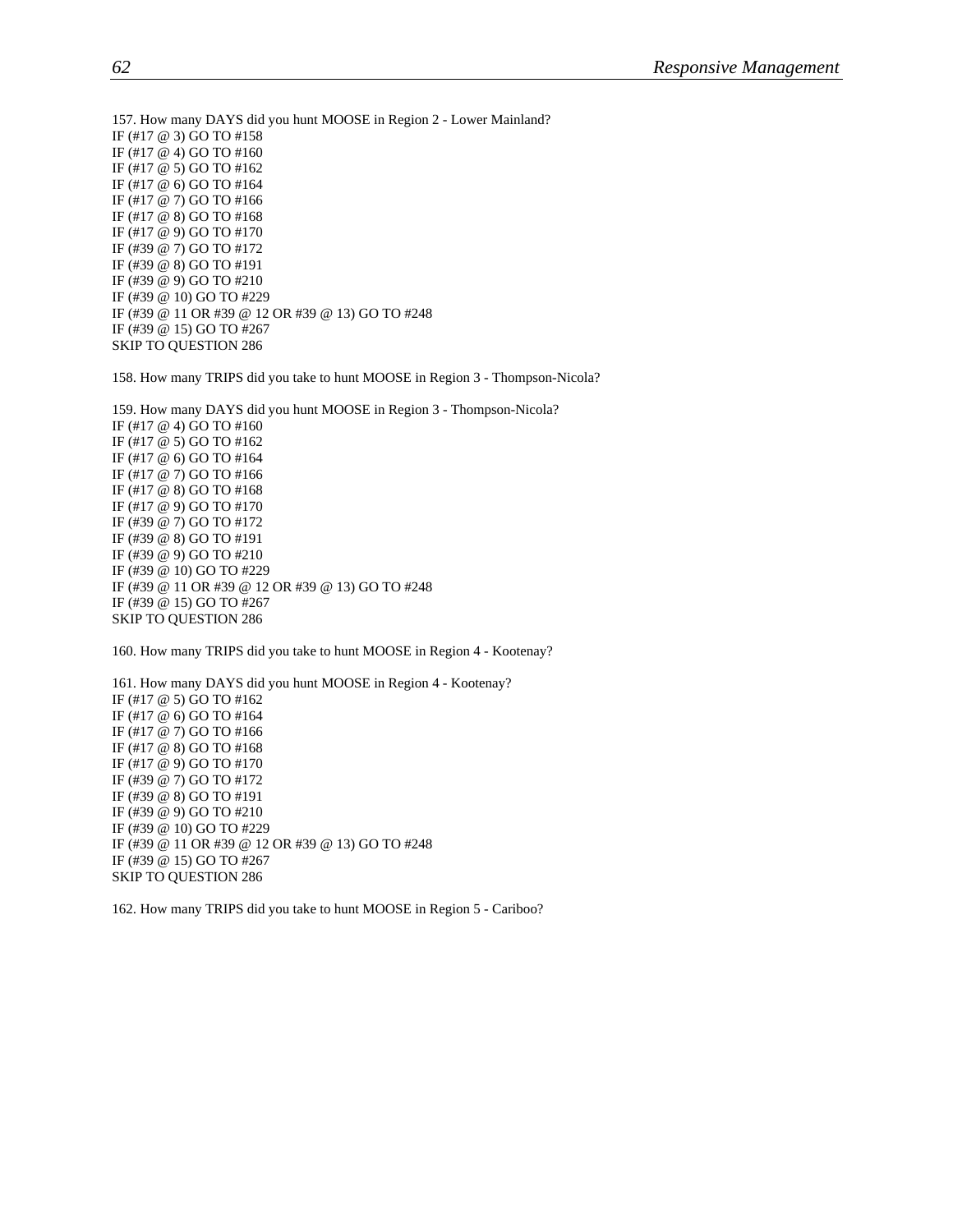157. How many DAYS did you hunt MOOSE in Region 2 - Lower Mainland?
IF (#17 @ 3) GO TO #158
IF (#17 @ 4) GO TO #160
IF (#17 @ 5) GO TO #162
IF (#17 @ 6) GO TO #164
IF (#17 @ 7) GO TO #166
IF (#17 @ 8) GO TO #168
IF (#17 @ 9) GO TO #170
IF (#39 @ 7) GO TO #172
IF (#39 @ 8) GO TO #191
IF (#39 @ 9) GO TO #210
IF (#39 @ 10) GO TO #229
IF (#39 @ 11 OR #39 @ 12 OR #39 @ 13) GO TO #248
IF (#39 @ 15) GO TO #267
SKIP TO QUESTION 286

158. How many TRIPS did you take to hunt MOOSE in Region 3 - Thompson-Nicola?

159. How many DAYS did you hunt MOOSE in Region 3 - Thompson-Nicola?
IF (#17 @ 4) GO TO #160
IF (#17 @ 5) GO TO #162
IF (#17 @ 6) GO TO #164
IF (#17 @ 7) GO TO #166
IF (#17 @ 8) GO TO #168
IF (#17 @ 9) GO TO #170
IF (#39 @ 7) GO TO #172
IF (#39 @ 8) GO TO #191
IF (#39 @ 9) GO TO #210
IF (#39 @ 10) GO TO #229
IF (#39 @ 11 OR #39 @ 12 OR #39 @ 13) GO TO #248
IF (#39 @ 15) GO TO #267
SKIP TO QUESTION 286

160. How many TRIPS did you take to hunt MOOSE in Region 4 - Kootenay?

161. How many DAYS did you hunt MOOSE in Region 4 - Kootenay?
IF (#17 @ 5) GO TO #162
IF (#17 @ 6) GO TO #164
IF (#17 @ 7) GO TO #166
IF (#17 @ 8) GO TO #168
IF (#17 @ 9) GO TO #170
IF (#39 @ 7) GO TO #172
IF (#39 @ 8) GO TO #191
IF (#39 @ 9) GO TO #210
IF (#39 @ 10) GO TO #229
IF (#39 @ 11 OR #39 @ 12 OR #39 @ 13) GO TO #248
IF (#39 @ 15) GO TO #267
SKIP TO QUESTION 286

162. How many TRIPS did you take to hunt MOOSE in Region 5 - Cariboo?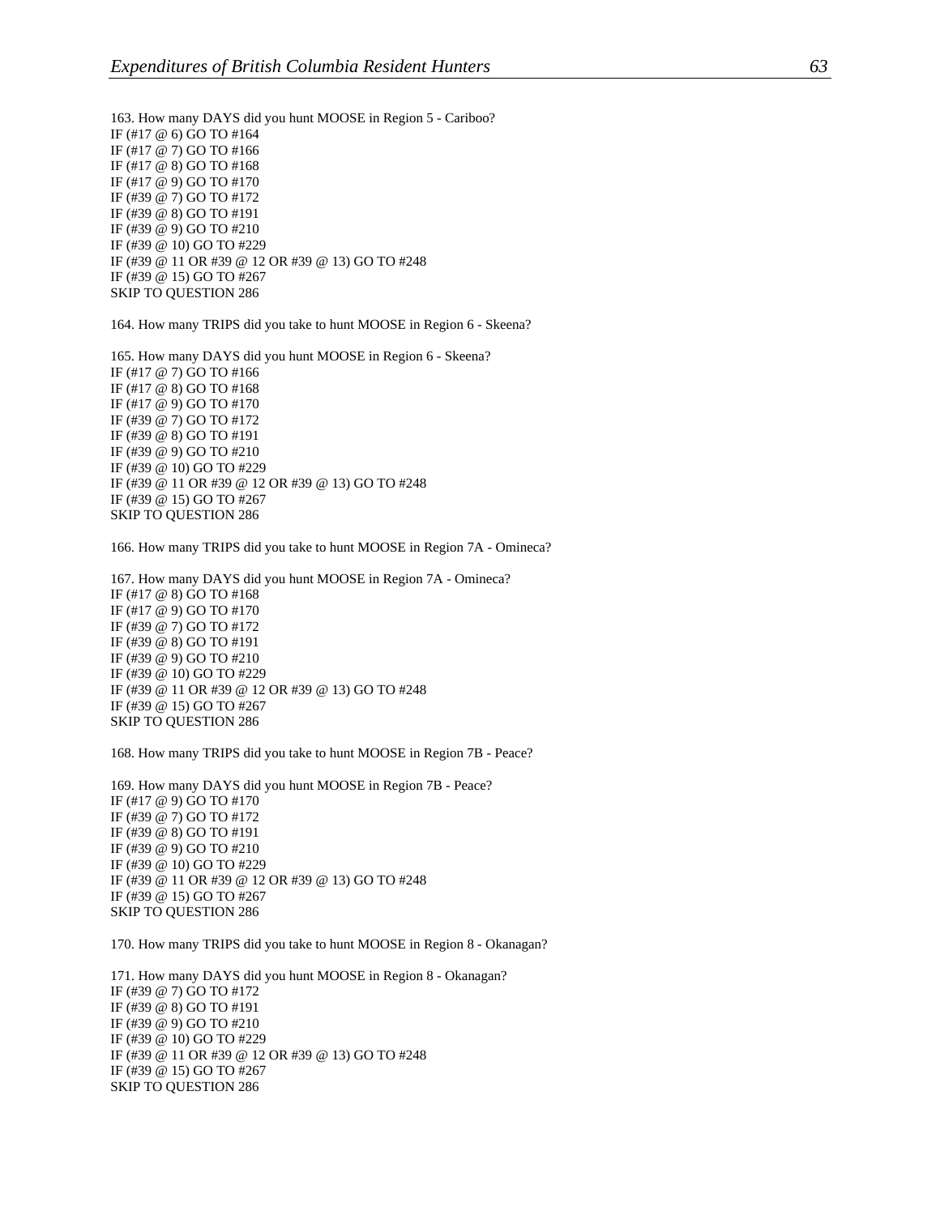163. How many DAYS did you hunt MOOSE in Region 5 - Cariboo?
IF (#17 @ 6) GO TO #164
IF (#17 @ 7) GO TO #166
IF (#17 @ 8) GO TO #168
IF (#17 @ 9) GO TO #170
IF (#39 @ 7) GO TO #172
IF (#39 @ 8) GO TO #191
IF (#39 @ 9) GO TO #210
IF (#39 @ 10) GO TO #229
IF (#39 @ 11 OR #39 @ 12 OR #39 @ 13) GO TO #248
IF (#39 @ 15) GO TO #267
SKIP TO QUESTION 286

164. How many TRIPS did you take to hunt MOOSE in Region 6 - Skeena?

165. How many DAYS did you hunt MOOSE in Region 6 - Skeena?
IF (#17 @ 7) GO TO #166
IF (#17 @ 8) GO TO #168
IF (#17 @ 9) GO TO #170
IF (#39 @ 7) GO TO #172
IF (#39 @ 8) GO TO #191
IF (#39 @ 9) GO TO #210
IF (#39 @ 10) GO TO #229
IF (#39 @ 11 OR #39 @ 12 OR #39 @ 13) GO TO #248
IF (#39 @ 15) GO TO #267
SKIP TO QUESTION 286

166. How many TRIPS did you take to hunt MOOSE in Region 7A - Omineca?

167. How many DAYS did you hunt MOOSE in Region 7A - Omineca?
IF (#17 @ 8) GO TO #168
IF (#17 @ 9) GO TO #170
IF (#39 @ 7) GO TO #172
IF (#39 @ 8) GO TO #191
IF (#39 @ 9) GO TO #210
IF (#39 @ 10) GO TO #229
IF (#39 @ 11 OR #39 @ 12 OR #39 @ 13) GO TO #248
IF (#39 @ 15) GO TO #267
SKIP TO QUESTION 286

168. How many TRIPS did you take to hunt MOOSE in Region 7B - Peace?

169. How many DAYS did you hunt MOOSE in Region 7B - Peace?
IF (#17 @ 9) GO TO #170
IF (#39 @ 7) GO TO #172
IF (#39 @ 8) GO TO #191
IF (#39 @ 9) GO TO #210
IF (#39 @ 10) GO TO #229
IF (#39 @ 11 OR #39 @ 12 OR #39 @ 13) GO TO #248
IF (#39 @ 15) GO TO #267
SKIP TO QUESTION 286

170. How many TRIPS did you take to hunt MOOSE in Region 8 - Okanagan?

171. How many DAYS did you hunt MOOSE in Region 8 - Okanagan?
IF (#39 @ 7) GO TO #172
IF (#39 @ 8) GO TO #191
IF (#39 @ 9) GO TO #210
IF (#39 @ 10) GO TO #229
IF (#39 @ 11 OR #39 @ 12 OR #39 @ 13) GO TO #248
IF (#39 @ 15) GO TO #267
SKIP TO QUESTION 286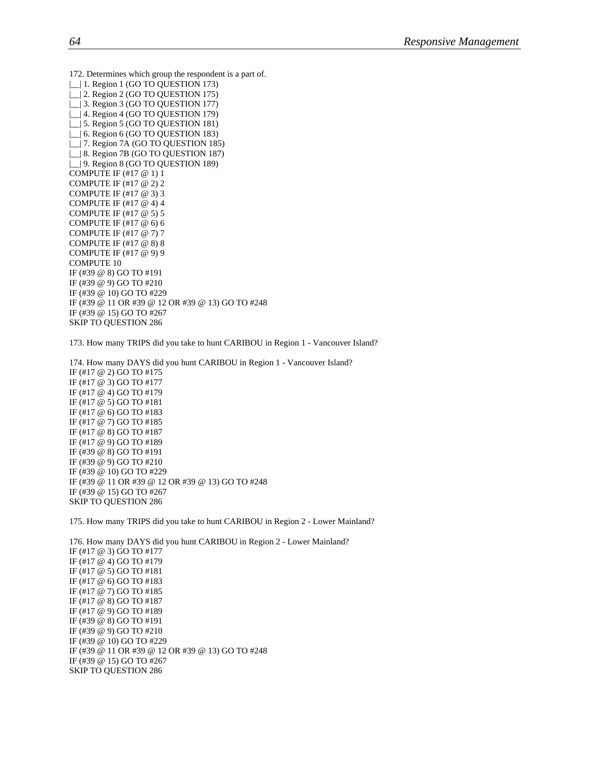172. Determines which group the respondent is a part of.
|__| 1. Region 1 (GO TO QUESTION 173)
|__| 2. Region 2 (GO TO QUESTION 175)
|__| 3. Region 3 (GO TO QUESTION 177)
|__| 4. Region 4 (GO TO QUESTION 179)
|__| 5. Region 5 (GO TO QUESTION 181)
|__| 6. Region 6 (GO TO QUESTION 183)
|__| 7. Region 7A (GO TO QUESTION 185)
|__| 8. Region 7B (GO TO QUESTION 187)
|__| 9. Region 8 (GO TO QUESTION 189)
COMPUTE IF (#17 @ 1) 1
COMPUTE IF (#17 @ 2) 2
COMPUTE IF (#17 @ 3) 3
COMPUTE IF (#17 @ 4) 4
COMPUTE IF (#17 @ 5) 5
COMPUTE IF (#17 @ 6) 6
COMPUTE IF (#17 @ 7) 7
COMPUTE IF (#17 @ 8) 8
COMPUTE IF (#17 @ 9) 9
COMPUTE 10
IF (#39 @ 8) GO TO #191
IF (#39 @ 9) GO TO #210
IF (#39 @ 10) GO TO #229
IF (#39 @ 11 OR #39 @ 12 OR #39 @ 13) GO TO #248
IF (#39 @ 15) GO TO #267
SKIP TO QUESTION 286

173. How many TRIPS did you take to hunt CARIBOU in Region 1 - Vancouver Island?

174. How many DAYS did you hunt CARIBOU in Region 1 - Vancouver Island?
IF (#17 @ 2) GO TO #175
IF (#17 @ 3) GO TO #177
IF (#17 @ 4) GO TO #179
IF (#17 @ 5) GO TO #181
IF (#17 @ 6) GO TO #183
IF (#17 @ 7) GO TO #185
IF (#17 @ 8) GO TO #187
IF (#17 @ 9) GO TO #189
IF (#39 @ 8) GO TO #191
IF (#39 @ 9) GO TO #210
IF (#39 @ 10) GO TO #229
IF (#39 @ 11 OR #39 @ 12 OR #39 @ 13) GO TO #248
IF (#39 @ 15) GO TO #267
SKIP TO QUESTION 286

175. How many TRIPS did you take to hunt CARIBOU in Region 2 - Lower Mainland?

176. How many DAYS did you hunt CARIBOU in Region 2 - Lower Mainland?
IF (#17 @ 3) GO TO #177
IF (#17 @ 4) GO TO #179
IF (#17 @ 5) GO TO #181
IF (#17 @ 6) GO TO #183
IF (#17 @ 7) GO TO #185
IF (#17 @ 8) GO TO #187
IF (#17 @ 9) GO TO #189
IF (#39 @ 8) GO TO #191
IF (#39 @ 9) GO TO #210
IF (#39 @ 10) GO TO #229
IF (#39 @ 11 OR #39 @ 12 OR #39 @ 13) GO TO #248
IF (#39 @ 15) GO TO #267
SKIP TO QUESTION 286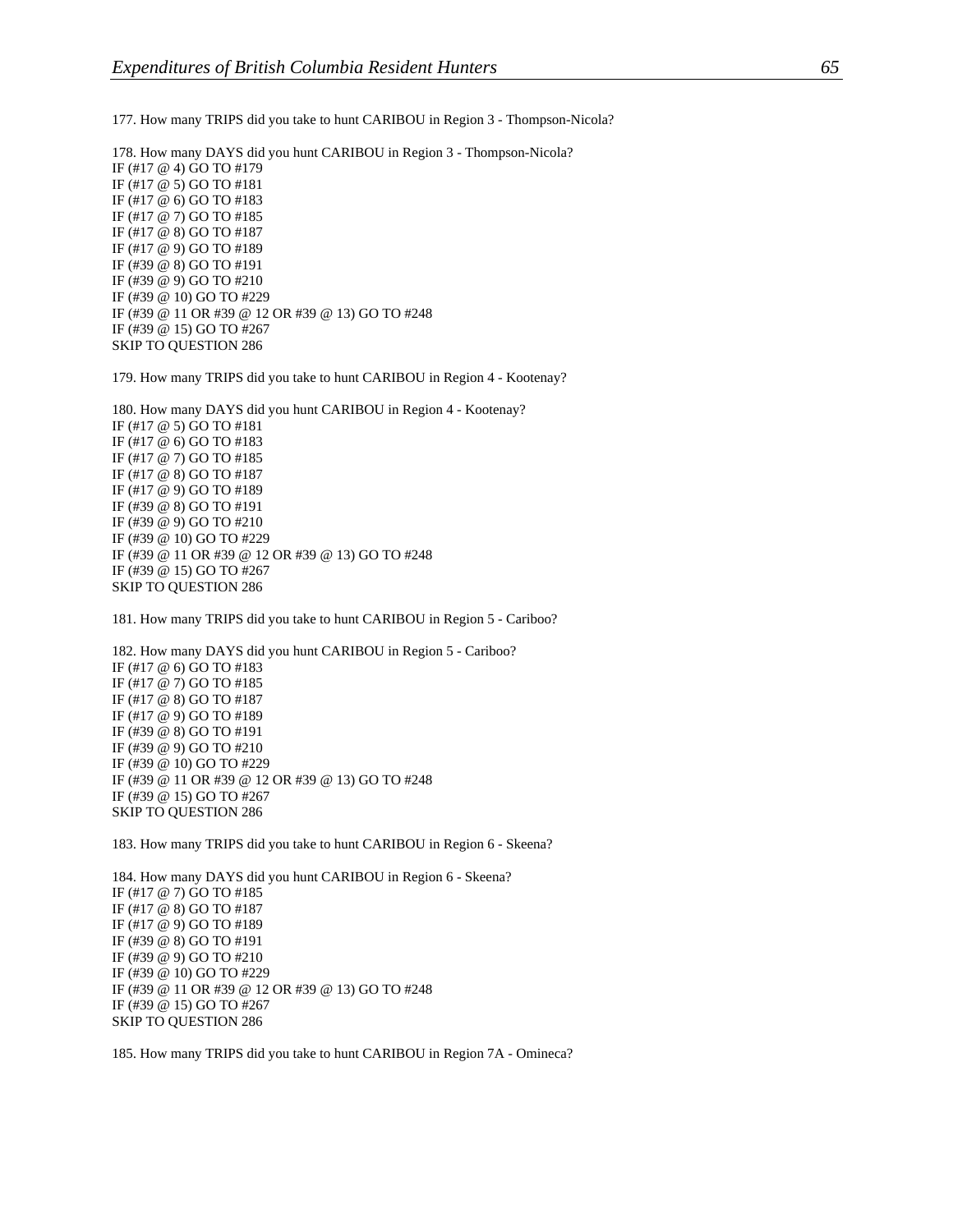177. How many TRIPS did you take to hunt CARIBOU in Region 3 - Thompson-Nicola?

178. How many DAYS did you hunt CARIBOU in Region 3 - Thompson-Nicola?
IF (#17 @ 4) GO TO #179
IF (#17 @ 5) GO TO #181
IF (#17 @ 6) GO TO #183
IF (#17 @ 7) GO TO #185
IF (#17 @ 8) GO TO #187
IF (#17 @ 9) GO TO #189
IF (#39 @ 8) GO TO #191
IF (#39 @ 9) GO TO #210
IF (#39 @ 10) GO TO #229
IF (#39 @ 11 OR #39 @ 12 OR #39 @ 13) GO TO #248
IF (#39 @ 15) GO TO #267
SKIP TO QUESTION 286

179. How many TRIPS did you take to hunt CARIBOU in Region 4 - Kootenay?

180. How many DAYS did you hunt CARIBOU in Region 4 - Kootenay?
IF (#17 @ 5) GO TO #181
IF (#17 @ 6) GO TO #183
IF (#17 @ 7) GO TO #185
IF (#17 @ 8) GO TO #187
IF (#17 @ 9) GO TO #189
IF (#39 @ 8) GO TO #191
IF (#39 @ 9) GO TO #210
IF (#39 @ 10) GO TO #229
IF (#39 @ 11 OR #39 @ 12 OR #39 @ 13) GO TO #248
IF (#39 @ 15) GO TO #267
SKIP TO QUESTION 286

181. How many TRIPS did you take to hunt CARIBOU in Region 5 - Cariboo?

182. How many DAYS did you hunt CARIBOU in Region 5 - Cariboo?
IF (#17 @ 6) GO TO #183
IF (#17 @ 7) GO TO #185
IF (#17 @ 8) GO TO #187
IF (#17 @ 9) GO TO #189
IF (#39 @ 8) GO TO #191
IF (#39 @ 9) GO TO #210
IF (#39 @ 10) GO TO #229
IF (#39 @ 11 OR #39 @ 12 OR #39 @ 13) GO TO #248
IF (#39 @ 15) GO TO #267
SKIP TO QUESTION 286

183. How many TRIPS did you take to hunt CARIBOU in Region 6 - Skeena?

184. How many DAYS did you hunt CARIBOU in Region 6 - Skeena?
IF (#17 @ 7) GO TO #185
IF (#17 @ 8) GO TO #187
IF (#17 @ 9) GO TO #189
IF (#39 @ 8) GO TO #191
IF (#39 @ 9) GO TO #210
IF (#39 @ 10) GO TO #229
IF (#39 @ 11 OR #39 @ 12 OR #39 @ 13) GO TO #248
IF (#39 @ 15) GO TO #267
SKIP TO QUESTION 286

185. How many TRIPS did you take to hunt CARIBOU in Region 7A - Omineca?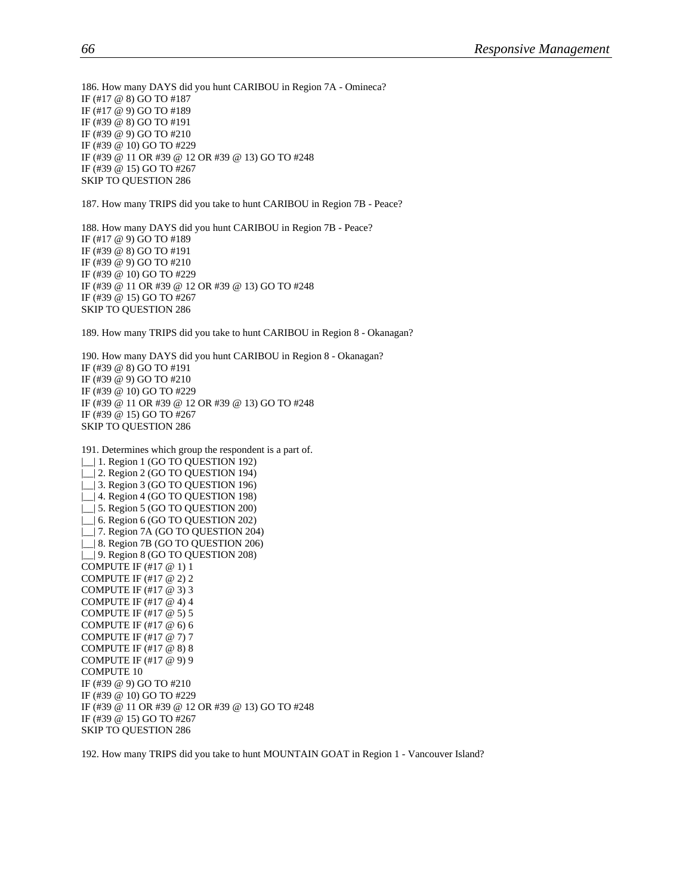186. How many DAYS did you hunt CARIBOU in Region 7A - Omineca?
IF (#17 @ 8) GO TO #187
IF (#17 @ 9) GO TO #189
IF (#39 @ 8) GO TO #191
IF (#39 @ 9) GO TO #210
IF (#39 @ 10) GO TO #229
IF (#39 @ 11 OR #39 @ 12 OR #39 @ 13) GO TO #248
IF (#39 @ 15) GO TO #267
SKIP TO QUESTION 286

187. How many TRIPS did you take to hunt CARIBOU in Region 7B - Peace?

188. How many DAYS did you hunt CARIBOU in Region 7B - Peace?
IF (#17 @ 9) GO TO #189
IF (#39 @ 8) GO TO #191
IF (#39 @ 9) GO TO #210
IF (#39 @ 10) GO TO #229
IF (#39 @ 11 OR #39 @ 12 OR #39 @ 13) GO TO #248
IF (#39 @ 15) GO TO #267
SKIP TO QUESTION 286

189. How many TRIPS did you take to hunt CARIBOU in Region 8 - Okanagan?

190. How many DAYS did you hunt CARIBOU in Region 8 - Okanagan?
IF (#39 @ 8) GO TO #191
IF (#39 @ 9) GO TO #210
IF (#39 @ 10) GO TO #229
IF (#39 @ 11 OR #39 @ 12 OR #39 @ 13) GO TO #248
IF (#39 @ 15) GO TO #267
SKIP TO QUESTION 286

191. Determines which group the respondent is a part of.
|__| 1. Region 1 (GO TO QUESTION 192)
|__| 2. Region 2 (GO TO QUESTION 194)
|__| 3. Region 3 (GO TO QUESTION 196)
|__| 4. Region 4 (GO TO QUESTION 198)
|__| 5. Region 5 (GO TO QUESTION 200)
|__| 6. Region 6 (GO TO QUESTION 202)
|__| 7. Region 7A (GO TO QUESTION 204)
|__| 8. Region 7B (GO TO QUESTION 206)
|__| 9. Region 8 (GO TO QUESTION 208)
COMPUTE IF (#17 @ 1) 1
COMPUTE IF (#17 @ 2) 2
COMPUTE IF (#17 @ 3) 3
COMPUTE IF (#17 @ 4) 4
COMPUTE IF (#17 @ 5) 5
COMPUTE IF (#17 @ 6) 6
COMPUTE IF (#17 @ 7) 7
COMPUTE IF (#17 @ 8) 8
COMPUTE IF (#17 @ 9) 9
COMPUTE 10
IF (#39 @ 9) GO TO #210
IF (#39 @ 10) GO TO #229
IF (#39 @ 11 OR #39 @ 12 OR #39 @ 13) GO TO #248
IF (#39 @ 15) GO TO #267
SKIP TO QUESTION 286

192. How many TRIPS did you take to hunt MOUNTAIN GOAT in Region 1 - Vancouver Island?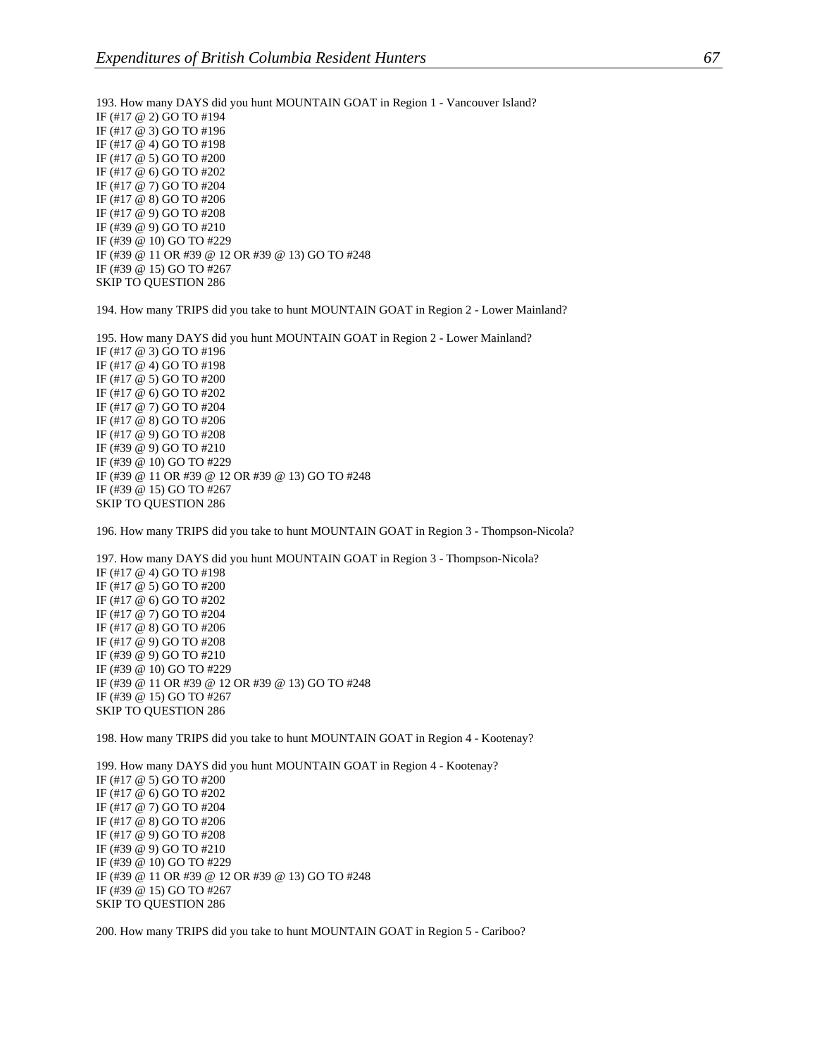193. How many DAYS did you hunt MOUNTAIN GOAT in Region 1 - Vancouver Island?
IF (#17 @ 2) GO TO #194
IF (#17 @ 3) GO TO #196
IF (#17 @ 4) GO TO #198
IF (#17 @ 5) GO TO #200
IF (#17 @ 6) GO TO #202
IF (#17 @ 7) GO TO #204
IF (#17 @ 8) GO TO #206
IF (#17 @ 9) GO TO #208
IF (#39 @ 9) GO TO #210
IF (#39 @ 10) GO TO #229
IF (#39 @ 11 OR #39 @ 12 OR #39 @ 13) GO TO #248
IF (#39 @ 15) GO TO #267
SKIP TO QUESTION 286

194. How many TRIPS did you take to hunt MOUNTAIN GOAT in Region 2 - Lower Mainland?

195. How many DAYS did you hunt MOUNTAIN GOAT in Region 2 - Lower Mainland?
IF (#17 @ 3) GO TO #196
IF (#17 @ 4) GO TO #198
IF (#17 @ 5) GO TO #200
IF (#17 @ 6) GO TO #202
IF (#17 @ 7) GO TO #204
IF (#17 @ 8) GO TO #206
IF (#17 @ 9) GO TO #208
IF (#39 @ 9) GO TO #210
IF (#39 @ 10) GO TO #229
IF (#39 @ 11 OR #39 @ 12 OR #39 @ 13) GO TO #248
IF (#39 @ 15) GO TO #267
SKIP TO QUESTION 286

196. How many TRIPS did you take to hunt MOUNTAIN GOAT in Region 3 - Thompson-Nicola?

197. How many DAYS did you hunt MOUNTAIN GOAT in Region 3 - Thompson-Nicola?
IF (#17 @ 4) GO TO #198
IF (#17 @ 5) GO TO #200
IF (#17 @ 6) GO TO #202
IF (#17 @ 7) GO TO #204
IF (#17 @ 8) GO TO #206
IF (#17 @ 9) GO TO #208
IF (#39 @ 9) GO TO #210
IF (#39 @ 10) GO TO #229
IF (#39 @ 11 OR #39 @ 12 OR #39 @ 13) GO TO #248
IF (#39 @ 15) GO TO #267
SKIP TO QUESTION 286

198. How many TRIPS did you take to hunt MOUNTAIN GOAT in Region 4 - Kootenay?

199. How many DAYS did you hunt MOUNTAIN GOAT in Region 4 - Kootenay?
IF (#17 @ 5) GO TO #200
IF (#17 @ 6) GO TO #202
IF (#17 @ 7) GO TO #204
IF (#17 @ 8) GO TO #206
IF (#17 @ 9) GO TO #208
IF (#39 @ 9) GO TO #210
IF (#39 @ 10) GO TO #229
IF (#39 @ 11 OR #39 @ 12 OR #39 @ 13) GO TO #248
IF (#39 @ 15) GO TO #267
SKIP TO QUESTION 286

200. How many TRIPS did you take to hunt MOUNTAIN GOAT in Region 5 - Cariboo?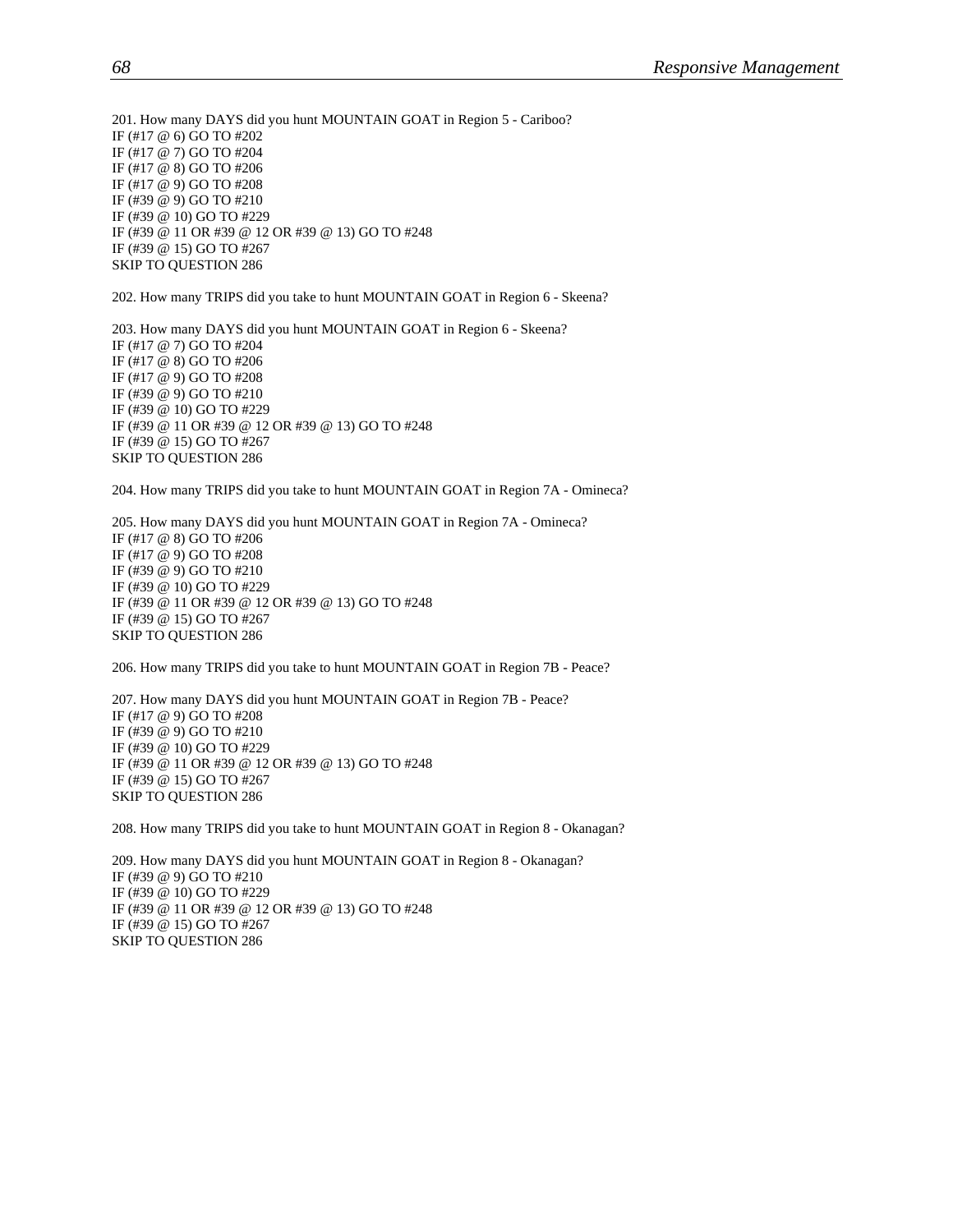201. How many DAYS did you hunt MOUNTAIN GOAT in Region 5 - Cariboo?
IF (#17 @ 6) GO TO #202
IF (#17 @ 7) GO TO #204
IF (#17 @ 8) GO TO #206
IF (#17 @ 9) GO TO #208
IF (#39 @ 9) GO TO #210
IF (#39 @ 10) GO TO #229
IF (#39 @ 11 OR #39 @ 12 OR #39 @ 13) GO TO #248
IF (#39 @ 15) GO TO #267
SKIP TO QUESTION 286

202. How many TRIPS did you take to hunt MOUNTAIN GOAT in Region 6 - Skeena?

203. How many DAYS did you hunt MOUNTAIN GOAT in Region 6 - Skeena?
IF (#17 @ 7) GO TO #204
IF (#17 @ 8) GO TO #206
IF (#17 @ 9) GO TO #208
IF (#39 @ 9) GO TO #210
IF (#39 @ 10) GO TO #229
IF (#39 @ 11 OR #39 @ 12 OR #39 @ 13) GO TO #248
IF (#39 @ 15) GO TO #267
SKIP TO QUESTION 286

204. How many TRIPS did you take to hunt MOUNTAIN GOAT in Region 7A - Omineca?

205. How many DAYS did you hunt MOUNTAIN GOAT in Region 7A - Omineca?
IF (#17 @ 8) GO TO #206
IF (#17 @ 9) GO TO #208
IF (#39 @ 9) GO TO #210
IF (#39 @ 10) GO TO #229
IF (#39 @ 11 OR #39 @ 12 OR #39 @ 13) GO TO #248
IF (#39 @ 15) GO TO #267
SKIP TO QUESTION 286

206. How many TRIPS did you take to hunt MOUNTAIN GOAT in Region 7B - Peace?

207. How many DAYS did you hunt MOUNTAIN GOAT in Region 7B - Peace?
IF (#17 @ 9) GO TO #208
IF (#39 @ 9) GO TO #210
IF (#39 @ 10) GO TO #229
IF (#39 @ 11 OR #39 @ 12 OR #39 @ 13) GO TO #248
IF (#39 @ 15) GO TO #267
SKIP TO QUESTION 286

208. How many TRIPS did you take to hunt MOUNTAIN GOAT in Region 8 - Okanagan?

209. How many DAYS did you hunt MOUNTAIN GOAT in Region 8 - Okanagan?
IF (#39 @ 9) GO TO #210
IF (#39 @ 10) GO TO #229
IF (#39 @ 11 OR #39 @ 12 OR #39 @ 13) GO TO #248
IF (#39 @ 15) GO TO #267
SKIP TO QUESTION 286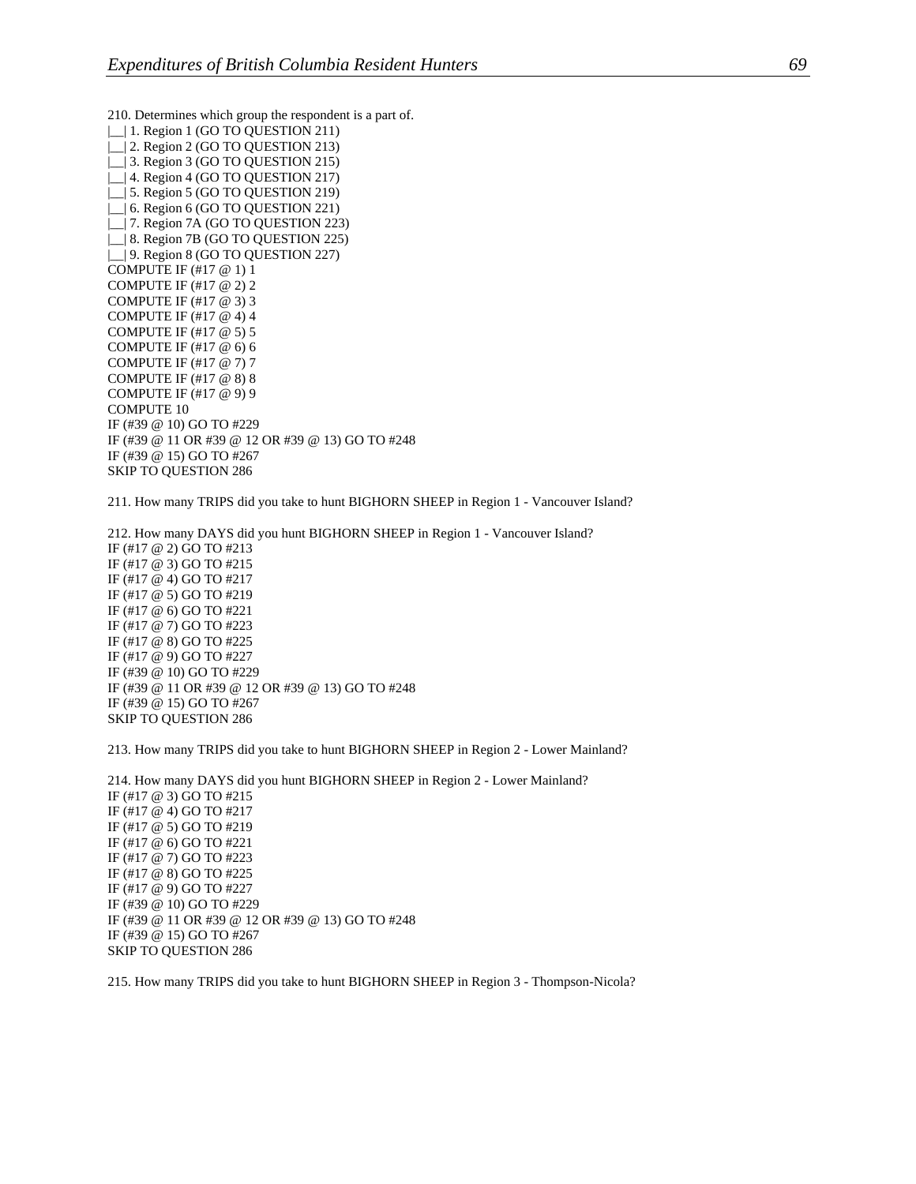210. Determines which group the respondent is a part of.
|__| 1. Region 1 (GO TO QUESTION 211)
|__| 2. Region 2 (GO TO QUESTION 213)
|__| 3. Region 3 (GO TO QUESTION 215)
|__| 4. Region 4 (GO TO QUESTION 217)
|__| 5. Region 5 (GO TO QUESTION 219)
|__| 6. Region 6 (GO TO QUESTION 221)
|__| 7. Region 7A (GO TO QUESTION 223)
|__| 8. Region 7B (GO TO QUESTION 225)
|__| 9. Region 8 (GO TO QUESTION 227)
COMPUTE IF (#17 @ 1) 1
COMPUTE IF (#17 @ 2) 2
COMPUTE IF (#17 @ 3) 3
COMPUTE IF (#17 @ 4) 4
COMPUTE IF (#17 @ 5) 5
COMPUTE IF (#17 @ 6) 6
COMPUTE IF (#17 @ 7) 7
COMPUTE IF (#17 @ 8) 8
COMPUTE IF (#17 @ 9) 9
COMPUTE 10
IF (#39 @ 10) GO TO #229
IF (#39 @ 11 OR #39 @ 12 OR #39 @ 13) GO TO #248
IF (#39 @ 15) GO TO #267
SKIP TO QUESTION 286

211. How many TRIPS did you take to hunt BIGHORN SHEEP in Region 1 - Vancouver Island?

212. How many DAYS did you hunt BIGHORN SHEEP in Region 1 - Vancouver Island?
IF (#17 @ 2) GO TO #213
IF (#17 @ 3) GO TO #215
IF (#17 @ 4) GO TO #217
IF (#17 @ 5) GO TO #219
IF (#17 @ 6) GO TO #221
IF (#17 @ 7) GO TO #223
IF (#17 @ 8) GO TO #225
IF (#17 @ 9) GO TO #227
IF (#39 @ 10) GO TO #229
IF (#39 @ 11 OR #39 @ 12 OR #39 @ 13) GO TO #248
IF (#39 @ 15) GO TO #267
SKIP TO QUESTION 286

213. How many TRIPS did you take to hunt BIGHORN SHEEP in Region 2 - Lower Mainland?

214. How many DAYS did you hunt BIGHORN SHEEP in Region 2 - Lower Mainland?
IF (#17 @ 3) GO TO #215
IF (#17 @ 4) GO TO #217
IF (#17 @ 5) GO TO #219
IF (#17 @ 6) GO TO #221
IF (#17 @ 7) GO TO #223
IF (#17 @ 8) GO TO #225
IF (#17 @ 9) GO TO #227
IF (#39 @ 10) GO TO #229
IF (#39 @ 11 OR #39 @ 12 OR #39 @ 13) GO TO #248
IF (#39 @ 15) GO TO #267
SKIP TO QUESTION 286

215. How many TRIPS did you take to hunt BIGHORN SHEEP in Region 3 - Thompson-Nicola?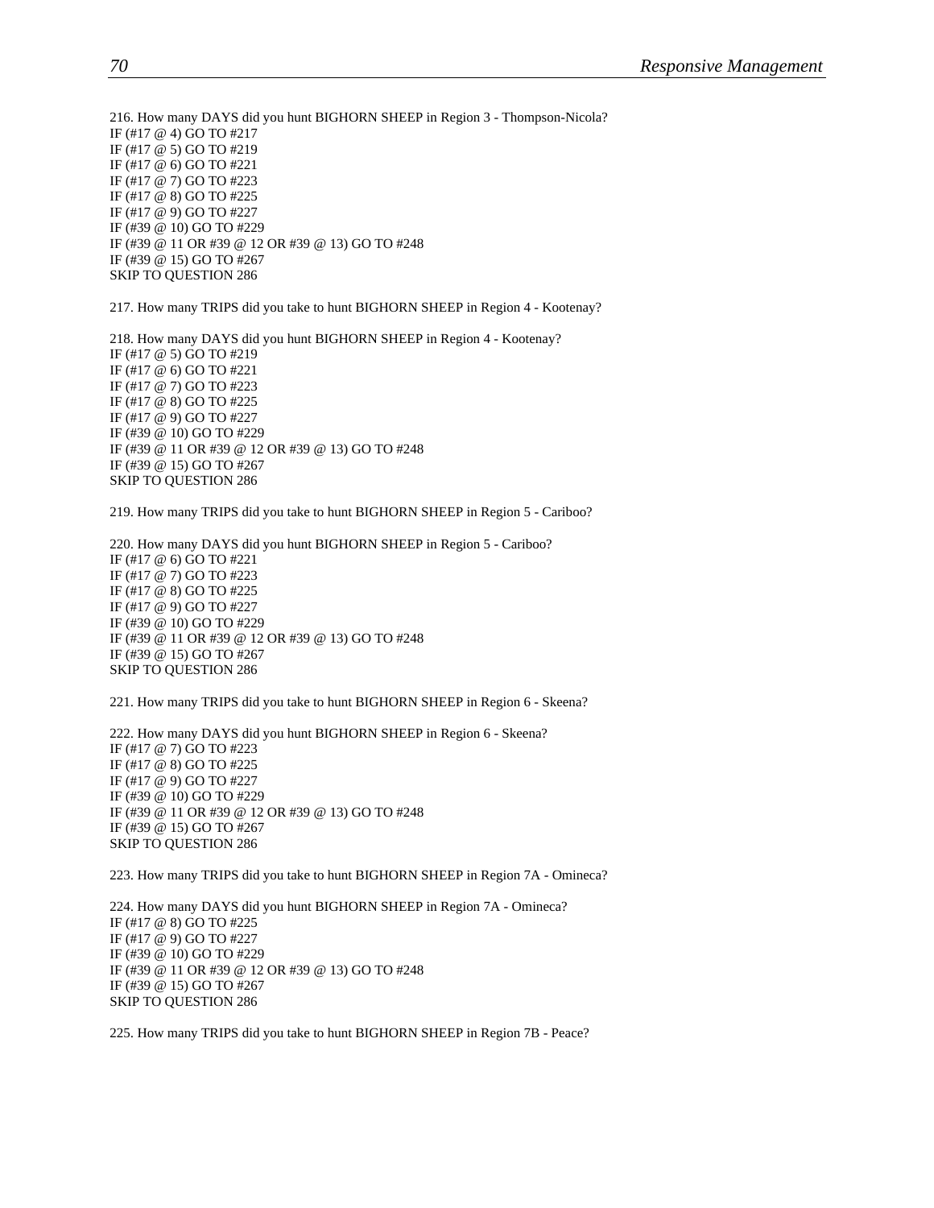216. How many DAYS did you hunt BIGHORN SHEEP in Region 3 - Thompson-Nicola?
IF (#17 @ 4) GO TO #217
IF (#17 @ 5) GO TO #219
IF (#17 @ 6) GO TO #221
IF (#17 @ 7) GO TO #223
IF (#17 @ 8) GO TO #225
IF (#17 @ 9) GO TO #227
IF (#39 @ 10) GO TO #229
IF (#39 @ 11 OR #39 @ 12 OR #39 @ 13) GO TO #248
IF (#39 @ 15) GO TO #267
SKIP TO QUESTION 286

217. How many TRIPS did you take to hunt BIGHORN SHEEP in Region 4 - Kootenay?

218. How many DAYS did you hunt BIGHORN SHEEP in Region 4 - Kootenay?
IF (#17 @ 5) GO TO #219
IF (#17 @ 6) GO TO #221
IF (#17 @ 7) GO TO #223
IF (#17 @ 8) GO TO #225
IF (#17 @ 9) GO TO #227
IF (#39 @ 10) GO TO #229
IF (#39 @ 11 OR #39 @ 12 OR #39 @ 13) GO TO #248
IF (#39 @ 15) GO TO #267
SKIP TO QUESTION 286

219. How many TRIPS did you take to hunt BIGHORN SHEEP in Region 5 - Cariboo?

220. How many DAYS did you hunt BIGHORN SHEEP in Region 5 - Cariboo?
IF (#17 @ 6) GO TO #221
IF (#17 @ 7) GO TO #223
IF (#17 @ 8) GO TO #225
IF (#17 @ 9) GO TO #227
IF (#39 @ 10) GO TO #229
IF (#39 @ 11 OR #39 @ 12 OR #39 @ 13) GO TO #248
IF (#39 @ 15) GO TO #267
SKIP TO QUESTION 286

221. How many TRIPS did you take to hunt BIGHORN SHEEP in Region 6 - Skeena?

222. How many DAYS did you hunt BIGHORN SHEEP in Region 6 - Skeena?
IF (#17 @ 7) GO TO #223
IF (#17 @ 8) GO TO #225
IF (#17 @ 9) GO TO #227
IF (#39 @ 10) GO TO #229
IF (#39 @ 11 OR #39 @ 12 OR #39 @ 13) GO TO #248
IF (#39 @ 15) GO TO #267
SKIP TO QUESTION 286

223. How many TRIPS did you take to hunt BIGHORN SHEEP in Region 7A - Omineca?

224. How many DAYS did you hunt BIGHORN SHEEP in Region 7A - Omineca?
IF (#17 @ 8) GO TO #225
IF (#17 @ 9) GO TO #227
IF (#39 @ 10) GO TO #229
IF (#39 @ 11 OR #39 @ 12 OR #39 @ 13) GO TO #248
IF (#39 @ 15) GO TO #267
SKIP TO QUESTION 286

225. How many TRIPS did you take to hunt BIGHORN SHEEP in Region 7B - Peace?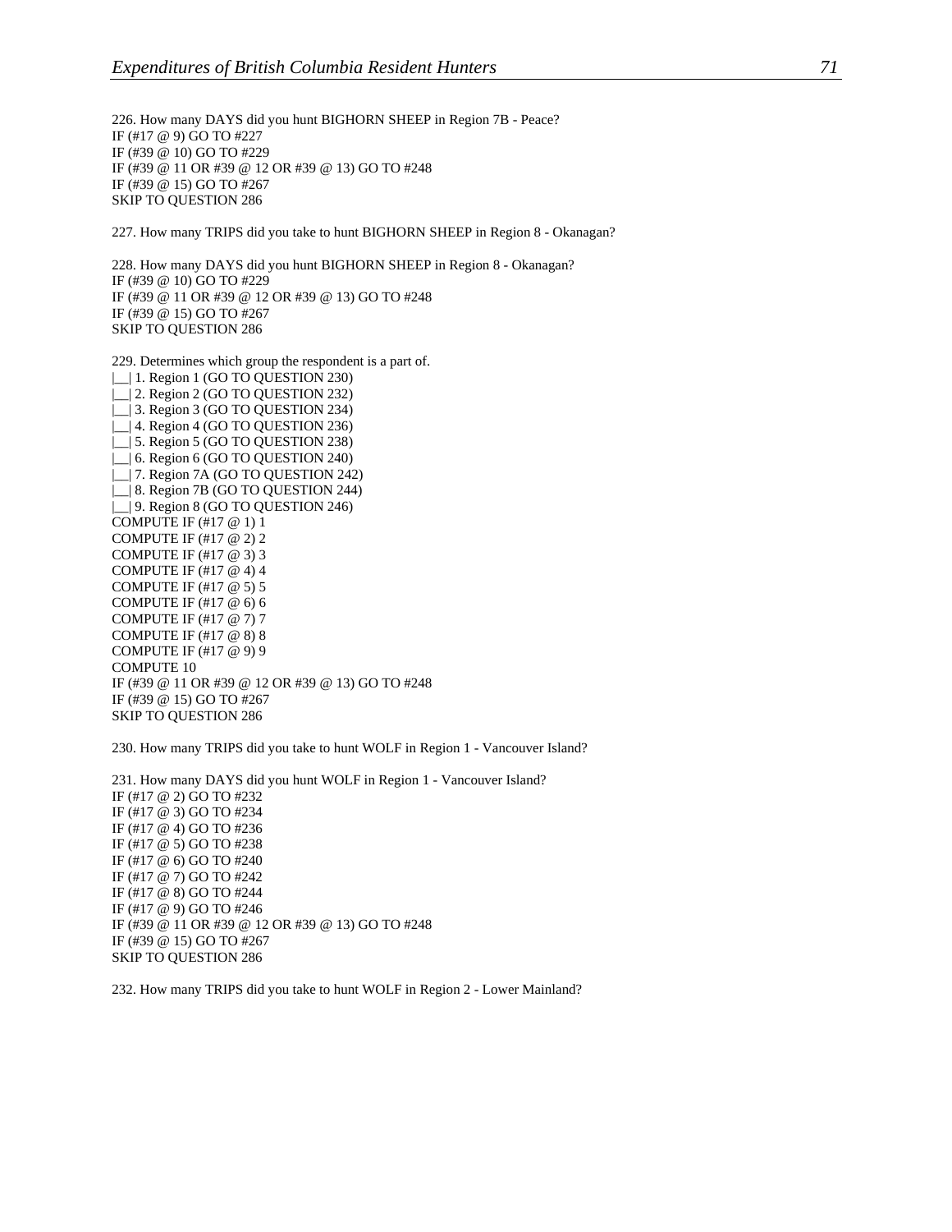226. How many DAYS did you hunt BIGHORN SHEEP in Region 7B - Peace?
IF (#17 @ 9) GO TO #227
IF (#39 @ 10) GO TO #229
IF (#39 @ 11 OR #39 @ 12 OR #39 @ 13) GO TO #248
IF (#39 @ 15) GO TO #267
SKIP TO QUESTION 286

227. How many TRIPS did you take to hunt BIGHORN SHEEP in Region 8 - Okanagan?

228. How many DAYS did you hunt BIGHORN SHEEP in Region 8 - Okanagan?
IF (#39 @ 10) GO TO #229
IF (#39 @ 11 OR #39 @ 12 OR #39 @ 13) GO TO #248
IF (#39 @ 15) GO TO #267
SKIP TO QUESTION 286

229. Determines which group the respondent is a part of.
|__| 1. Region 1 (GO TO QUESTION 230)
|__| 2. Region 2 (GO TO QUESTION 232)
|__| 3. Region 3 (GO TO QUESTION 234)
|__| 4. Region 4 (GO TO QUESTION 236)
|__| 5. Region 5 (GO TO QUESTION 238)
|__| 6. Region 6 (GO TO QUESTION 240)
|__| 7. Region 7A (GO TO QUESTION 242)
|__| 8. Region 7B (GO TO QUESTION 244)
|__| 9. Region 8 (GO TO QUESTION 246)
COMPUTE IF (#17 @ 1) 1
COMPUTE IF (#17 @ 2) 2
COMPUTE IF (#17 @ 3) 3
COMPUTE IF (#17 @ 4) 4
COMPUTE IF (#17 @ 5) 5
COMPUTE IF (#17 @ 6) 6
COMPUTE IF (#17 @ 7) 7
COMPUTE IF (#17 @ 8) 8
COMPUTE IF (#17 @ 9) 9
COMPUTE 10
IF (#39 @ 11 OR #39 @ 12 OR #39 @ 13) GO TO #248
IF (#39 @ 15) GO TO #267
SKIP TO QUESTION 286

230. How many TRIPS did you take to hunt WOLF in Region 1 - Vancouver Island?

231. How many DAYS did you hunt WOLF in Region 1 - Vancouver Island?
IF (#17 @ 2) GO TO #232
IF (#17 @ 3) GO TO #234
IF (#17 @ 4) GO TO #236
IF (#17 @ 5) GO TO #238
IF (#17 @ 6) GO TO #240
IF (#17 @ 7) GO TO #242
IF (#17 @ 8) GO TO #244
IF (#17 @ 9) GO TO #246
IF (#39 @ 11 OR #39 @ 12 OR #39 @ 13) GO TO #248
IF (#39 @ 15) GO TO #267
SKIP TO QUESTION 286

232. How many TRIPS did you take to hunt WOLF in Region 2 - Lower Mainland?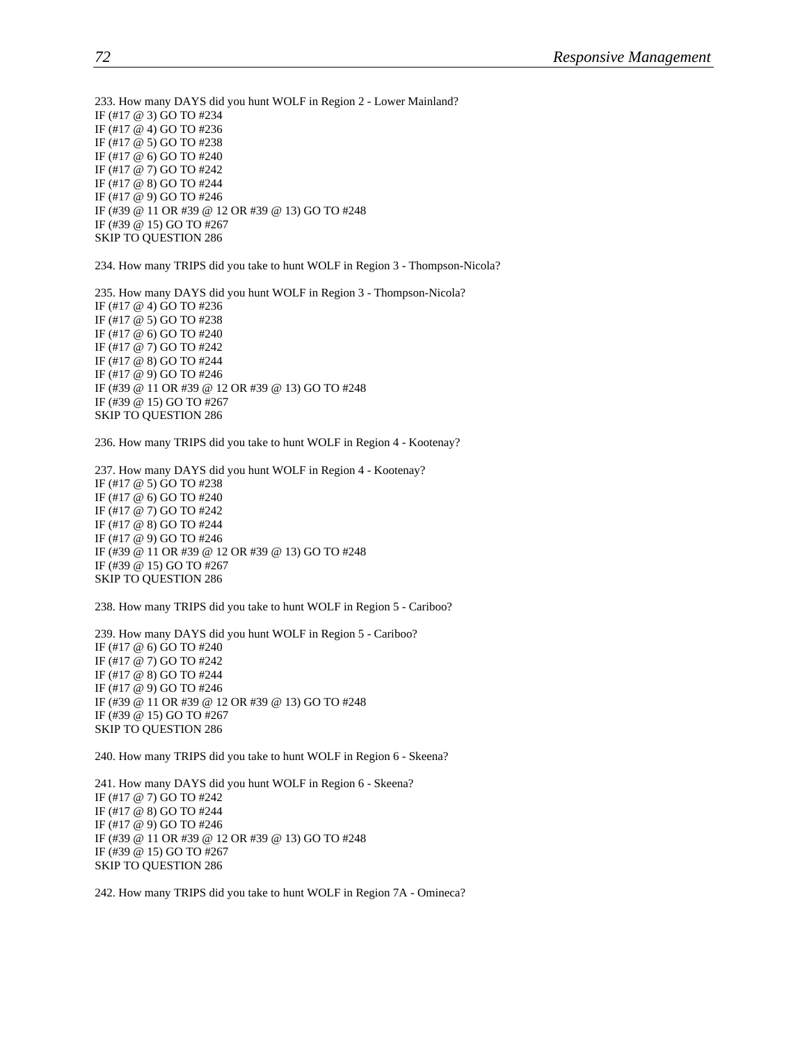233. How many DAYS did you hunt WOLF in Region 2 - Lower Mainland?
IF (#17 @ 3) GO TO #234
IF (#17 @ 4) GO TO #236
IF (#17 @ 5) GO TO #238
IF (#17 @ 6) GO TO #240
IF (#17 @ 7) GO TO #242
IF (#17 @ 8) GO TO #244
IF (#17 @ 9) GO TO #246
IF (#39 @ 11 OR #39 @ 12 OR #39 @ 13) GO TO #248
IF (#39 @ 15) GO TO #267
SKIP TO QUESTION 286

234. How many TRIPS did you take to hunt WOLF in Region 3 - Thompson-Nicola?

235. How many DAYS did you hunt WOLF in Region 3 - Thompson-Nicola?
IF (#17 @ 4) GO TO #236
IF (#17 @ 5) GO TO #238
IF (#17 @ 6) GO TO #240
IF (#17 @ 7) GO TO #242
IF (#17 @ 8) GO TO #244
IF (#17 @ 9) GO TO #246
IF (#39 @ 11 OR #39 @ 12 OR #39 @ 13) GO TO #248
IF (#39 @ 15) GO TO #267
SKIP TO QUESTION 286

236. How many TRIPS did you take to hunt WOLF in Region 4 - Kootenay?

237. How many DAYS did you hunt WOLF in Region 4 - Kootenay?
IF (#17 @ 5) GO TO #238
IF (#17 @ 6) GO TO #240
IF (#17 @ 7) GO TO #242
IF (#17 @ 8) GO TO #244
IF (#17 @ 9) GO TO #246
IF (#39 @ 11 OR #39 @ 12 OR #39 @ 13) GO TO #248
IF (#39 @ 15) GO TO #267
SKIP TO QUESTION 286

238. How many TRIPS did you take to hunt WOLF in Region 5 - Cariboo?

239. How many DAYS did you hunt WOLF in Region 5 - Cariboo?
IF (#17 @ 6) GO TO #240
IF (#17 @ 7) GO TO #242
IF (#17 @ 8) GO TO #244
IF (#17 @ 9) GO TO #246
IF (#39 @ 11 OR #39 @ 12 OR #39 @ 13) GO TO #248
IF (#39 @ 15) GO TO #267
SKIP TO QUESTION 286

240. How many TRIPS did you take to hunt WOLF in Region 6 - Skeena?

241. How many DAYS did you hunt WOLF in Region 6 - Skeena?
IF (#17 @ 7) GO TO #242
IF (#17 @ 8) GO TO #244
IF (#17 @ 9) GO TO #246
IF (#39 @ 11 OR #39 @ 12 OR #39 @ 13) GO TO #248
IF (#39 @ 15) GO TO #267
SKIP TO QUESTION 286

242. How many TRIPS did you take to hunt WOLF in Region 7A - Omineca?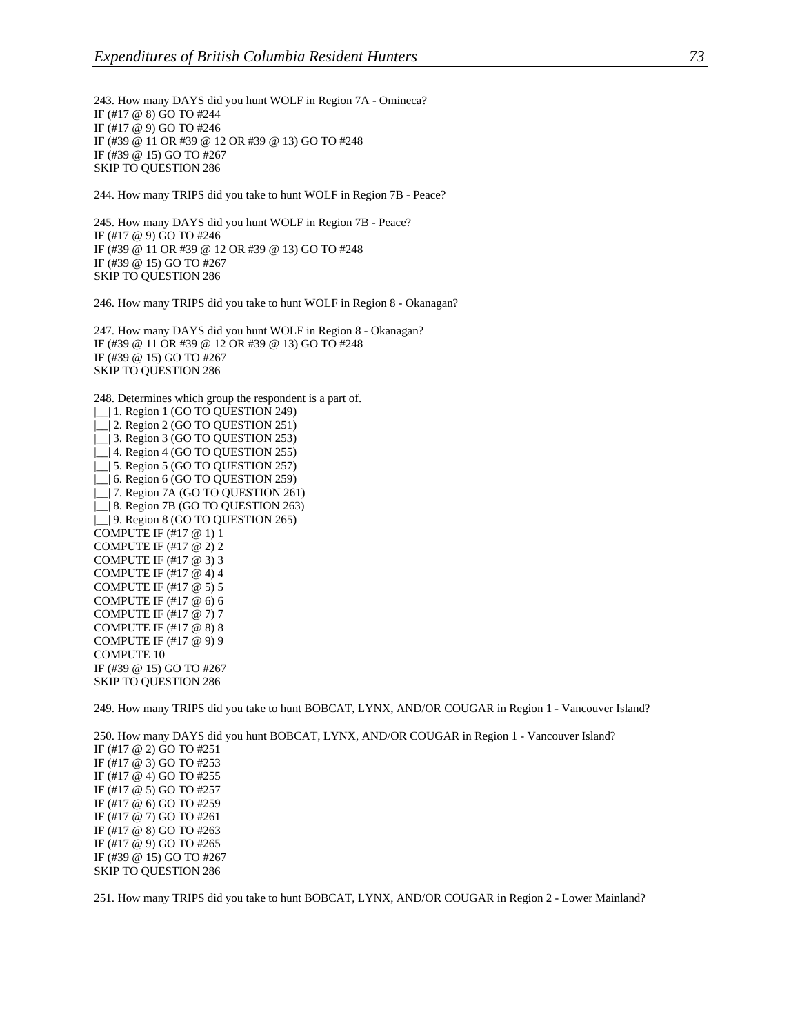243. How many DAYS did you hunt WOLF in Region 7A - Omineca?
IF (#17 @ 8) GO TO #244
IF (#17 @ 9) GO TO #246
IF (#39 @ 11 OR #39 @ 12 OR #39 @ 13) GO TO #248
IF (#39 @ 15) GO TO #267
SKIP TO QUESTION 286

244. How many TRIPS did you take to hunt WOLF in Region 7B - Peace?

245. How many DAYS did you hunt WOLF in Region 7B - Peace?
IF (#17 @ 9) GO TO #246
IF (#39 @ 11 OR #39 @ 12 OR #39 @ 13) GO TO #248
IF (#39 @ 15) GO TO #267
SKIP TO QUESTION 286

246. How many TRIPS did you take to hunt WOLF in Region 8 - Okanagan?

247. How many DAYS did you hunt WOLF in Region 8 - Okanagan?
IF (#39 @ 11 OR #39 @ 12 OR #39 @ 13) GO TO #248
IF (#39 @ 15) GO TO #267
SKIP TO QUESTION 286

248. Determines which group the respondent is a part of.
|__| 1. Region 1 (GO TO QUESTION 249)
|__| 2. Region 2 (GO TO QUESTION 251)
|__| 3. Region 3 (GO TO QUESTION 253)
|__| 4. Region 4 (GO TO QUESTION 255)
|__| 5. Region 5 (GO TO QUESTION 257)
|__| 6. Region 6 (GO TO QUESTION 259)
|__| 7. Region 7A (GO TO QUESTION 261)
|__| 8. Region 7B (GO TO QUESTION 263)
|__| 9. Region 8 (GO TO QUESTION 265)
COMPUTE IF (#17 @ 1) 1
COMPUTE IF (#17 @ 2) 2
COMPUTE IF (#17 @ 3) 3
COMPUTE IF (#17 @ 4) 4
COMPUTE IF (#17 @ 5) 5
COMPUTE IF (#17 @ 6) 6
COMPUTE IF (#17 @ 7) 7
COMPUTE IF (#17 @ 8) 8
COMPUTE IF (#17 @ 9) 9
COMPUTE 10
IF (#39 @ 15) GO TO #267
SKIP TO QUESTION 286

249. How many TRIPS did you take to hunt BOBCAT, LYNX, AND/OR COUGAR in Region 1 - Vancouver Island?

250. How many DAYS did you hunt BOBCAT, LYNX, AND/OR COUGAR in Region 1 - Vancouver Island?
IF (#17 @ 2) GO TO #251
IF (#17 @ 3) GO TO #253
IF (#17 @ 4) GO TO #255
IF (#17 @ 5) GO TO #257
IF (#17 @ 6) GO TO #259
IF (#17 @ 7) GO TO #261
IF (#17 @ 8) GO TO #263
IF (#17 @ 9) GO TO #265
IF (#39 @ 15) GO TO #267
SKIP TO QUESTION 286

251. How many TRIPS did you take to hunt BOBCAT, LYNX, AND/OR COUGAR in Region 2 - Lower Mainland?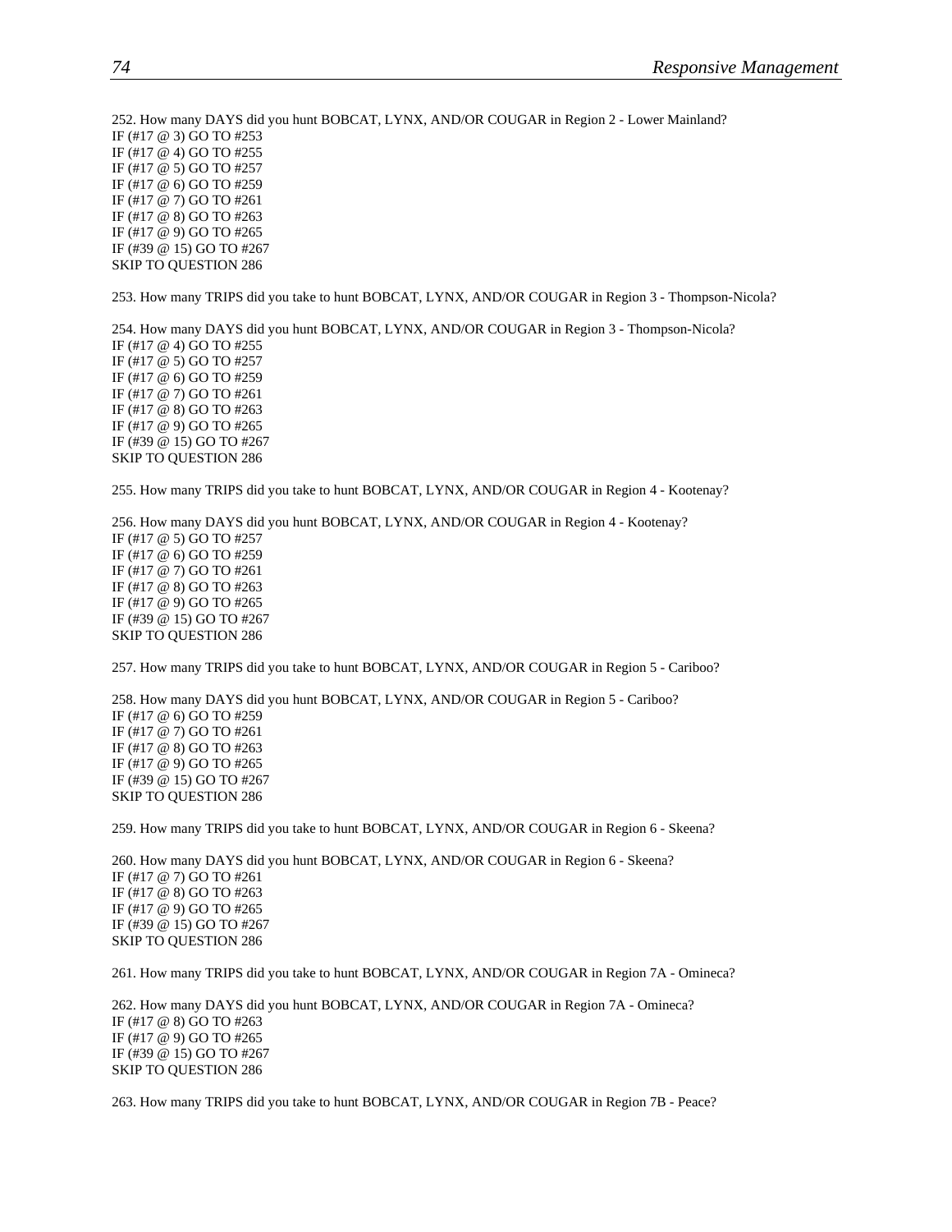252. How many DAYS did you hunt BOBCAT, LYNX, AND/OR COUGAR in Region 2 - Lower Mainland?
IF (#17 @ 3) GO TO #253
IF (#17 @ 4) GO TO #255
IF (#17 @ 5) GO TO #257
IF (#17 @ 6) GO TO #259
IF (#17 @ 7) GO TO #261
IF (#17 @ 8) GO TO #263
IF (#17 @ 9) GO TO #265
IF (#39 @ 15) GO TO #267
SKIP TO QUESTION 286

253. How many TRIPS did you take to hunt BOBCAT, LYNX, AND/OR COUGAR in Region 3 - Thompson-Nicola?

254. How many DAYS did you hunt BOBCAT, LYNX, AND/OR COUGAR in Region 3 - Thompson-Nicola?
IF (#17 @ 4) GO TO #255
IF (#17 @ 5) GO TO #257
IF (#17 @ 6) GO TO #259
IF (#17 @ 7) GO TO #261
IF (#17 @ 8) GO TO #263
IF (#17 @ 9) GO TO #265
IF (#39 @ 15) GO TO #267
SKIP TO QUESTION 286

255. How many TRIPS did you take to hunt BOBCAT, LYNX, AND/OR COUGAR in Region 4 - Kootenay?

256. How many DAYS did you hunt BOBCAT, LYNX, AND/OR COUGAR in Region 4 - Kootenay?
IF (#17 @ 5) GO TO #257
IF (#17 @ 6) GO TO #259
IF (#17 @ 7) GO TO #261
IF (#17 @ 8) GO TO #263
IF (#17 @ 9) GO TO #265
IF (#39 @ 15) GO TO #267
SKIP TO QUESTION 286

257. How many TRIPS did you take to hunt BOBCAT, LYNX, AND/OR COUGAR in Region 5 - Cariboo?

258. How many DAYS did you hunt BOBCAT, LYNX, AND/OR COUGAR in Region 5 - Cariboo?
IF (#17 @ 6) GO TO #259
IF (#17 @ 7) GO TO #261
IF (#17 @ 8) GO TO #263
IF (#17 @ 9) GO TO #265
IF (#39 @ 15) GO TO #267
SKIP TO QUESTION 286

259. How many TRIPS did you take to hunt BOBCAT, LYNX, AND/OR COUGAR in Region 6 - Skeena?

260. How many DAYS did you hunt BOBCAT, LYNX, AND/OR COUGAR in Region 6 - Skeena?
IF (#17 @ 7) GO TO #261
IF (#17 @ 8) GO TO #263
IF (#17 @ 9) GO TO #265
IF (#39 @ 15) GO TO #267
SKIP TO QUESTION 286

261. How many TRIPS did you take to hunt BOBCAT, LYNX, AND/OR COUGAR in Region 7A - Omineca?

262. How many DAYS did you hunt BOBCAT, LYNX, AND/OR COUGAR in Region 7A - Omineca?
IF (#17 @ 8) GO TO #263
IF (#17 @ 9) GO TO #265
IF (#39 @ 15) GO TO #267
SKIP TO QUESTION 286

263. How many TRIPS did you take to hunt BOBCAT, LYNX, AND/OR COUGAR in Region 7B - Peace?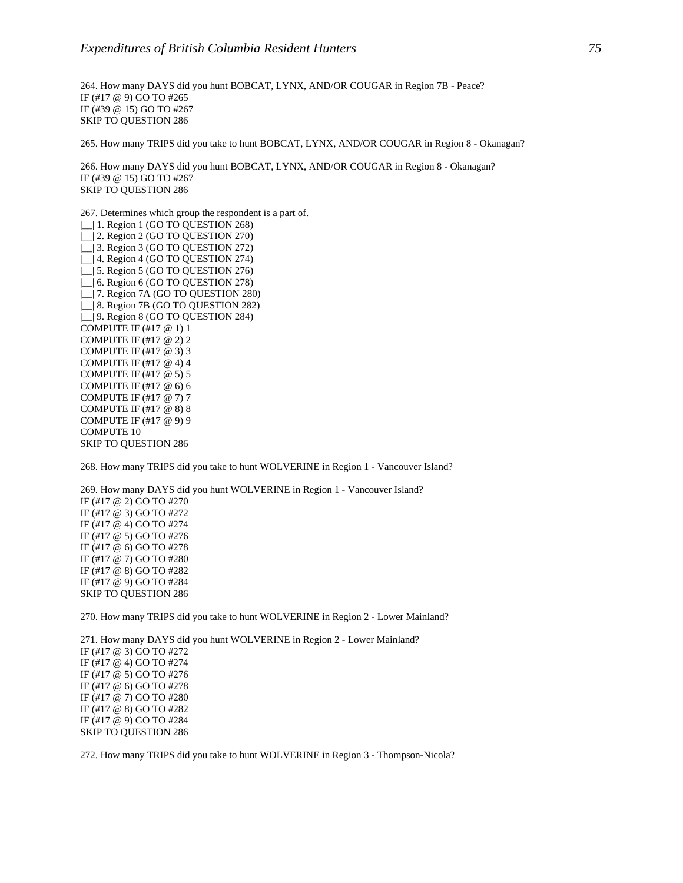264. How many DAYS did you hunt BOBCAT, LYNX, AND/OR COUGAR in Region 7B - Peace?
IF (#17 @ 9) GO TO #265
IF (#39 @ 15) GO TO #267
SKIP TO QUESTION 286

265. How many TRIPS did you take to hunt BOBCAT, LYNX, AND/OR COUGAR in Region 8 - Okanagan?

266. How many DAYS did you hunt BOBCAT, LYNX, AND/OR COUGAR in Region 8 - Okanagan?
IF (#39 @ 15) GO TO #267
SKIP TO QUESTION 286

267. Determines which group the respondent is a part of.
|__| 1. Region 1 (GO TO QUESTION 268)
|__| 2. Region 2 (GO TO QUESTION 270)
|__| 3. Region 3 (GO TO QUESTION 272)
|__| 4. Region 4 (GO TO QUESTION 274)
|__| 5. Region 5 (GO TO QUESTION 276)
|__| 6. Region 6 (GO TO QUESTION 278)
|__| 7. Region 7A (GO TO QUESTION 280)
|__| 8. Region 7B (GO TO QUESTION 282)
|__| 9. Region 8 (GO TO QUESTION 284)
COMPUTE IF (#17 @ 1) 1
COMPUTE IF (#17 @ 2) 2
COMPUTE IF (#17 @ 3) 3
COMPUTE IF (#17 @ 4) 4
COMPUTE IF (#17 @ 5) 5
COMPUTE IF (#17 @ 6) 6
COMPUTE IF (#17 @ 7) 7
COMPUTE IF (#17 @ 8) 8
COMPUTE IF (#17 @ 9) 9
COMPUTE 10
SKIP TO QUESTION 286

268. How many TRIPS did you take to hunt WOLVERINE in Region 1 - Vancouver Island?

269. How many DAYS did you hunt WOLVERINE in Region 1 - Vancouver Island?
IF (#17 @ 2) GO TO #270
IF (#17 @ 3) GO TO #272
IF (#17 @ 4) GO TO #274
IF (#17 @ 5) GO TO #276
IF (#17 @ 6) GO TO #278
IF (#17 @ 7) GO TO #280
IF (#17 @ 8) GO TO #282
IF (#17 @ 9) GO TO #284
SKIP TO QUESTION 286

270. How many TRIPS did you take to hunt WOLVERINE in Region 2 - Lower Mainland?

271. How many DAYS did you hunt WOLVERINE in Region 2 - Lower Mainland?
IF (#17 @ 3) GO TO #272
IF (#17 @ 4) GO TO #274
IF (#17 @ 5) GO TO #276
IF (#17 @ 6) GO TO #278
IF (#17 @ 7) GO TO #280
IF (#17 @ 8) GO TO #282
IF (#17 @ 9) GO TO #284
SKIP TO QUESTION 286

272. How many TRIPS did you take to hunt WOLVERINE in Region 3 - Thompson-Nicola?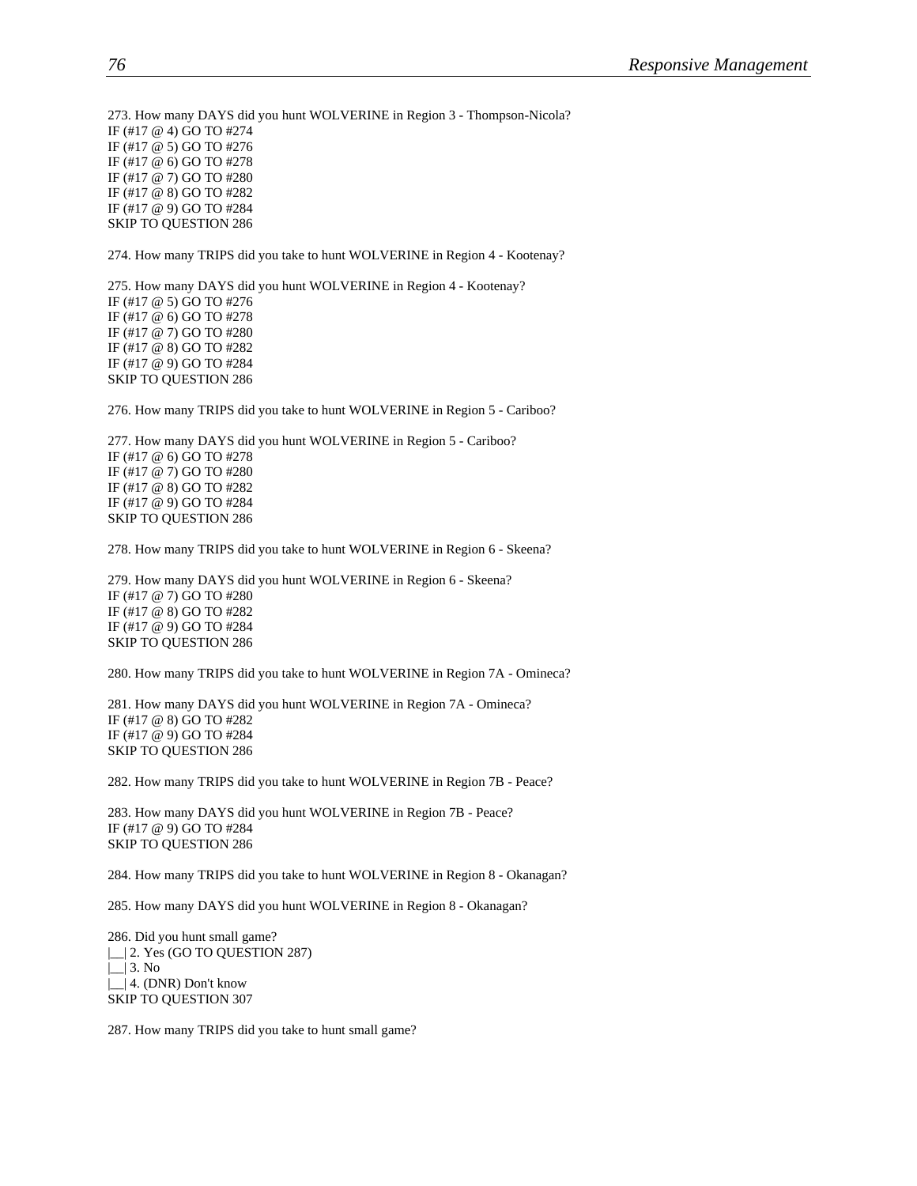273. How many DAYS did you hunt WOLVERINE in Region 3 - Thompson-Nicola?
IF (#17 @ 4) GO TO #274
IF (#17 @ 5) GO TO #276
IF (#17 @ 6) GO TO #278
IF (#17 @ 7) GO TO #280
IF (#17 @ 8) GO TO #282
IF (#17 @ 9) GO TO #284
SKIP TO QUESTION 286

274. How many TRIPS did you take to hunt WOLVERINE in Region 4 - Kootenay?

275. How many DAYS did you hunt WOLVERINE in Region 4 - Kootenay?
IF (#17 @ 5) GO TO #276
IF (#17 @ 6) GO TO #278
IF (#17 @ 7) GO TO #280
IF (#17 @ 8) GO TO #282
IF (#17 @ 9) GO TO #284
SKIP TO QUESTION 286

276. How many TRIPS did you take to hunt WOLVERINE in Region 5 - Cariboo?

277. How many DAYS did you hunt WOLVERINE in Region 5 - Cariboo?
IF (#17 @ 6) GO TO #278
IF (#17 @ 7) GO TO #280
IF (#17 @ 8) GO TO #282
IF (#17 @ 9) GO TO #284
SKIP TO QUESTION 286

278. How many TRIPS did you take to hunt WOLVERINE in Region 6 - Skeena?

279. How many DAYS did you hunt WOLVERINE in Region 6 - Skeena?
IF (#17 @ 7) GO TO #280
IF (#17 @ 8) GO TO #282
IF (#17 @ 9) GO TO #284
SKIP TO QUESTION 286

280. How many TRIPS did you take to hunt WOLVERINE in Region 7A - Omineca?

281. How many DAYS did you hunt WOLVERINE in Region 7A - Omineca?
IF (#17 @ 8) GO TO #282
IF (#17 @ 9) GO TO #284
SKIP TO QUESTION 286

282. How many TRIPS did you take to hunt WOLVERINE in Region 7B - Peace?

283. How many DAYS did you hunt WOLVERINE in Region 7B - Peace?
IF (#17 @ 9) GO TO #284
SKIP TO QUESTION 286

284. How many TRIPS did you take to hunt WOLVERINE in Region 8 - Okanagan?

285. How many DAYS did you hunt WOLVERINE in Region 8 - Okanagan?

286. Did you hunt small game?
|__| 2. Yes (GO TO QUESTION 287)
|__| 3. No
|__| 4. (DNR) Don't know
SKIP TO QUESTION 307

287. How many TRIPS did you take to hunt small game?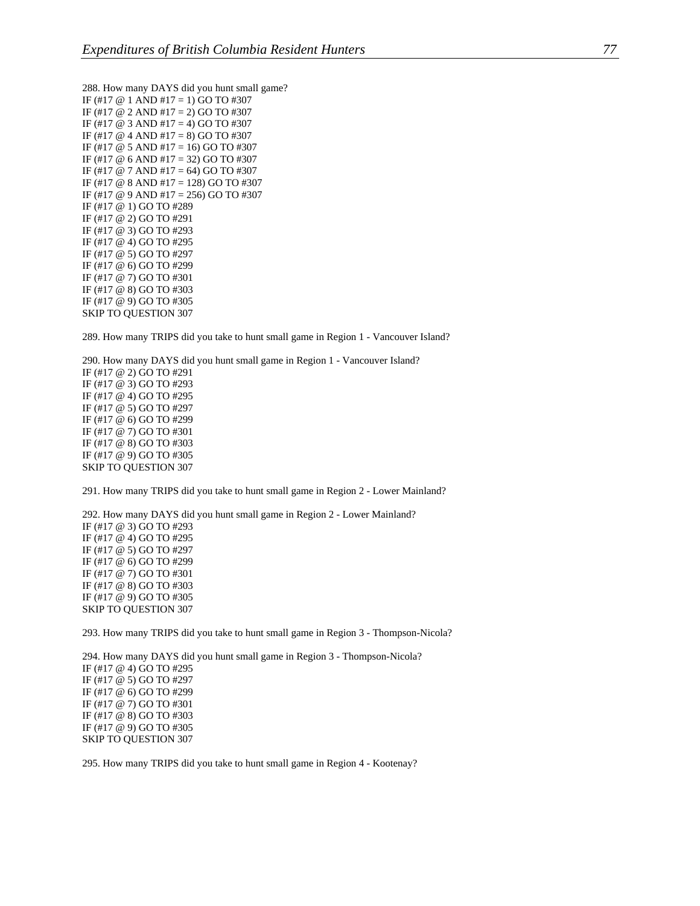288. How many DAYS did you hunt small game?
IF (#17 @ 1 AND #17 = 1) GO TO #307
IF (#17 @ 2 AND #17 = 2) GO TO #307
IF (#17 @ 3 AND #17 = 4) GO TO #307
IF (#17 @ 4 AND #17 = 8) GO TO #307
IF (#17 @ 5 AND #17 = 16) GO TO #307
IF (#17 @ 6 AND #17 = 32) GO TO #307
IF (#17 @ 7 AND #17 = 64) GO TO #307
IF (#17 @ 8 AND #17 = 128) GO TO #307
IF (#17 @ 9 AND #17 = 256) GO TO #307
IF (#17 @ 1) GO TO #289
IF (#17 @ 2) GO TO #291
IF (#17 @ 3) GO TO #293
IF (#17 @ 4) GO TO #295
IF (#17 @ 5) GO TO #297
IF (#17 @ 6) GO TO #299
IF (#17 @ 7) GO TO #301
IF (#17 @ 8) GO TO #303
IF (#17 @ 9) GO TO #305
SKIP TO QUESTION 307

289. How many TRIPS did you take to hunt small game in Region 1 - Vancouver Island?

290. How many DAYS did you hunt small game in Region 1 - Vancouver Island?
IF (#17 @ 2) GO TO #291
IF (#17 @ 3) GO TO #293
IF (#17 @ 4) GO TO #295
IF (#17 @ 5) GO TO #297
IF (#17 @ 6) GO TO #299
IF (#17 @ 7) GO TO #301
IF (#17 @ 8) GO TO #303
IF (#17 @ 9) GO TO #305
SKIP TO QUESTION 307

291. How many TRIPS did you take to hunt small game in Region 2 - Lower Mainland?

292. How many DAYS did you hunt small game in Region 2 - Lower Mainland?
IF (#17 @ 3) GO TO #293
IF (#17 @ 4) GO TO #295
IF (#17 @ 5) GO TO #297
IF (#17 @ 6) GO TO #299
IF (#17 @ 7) GO TO #301
IF (#17 @ 8) GO TO #303
IF (#17 @ 9) GO TO #305
SKIP TO QUESTION 307

293. How many TRIPS did you take to hunt small game in Region 3 - Thompson-Nicola?

294. How many DAYS did you hunt small game in Region 3 - Thompson-Nicola?
IF (#17 @ 4) GO TO #295
IF (#17 @ 5) GO TO #297
IF (#17 @ 6) GO TO #299
IF (#17 @ 7) GO TO #301
IF (#17 @ 8) GO TO #303
IF (#17 @ 9) GO TO #305
SKIP TO QUESTION 307

295. How many TRIPS did you take to hunt small game in Region 4 - Kootenay?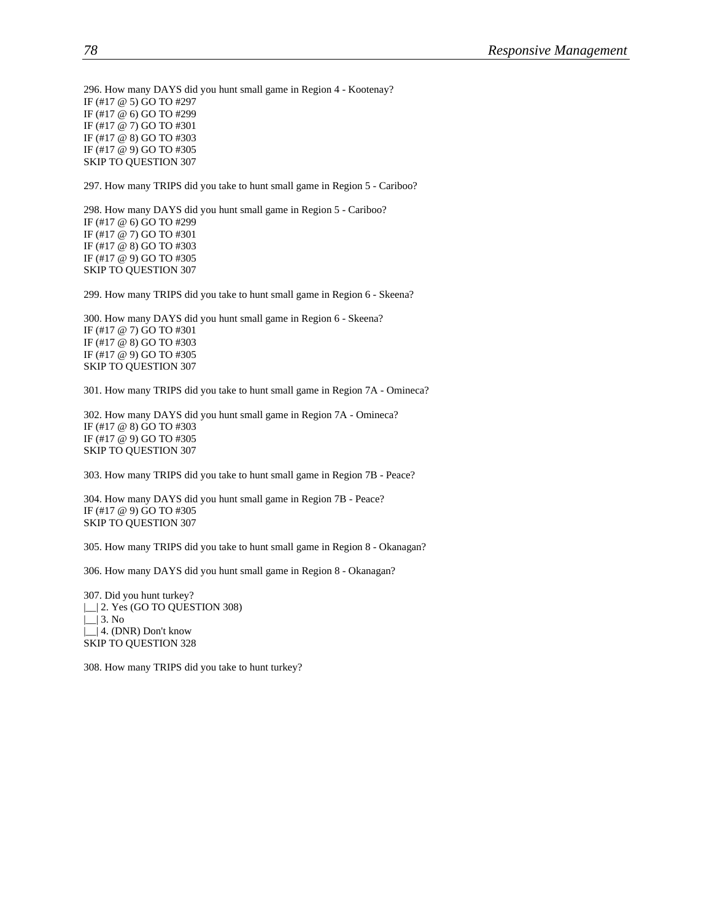296. How many DAYS did you hunt small game in Region 4 - Kootenay?
IF (#17 @ 5) GO TO #297
IF (#17 @ 6) GO TO #299
IF (#17 @ 7) GO TO #301
IF (#17 @ 8) GO TO #303
IF (#17 @ 9) GO TO #305
SKIP TO QUESTION 307

297. How many TRIPS did you take to hunt small game in Region 5 - Cariboo?

298. How many DAYS did you hunt small game in Region 5 - Cariboo?
IF (#17 @ 6) GO TO #299
IF (#17 @ 7) GO TO #301
IF (#17 @ 8) GO TO #303
IF (#17 @ 9) GO TO #305
SKIP TO QUESTION 307

299. How many TRIPS did you take to hunt small game in Region 6 - Skeena?

300. How many DAYS did you hunt small game in Region 6 - Skeena?
IF (#17 @ 7) GO TO #301
IF (#17 @ 8) GO TO #303
IF (#17 @ 9) GO TO #305
SKIP TO QUESTION 307

301. How many TRIPS did you take to hunt small game in Region 7A - Omineca?

302. How many DAYS did you hunt small game in Region 7A - Omineca?
IF (#17 @ 8) GO TO #303
IF (#17 @ 9) GO TO #305
SKIP TO QUESTION 307

303. How many TRIPS did you take to hunt small game in Region 7B - Peace?

304. How many DAYS did you hunt small game in Region 7B - Peace?
IF (#17 @ 9) GO TO #305
SKIP TO QUESTION 307

305. How many TRIPS did you take to hunt small game in Region 8 - Okanagan?

306. How many DAYS did you hunt small game in Region 8 - Okanagan?

307. Did you hunt turkey?
|__| 2. Yes (GO TO QUESTION 308)
|__| 3. No
|__| 4. (DNR) Don't know
SKIP TO QUESTION 328

308. How many TRIPS did you take to hunt turkey?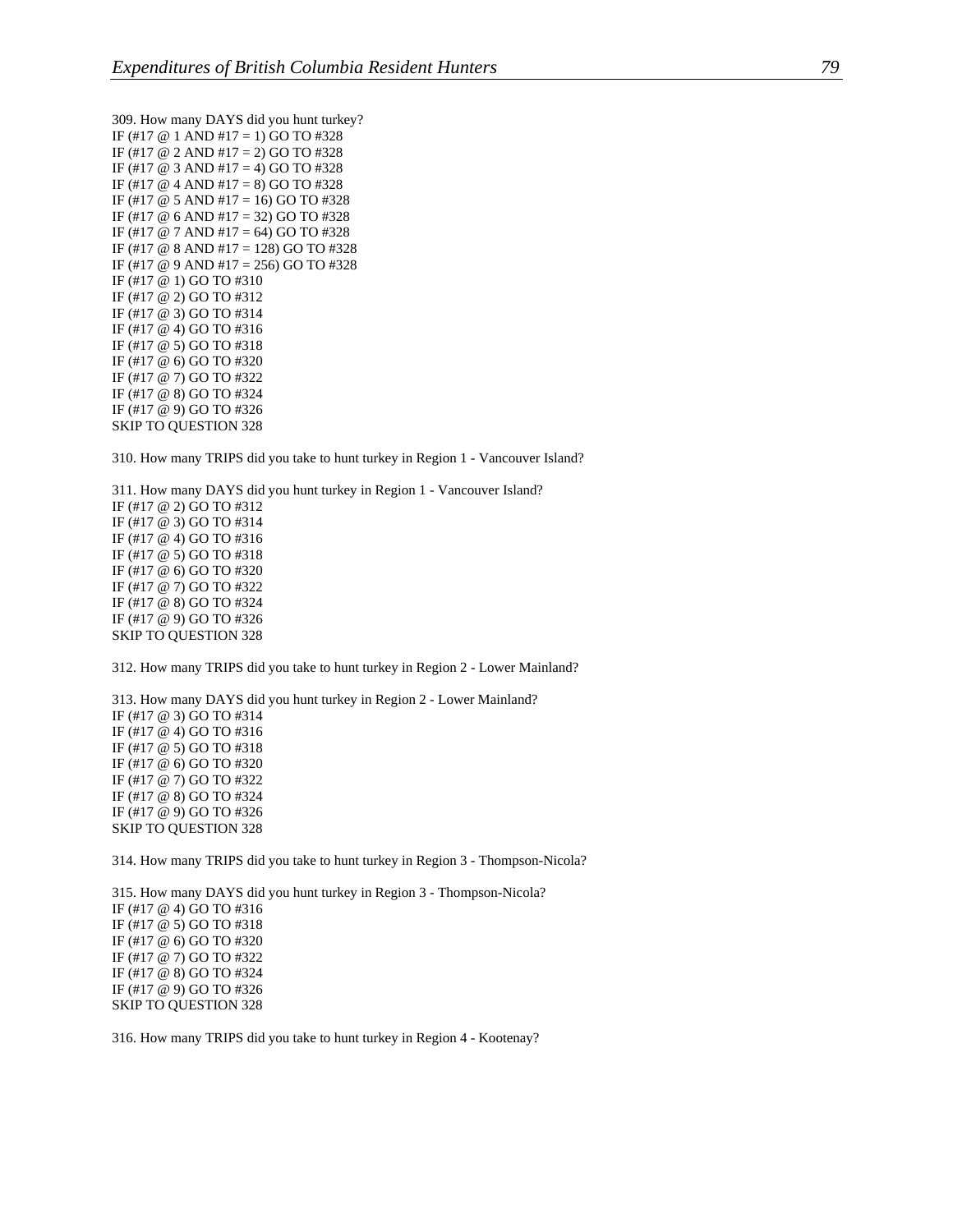309. How many DAYS did you hunt turkey?
IF (#17 @ 1 AND #17 = 1) GO TO #328
IF (#17 @ 2 AND #17 = 2) GO TO #328
IF (#17 @ 3 AND #17 = 4) GO TO #328
IF (#17 @ 4 AND #17 = 8) GO TO #328
IF (#17 @ 5 AND #17 = 16) GO TO #328
IF (#17 @ 6 AND #17 = 32) GO TO #328
IF (#17 @ 7 AND #17 = 64) GO TO #328
IF (#17 @ 8 AND #17 = 128) GO TO #328
IF (#17 @ 9 AND #17 = 256) GO TO #328
IF (#17 @ 1) GO TO #310
IF (#17 @ 2) GO TO #312
IF (#17 @ 3) GO TO #314
IF (#17 @ 4) GO TO #316
IF (#17 @ 5) GO TO #318
IF (#17 @ 6) GO TO #320
IF (#17 @ 7) GO TO #322
IF (#17 @ 8) GO TO #324
IF (#17 @ 9) GO TO #326
SKIP TO QUESTION 328

310. How many TRIPS did you take to hunt turkey in Region 1 - Vancouver Island?

311. How many DAYS did you hunt turkey in Region 1 - Vancouver Island?
IF (#17 @ 2) GO TO #312
IF (#17 @ 3) GO TO #314
IF (#17 @ 4) GO TO #316
IF (#17 @ 5) GO TO #318
IF (#17 @ 6) GO TO #320
IF (#17 @ 7) GO TO #322
IF (#17 @ 8) GO TO #324
IF (#17 @ 9) GO TO #326
SKIP TO QUESTION 328

312. How many TRIPS did you take to hunt turkey in Region 2 - Lower Mainland?

313. How many DAYS did you hunt turkey in Region 2 - Lower Mainland?
IF (#17 @ 3) GO TO #314
IF (#17 @ 4) GO TO #316
IF (#17 @ 5) GO TO #318
IF (#17 @ 6) GO TO #320
IF (#17 @ 7) GO TO #322
IF (#17 @ 8) GO TO #324
IF (#17 @ 9) GO TO #326
SKIP TO QUESTION 328

314. How many TRIPS did you take to hunt turkey in Region 3 - Thompson-Nicola?

315. How many DAYS did you hunt turkey in Region 3 - Thompson-Nicola?
IF (#17 @ 4) GO TO #316
IF (#17 @ 5) GO TO #318
IF (#17 @ 6) GO TO #320
IF (#17 @ 7) GO TO #322
IF (#17 @ 8) GO TO #324
IF (#17 @ 9) GO TO #326
SKIP TO QUESTION 328

316. How many TRIPS did you take to hunt turkey in Region 4 - Kootenay?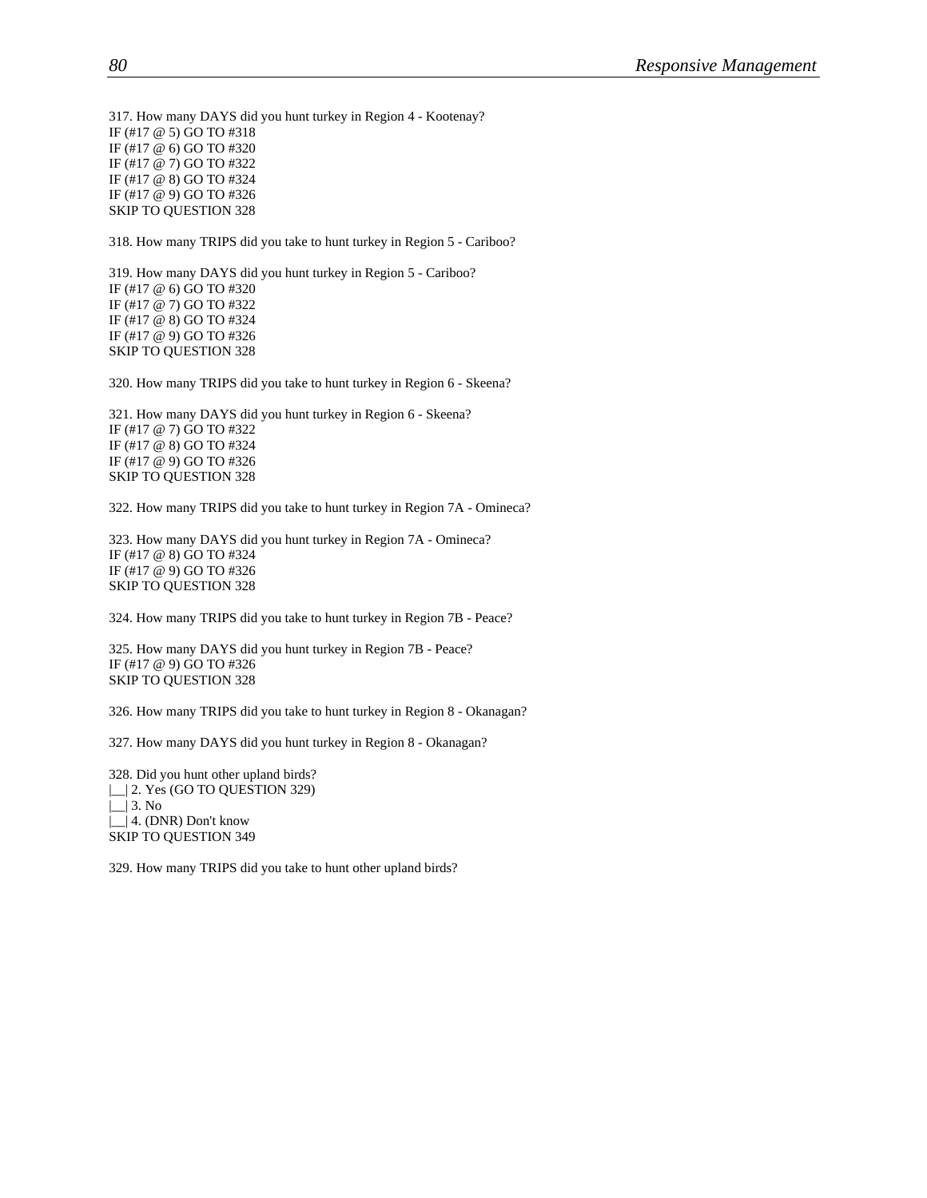317. How many DAYS did you hunt turkey in Region 4 - Kootenay?
IF (#17 @ 5) GO TO #318
IF (#17 @ 6) GO TO #320
IF (#17 @ 7) GO TO #322
IF (#17 @ 8) GO TO #324
IF (#17 @ 9) GO TO #326
SKIP TO QUESTION 328

318. How many TRIPS did you take to hunt turkey in Region 5 - Cariboo?

319. How many DAYS did you hunt turkey in Region 5 - Cariboo?
IF (#17 @ 6) GO TO #320
IF (#17 @ 7) GO TO #322
IF (#17 @ 8) GO TO #324
IF (#17 @ 9) GO TO #326
SKIP TO QUESTION 328

320. How many TRIPS did you take to hunt turkey in Region 6 - Skeena?

321. How many DAYS did you hunt turkey in Region 6 - Skeena?
IF (#17 @ 7) GO TO #322
IF (#17 @ 8) GO TO #324
IF (#17 @ 9) GO TO #326
SKIP TO QUESTION 328

322. How many TRIPS did you take to hunt turkey in Region 7A - Omineca?

323. How many DAYS did you hunt turkey in Region 7A - Omineca?
IF (#17 @ 8) GO TO #324
IF (#17 @ 9) GO TO #326
SKIP TO QUESTION 328

324. How many TRIPS did you take to hunt turkey in Region 7B - Peace?

325. How many DAYS did you hunt turkey in Region 7B - Peace?
IF (#17 @ 9) GO TO #326
SKIP TO QUESTION 328

326. How many TRIPS did you take to hunt turkey in Region 8 - Okanagan?

327. How many DAYS did you hunt turkey in Region 8 - Okanagan?

328. Did you hunt other upland birds?
|__| 2. Yes (GO TO QUESTION 329)
|__| 3. No
|__| 4. (DNR) Don't know
SKIP TO QUESTION 349

329. How many TRIPS did you take to hunt other upland birds?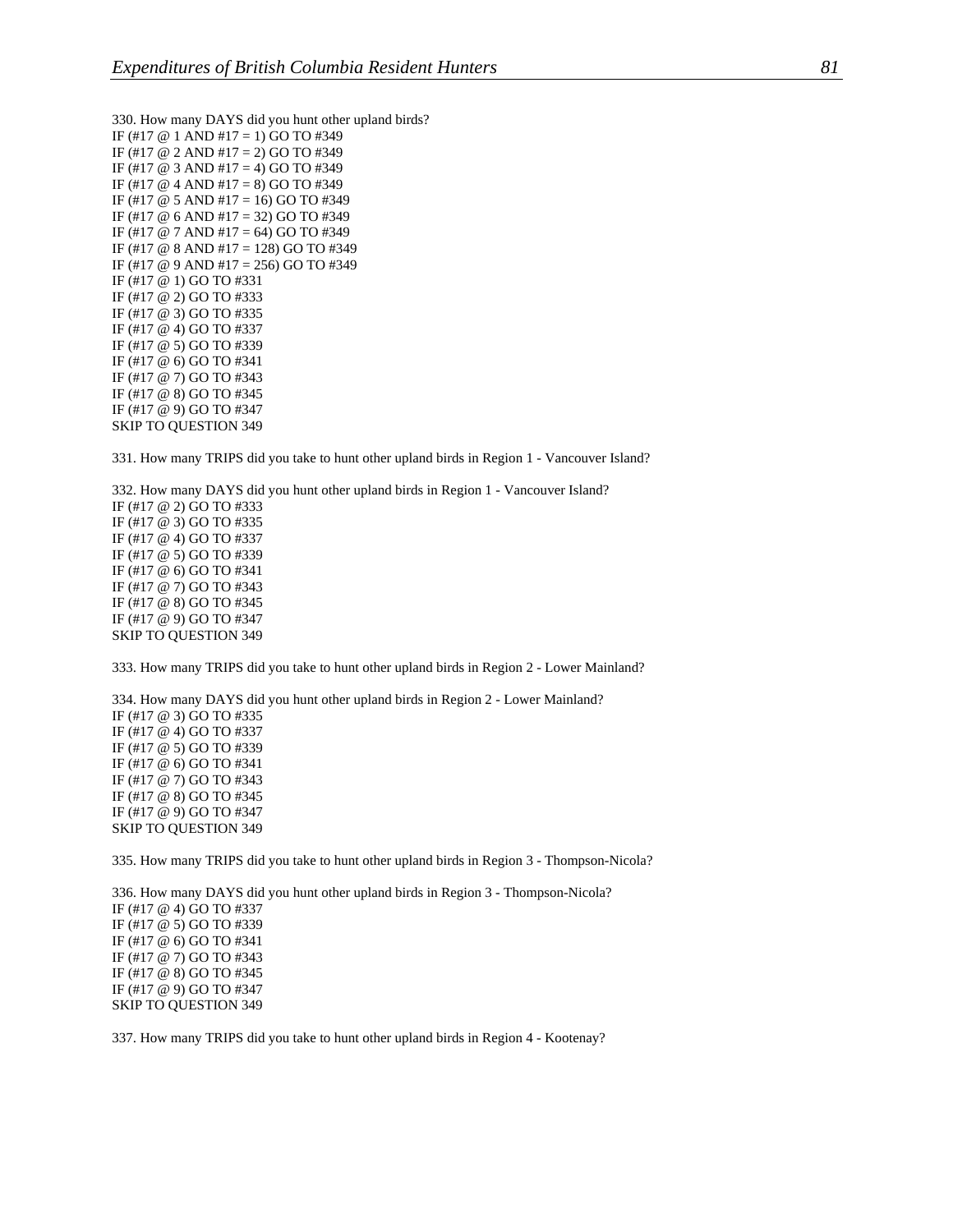330. How many DAYS did you hunt other upland birds?
IF (#17 @ 1 AND #17 = 1) GO TO #349
IF (#17 @ 2 AND #17 = 2) GO TO #349
IF (#17 @ 3 AND #17 = 4) GO TO #349
IF (#17 @ 4 AND #17 = 8) GO TO #349
IF (#17 @ 5 AND #17 = 16) GO TO #349
IF (#17 @ 6 AND #17 = 32) GO TO #349
IF (#17 @ 7 AND #17 = 64) GO TO #349
IF (#17 @ 8 AND #17 = 128) GO TO #349
IF (#17 @ 9 AND #17 = 256) GO TO #349
IF (#17 @ 1) GO TO #331
IF (#17 @ 2) GO TO #333
IF (#17 @ 3) GO TO #335
IF (#17 @ 4) GO TO #337
IF (#17 @ 5) GO TO #339
IF (#17 @ 6) GO TO #341
IF (#17 @ 7) GO TO #343
IF (#17 @ 8) GO TO #345
IF (#17 @ 9) GO TO #347
SKIP TO QUESTION 349

331. How many TRIPS did you take to hunt other upland birds in Region 1 - Vancouver Island?

332. How many DAYS did you hunt other upland birds in Region 1 - Vancouver Island?
IF (#17 @ 2) GO TO #333
IF (#17 @ 3) GO TO #335
IF (#17 @ 4) GO TO #337
IF (#17 @ 5) GO TO #339
IF (#17 @ 6) GO TO #341
IF (#17 @ 7) GO TO #343
IF (#17 @ 8) GO TO #345
IF (#17 @ 9) GO TO #347
SKIP TO QUESTION 349

333. How many TRIPS did you take to hunt other upland birds in Region 2 - Lower Mainland?

334. How many DAYS did you hunt other upland birds in Region 2 - Lower Mainland?
IF (#17 @ 3) GO TO #335
IF (#17 @ 4) GO TO #337
IF (#17 @ 5) GO TO #339
IF (#17 @ 6) GO TO #341
IF (#17 @ 7) GO TO #343
IF (#17 @ 8) GO TO #345
IF (#17 @ 9) GO TO #347
SKIP TO QUESTION 349

335. How many TRIPS did you take to hunt other upland birds in Region 3 - Thompson-Nicola?

336. How many DAYS did you hunt other upland birds in Region 3 - Thompson-Nicola?
IF (#17 @ 4) GO TO #337
IF (#17 @ 5) GO TO #339
IF (#17 @ 6) GO TO #341
IF (#17 @ 7) GO TO #343
IF (#17 @ 8) GO TO #345
IF (#17 @ 9) GO TO #347
SKIP TO QUESTION 349

337. How many TRIPS did you take to hunt other upland birds in Region 4 - Kootenay?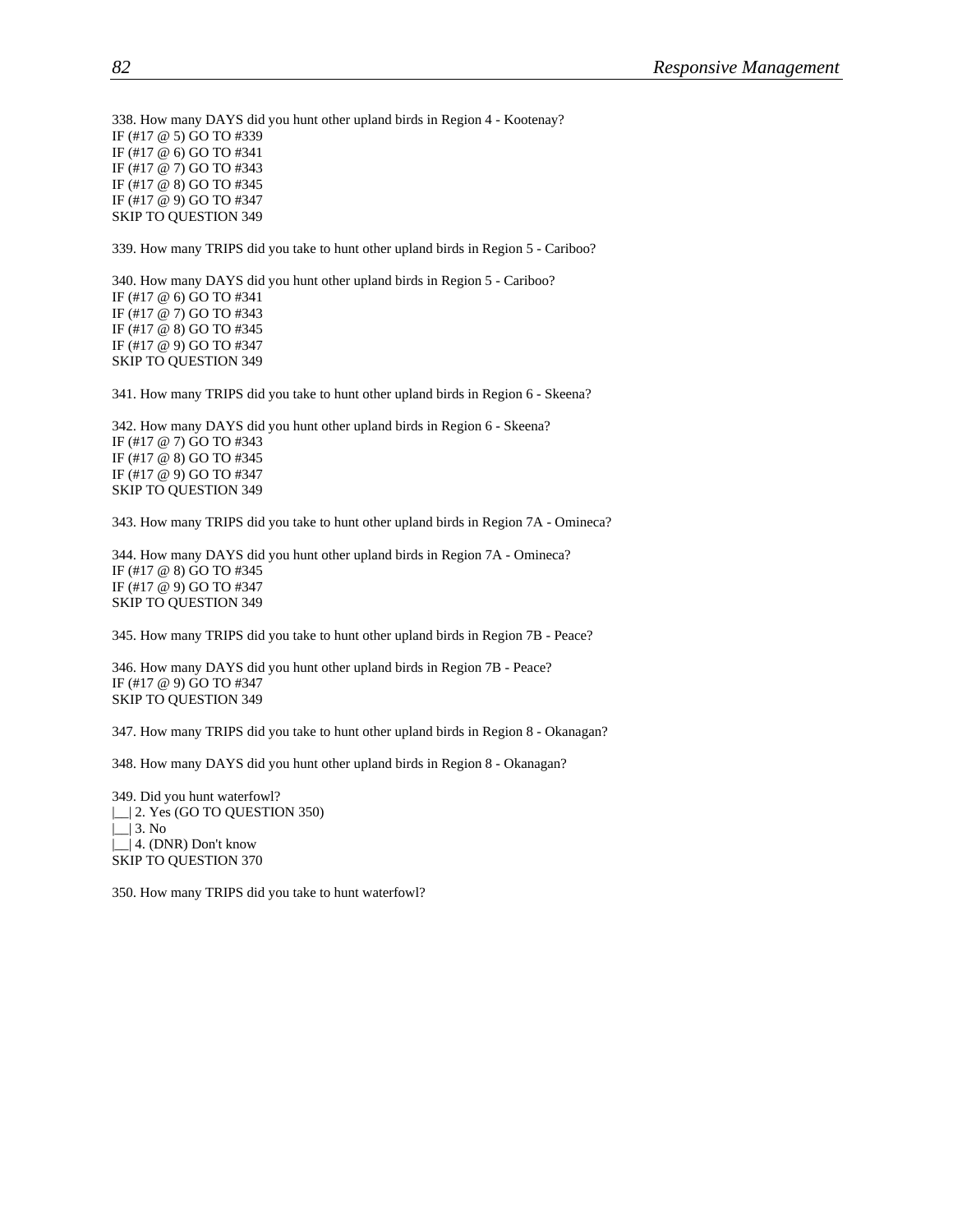338. How many DAYS did you hunt other upland birds in Region 4 - Kootenay?
IF (#17 @ 5) GO TO #339
IF (#17 @ 6) GO TO #341
IF (#17 @ 7) GO TO #343
IF (#17 @ 8) GO TO #345
IF (#17 @ 9) GO TO #347
SKIP TO QUESTION 349

339. How many TRIPS did you take to hunt other upland birds in Region 5 - Cariboo?

340. How many DAYS did you hunt other upland birds in Region 5 - Cariboo?
IF (#17 @ 6) GO TO #341
IF (#17 @ 7) GO TO #343
IF (#17 @ 8) GO TO #345
IF (#17 @ 9) GO TO #347
SKIP TO QUESTION 349

341. How many TRIPS did you take to hunt other upland birds in Region 6 - Skeena?

342. How many DAYS did you hunt other upland birds in Region 6 - Skeena?
IF (#17 @ 7) GO TO #343
IF (#17 @ 8) GO TO #345
IF (#17 @ 9) GO TO #347
SKIP TO QUESTION 349

343. How many TRIPS did you take to hunt other upland birds in Region 7A - Omineca?

344. How many DAYS did you hunt other upland birds in Region 7A - Omineca?
IF (#17 @ 8) GO TO #345
IF (#17 @ 9) GO TO #347
SKIP TO QUESTION 349

345. How many TRIPS did you take to hunt other upland birds in Region 7B - Peace?

346. How many DAYS did you hunt other upland birds in Region 7B - Peace?
IF (#17 @ 9) GO TO #347
SKIP TO QUESTION 349

347. How many TRIPS did you take to hunt other upland birds in Region 8 - Okanagan?

348. How many DAYS did you hunt other upland birds in Region 8 - Okanagan?

349. Did you hunt waterfowl?
|__| 2. Yes (GO TO QUESTION 350)
|__| 3. No
|__| 4. (DNR) Don't know
SKIP TO QUESTION 370

350. How many TRIPS did you take to hunt waterfowl?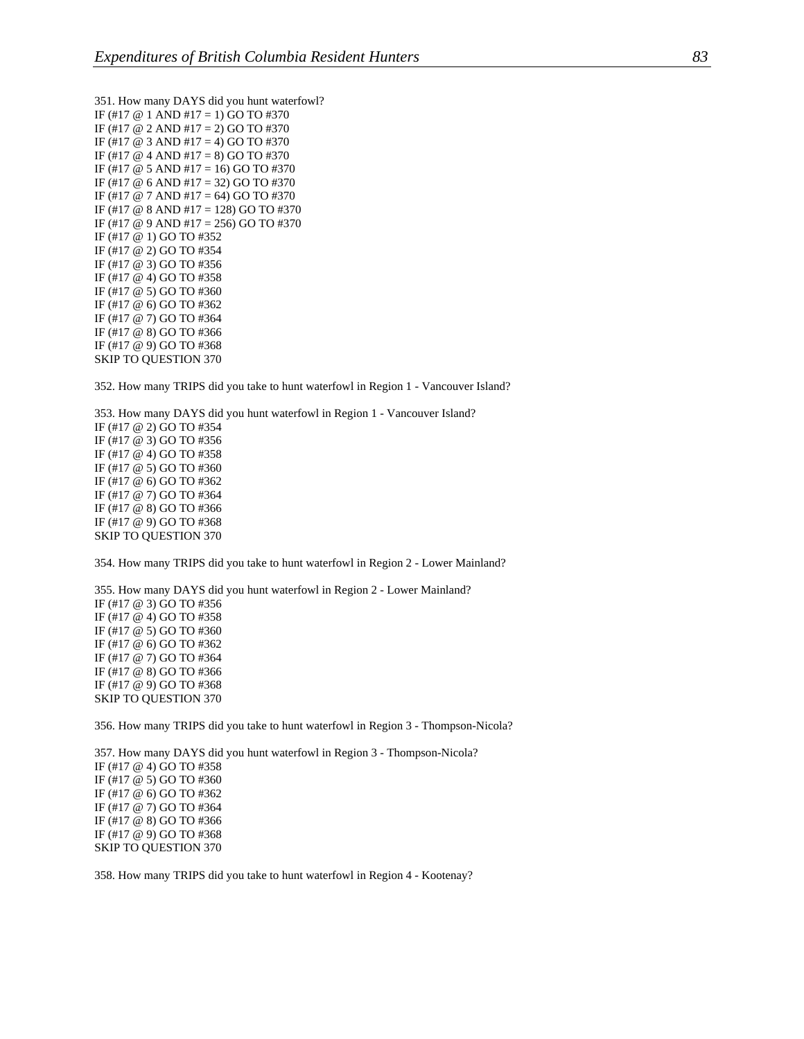351. How many DAYS did you hunt waterfowl?
IF (#17 @ 1 AND #17 = 1) GO TO #370
IF (#17 @ 2 AND #17 = 2) GO TO #370
IF (#17 @ 3 AND #17 = 4) GO TO #370
IF (#17 @ 4 AND #17 = 8) GO TO #370
IF (#17 @ 5 AND #17 = 16) GO TO #370
IF (#17 @ 6 AND #17 = 32) GO TO #370
IF (#17 @ 7 AND #17 = 64) GO TO #370
IF (#17 @ 8 AND #17 = 128) GO TO #370
IF (#17 @ 9 AND #17 = 256) GO TO #370
IF (#17 @ 1) GO TO #352
IF (#17 @ 2) GO TO #354
IF (#17 @ 3) GO TO #356
IF (#17 @ 4) GO TO #358
IF (#17 @ 5) GO TO #360
IF (#17 @ 6) GO TO #362
IF (#17 @ 7) GO TO #364
IF (#17 @ 8) GO TO #366
IF (#17 @ 9) GO TO #368
SKIP TO QUESTION 370

352. How many TRIPS did you take to hunt waterfowl in Region 1 - Vancouver Island?

353. How many DAYS did you hunt waterfowl in Region 1 - Vancouver Island?
IF (#17 @ 2) GO TO #354
IF (#17 @ 3) GO TO #356
IF (#17 @ 4) GO TO #358
IF (#17 @ 5) GO TO #360
IF (#17 @ 6) GO TO #362
IF (#17 @ 7) GO TO #364
IF (#17 @ 8) GO TO #366
IF (#17 @ 9) GO TO #368
SKIP TO QUESTION 370

354. How many TRIPS did you take to hunt waterfowl in Region 2 - Lower Mainland?

355. How many DAYS did you hunt waterfowl in Region 2 - Lower Mainland?
IF (#17 @ 3) GO TO #356
IF (#17 @ 4) GO TO #358
IF (#17 @ 5) GO TO #360
IF (#17 @ 6) GO TO #362
IF (#17 @ 7) GO TO #364
IF (#17 @ 8) GO TO #366
IF (#17 @ 9) GO TO #368
SKIP TO QUESTION 370

356. How many TRIPS did you take to hunt waterfowl in Region 3 - Thompson-Nicola?

357. How many DAYS did you hunt waterfowl in Region 3 - Thompson-Nicola?
IF (#17 @ 4) GO TO #358
IF (#17 @ 5) GO TO #360
IF (#17 @ 6) GO TO #362
IF (#17 @ 7) GO TO #364
IF (#17 @ 8) GO TO #366
IF (#17 @ 9) GO TO #368
SKIP TO QUESTION 370

358. How many TRIPS did you take to hunt waterfowl in Region 4 - Kootenay?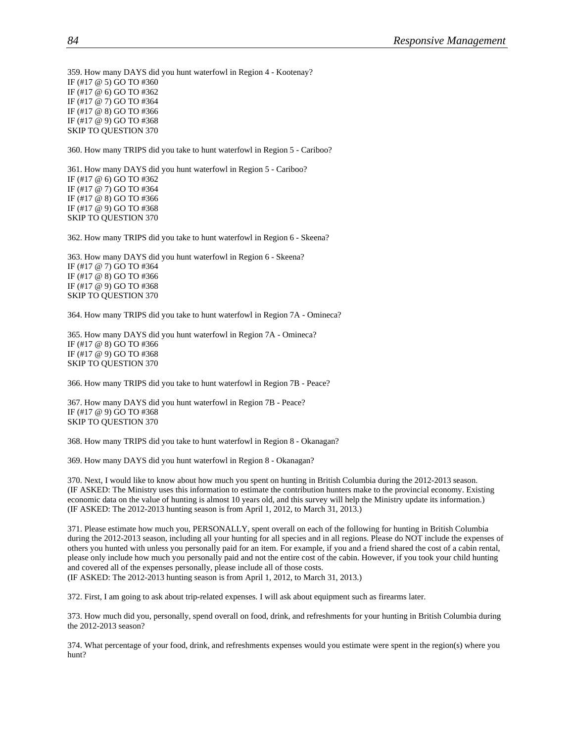359. How many DAYS did you hunt waterfowl in Region 4 - Kootenay?
IF (#17 @ 5) GO TO #360
IF (#17 @ 6) GO TO #362
IF (#17 @ 7) GO TO #364
IF (#17 @ 8) GO TO #366
IF (#17 @ 9) GO TO #368
SKIP TO QUESTION 370

360. How many TRIPS did you take to hunt waterfowl in Region 5 - Cariboo?

361. How many DAYS did you hunt waterfowl in Region 5 - Cariboo?
IF (#17 @ 6) GO TO #362
IF (#17 @ 7) GO TO #364
IF (#17 @ 8) GO TO #366
IF (#17 @ 9) GO TO #368
SKIP TO QUESTION 370

362. How many TRIPS did you take to hunt waterfowl in Region 6 - Skeena?

363. How many DAYS did you hunt waterfowl in Region 6 - Skeena?
IF (#17 @ 7) GO TO #364
IF (#17 @ 8) GO TO #366
IF (#17 @ 9) GO TO #368
SKIP TO QUESTION 370

364. How many TRIPS did you take to hunt waterfowl in Region 7A - Omineca?

365. How many DAYS did you hunt waterfowl in Region 7A - Omineca?
IF (#17 @ 8) GO TO #366
IF (#17 @ 9) GO TO #368
SKIP TO QUESTION 370

366. How many TRIPS did you take to hunt waterfowl in Region 7B - Peace?

367. How many DAYS did you hunt waterfowl in Region 7B - Peace?
IF (#17 @ 9) GO TO #368
SKIP TO QUESTION 370

368. How many TRIPS did you take to hunt waterfowl in Region 8 - Okanagan?

369. How many DAYS did you hunt waterfowl in Region 8 - Okanagan?

370. Next, I would like to know about how much you spent on hunting in British Columbia during the 2012-2013 season.
(IF ASKED: The Ministry uses this information to estimate the contribution hunters make to the provincial economy. Existing economic data on the value of hunting is almost 10 years old, and this survey will help the Ministry update its information.)
(IF ASKED: The 2012-2013 hunting season is from April 1, 2012, to March 31, 2013.)

371. Please estimate how much you, PERSONALLY, spent overall on each of the following for hunting in British Columbia during the 2012-2013 season, including all your hunting for all species and in all regions. Please do NOT include the expenses of others you hunted with unless you personally paid for an item. For example, if you and a friend shared the cost of a cabin rental, please only include how much you personally paid and not the entire cost of the cabin. However, if you took your child hunting and covered all of the expenses personally, please include all of those costs.
(IF ASKED: The 2012-2013 hunting season is from April 1, 2012, to March 31, 2013.)

372. First, I am going to ask about trip-related expenses. I will ask about equipment such as firearms later.

373. How much did you, personally, spend overall on food, drink, and refreshments for your hunting in British Columbia during the 2012-2013 season?

374. What percentage of your food, drink, and refreshments expenses would you estimate were spent in the region(s) where you hunt?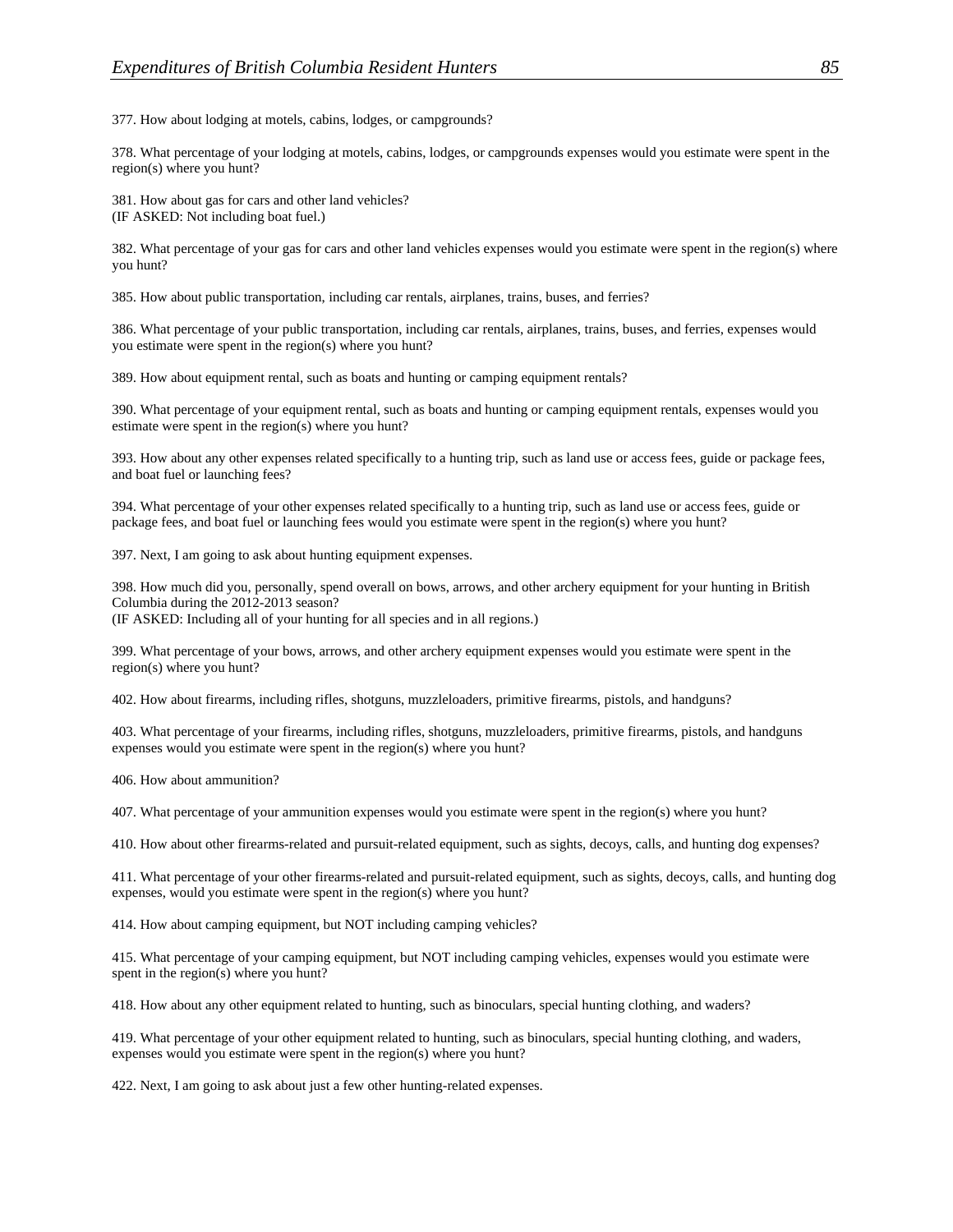377. How about lodging at motels, cabins, lodges, or campgrounds?

378. What percentage of your lodging at motels, cabins, lodges, or campgrounds expenses would you estimate were spent in the region(s) where you hunt?

381. How about gas for cars and other land vehicles?
(IF ASKED: Not including boat fuel.)

382. What percentage of your gas for cars and other land vehicles expenses would you estimate were spent in the region(s) where you hunt?

385. How about public transportation, including car rentals, airplanes, trains, buses, and ferries?

386. What percentage of your public transportation, including car rentals, airplanes, trains, buses, and ferries, expenses would you estimate were spent in the region(s) where you hunt?

389. How about equipment rental, such as boats and hunting or camping equipment rentals?

390. What percentage of your equipment rental, such as boats and hunting or camping equipment rentals, expenses would you estimate were spent in the region(s) where you hunt?

393. How about any other expenses related specifically to a hunting trip, such as land use or access fees, guide or package fees, and boat fuel or launching fees?

394. What percentage of your other expenses related specifically to a hunting trip, such as land use or access fees, guide or package fees, and boat fuel or launching fees would you estimate were spent in the region(s) where you hunt?

397. Next, I am going to ask about hunting equipment expenses.

398. How much did you, personally, spend overall on bows, arrows, and other archery equipment for your hunting in British Columbia during the 2012-2013 season?
(IF ASKED: Including all of your hunting for all species and in all regions.)

399. What percentage of your bows, arrows, and other archery equipment expenses would you estimate were spent in the region(s) where you hunt?

402. How about firearms, including rifles, shotguns, muzzleloaders, primitive firearms, pistols, and handguns?

403. What percentage of your firearms, including rifles, shotguns, muzzleloaders, primitive firearms, pistols, and handguns expenses would you estimate were spent in the region(s) where you hunt?

406. How about ammunition?

407. What percentage of your ammunition expenses would you estimate were spent in the region(s) where you hunt?

410. How about other firearms-related and pursuit-related equipment, such as sights, decoys, calls, and hunting dog expenses?

411. What percentage of your other firearms-related and pursuit-related equipment, such as sights, decoys, calls, and hunting dog expenses, would you estimate were spent in the region(s) where you hunt?

414. How about camping equipment, but NOT including camping vehicles?

415. What percentage of your camping equipment, but NOT including camping vehicles, expenses would you estimate were spent in the region(s) where you hunt?

418. How about any other equipment related to hunting, such as binoculars, special hunting clothing, and waders?

419. What percentage of your other equipment related to hunting, such as binoculars, special hunting clothing, and waders, expenses would you estimate were spent in the region(s) where you hunt?

422. Next, I am going to ask about just a few other hunting-related expenses.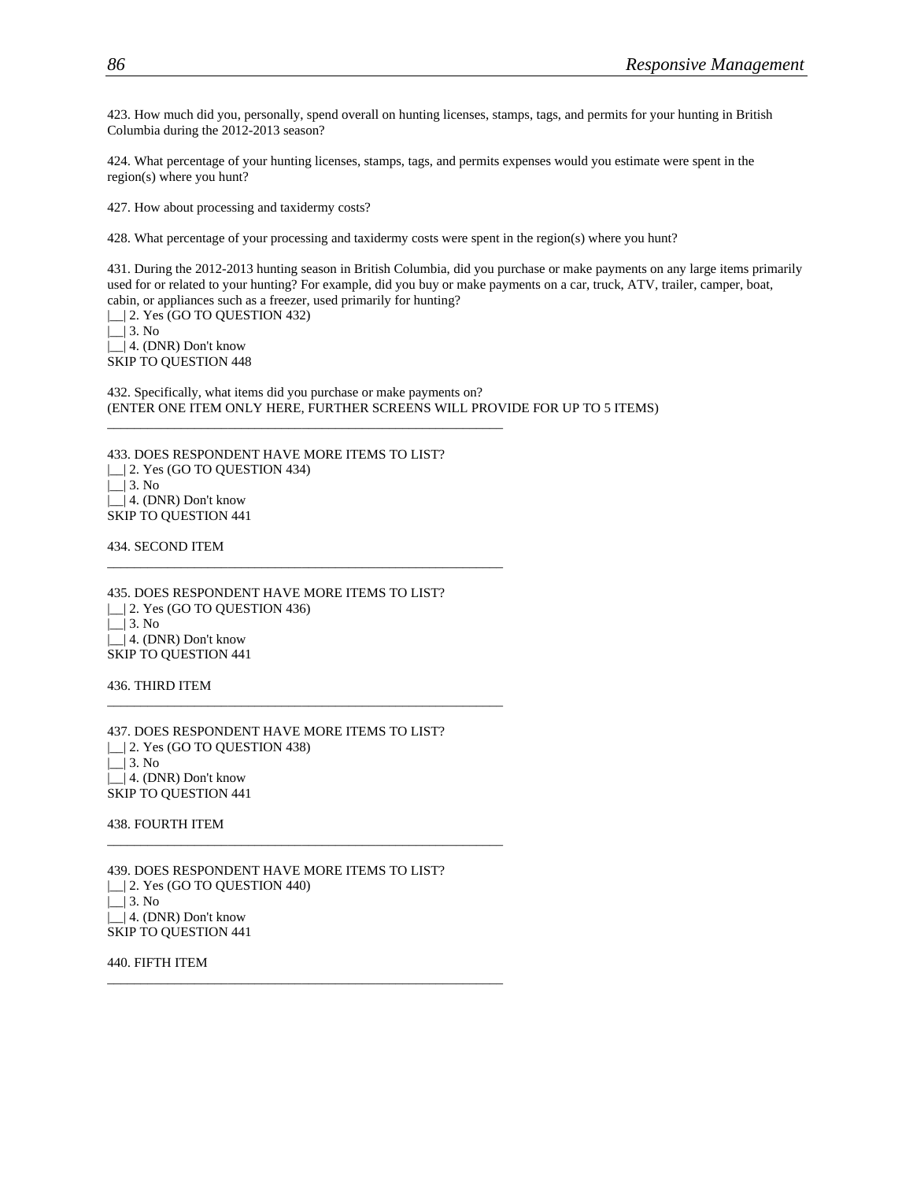423. How much did you, personally, spend overall on hunting licenses, stamps, tags, and permits for your hunting in British Columbia during the 2012-2013 season?

424. What percentage of your hunting licenses, stamps, tags, and permits expenses would you estimate were spent in the region(s) where you hunt?

427. How about processing and taxidermy costs?

428. What percentage of your processing and taxidermy costs were spent in the region(s) where you hunt?

431. During the 2012-2013 hunting season in British Columbia, did you purchase or make payments on any large items primarily used for or related to your hunting? For example, did you buy or make payments on a car, truck, ATV, trailer, camper, boat, cabin, or appliances such as a freezer, used primarily for hunting?
|__| 2. Yes (GO TO QUESTION 432)
|__| 3. No
|__| 4. (DNR) Don't know
SKIP TO QUESTION 448

432. Specifically, what items did you purchase or make payments on?
(ENTER ONE ITEM ONLY HERE, FURTHER SCREENS WILL PROVIDE FOR UP TO 5 ITEMS)
\_\_\_\_\_\_\_\_\_\_\_\_\_\_\_\_\_\_\_\_\_\_\_\_\_\_\_\_\_\_\_\_\_\_\_\_\_\_\_\_\_\_\_\_\_\_\_\_\_\_\_\_\_\_\_\_\_\_\_\_

433. DOES RESPONDENT HAVE MORE ITEMS TO LIST?
|__| 2. Yes (GO TO QUESTION 434)
|__| 3. No
|__| 4. (DNR) Don't know
SKIP TO QUESTION 441

434. SECOND ITEM
\_\_\_\_\_\_\_\_\_\_\_\_\_\_\_\_\_\_\_\_\_\_\_\_\_\_\_\_\_\_\_\_\_\_\_\_\_\_\_\_\_\_\_\_\_\_\_\_\_\_\_\_\_\_\_\_\_\_\_\_

435. DOES RESPONDENT HAVE MORE ITEMS TO LIST?
|__| 2. Yes (GO TO QUESTION 436)
|__| 3. No
|__| 4. (DNR) Don't know
SKIP TO QUESTION 441

436. THIRD ITEM
\_\_\_\_\_\_\_\_\_\_\_\_\_\_\_\_\_\_\_\_\_\_\_\_\_\_\_\_\_\_\_\_\_\_\_\_\_\_\_\_\_\_\_\_\_\_\_\_\_\_\_\_\_\_\_\_\_\_\_\_

437. DOES RESPONDENT HAVE MORE ITEMS TO LIST?
|__| 2. Yes (GO TO QUESTION 438)
|__| 3. No
|__| 4. (DNR) Don't know
SKIP TO QUESTION 441

438. FOURTH ITEM
\_\_\_\_\_\_\_\_\_\_\_\_\_\_\_\_\_\_\_\_\_\_\_\_\_\_\_\_\_\_\_\_\_\_\_\_\_\_\_\_\_\_\_\_\_\_\_\_\_\_\_\_\_\_\_\_\_\_\_\_

439. DOES RESPONDENT HAVE MORE ITEMS TO LIST?
|__| 2. Yes (GO TO QUESTION 440)
|__| 3. No
|__| 4. (DNR) Don't know
SKIP TO QUESTION 441

440. FIFTH ITEM
\_\_\_\_\_\_\_\_\_\_\_\_\_\_\_\_\_\_\_\_\_\_\_\_\_\_\_\_\_\_\_\_\_\_\_\_\_\_\_\_\_\_\_\_\_\_\_\_\_\_\_\_\_\_\_\_\_\_\_\_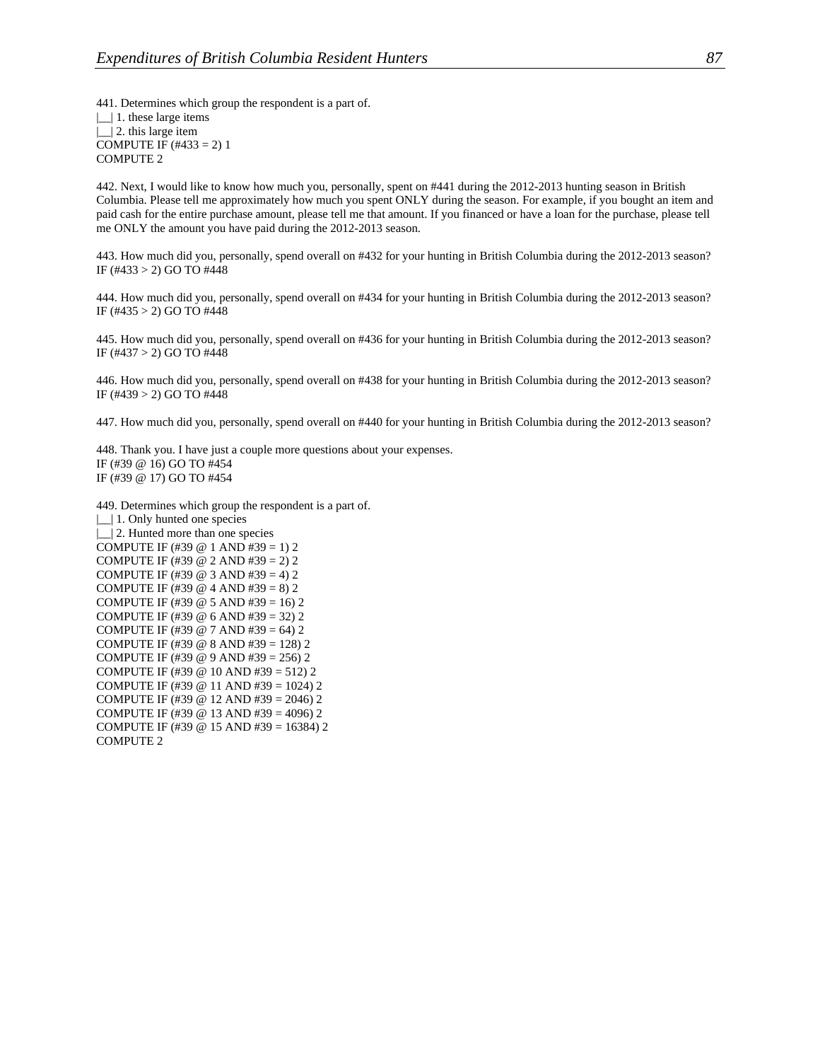441. Determines which group the respondent is a part of.
|__| 1. these large items
|__| 2. this large item
COMPUTE IF (#433 = 2) 1
COMPUTE 2

442. Next, I would like to know how much you, personally, spent on #441 during the 2012-2013 hunting season in British Columbia. Please tell me approximately how much you spent ONLY during the season. For example, if you bought an item and paid cash for the entire purchase amount, please tell me that amount. If you financed or have a loan for the purchase, please tell me ONLY the amount you have paid during the 2012-2013 season.

443. How much did you, personally, spend overall on #432 for your hunting in British Columbia during the 2012-2013 season?
IF (#433 > 2) GO TO #448

444. How much did you, personally, spend overall on #434 for your hunting in British Columbia during the 2012-2013 season?
IF (#435 > 2) GO TO #448

445. How much did you, personally, spend overall on #436 for your hunting in British Columbia during the 2012-2013 season?
IF (#437 > 2) GO TO #448

446. How much did you, personally, spend overall on #438 for your hunting in British Columbia during the 2012-2013 season?
IF (#439 > 2) GO TO #448

447. How much did you, personally, spend overall on #440 for your hunting in British Columbia during the 2012-2013 season?

448. Thank you. I have just a couple more questions about your expenses.
IF (#39 @ 16) GO TO #454
IF (#39 @ 17) GO TO #454

449. Determines which group the respondent is a part of.
|__| 1. Only hunted one species
|__| 2. Hunted more than one species
COMPUTE IF (#39 @ 1 AND #39 = 1) 2
COMPUTE IF (#39 @ 2 AND #39 = 2) 2
COMPUTE IF (#39 @ 3 AND #39 = 4) 2
COMPUTE IF (#39 @ 4 AND #39 = 8) 2
COMPUTE IF (#39 @ 5 AND #39 = 16) 2
COMPUTE IF (#39 @ 6 AND #39 = 32) 2
COMPUTE IF (#39 @ 7 AND #39 = 64) 2
COMPUTE IF (#39 @ 8 AND #39 = 128) 2
COMPUTE IF (#39 @ 9 AND #39 = 256) 2
COMPUTE IF (#39 @ 10 AND #39 = 512) 2
COMPUTE IF (#39 @ 11 AND #39 = 1024) 2
COMPUTE IF (#39 @ 12 AND #39 = 2046) 2
COMPUTE IF (#39 @ 13 AND #39 = 4096) 2
COMPUTE IF (#39 @ 15 AND #39 = 16384) 2
COMPUTE 2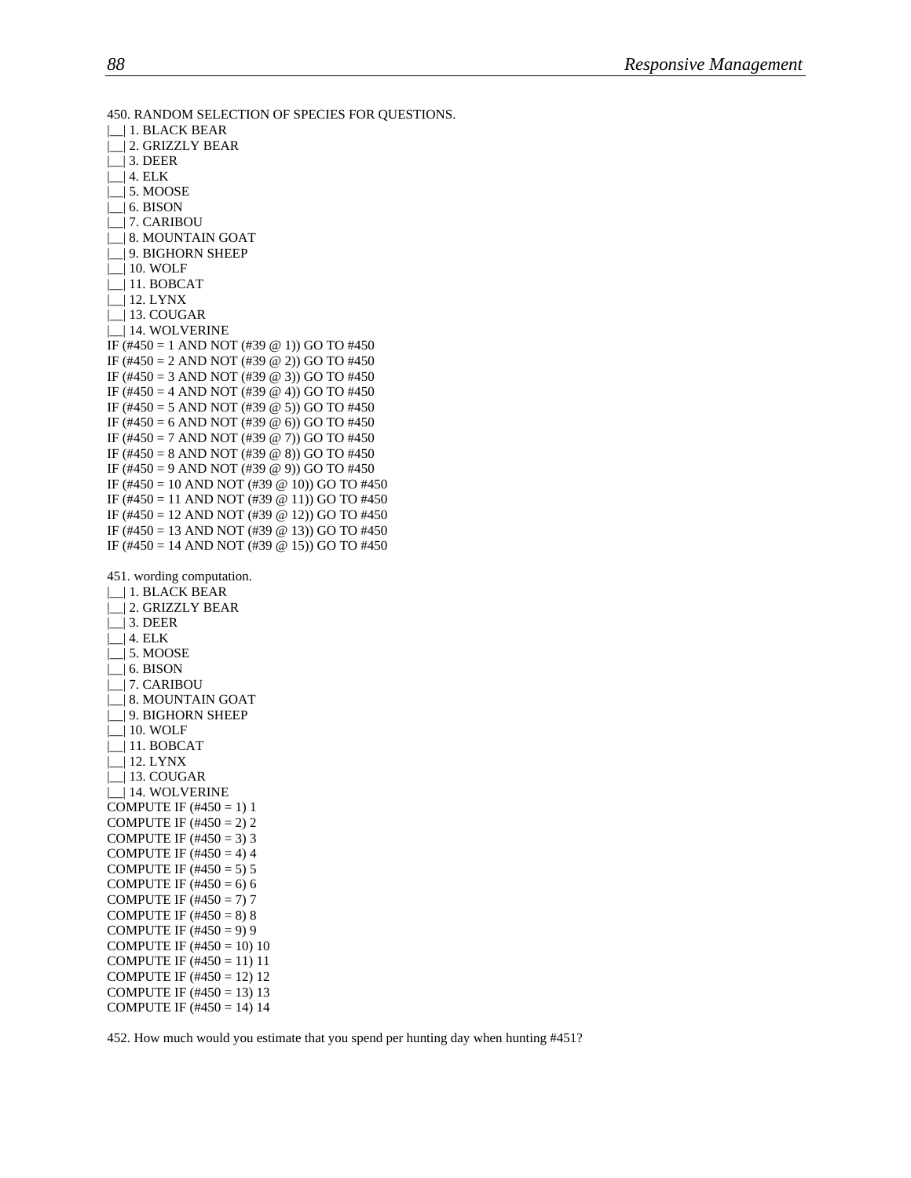450. RANDOM SELECTION OF SPECIES FOR QUESTIONS.
|__| 1. BLACK BEAR
|__| 2. GRIZZLY BEAR
|__| 3. DEER
|__| 4. ELK
|__| 5. MOOSE
|__| 6. BISON
|__| 7. CARIBOU
|__| 8. MOUNTAIN GOAT
|__| 9. BIGHORN SHEEP
|__| 10. WOLF
|__| 11. BOBCAT
|__| 12. LYNX
|__| 13. COUGAR
|__| 14. WOLVERINE
IF (#450 = 1 AND NOT (#39 @ 1)) GO TO #450
IF (#450 = 2 AND NOT (#39 @ 2)) GO TO #450
IF (#450 = 3 AND NOT (#39 @ 3)) GO TO #450
IF (#450 = 4 AND NOT (#39 @ 4)) GO TO #450
IF (#450 = 5 AND NOT (#39 @ 5)) GO TO #450
IF (#450 = 6 AND NOT (#39 @ 6)) GO TO #450
IF (#450 = 7 AND NOT (#39 @ 7)) GO TO #450
IF (#450 = 8 AND NOT (#39 @ 8)) GO TO #450
IF (#450 = 9 AND NOT (#39 @ 9)) GO TO #450
IF (#450 = 10 AND NOT (#39 @ 10)) GO TO #450
IF (#450 = 11 AND NOT (#39 @ 11)) GO TO #450
IF (#450 = 12 AND NOT (#39 @ 12)) GO TO #450
IF (#450 = 13 AND NOT (#39 @ 13)) GO TO #450
IF (#450 = 14 AND NOT (#39 @ 15)) GO TO #450

451. wording computation.
|__| 1. BLACK BEAR
|__| 2. GRIZZLY BEAR
|__| 3. DEER
|__| 4. ELK
|__| 5. MOOSE
|__| 6. BISON
|__| 7. CARIBOU
|__| 8. MOUNTAIN GOAT
|__| 9. BIGHORN SHEEP
|__| 10. WOLF
|__| 11. BOBCAT
|__| 12. LYNX
|__| 13. COUGAR
|__| 14. WOLVERINE
COMPUTE IF (#450 = 1) 1
COMPUTE IF (#450 = 2) 2
COMPUTE IF (#450 = 3) 3
COMPUTE IF (#450 = 4) 4
COMPUTE IF (#450 = 5) 5
COMPUTE IF (#450 = 6) 6
COMPUTE IF (#450 = 7) 7
COMPUTE IF (#450 = 8) 8
COMPUTE IF (#450 = 9) 9
COMPUTE IF (#450 = 10) 10
COMPUTE IF (#450 = 11) 11
COMPUTE IF (#450 = 12) 12
COMPUTE IF (#450 = 13) 13
COMPUTE IF (#450 = 14) 14

452. How much would you estimate that you spend per hunting day when hunting #451?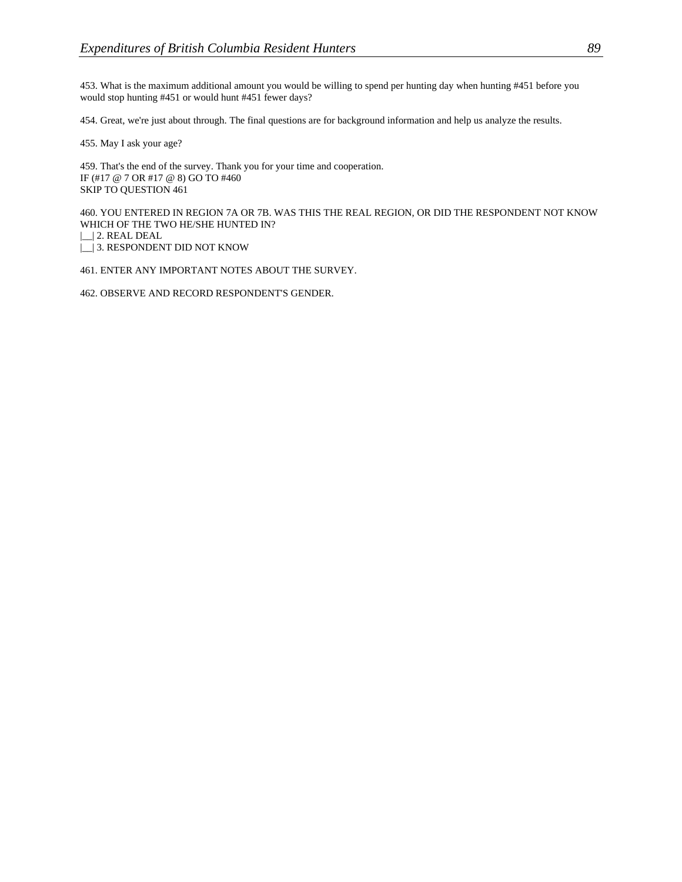453. What is the maximum additional amount you would be willing to spend per hunting day when hunting #451 before you would stop hunting #451 or would hunt #451 fewer days?

454. Great, we're just about through. The final questions are for background information and help us analyze the results.

455. May I ask your age?

459. That's the end of the survey. Thank you for your time and cooperation.
IF (#17 @ 7 OR #17 @ 8) GO TO #460
SKIP TO QUESTION 461

460. YOU ENTERED IN REGION 7A OR 7B. WAS THIS THE REAL REGION, OR DID THE RESPONDENT NOT KNOW WHICH OF THE TWO HE/SHE HUNTED IN?
|__| 2. REAL DEAL
|__| 3. RESPONDENT DID NOT KNOW

461. ENTER ANY IMPORTANT NOTES ABOUT THE SURVEY.

462. OBSERVE AND RECORD RESPONDENT'S GENDER.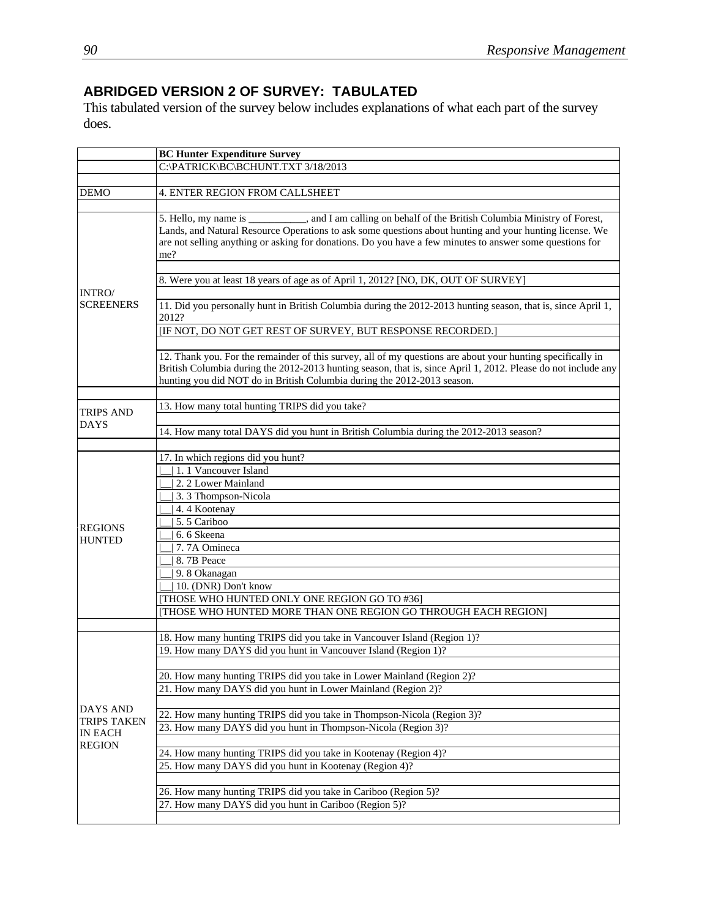## ABRIDGED VERSION 2 OF SURVEY: TABULATED

This tabulated version of the survey below includes explanations of what each part of the survey does.

| | **BC Hunter Expenditure Survey** |
|---|---|
| | C:\PATRICK\BC\BCHUNT.TXT 3/18/2013 |
| | |
| DEMO | 4. ENTER REGION FROM CALLSHEET |
| | |
| INTRO/ SCREENERS | 5. Hello, my name is ___________, and I am calling on behalf of the British Columbia Ministry of Forest, Lands, and Natural Resource Operations to ask some questions about hunting and your hunting license. We are not selling anything or asking for donations. Do you have a few minutes to answer some questions for me? |
| | |
| | 8. Were you at least 18 years of age as of April 1, 2012? [NO, DK, OUT OF SURVEY] |
| | |
| | 11. Did you personally hunt in British Columbia during the 2012-2013 hunting season, that is, since April 1, 2012? |
| | [IF NOT, DO NOT GET REST OF SURVEY, BUT RESPONSE RECORDED.] |
| | |
| | 12. Thank you. For the remainder of this survey, all of my questions are about your hunting specifically in British Columbia during the 2012-2013 hunting season, that is, since April 1, 2012. Please do not include any hunting you did NOT do in British Columbia during the 2012-2013 season. |
| | |
| TRIPS AND DAYS | 13. How many total hunting TRIPS did you take? |
| | |
| | 14. How many total DAYS did you hunt in British Columbia during the 2012-2013 season? |
| | |
| REGIONS HUNTED | 17. In which regions did you hunt? |
| | \|__\| 1. 1 Vancouver Island |
| | \|__\| 2. 2 Lower Mainland |
| | \|__\| 3. 3 Thompson-Nicola |
| | \|__\| 4. 4 Kootenay |
| | \|__\| 5. 5 Cariboo |
| | \|__\| 6. 6 Skeena |
| | \|__\| 7. 7A Omineca |
| | \|__\| 8. 7B Peace |
| | \|__\| 9. 8 Okanagan |
| | \|__\| 10. (DNR) Don't know |
| | [THOSE WHO HUNTED ONLY ONE REGION GO TO #36] |
| | [THOSE WHO HUNTED MORE THAN ONE REGION GO THROUGH EACH REGION] |
| | |
| DAYS AND TRIPS TAKEN IN EACH REGION | 18. How many hunting TRIPS did you take in Vancouver Island (Region 1)? |
| | 19. How many DAYS did you hunt in Vancouver Island (Region 1)? |
| | |
| | 20. How many hunting TRIPS did you take in Lower Mainland (Region 2)? |
| | 21. How many DAYS did you hunt in Lower Mainland (Region 2)? |
| | |
| | 22. How many hunting TRIPS did you take in Thompson-Nicola (Region 3)? |
| | 23. How many DAYS did you hunt in Thompson-Nicola (Region 3)? |
| | |
| | 24. How many hunting TRIPS did you take in Kootenay (Region 4)? |
| | 25. How many DAYS did you hunt in Kootenay (Region 4)? |
| | |
| | 26. How many hunting TRIPS did you take in Cariboo (Region 5)? |
| | 27. How many DAYS did you hunt in Cariboo (Region 5)? |
| | |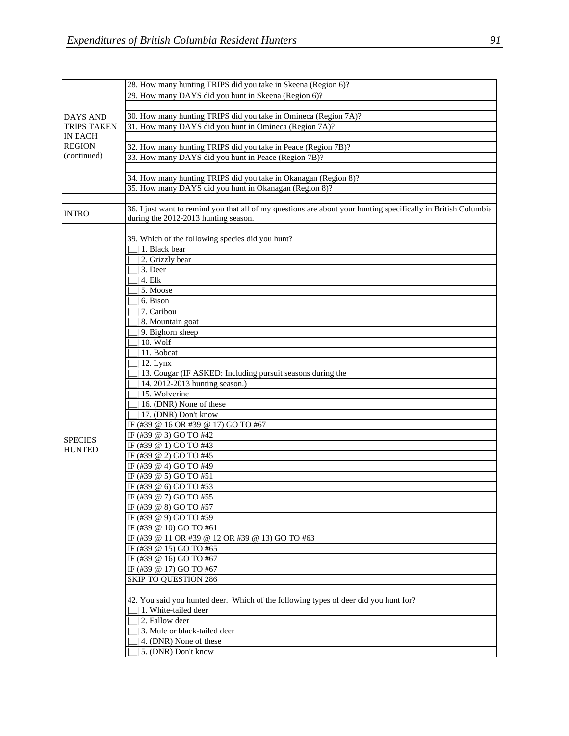| | |
|---|---|
| DAYS AND TRIPS TAKEN IN EACH REGION (continued) | 28. How many hunting TRIPS did you take in Skeena (Region 6)? |
| | 29. How many DAYS did you hunt in Skeena (Region 6)? |
| | |
| | 30. How many hunting TRIPS did you take in Omineca (Region 7A)? |
| | 31. How many DAYS did you hunt in Omineca (Region 7A)? |
| | |
| | 32. How many hunting TRIPS did you take in Peace (Region 7B)? |
| | 33. How many DAYS did you hunt in Peace (Region 7B)? |
| | |
| | 34. How many hunting TRIPS did you take in Okanagan (Region 8)? |
| | 35. How many DAYS did you hunt in Okanagan (Region 8)? |
| | |
| INTRO | 36. I just want to remind you that all of my questions are about your hunting specifically in British Columbia during the 2012-2013 hunting season. |
| | |
| SPECIES HUNTED | 39. Which of the following species did you hunt? |
| | \|__\| 1. Black bear |
| | \|__\| 2. Grizzly bear |
| | \|__\| 3. Deer |
| | \|__\| 4. Elk |
| | \|__\| 5. Moose |
| | \|__\| 6. Bison |
| | \|__\| 7. Caribou |
| | \|__\| 8. Mountain goat |
| | \|__\| 9. Bighorn sheep |
| | \|__\| 10. Wolf |
| | \|__\| 11. Bobcat |
| | \|__\| 12. Lynx |
| | \|__\| 13. Cougar (IF ASKED: Including pursuit seasons during the |
| | \|__\| 14. 2012-2013 hunting season.) |
| | \|__\| 15. Wolverine |
| | \|__\| 16. (DNR) None of these |
| | \|__\| 17. (DNR) Don't know |
| | IF (#39 @ 16 OR #39 @ 17) GO TO #67 |
| | IF (#39 @ 3) GO TO #42 |
| | IF (#39 @ 1) GO TO #43 |
| | IF (#39 @ 2) GO TO #45 |
| | IF (#39 @ 4) GO TO #49 |
| | IF (#39 @ 5) GO TO #51 |
| | IF (#39 @ 6) GO TO #53 |
| | IF (#39 @ 7) GO TO #55 |
| | IF (#39 @ 8) GO TO #57 |
| | IF (#39 @ 9) GO TO #59 |
| | IF (#39 @ 10) GO TO #61 |
| | IF (#39 @ 11 OR #39 @ 12 OR #39 @ 13) GO TO #63 |
| | IF (#39 @ 15) GO TO #65 |
| | IF (#39 @ 16) GO TO #67 |
| | IF (#39 @ 17) GO TO #67 |
| | SKIP TO QUESTION 286 |
| | |
| | 42. You said you hunted deer. Which of the following types of deer did you hunt for? |
| | \|__\| 1. White-tailed deer |
| | \|__\| 2. Fallow deer |
| | \|__\| 3. Mule or black-tailed deer |
| | \|__\| 4. (DNR) None of these |
| | \|__\| 5. (DNR) Don't know |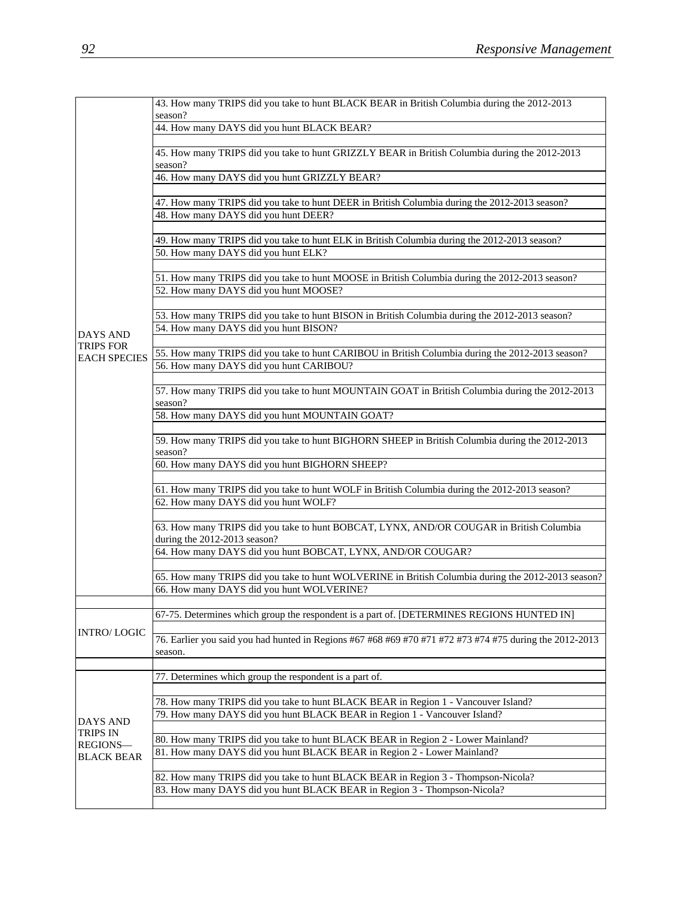| | |
|---|---|
| DAYS AND TRIPS FOR EACH SPECIES | 43. How many TRIPS did you take to hunt BLACK BEAR in British Columbia during the 2012-2013 season? |
| | 44. How many DAYS did you hunt BLACK BEAR? |
| | |
| | 45. How many TRIPS did you take to hunt GRIZZLY BEAR in British Columbia during the 2012-2013 season? |
| | 46. How many DAYS did you hunt GRIZZLY BEAR? |
| | |
| | 47. How many TRIPS did you take to hunt DEER in British Columbia during the 2012-2013 season? |
| | 48. How many DAYS did you hunt DEER? |
| | |
| | 49. How many TRIPS did you take to hunt ELK in British Columbia during the 2012-2013 season? |
| | 50. How many DAYS did you hunt ELK? |
| | |
| | 51. How many TRIPS did you take to hunt MOOSE in British Columbia during the 2012-2013 season? |
| | 52. How many DAYS did you hunt MOOSE? |
| | |
| | 53. How many TRIPS did you take to hunt BISON in British Columbia during the 2012-2013 season? |
| | 54. How many DAYS did you hunt BISON? |
| | |
| | 55. How many TRIPS did you take to hunt CARIBOU in British Columbia during the 2012-2013 season? |
| | 56. How many DAYS did you hunt CARIBOU? |
| | |
| | 57. How many TRIPS did you take to hunt MOUNTAIN GOAT in British Columbia during the 2012-2013 season? |
| | 58. How many DAYS did you hunt MOUNTAIN GOAT? |
| | |
| | 59. How many TRIPS did you take to hunt BIGHORN SHEEP in British Columbia during the 2012-2013 season? |
| | 60. How many DAYS did you hunt BIGHORN SHEEP? |
| | |
| | 61. How many TRIPS did you take to hunt WOLF in British Columbia during the 2012-2013 season? |
| | 62. How many DAYS did you hunt WOLF? |
| | |
| | 63. How many TRIPS did you take to hunt BOBCAT, LYNX, AND/OR COUGAR in British Columbia during the 2012-2013 season? |
| | 64. How many DAYS did you hunt BOBCAT, LYNX, AND/OR COUGAR? |
| | |
| | 65. How many TRIPS did you take to hunt WOLVERINE in British Columbia during the 2012-2013 season? |
| | 66. How many DAYS did you hunt WOLVERINE? |
| | |
| INTRO/ LOGIC | 67-75. Determines which group the respondent is a part of. [DETERMINES REGIONS HUNTED IN] |
| | |
| | 76. Earlier you said you had hunted in Regions #67 #68 #69 #70 #71 #72 #73 #74 #75 during the 2012-2013 season. |
| | |
| DAYS AND TRIPS IN REGIONS—BLACK BEAR | 77. Determines which group the respondent is a part of. |
| | |
| | 78. How many TRIPS did you take to hunt BLACK BEAR in Region 1 - Vancouver Island? |
| | 79. How many DAYS did you hunt BLACK BEAR in Region 1 - Vancouver Island? |
| | |
| | 80. How many TRIPS did you take to hunt BLACK BEAR in Region 2 - Lower Mainland? |
| | 81. How many DAYS did you hunt BLACK BEAR in Region 2 - Lower Mainland? |
| | |
| | 82. How many TRIPS did you take to hunt BLACK BEAR in Region 3 - Thompson-Nicola? |
| | 83. How many DAYS did you hunt BLACK BEAR in Region 3 - Thompson-Nicola? |
| | |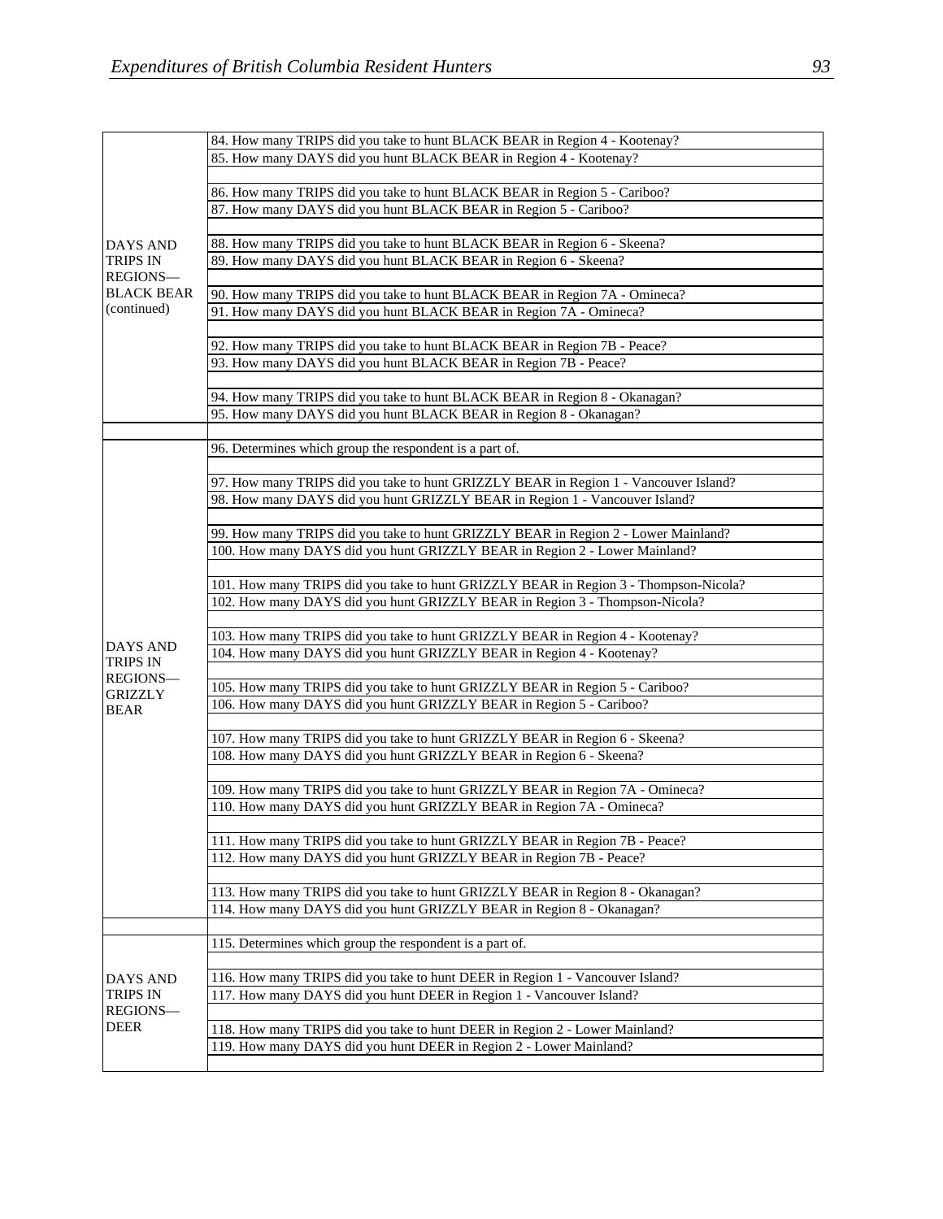| | |
|---|---|
| DAYS AND TRIPS IN REGIONS—BLACK BEAR (continued) | 84. How many TRIPS did you take to hunt BLACK BEAR in Region 4 - Kootenay? |
| | 85. How many DAYS did you hunt BLACK BEAR in Region 4 - Kootenay? |
| | |
| | 86. How many TRIPS did you take to hunt BLACK BEAR in Region 5 - Cariboo? |
| | 87. How many DAYS did you hunt BLACK BEAR in Region 5 - Cariboo? |
| | |
| | 88. How many TRIPS did you take to hunt BLACK BEAR in Region 6 - Skeena? |
| | 89. How many DAYS did you hunt BLACK BEAR in Region 6 - Skeena? |
| | |
| | 90. How many TRIPS did you take to hunt BLACK BEAR in Region 7A - Omineca? |
| | 91. How many DAYS did you hunt BLACK BEAR in Region 7A - Omineca? |
| | |
| | 92. How many TRIPS did you take to hunt BLACK BEAR in Region 7B - Peace? |
| | 93. How many DAYS did you hunt BLACK BEAR in Region 7B - Peace? |
| | |
| | 94. How many TRIPS did you take to hunt BLACK BEAR in Region 8 - Okanagan? |
| | 95. How many DAYS did you hunt BLACK BEAR in Region 8 - Okanagan? |
| | |
| DAYS AND TRIPS IN REGIONS—GRIZZLY BEAR | 96. Determines which group the respondent is a part of. |
| | |
| | 97. How many TRIPS did you take to hunt GRIZZLY BEAR in Region 1 - Vancouver Island? |
| | 98. How many DAYS did you hunt GRIZZLY BEAR in Region 1 - Vancouver Island? |
| | |
| | 99. How many TRIPS did you take to hunt GRIZZLY BEAR in Region 2 - Lower Mainland? |
| | 100. How many DAYS did you hunt GRIZZLY BEAR in Region 2 - Lower Mainland? |
| | |
| | 101. How many TRIPS did you take to hunt GRIZZLY BEAR in Region 3 - Thompson-Nicola? |
| | 102. How many DAYS did you hunt GRIZZLY BEAR in Region 3 - Thompson-Nicola? |
| | |
| | 103. How many TRIPS did you take to hunt GRIZZLY BEAR in Region 4 - Kootenay? |
| | 104. How many DAYS did you hunt GRIZZLY BEAR in Region 4 - Kootenay? |
| | |
| | 105. How many TRIPS did you take to hunt GRIZZLY BEAR in Region 5 - Cariboo? |
| | 106. How many DAYS did you hunt GRIZZLY BEAR in Region 5 - Cariboo? |
| | |
| | 107. How many TRIPS did you take to hunt GRIZZLY BEAR in Region 6 - Skeena? |
| | 108. How many DAYS did you hunt GRIZZLY BEAR in Region 6 - Skeena? |
| | |
| | 109. How many TRIPS did you take to hunt GRIZZLY BEAR in Region 7A - Omineca? |
| | 110. How many DAYS did you hunt GRIZZLY BEAR in Region 7A - Omineca? |
| | |
| | 111. How many TRIPS did you take to hunt GRIZZLY BEAR in Region 7B - Peace? |
| | 112. How many DAYS did you hunt GRIZZLY BEAR in Region 7B - Peace? |
| | |
| | 113. How many TRIPS did you take to hunt GRIZZLY BEAR in Region 8 - Okanagan? |
| | 114. How many DAYS did you hunt GRIZZLY BEAR in Region 8 - Okanagan? |
| | |
| DAYS AND TRIPS IN REGIONS—DEER | 115. Determines which group the respondent is a part of. |
| | |
| | 116. How many TRIPS did you take to hunt DEER in Region 1 - Vancouver Island? |
| | 117. How many DAYS did you hunt DEER in Region 1 - Vancouver Island? |
| | |
| | 118. How many TRIPS did you take to hunt DEER in Region 2 - Lower Mainland? |
| | 119. How many DAYS did you hunt DEER in Region 2 - Lower Mainland? |
| | |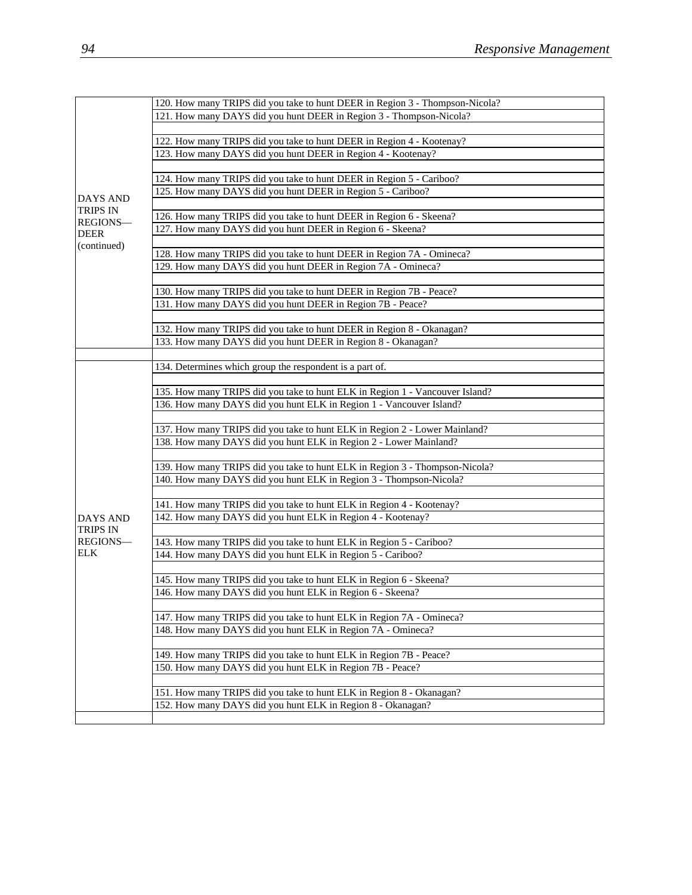| | |
|---|---|
| DAYS AND TRIPS IN REGIONS—DEER (continued) | 120. How many TRIPS did you take to hunt DEER in Region 3 - Thompson-Nicola? |
| | 121. How many DAYS did you hunt DEER in Region 3 - Thompson-Nicola? |
| | |
| | 122. How many TRIPS did you take to hunt DEER in Region 4 - Kootenay? |
| | 123. How many DAYS did you hunt DEER in Region 4 - Kootenay? |
| | |
| | 124. How many TRIPS did you take to hunt DEER in Region 5 - Cariboo? |
| | 125. How many DAYS did you hunt DEER in Region 5 - Cariboo? |
| | |
| | 126. How many TRIPS did you take to hunt DEER in Region 6 - Skeena? |
| | 127. How many DAYS did you hunt DEER in Region 6 - Skeena? |
| | |
| | 128. How many TRIPS did you take to hunt DEER in Region 7A - Omineca? |
| | 129. How many DAYS did you hunt DEER in Region 7A - Omineca? |
| | |
| | 130. How many TRIPS did you take to hunt DEER in Region 7B - Peace? |
| | 131. How many DAYS did you hunt DEER in Region 7B - Peace? |
| | |
| | 132. How many TRIPS did you take to hunt DEER in Region 8 - Okanagan? |
| | 133. How many DAYS did you hunt DEER in Region 8 - Okanagan? |
| | |
| DAYS AND TRIPS IN REGIONS—ELK | 134. Determines which group the respondent is a part of. |
| | |
| | 135. How many TRIPS did you take to hunt ELK in Region 1 - Vancouver Island? |
| | 136. How many DAYS did you hunt ELK in Region 1 - Vancouver Island? |
| | |
| | 137. How many TRIPS did you take to hunt ELK in Region 2 - Lower Mainland? |
| | 138. How many DAYS did you hunt ELK in Region 2 - Lower Mainland? |
| | |
| | 139. How many TRIPS did you take to hunt ELK in Region 3 - Thompson-Nicola? |
| | 140. How many DAYS did you hunt ELK in Region 3 - Thompson-Nicola? |
| | |
| | 141. How many TRIPS did you take to hunt ELK in Region 4 - Kootenay? |
| | 142. How many DAYS did you hunt ELK in Region 4 - Kootenay? |
| | |
| | 143. How many TRIPS did you take to hunt ELK in Region 5 - Cariboo? |
| | 144. How many DAYS did you hunt ELK in Region 5 - Cariboo? |
| | |
| | 145. How many TRIPS did you take to hunt ELK in Region 6 - Skeena? |
| | 146. How many DAYS did you hunt ELK in Region 6 - Skeena? |
| | |
| | 147. How many TRIPS did you take to hunt ELK in Region 7A - Omineca? |
| | 148. How many DAYS did you hunt ELK in Region 7A - Omineca? |
| | |
| | 149. How many TRIPS did you take to hunt ELK in Region 7B - Peace? |
| | 150. How many DAYS did you hunt ELK in Region 7B - Peace? |
| | |
| | 151. How many TRIPS did you take to hunt ELK in Region 8 - Okanagan? |
| | 152. How many DAYS did you hunt ELK in Region 8 - Okanagan? |
| | |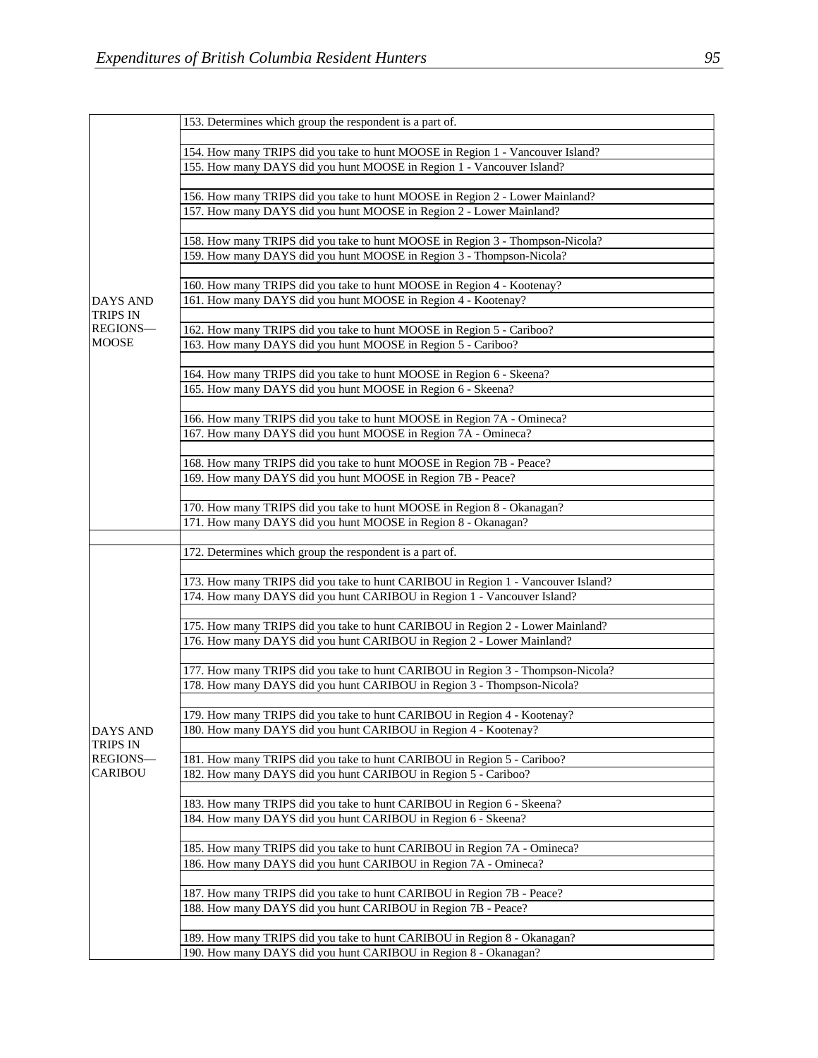| | |
|---|---|
| DAYS AND TRIPS IN REGIONS—MOOSE | 153. Determines which group the respondent is a part of. |
| | |
| | 154. How many TRIPS did you take to hunt MOOSE in Region 1 - Vancouver Island? |
| | 155. How many DAYS did you hunt MOOSE in Region 1 - Vancouver Island? |
| | |
| | 156. How many TRIPS did you take to hunt MOOSE in Region 2 - Lower Mainland? |
| | 157. How many DAYS did you hunt MOOSE in Region 2 - Lower Mainland? |
| | |
| | 158. How many TRIPS did you take to hunt MOOSE in Region 3 - Thompson-Nicola? |
| | 159. How many DAYS did you hunt MOOSE in Region 3 - Thompson-Nicola? |
| | |
| | 160. How many TRIPS did you take to hunt MOOSE in Region 4 - Kootenay? |
| | 161. How many DAYS did you hunt MOOSE in Region 4 - Kootenay? |
| | |
| | 162. How many TRIPS did you take to hunt MOOSE in Region 5 - Cariboo? |
| | 163. How many DAYS did you hunt MOOSE in Region 5 - Cariboo? |
| | |
| | 164. How many TRIPS did you take to hunt MOOSE in Region 6 - Skeena? |
| | 165. How many DAYS did you hunt MOOSE in Region 6 - Skeena? |
| | |
| | 166. How many TRIPS did you take to hunt MOOSE in Region 7A - Omineca? |
| | 167. How many DAYS did you hunt MOOSE in Region 7A - Omineca? |
| | |
| | 168. How many TRIPS did you take to hunt MOOSE in Region 7B - Peace? |
| | 169. How many DAYS did you hunt MOOSE in Region 7B - Peace? |
| | |
| | 170. How many TRIPS did you take to hunt MOOSE in Region 8 - Okanagan? |
| | 171. How many DAYS did you hunt MOOSE in Region 8 - Okanagan? |
| | |
| DAYS AND TRIPS IN REGIONS—CARIBOU | 172. Determines which group the respondent is a part of. |
| | |
| | 173. How many TRIPS did you take to hunt CARIBOU in Region 1 - Vancouver Island? |
| | 174. How many DAYS did you hunt CARIBOU in Region 1 - Vancouver Island? |
| | |
| | 175. How many TRIPS did you take to hunt CARIBOU in Region 2 - Lower Mainland? |
| | 176. How many DAYS did you hunt CARIBOU in Region 2 - Lower Mainland? |
| | |
| | 177. How many TRIPS did you take to hunt CARIBOU in Region 3 - Thompson-Nicola? |
| | 178. How many DAYS did you hunt CARIBOU in Region 3 - Thompson-Nicola? |
| | |
| | 179. How many TRIPS did you take to hunt CARIBOU in Region 4 - Kootenay? |
| | 180. How many DAYS did you hunt CARIBOU in Region 4 - Kootenay? |
| | |
| | 181. How many TRIPS did you take to hunt CARIBOU in Region 5 - Cariboo? |
| | 182. How many DAYS did you hunt CARIBOU in Region 5 - Cariboo? |
| | |
| | 183. How many TRIPS did you take to hunt CARIBOU in Region 6 - Skeena? |
| | 184. How many DAYS did you hunt CARIBOU in Region 6 - Skeena? |
| | |
| | 185. How many TRIPS did you take to hunt CARIBOU in Region 7A - Omineca? |
| | 186. How many DAYS did you hunt CARIBOU in Region 7A - Omineca? |
| | |
| | 187. How many TRIPS did you take to hunt CARIBOU in Region 7B - Peace? |
| | 188. How many DAYS did you hunt CARIBOU in Region 7B - Peace? |
| | |
| | 189. How many TRIPS did you take to hunt CARIBOU in Region 8 - Okanagan? |
| | 190. How many DAYS did you hunt CARIBOU in Region 8 - Okanagan? |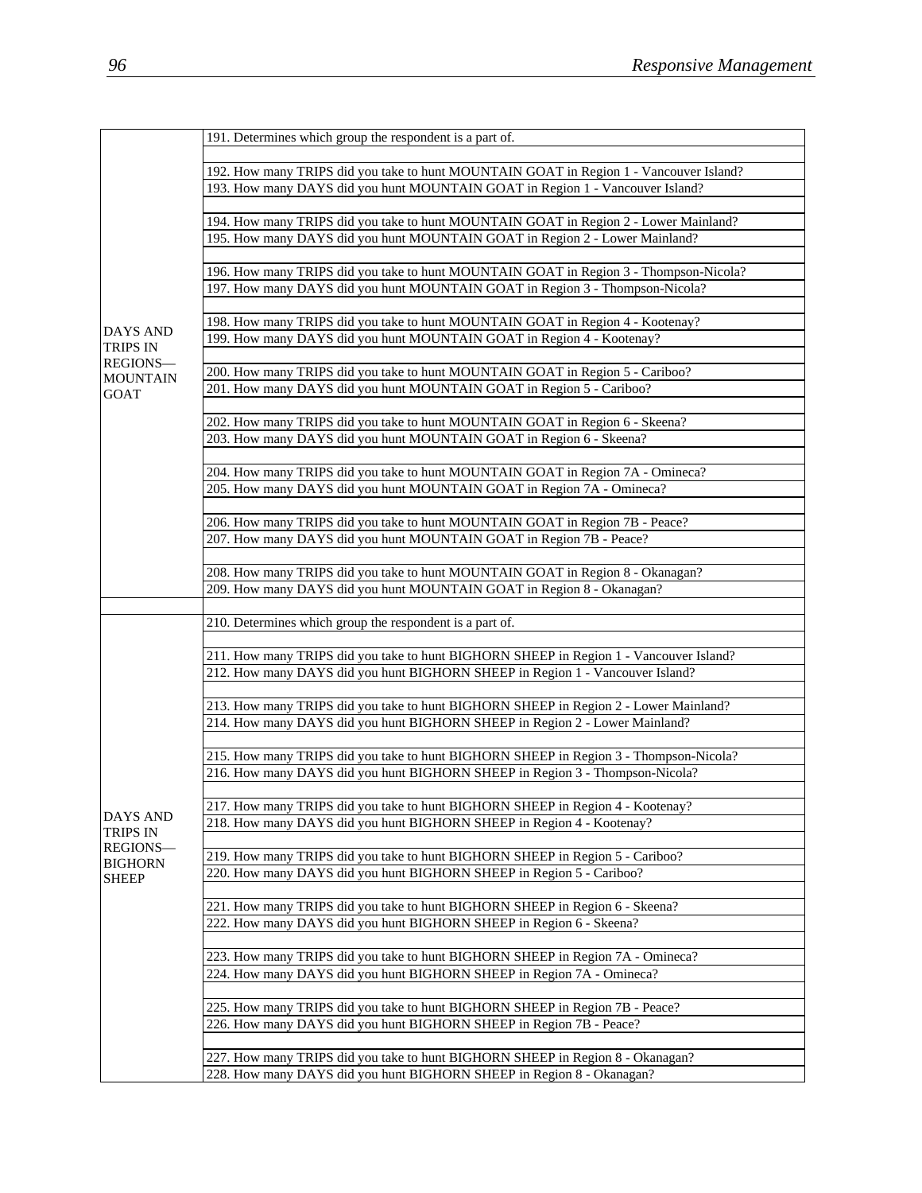| | |
|---|---|
| DAYS AND TRIPS IN REGIONS—MOUNTAIN GOAT | 191. Determines which group the respondent is a part of. |
| | |
| | 192. How many TRIPS did you take to hunt MOUNTAIN GOAT in Region 1 - Vancouver Island? |
| | 193. How many DAYS did you hunt MOUNTAIN GOAT in Region 1 - Vancouver Island? |
| | |
| | 194. How many TRIPS did you take to hunt MOUNTAIN GOAT in Region 2 - Lower Mainland? |
| | 195. How many DAYS did you hunt MOUNTAIN GOAT in Region 2 - Lower Mainland? |
| | |
| | 196. How many TRIPS did you take to hunt MOUNTAIN GOAT in Region 3 - Thompson-Nicola? |
| | 197. How many DAYS did you hunt MOUNTAIN GOAT in Region 3 - Thompson-Nicola? |
| | |
| | 198. How many TRIPS did you take to hunt MOUNTAIN GOAT in Region 4 - Kootenay? |
| | 199. How many DAYS did you hunt MOUNTAIN GOAT in Region 4 - Kootenay? |
| | |
| | 200. How many TRIPS did you take to hunt MOUNTAIN GOAT in Region 5 - Cariboo? |
| | 201. How many DAYS did you hunt MOUNTAIN GOAT in Region 5 - Cariboo? |
| | |
| | 202. How many TRIPS did you take to hunt MOUNTAIN GOAT in Region 6 - Skeena? |
| | 203. How many DAYS did you hunt MOUNTAIN GOAT in Region 6 - Skeena? |
| | |
| | 204. How many TRIPS did you take to hunt MOUNTAIN GOAT in Region 7A - Omineca? |
| | 205. How many DAYS did you hunt MOUNTAIN GOAT in Region 7A - Omineca? |
| | |
| | 206. How many TRIPS did you take to hunt MOUNTAIN GOAT in Region 7B - Peace? |
| | 207. How many DAYS did you hunt MOUNTAIN GOAT in Region 7B - Peace? |
| | |
| | 208. How many TRIPS did you take to hunt MOUNTAIN GOAT in Region 8 - Okanagan? |
| | 209. How many DAYS did you hunt MOUNTAIN GOAT in Region 8 - Okanagan? |
| | |
| DAYS AND TRIPS IN REGIONS—BIGHORN SHEEP | 210. Determines which group the respondent is a part of. |
| | |
| | 211. How many TRIPS did you take to hunt BIGHORN SHEEP in Region 1 - Vancouver Island? |
| | 212. How many DAYS did you hunt BIGHORN SHEEP in Region 1 - Vancouver Island? |
| | |
| | 213. How many TRIPS did you take to hunt BIGHORN SHEEP in Region 2 - Lower Mainland? |
| | 214. How many DAYS did you hunt BIGHORN SHEEP in Region 2 - Lower Mainland? |
| | |
| | 215. How many TRIPS did you take to hunt BIGHORN SHEEP in Region 3 - Thompson-Nicola? |
| | 216. How many DAYS did you hunt BIGHORN SHEEP in Region 3 - Thompson-Nicola? |
| | |
| | 217. How many TRIPS did you take to hunt BIGHORN SHEEP in Region 4 - Kootenay? |
| | 218. How many DAYS did you hunt BIGHORN SHEEP in Region 4 - Kootenay? |
| | |
| | 219. How many TRIPS did you take to hunt BIGHORN SHEEP in Region 5 - Cariboo? |
| | 220. How many DAYS did you hunt BIGHORN SHEEP in Region 5 - Cariboo? |
| | |
| | 221. How many TRIPS did you take to hunt BIGHORN SHEEP in Region 6 - Skeena? |
| | 222. How many DAYS did you hunt BIGHORN SHEEP in Region 6 - Skeena? |
| | |
| | 223. How many TRIPS did you take to hunt BIGHORN SHEEP in Region 7A - Omineca? |
| | 224. How many DAYS did you hunt BIGHORN SHEEP in Region 7A - Omineca? |
| | |
| | 225. How many TRIPS did you take to hunt BIGHORN SHEEP in Region 7B - Peace? |
| | 226. How many DAYS did you hunt BIGHORN SHEEP in Region 7B - Peace? |
| | |
| | 227. How many TRIPS did you take to hunt BIGHORN SHEEP in Region 8 - Okanagan? |
| | 228. How many DAYS did you hunt BIGHORN SHEEP in Region 8 - Okanagan? |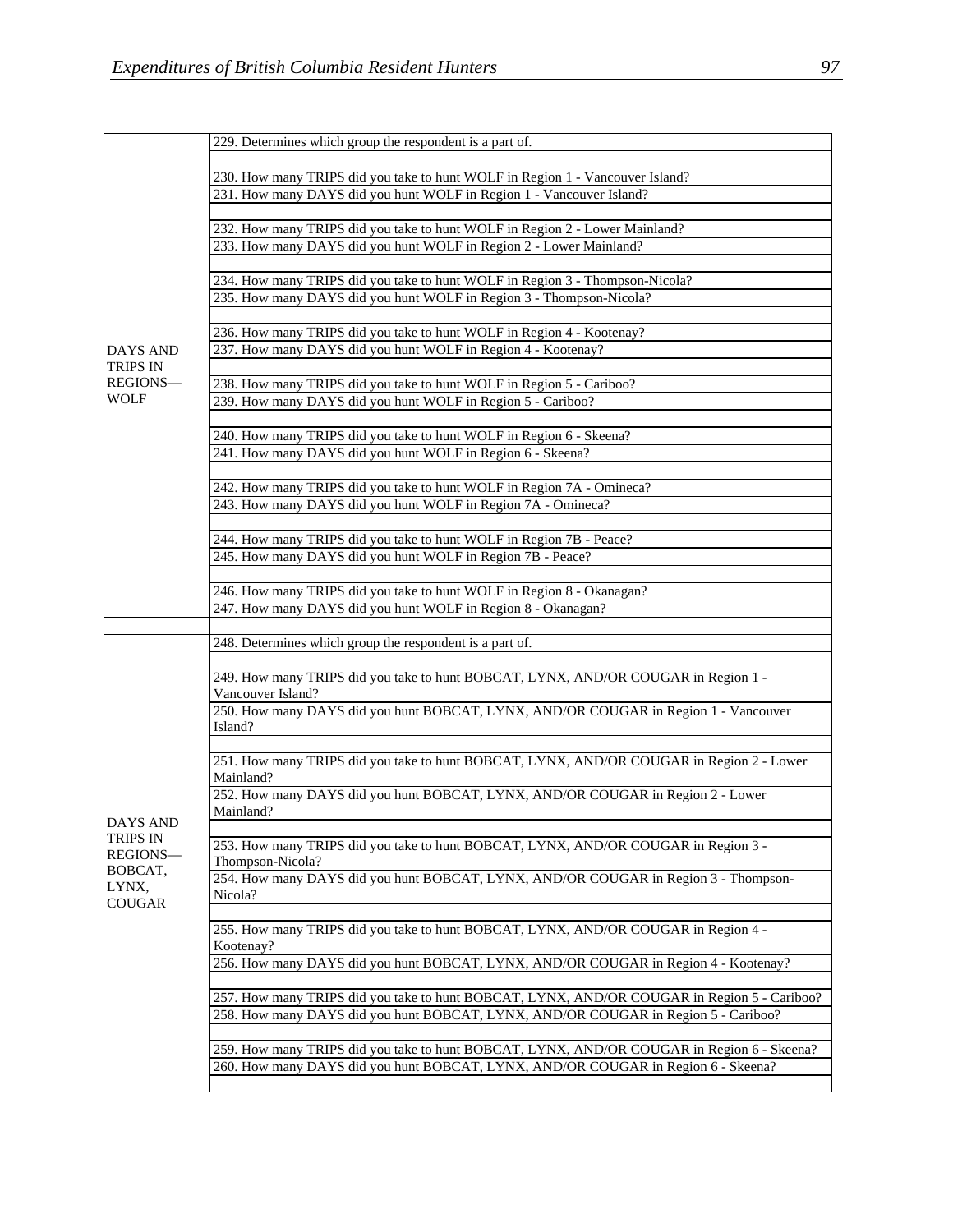| | |
|---|---|
| DAYS AND TRIPS IN REGIONS—WOLF | 229. Determines which group the respondent is a part of. |
| | |
| | 230. How many TRIPS did you take to hunt WOLF in Region 1 - Vancouver Island? |
| | 231. How many DAYS did you hunt WOLF in Region 1 - Vancouver Island? |
| | |
| | 232. How many TRIPS did you take to hunt WOLF in Region 2 - Lower Mainland? |
| | 233. How many DAYS did you hunt WOLF in Region 2 - Lower Mainland? |
| | |
| | 234. How many TRIPS did you take to hunt WOLF in Region 3 - Thompson-Nicola? |
| | 235. How many DAYS did you hunt WOLF in Region 3 - Thompson-Nicola? |
| | |
| | 236. How many TRIPS did you take to hunt WOLF in Region 4 - Kootenay? |
| | 237. How many DAYS did you hunt WOLF in Region 4 - Kootenay? |
| | |
| | 238. How many TRIPS did you take to hunt WOLF in Region 5 - Cariboo? |
| | 239. How many DAYS did you hunt WOLF in Region 5 - Cariboo? |
| | |
| | 240. How many TRIPS did you take to hunt WOLF in Region 6 - Skeena? |
| | 241. How many DAYS did you hunt WOLF in Region 6 - Skeena? |
| | |
| | 242. How many TRIPS did you take to hunt WOLF in Region 7A - Omineca? |
| | 243. How many DAYS did you hunt WOLF in Region 7A - Omineca? |
| | |
| | 244. How many TRIPS did you take to hunt WOLF in Region 7B - Peace? |
| | 245. How many DAYS did you hunt WOLF in Region 7B - Peace? |
| | |
| | 246. How many TRIPS did you take to hunt WOLF in Region 8 - Okanagan? |
| | 247. How many DAYS did you hunt WOLF in Region 8 - Okanagan? |
| | |
| DAYS AND TRIPS IN REGIONS—BOBCAT, LYNX, COUGAR | 248. Determines which group the respondent is a part of. |
| | |
| | 249. How many TRIPS did you take to hunt BOBCAT, LYNX, AND/OR COUGAR in Region 1 - Vancouver Island? |
| | 250. How many DAYS did you hunt BOBCAT, LYNX, AND/OR COUGAR in Region 1 - Vancouver Island? |
| | |
| | 251. How many TRIPS did you take to hunt BOBCAT, LYNX, AND/OR COUGAR in Region 2 - Lower Mainland? |
| | 252. How many DAYS did you hunt BOBCAT, LYNX, AND/OR COUGAR in Region 2 - Lower Mainland? |
| | |
| | 253. How many TRIPS did you take to hunt BOBCAT, LYNX, AND/OR COUGAR in Region 3 - Thompson-Nicola? |
| | 254. How many DAYS did you hunt BOBCAT, LYNX, AND/OR COUGAR in Region 3 - Thompson-Nicola? |
| | |
| | 255. How many TRIPS did you take to hunt BOBCAT, LYNX, AND/OR COUGAR in Region 4 - Kootenay? |
| | 256. How many DAYS did you hunt BOBCAT, LYNX, AND/OR COUGAR in Region 4 - Kootenay? |
| | |
| | 257. How many TRIPS did you take to hunt BOBCAT, LYNX, AND/OR COUGAR in Region 5 - Cariboo? |
| | 258. How many DAYS did you hunt BOBCAT, LYNX, AND/OR COUGAR in Region 5 - Cariboo? |
| | |
| | 259. How many TRIPS did you take to hunt BOBCAT, LYNX, AND/OR COUGAR in Region 6 - Skeena? |
| | 260. How many DAYS did you hunt BOBCAT, LYNX, AND/OR COUGAR in Region 6 - Skeena? |
| | |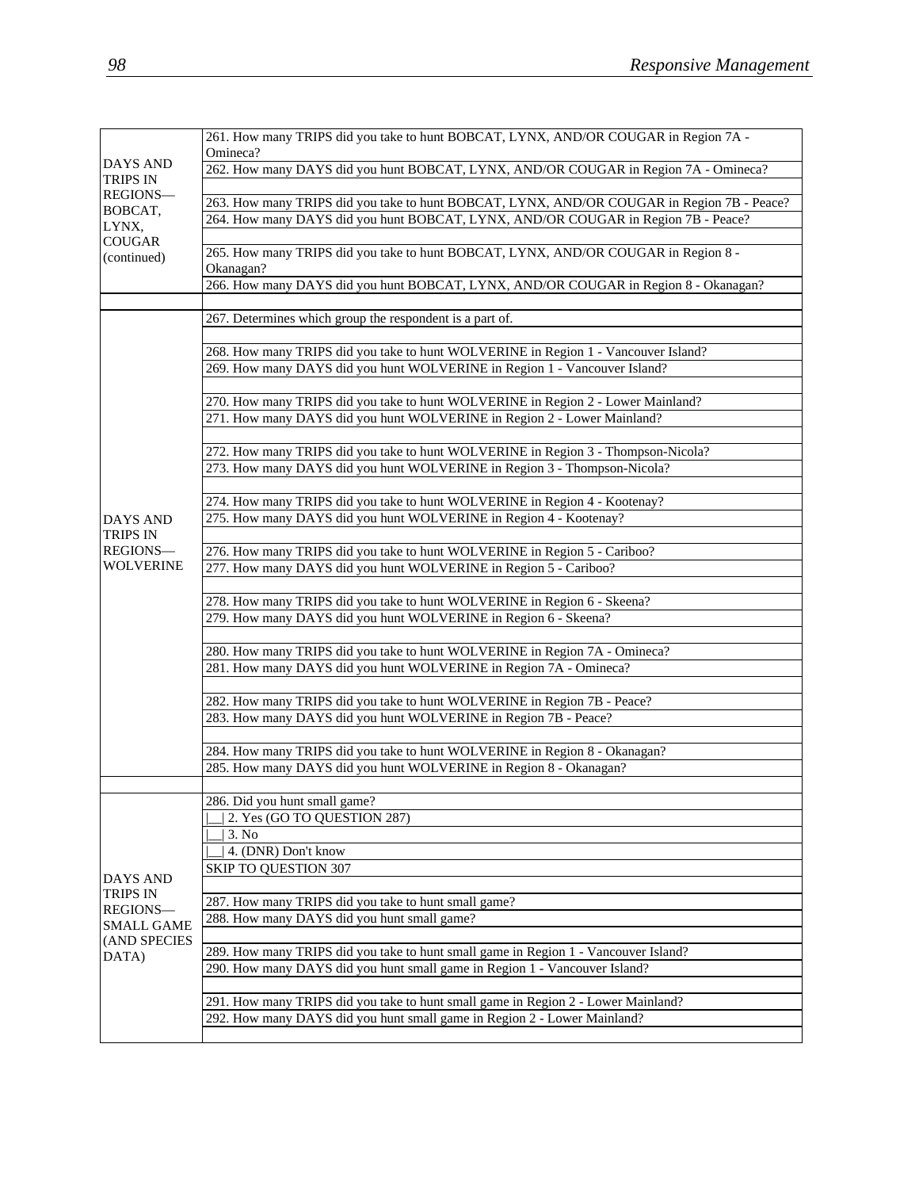| | |
|---|---|
| DAYS AND TRIPS IN REGIONS—BOBCAT, LYNX, COUGAR (continued) | 261. How many TRIPS did you take to hunt BOBCAT, LYNX, AND/OR COUGAR in Region 7A - Omineca? |
| | 262. How many DAYS did you hunt BOBCAT, LYNX, AND/OR COUGAR in Region 7A - Omineca? |
| | |
| | 263. How many TRIPS did you take to hunt BOBCAT, LYNX, AND/OR COUGAR in Region 7B - Peace? |
| | 264. How many DAYS did you hunt BOBCAT, LYNX, AND/OR COUGAR in Region 7B - Peace? |
| | |
| | 265. How many TRIPS did you take to hunt BOBCAT, LYNX, AND/OR COUGAR in Region 8 - Okanagan? |
| | 266. How many DAYS did you hunt BOBCAT, LYNX, AND/OR COUGAR in Region 8 - Okanagan? |
| | |
| DAYS AND TRIPS IN REGIONS—WOLVERINE | 267. Determines which group the respondent is a part of. |
| | |
| | 268. How many TRIPS did you take to hunt WOLVERINE in Region 1 - Vancouver Island? |
| | 269. How many DAYS did you hunt WOLVERINE in Region 1 - Vancouver Island? |
| | |
| | 270. How many TRIPS did you take to hunt WOLVERINE in Region 2 - Lower Mainland? |
| | 271. How many DAYS did you hunt WOLVERINE in Region 2 - Lower Mainland? |
| | |
| | 272. How many TRIPS did you take to hunt WOLVERINE in Region 3 - Thompson-Nicola? |
| | 273. How many DAYS did you hunt WOLVERINE in Region 3 - Thompson-Nicola? |
| | |
| | 274. How many TRIPS did you take to hunt WOLVERINE in Region 4 - Kootenay? |
| | 275. How many DAYS did you hunt WOLVERINE in Region 4 - Kootenay? |
| | |
| | 276. How many TRIPS did you take to hunt WOLVERINE in Region 5 - Cariboo? |
| | 277. How many DAYS did you hunt WOLVERINE in Region 5 - Cariboo? |
| | |
| | 278. How many TRIPS did you take to hunt WOLVERINE in Region 6 - Skeena? |
| | 279. How many DAYS did you hunt WOLVERINE in Region 6 - Skeena? |
| | |
| | 280. How many TRIPS did you take to hunt WOLVERINE in Region 7A - Omineca? |
| | 281. How many DAYS did you hunt WOLVERINE in Region 7A - Omineca? |
| | |
| | 282. How many TRIPS did you take to hunt WOLVERINE in Region 7B - Peace? |
| | 283. How many DAYS did you hunt WOLVERINE in Region 7B - Peace? |
| | |
| | 284. How many TRIPS did you take to hunt WOLVERINE in Region 8 - Okanagan? |
| | 285. How many DAYS did you hunt WOLVERINE in Region 8 - Okanagan? |
| | |
| DAYS AND TRIPS IN REGIONS—SMALL GAME (AND SPECIES DATA) | 286. Did you hunt small game? |
| | \|__\| 2. Yes (GO TO QUESTION 287) |
| | \|__\| 3. No |
| | \|__\| 4. (DNR) Don't know |
| | SKIP TO QUESTION 307 |
| | |
| | 287. How many TRIPS did you take to hunt small game? |
| | 288. How many DAYS did you hunt small game? |
| | |
| | 289. How many TRIPS did you take to hunt small game in Region 1 - Vancouver Island? |
| | 290. How many DAYS did you hunt small game in Region 1 - Vancouver Island? |
| | |
| | 291. How many TRIPS did you take to hunt small game in Region 2 - Lower Mainland? |
| | 292. How many DAYS did you hunt small game in Region 2 - Lower Mainland? |
| | |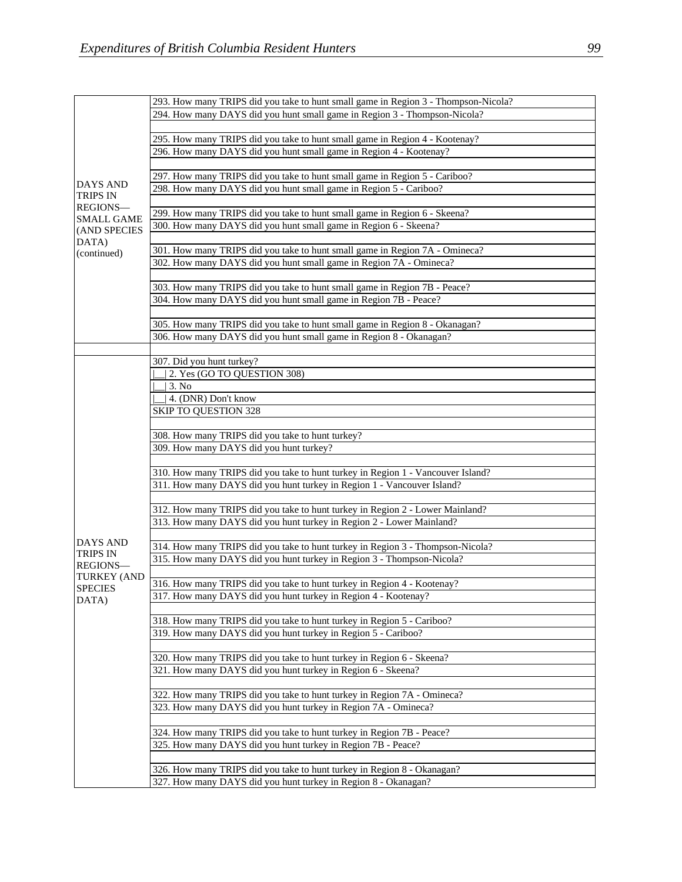| | |
|---|---|
| DAYS AND TRIPS IN REGIONS—SMALL GAME (AND SPECIES DATA) (continued) | 293. How many TRIPS did you take to hunt small game in Region 3 - Thompson-Nicola? |
| | 294. How many DAYS did you hunt small game in Region 3 - Thompson-Nicola? |
| | |
| | 295. How many TRIPS did you take to hunt small game in Region 4 - Kootenay? |
| | 296. How many DAYS did you hunt small game in Region 4 - Kootenay? |
| | |
| | 297. How many TRIPS did you take to hunt small game in Region 5 - Cariboo? |
| | 298. How many DAYS did you hunt small game in Region 5 - Cariboo? |
| | |
| | 299. How many TRIPS did you take to hunt small game in Region 6 - Skeena? |
| | 300. How many DAYS did you hunt small game in Region 6 - Skeena? |
| | |
| | 301. How many TRIPS did you take to hunt small game in Region 7A - Omineca? |
| | 302. How many DAYS did you hunt small game in Region 7A - Omineca? |
| | |
| | 303. How many TRIPS did you take to hunt small game in Region 7B - Peace? |
| | 304. How many DAYS did you hunt small game in Region 7B - Peace? |
| | |
| | 305. How many TRIPS did you take to hunt small game in Region 8 - Okanagan? |
| | 306. How many DAYS did you hunt small game in Region 8 - Okanagan? |
| | |
| DAYS AND TRIPS IN REGIONS—TURKEY (AND SPECIES DATA) | 307. Did you hunt turkey? |
| | \|__\| 2. Yes (GO TO QUESTION 308) |
| | \|__\| 3. No |
| | \|__\| 4. (DNR) Don't know |
| | SKIP TO QUESTION 328 |
| | |
| | 308. How many TRIPS did you take to hunt turkey? |
| | 309. How many DAYS did you hunt turkey? |
| | |
| | 310. How many TRIPS did you take to hunt turkey in Region 1 - Vancouver Island? |
| | 311. How many DAYS did you hunt turkey in Region 1 - Vancouver Island? |
| | |
| | 312. How many TRIPS did you take to hunt turkey in Region 2 - Lower Mainland? |
| | 313. How many DAYS did you hunt turkey in Region 2 - Lower Mainland? |
| | |
| | 314. How many TRIPS did you take to hunt turkey in Region 3 - Thompson-Nicola? |
| | 315. How many DAYS did you hunt turkey in Region 3 - Thompson-Nicola? |
| | |
| | 316. How many TRIPS did you take to hunt turkey in Region 4 - Kootenay? |
| | 317. How many DAYS did you hunt turkey in Region 4 - Kootenay? |
| | |
| | 318. How many TRIPS did you take to hunt turkey in Region 5 - Cariboo? |
| | 319. How many DAYS did you hunt turkey in Region 5 - Cariboo? |
| | |
| | 320. How many TRIPS did you take to hunt turkey in Region 6 - Skeena? |
| | 321. How many DAYS did you hunt turkey in Region 6 - Skeena? |
| | |
| | 322. How many TRIPS did you take to hunt turkey in Region 7A - Omineca? |
| | 323. How many DAYS did you hunt turkey in Region 7A - Omineca? |
| | |
| | 324. How many TRIPS did you take to hunt turkey in Region 7B - Peace? |
| | 325. How many DAYS did you hunt turkey in Region 7B - Peace? |
| | |
| | 326. How many TRIPS did you take to hunt turkey in Region 8 - Okanagan? |
| | 327. How many DAYS did you hunt turkey in Region 8 - Okanagan? |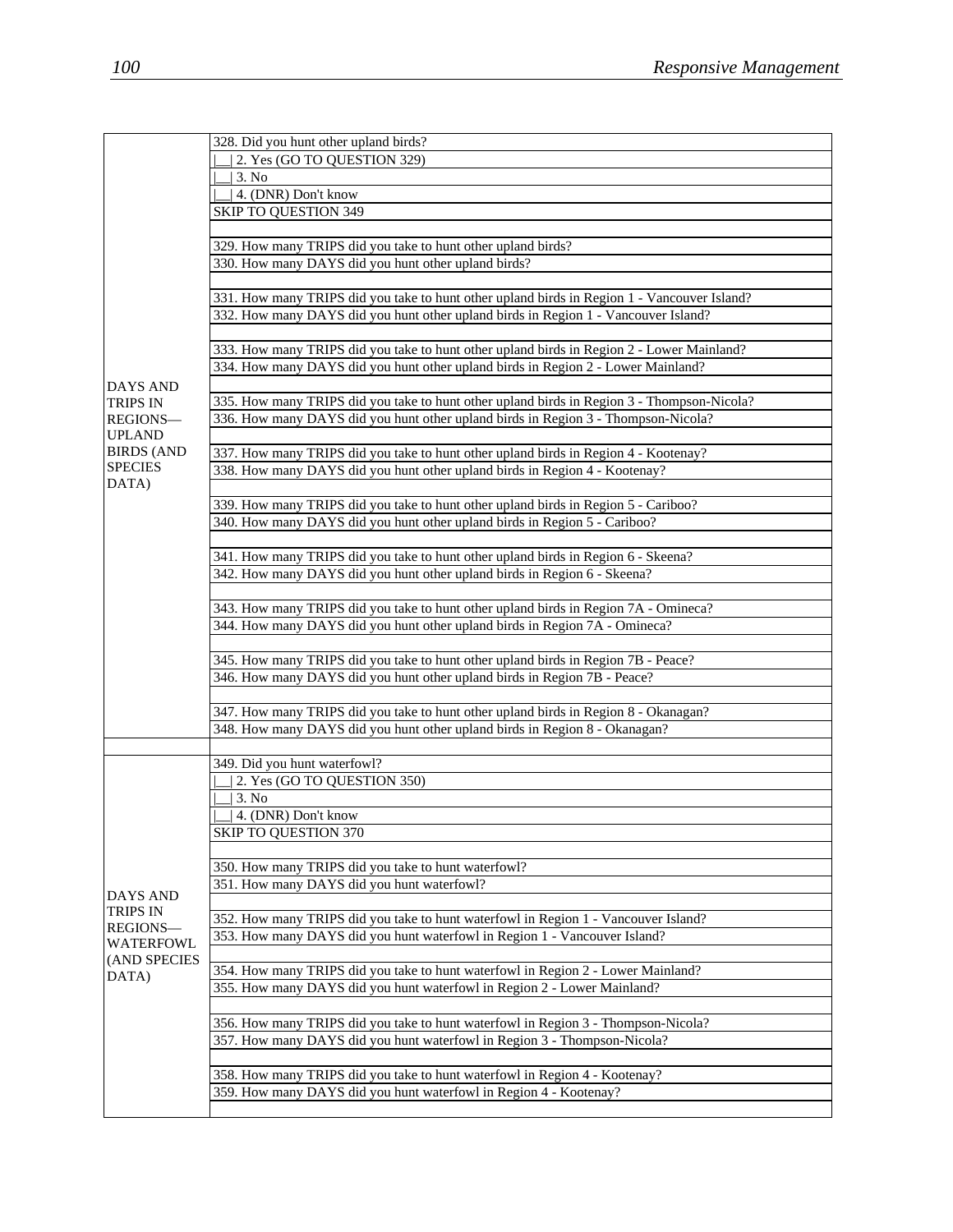| | |
|---|---|
| DAYS AND TRIPS IN REGIONS—UPLAND BIRDS (AND SPECIES DATA) | 328. Did you hunt other upland birds? |
| | \|__\| 2. Yes (GO TO QUESTION 329) |
| | \|__\| 3. No |
| | \|__\| 4. (DNR) Don't know |
| | SKIP TO QUESTION 349 |
| | |
| | 329. How many TRIPS did you take to hunt other upland birds? |
| | 330. How many DAYS did you hunt other upland birds? |
| | |
| | 331. How many TRIPS did you take to hunt other upland birds in Region 1 - Vancouver Island? |
| | 332. How many DAYS did you hunt other upland birds in Region 1 - Vancouver Island? |
| | |
| | 333. How many TRIPS did you take to hunt other upland birds in Region 2 - Lower Mainland? |
| | 334. How many DAYS did you hunt other upland birds in Region 2 - Lower Mainland? |
| | |
| | 335. How many TRIPS did you take to hunt other upland birds in Region 3 - Thompson-Nicola? |
| | 336. How many DAYS did you hunt other upland birds in Region 3 - Thompson-Nicola? |
| | |
| | 337. How many TRIPS did you take to hunt other upland birds in Region 4 - Kootenay? |
| | 338. How many DAYS did you hunt other upland birds in Region 4 - Kootenay? |
| | |
| | 339. How many TRIPS did you take to hunt other upland birds in Region 5 - Cariboo? |
| | 340. How many DAYS did you hunt other upland birds in Region 5 - Cariboo? |
| | |
| | 341. How many TRIPS did you take to hunt other upland birds in Region 6 - Skeena? |
| | 342. How many DAYS did you hunt other upland birds in Region 6 - Skeena? |
| | |
| | 343. How many TRIPS did you take to hunt other upland birds in Region 7A - Omineca? |
| | 344. How many DAYS did you hunt other upland birds in Region 7A - Omineca? |
| | |
| | 345. How many TRIPS did you take to hunt other upland birds in Region 7B - Peace? |
| | 346. How many DAYS did you hunt other upland birds in Region 7B - Peace? |
| | |
| | 347. How many TRIPS did you take to hunt other upland birds in Region 8 - Okanagan? |
| | 348. How many DAYS did you hunt other upland birds in Region 8 - Okanagan? |
| | |
| DAYS AND TRIPS IN REGIONS—WATERFOWL (AND SPECIES DATA) | 349. Did you hunt waterfowl? |
| | \|__\| 2. Yes (GO TO QUESTION 350) |
| | \|__\| 3. No |
| | \|__\| 4. (DNR) Don't know |
| | SKIP TO QUESTION 370 |
| | |
| | 350. How many TRIPS did you take to hunt waterfowl? |
| | 351. How many DAYS did you hunt waterfowl? |
| | |
| | 352. How many TRIPS did you take to hunt waterfowl in Region 1 - Vancouver Island? |
| | 353. How many DAYS did you hunt waterfowl in Region 1 - Vancouver Island? |
| | |
| | 354. How many TRIPS did you take to hunt waterfowl in Region 2 - Lower Mainland? |
| | 355. How many DAYS did you hunt waterfowl in Region 2 - Lower Mainland? |
| | |
| | 356. How many TRIPS did you take to hunt waterfowl in Region 3 - Thompson-Nicola? |
| | 357. How many DAYS did you hunt waterfowl in Region 3 - Thompson-Nicola? |
| | |
| | 358. How many TRIPS did you take to hunt waterfowl in Region 4 - Kootenay? |
| | 359. How many DAYS did you hunt waterfowl in Region 4 - Kootenay? |
| | |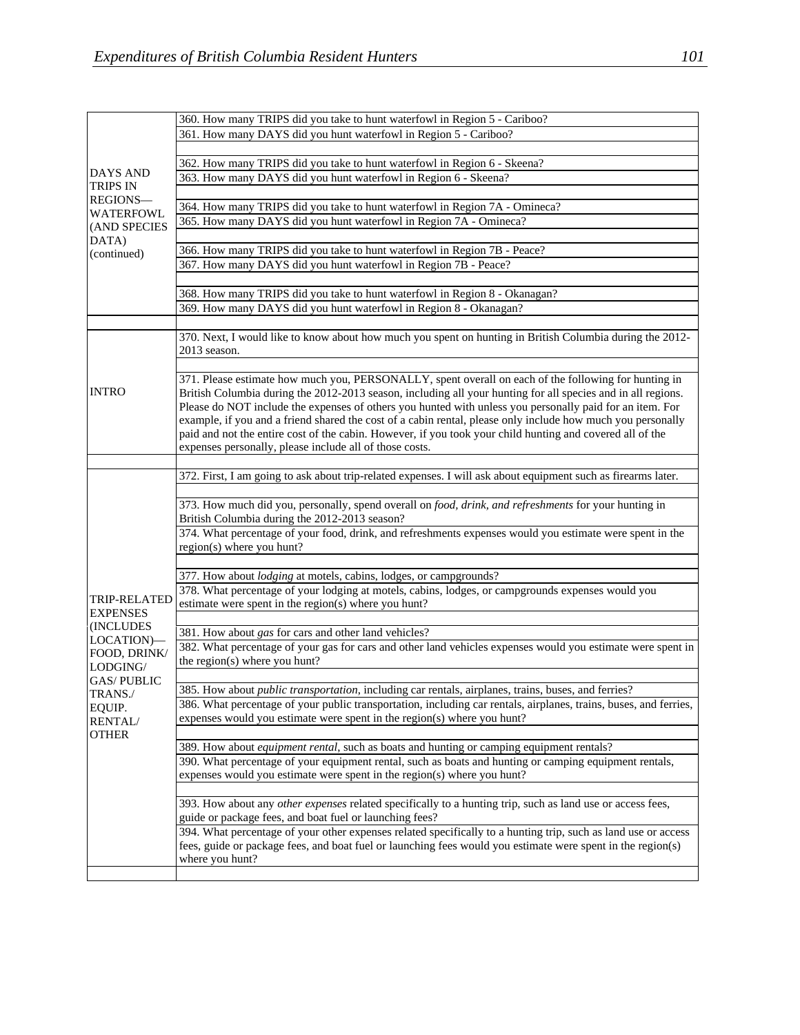| | |
|---|---|
| DAYS AND TRIPS IN REGIONS—WATERFOWL (AND SPECIES DATA) (continued) | 360. How many TRIPS did you take to hunt waterfowl in Region 5 - Cariboo? |
| | 361. How many DAYS did you hunt waterfowl in Region 5 - Cariboo? |
| | |
| | 362. How many TRIPS did you take to hunt waterfowl in Region 6 - Skeena? |
| | 363. How many DAYS did you hunt waterfowl in Region 6 - Skeena? |
| | |
| | 364. How many TRIPS did you take to hunt waterfowl in Region 7A - Omineca? |
| | 365. How many DAYS did you hunt waterfowl in Region 7A - Omineca? |
| | |
| | 366. How many TRIPS did you take to hunt waterfowl in Region 7B - Peace? |
| | 367. How many DAYS did you hunt waterfowl in Region 7B - Peace? |
| | |
| | 368. How many TRIPS did you take to hunt waterfowl in Region 8 - Okanagan? |
| | 369. How many DAYS did you hunt waterfowl in Region 8 - Okanagan? |
| | |
| INTRO | 370. Next, I would like to know about how much you spent on hunting in British Columbia during the 2012-2013 season. |
| | |
| | 371. Please estimate how much you, PERSONALLY, spent overall on each of the following for hunting in British Columbia during the 2012-2013 season, including all your hunting for all species and in all regions. Please do NOT include the expenses of others you hunted with unless you personally paid for an item. For example, if you and a friend shared the cost of a cabin rental, please only include how much you personally paid and not the entire cost of the cabin. However, if you took your child hunting and covered all of the expenses personally, please include all of those costs. |
| | |
| TRIP-RELATED EXPENSES (INCLUDES LOCATION)—FOOD, DRINK/ LODGING/ GAS/ PUBLIC TRANS./ EQUIP. RENTAL/ OTHER | 372. First, I am going to ask about trip-related expenses. I will ask about equipment such as firearms later. |
| | |
| | 373. How much did you, personally, spend overall on *food, drink, and refreshments* for your hunting in British Columbia during the 2012-2013 season? |
| | 374. What percentage of your food, drink, and refreshments expenses would you estimate were spent in the region(s) where you hunt? |
| | |
| | 377. How about *lodging* at motels, cabins, lodges, or campgrounds? |
| | 378. What percentage of your lodging at motels, cabins, lodges, or campgrounds expenses would you estimate were spent in the region(s) where you hunt? |
| | |
| | 381. How about *gas* for cars and other land vehicles? |
| | 382. What percentage of your gas for cars and other land vehicles expenses would you estimate were spent in the region(s) where you hunt? |
| | |
| | 385. How about *public transportation*, including car rentals, airplanes, trains, buses, and ferries? |
| | 386. What percentage of your public transportation, including car rentals, airplanes, trains, buses, and ferries, expenses would you estimate were spent in the region(s) where you hunt? |
| | |
| | 389. How about *equipment rental*, such as boats and hunting or camping equipment rentals? |
| | 390. What percentage of your equipment rental, such as boats and hunting or camping equipment rentals, expenses would you estimate were spent in the region(s) where you hunt? |
| | |
| | 393. How about any *other expenses* related specifically to a hunting trip, such as land use or access fees, guide or package fees, and boat fuel or launching fees? |
| | 394. What percentage of your other expenses related specifically to a hunting trip, such as land use or access fees, guide or package fees, and boat fuel or launching fees would you estimate were spent in the region(s) where you hunt? |
| | |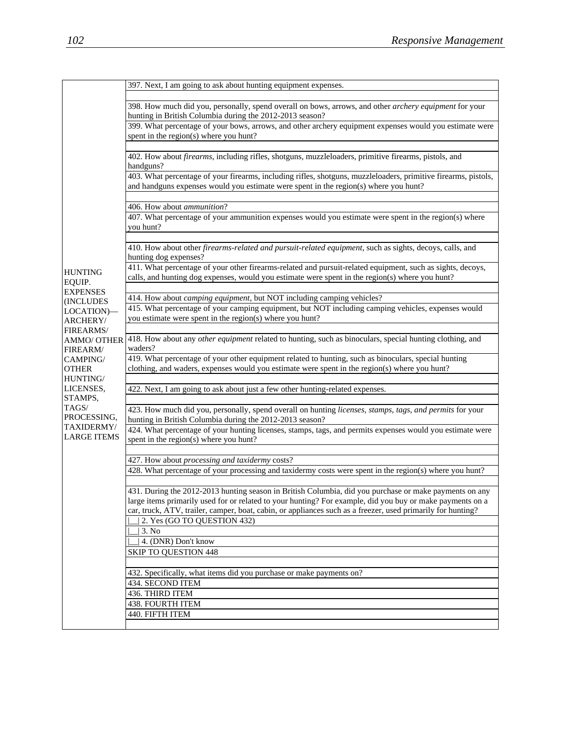| | |
|---|---|
| HUNTING EQUIP. EXPENSES (INCLUDES LOCATION)—ARCHERY/ FIREARMS/ AMMO/ OTHER FIREARM/ CAMPING/ OTHER HUNTING/ LICENSES, STAMPS, TAGS/ PROCESSING, TAXIDERMY/ LARGE ITEMS | 397. Next, I am going to ask about hunting equipment expenses. |
| | |
| | 398. How much did you, personally, spend overall on bows, arrows, and other *archery equipment* for your hunting in British Columbia during the 2012-2013 season? |
| | 399. What percentage of your bows, arrows, and other archery equipment expenses would you estimate were spent in the region(s) where you hunt? |
| | |
| | 402. How about *firearms*, including rifles, shotguns, muzzleloaders, primitive firearms, pistols, and handguns? |
| | 403. What percentage of your firearms, including rifles, shotguns, muzzleloaders, primitive firearms, pistols, and handguns expenses would you estimate were spent in the region(s) where you hunt? |
| | |
| | 406. How about *ammunition*? |
| | 407. What percentage of your ammunition expenses would you estimate were spent in the region(s) where you hunt? |
| | |
| | 410. How about other *firearms-related and pursuit-related equipment*, such as sights, decoys, calls, and hunting dog expenses? |
| | 411. What percentage of your other firearms-related and pursuit-related equipment, such as sights, decoys, calls, and hunting dog expenses, would you estimate were spent in the region(s) where you hunt? |
| | |
| | 414. How about *camping equipment*, but NOT including camping vehicles? |
| | 415. What percentage of your camping equipment, but NOT including camping vehicles, expenses would you estimate were spent in the region(s) where you hunt? |
| | |
| | 418. How about any *other equipment* related to hunting, such as binoculars, special hunting clothing, and waders? |
| | 419. What percentage of your other equipment related to hunting, such as binoculars, special hunting clothing, and waders, expenses would you estimate were spent in the region(s) where you hunt? |
| | |
| | 422. Next, I am going to ask about just a few other hunting-related expenses. |
| | |
| | 423. How much did you, personally, spend overall on hunting *licenses, stamps, tags, and permits* for your hunting in British Columbia during the 2012-2013 season? |
| | 424. What percentage of your hunting licenses, stamps, tags, and permits expenses would you estimate were spent in the region(s) where you hunt? |
| | |
| | 427. How about *processing and taxidermy* costs? |
| | 428. What percentage of your processing and taxidermy costs were spent in the region(s) where you hunt? |
| | |
| | 431. During the 2012-2013 hunting season in British Columbia, did you purchase or make payments on any large items primarily used for or related to your hunting? For example, did you buy or make payments on a car, truck, ATV, trailer, camper, boat, cabin, or appliances such as a freezer, used primarily for hunting? |
| | \|__\| 2. Yes (GO TO QUESTION 432) |
| | \|__\| 3. No |
| | \|__\| 4. (DNR) Don't know |
| | SKIP TO QUESTION 448 |
| | |
| | 432. Specifically, what items did you purchase or make payments on? |
| | 434. SECOND ITEM |
| | 436. THIRD ITEM |
| | 438. FOURTH ITEM |
| | 440. FIFTH ITEM |
| | |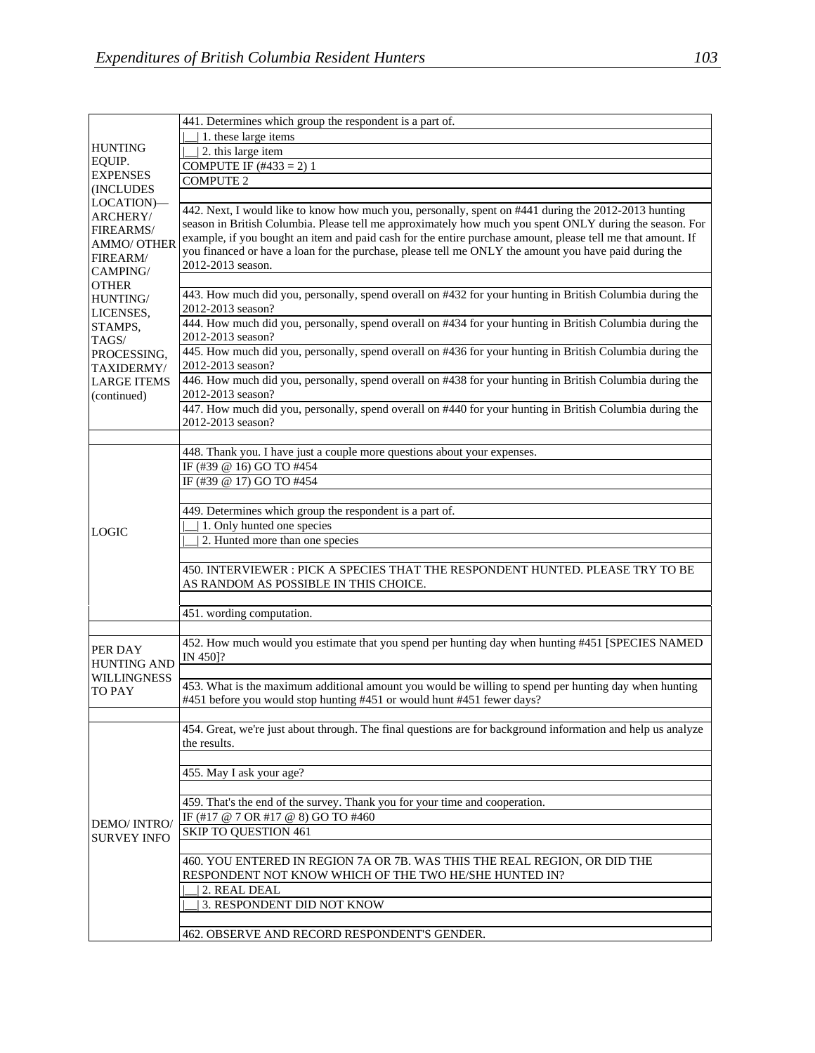| | |
|---|---|
| HUNTING EQUIP. EXPENSES (INCLUDES LOCATION)—ARCHERY/ FIREARMS/ AMMO/ OTHER FIREARM/ CAMPING/ OTHER HUNTING/ LICENSES, STAMPS, TAGS/ PROCESSING, TAXIDERMY/ LARGE ITEMS (continued) | 441. Determines which group the respondent is a part of. |
| | \|__\| 1. these large items |
| | \|__\| 2. this large item |
| | COMPUTE IF (#433 = 2) 1 |
| | COMPUTE 2 |
| | |
| | 442. Next, I would like to know how much you, personally, spent on #441 during the 2012-2013 hunting season in British Columbia. Please tell me approximately how much you spent ONLY during the season. For example, if you bought an item and paid cash for the entire purchase amount, please tell me that amount. If you financed or have a loan for the purchase, please tell me ONLY the amount you have paid during the 2012-2013 season. |
| | |
| | 443. How much did you, personally, spend overall on #432 for your hunting in British Columbia during the 2012-2013 season? |
| | 444. How much did you, personally, spend overall on #434 for your hunting in British Columbia during the 2012-2013 season? |
| | 445. How much did you, personally, spend overall on #436 for your hunting in British Columbia during the 2012-2013 season? |
| | 446. How much did you, personally, spend overall on #438 for your hunting in British Columbia during the 2012-2013 season? |
| | 447. How much did you, personally, spend overall on #440 for your hunting in British Columbia during the 2012-2013 season? |
| | |
| LOGIC | 448. Thank you. I have just a couple more questions about your expenses. |
| | IF (#39 @ 16) GO TO #454 |
| | IF (#39 @ 17) GO TO #454 |
| | |
| | 449. Determines which group the respondent is a part of. |
| | \|__\| 1. Only hunted one species |
| | \|__\| 2. Hunted more than one species |
| | |
| | 450. INTERVIEWER : PICK A SPECIES THAT THE RESPONDENT HUNTED. PLEASE TRY TO BE AS RANDOM AS POSSIBLE IN THIS CHOICE. |
| | |
| | 451. wording computation. |
| | |
| PER DAY HUNTING AND WILLINGNESS TO PAY | 452. How much would you estimate that you spend per hunting day when hunting #451 [SPECIES NAMED IN 450]? |
| | |
| | 453. What is the maximum additional amount you would be willing to spend per hunting day when hunting #451 before you would stop hunting #451 or would hunt #451 fewer days? |
| | |
| DEMO/ INTRO/ SURVEY INFO | 454. Great, we're just about through. The final questions are for background information and help us analyze the results. |
| | |
| | 455. May I ask your age? |
| | |
| | 459. That's the end of the survey. Thank you for your time and cooperation. |
| | IF (#17 @ 7 OR #17 @ 8) GO TO #460 |
| | SKIP TO QUESTION 461 |
| | |
| | 460. YOU ENTERED IN REGION 7A OR 7B. WAS THIS THE REAL REGION, OR DID THE RESPONDENT NOT KNOW WHICH OF THE TWO HE/SHE HUNTED IN? |
| | \|__\| 2. REAL DEAL |
| | \|__\| 3. RESPONDENT DID NOT KNOW |
| | |
| | 462. OBSERVE AND RECORD RESPONDENT'S GENDER. |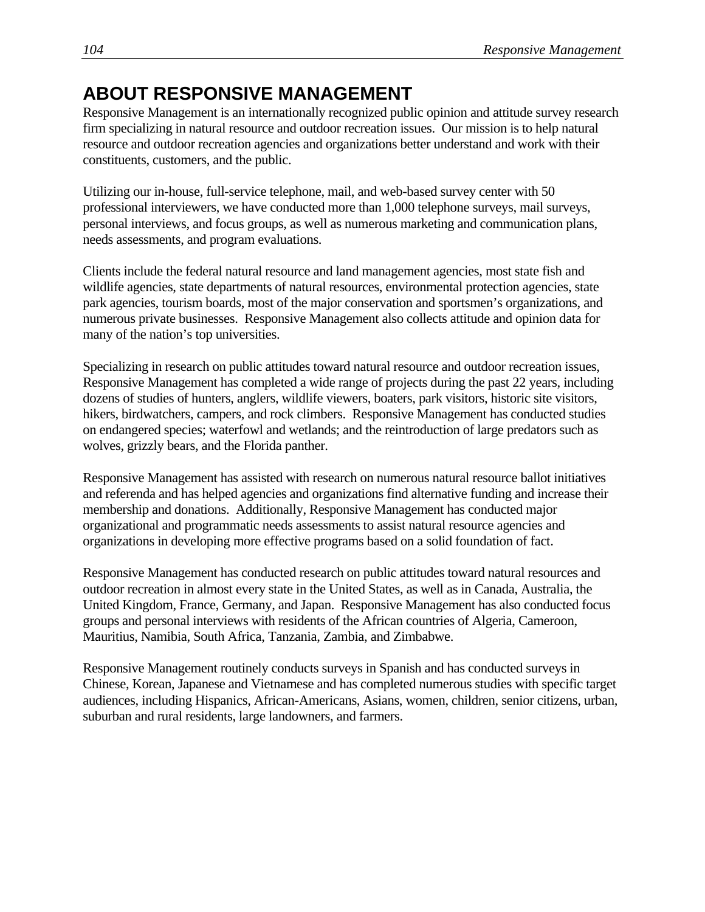# ABOUT RESPONSIVE MANAGEMENT

Responsive Management is an internationally recognized public opinion and attitude survey research firm specializing in natural resource and outdoor recreation issues. Our mission is to help natural resource and outdoor recreation agencies and organizations better understand and work with their constituents, customers, and the public.

Utilizing our in-house, full-service telephone, mail, and web-based survey center with 50 professional interviewers, we have conducted more than 1,000 telephone surveys, mail surveys, personal interviews, and focus groups, as well as numerous marketing and communication plans, needs assessments, and program evaluations.

Clients include the federal natural resource and land management agencies, most state fish and wildlife agencies, state departments of natural resources, environmental protection agencies, state park agencies, tourism boards, most of the major conservation and sportsmen's organizations, and numerous private businesses. Responsive Management also collects attitude and opinion data for many of the nation's top universities.

Specializing in research on public attitudes toward natural resource and outdoor recreation issues, Responsive Management has completed a wide range of projects during the past 22 years, including dozens of studies of hunters, anglers, wildlife viewers, boaters, park visitors, historic site visitors, hikers, birdwatchers, campers, and rock climbers. Responsive Management has conducted studies on endangered species; waterfowl and wetlands; and the reintroduction of large predators such as wolves, grizzly bears, and the Florida panther.

Responsive Management has assisted with research on numerous natural resource ballot initiatives and referenda and has helped agencies and organizations find alternative funding and increase their membership and donations. Additionally, Responsive Management has conducted major organizational and programmatic needs assessments to assist natural resource agencies and organizations in developing more effective programs based on a solid foundation of fact.

Responsive Management has conducted research on public attitudes toward natural resources and outdoor recreation in almost every state in the United States, as well as in Canada, Australia, the United Kingdom, France, Germany, and Japan. Responsive Management has also conducted focus groups and personal interviews with residents of the African countries of Algeria, Cameroon, Mauritius, Namibia, South Africa, Tanzania, Zambia, and Zimbabwe.

Responsive Management routinely conducts surveys in Spanish and has conducted surveys in Chinese, Korean, Japanese and Vietnamese and has completed numerous studies with specific target audiences, including Hispanics, African-Americans, Asians, women, children, senior citizens, urban, suburban and rural residents, large landowners, and farmers.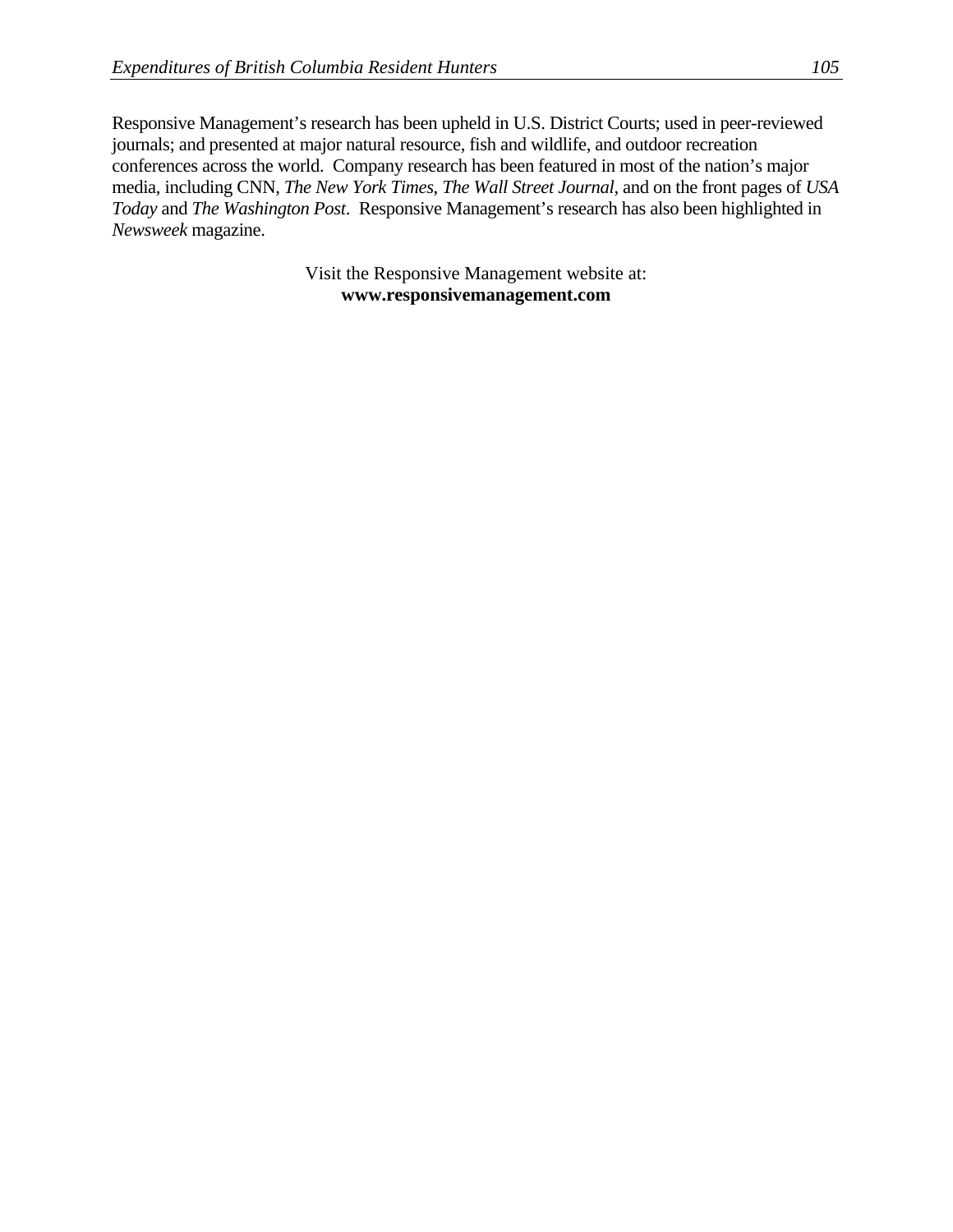Responsive Management's research has been upheld in U.S. District Courts; used in peer-reviewed journals; and presented at major natural resource, fish and wildlife, and outdoor recreation conferences across the world. Company research has been featured in most of the nation's major media, including CNN, *The New York Times*, *The Wall Street Journal*, and on the front pages of *USA Today* and *The Washington Post*. Responsive Management's research has also been highlighted in *Newsweek* magazine.

Visit the Responsive Management website at:
**www.responsivemanagement.com**